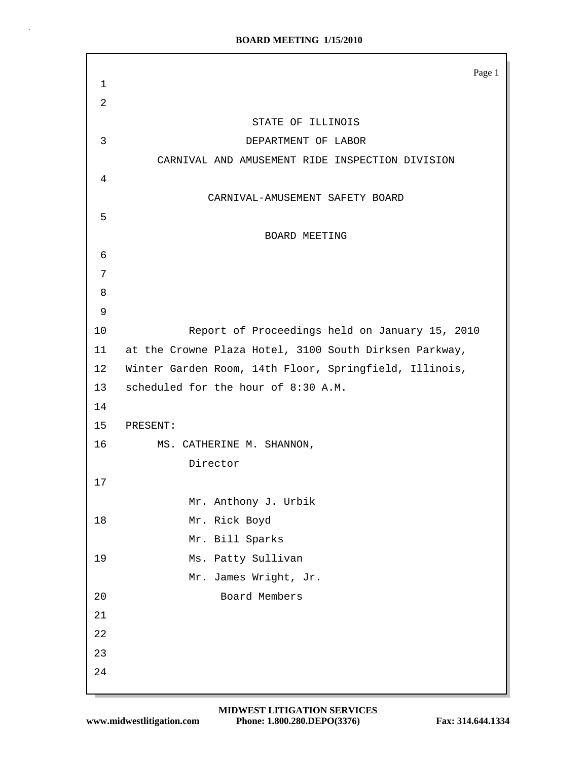STATE OF ILLINOIS
DEPARTMENT OF LABOR
CARNIVAL AND AMUSEMENT RIDE INSPECTION DIVISION

CARNIVAL-AMUSEMENT SAFETY BOARD

BOARD MEETING

Report of Proceedings held on January 15, 2010 at the Crowne Plaza Hotel, 3100 South Dirksen Parkway, Winter Garden Room, 14th Floor, Springfield, Illinois, scheduled for the hour of 8:30 A.M.

PRESENT:

MS. CATHERINE M. SHANNON,
Director

Mr. Anthony J. Urbik
Mr. Rick Boyd
Mr. Bill Sparks
Ms. Patty Sullivan
Mr. James Wright, Jr.
Board Members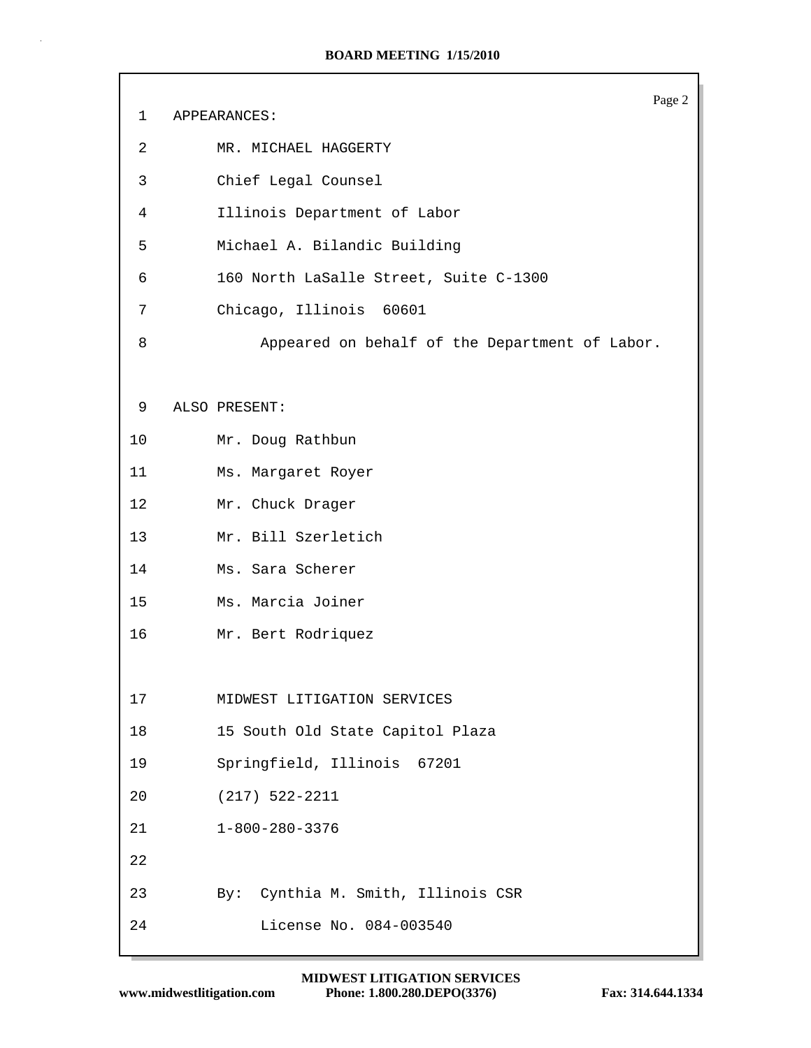APPEARANCES:

MR. MICHAEL HAGGERTY
Chief Legal Counsel
Illinois Department of Labor
Michael A. Bilandic Building
160 North LaSalle Street, Suite C-1300
Chicago, Illinois 60601

Appeared on behalf of the Department of Labor.

ALSO PRESENT:

Mr. Doug Rathbun
Ms. Margaret Royer
Mr. Chuck Drager
Mr. Bill Szerletich
Ms. Sara Scherer
Ms. Marcia Joiner
Mr. Bert Rodriquez

MIDWEST LITIGATION SERVICES
15 South Old State Capitol Plaza
Springfield, Illinois 67201
(217) 522-2211
1-800-280-3376

By: Cynthia M. Smith, Illinois CSR
License No. 084-003540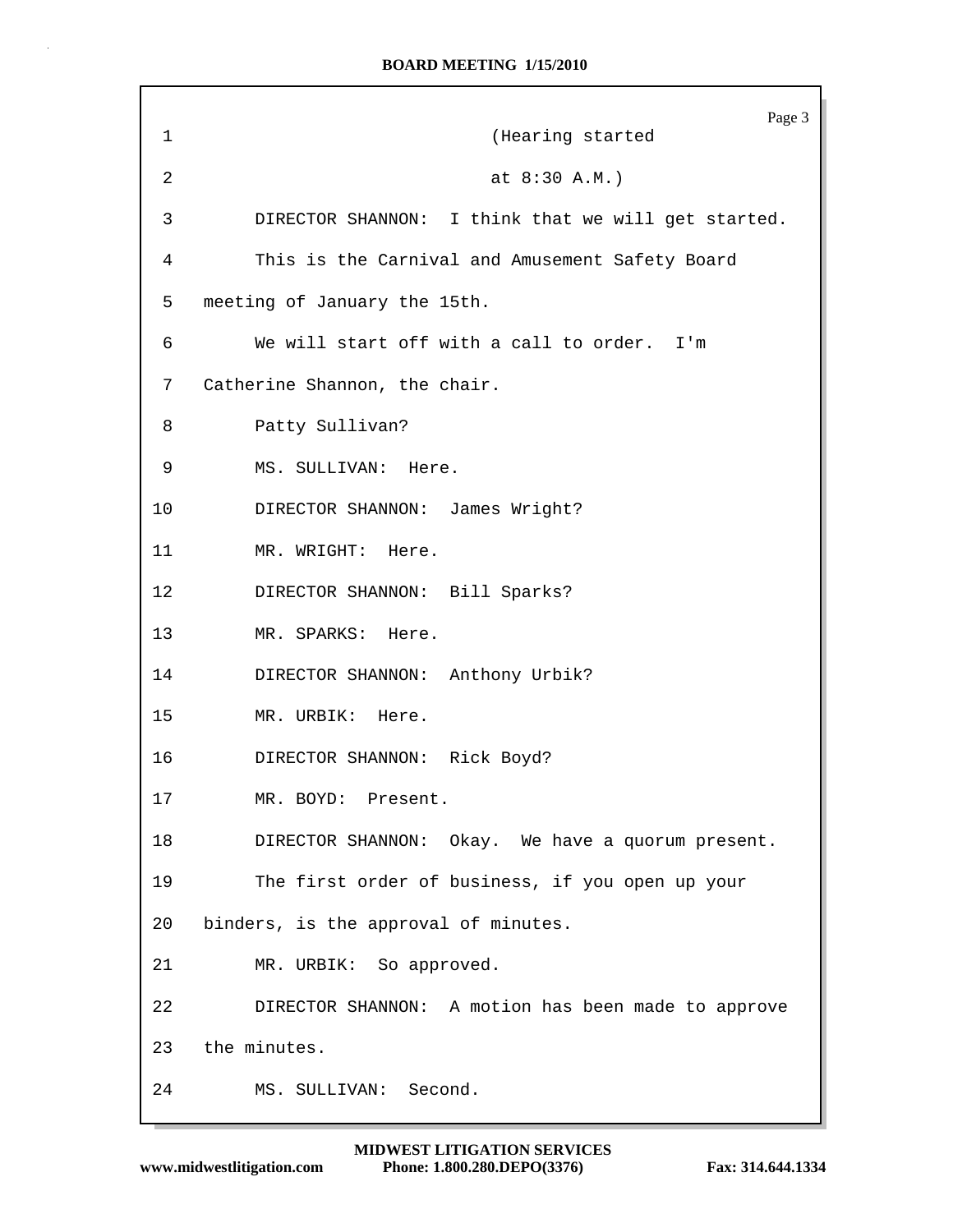(Hearing started

at 8:30 A.M.)

DIRECTOR SHANNON: I think that we will get started.

This is the Carnival and Amusement Safety Board meeting of January the 15th.

We will start off with a call to order. I'm Catherine Shannon, the chair.

Patty Sullivan?

MS. SULLIVAN: Here.

DIRECTOR SHANNON: James Wright?

MR. WRIGHT: Here.

DIRECTOR SHANNON: Bill Sparks?

MR. SPARKS: Here.

DIRECTOR SHANNON: Anthony Urbik?

MR. URBIK: Here.

DIRECTOR SHANNON: Rick Boyd?

MR. BOYD: Present.

DIRECTOR SHANNON: Okay. We have a quorum present.

The first order of business, if you open up your binders, is the approval of minutes.

MR. URBIK: So approved.

DIRECTOR SHANNON: A motion has been made to approve the minutes.

MS. SULLIVAN: Second.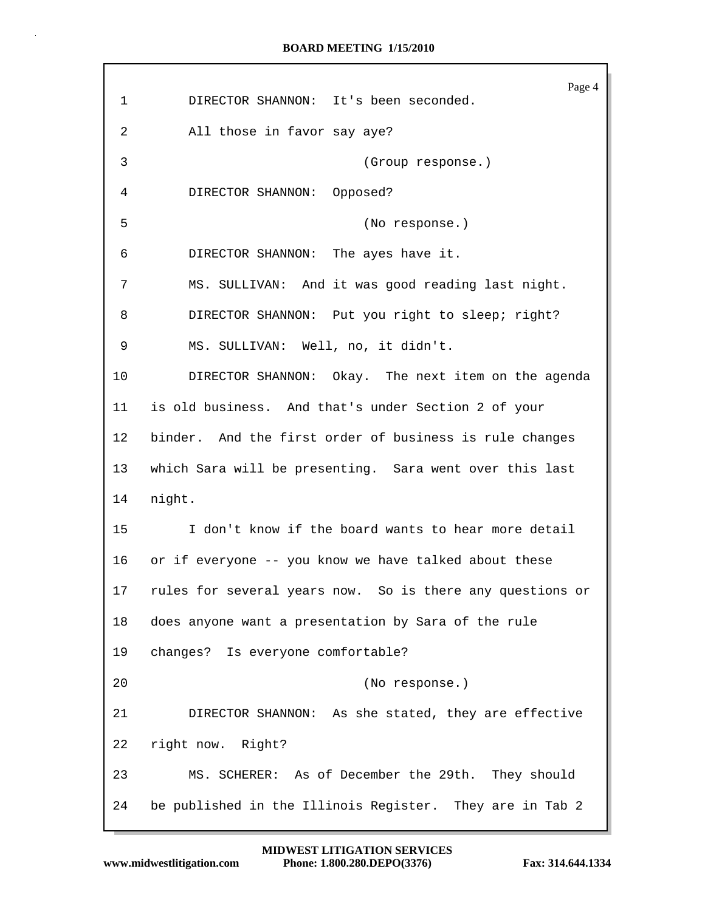1 DIRECTOR SHANNON: It's been seconded.

2 All those in favor say aye?

3 (Group response.)

4 DIRECTOR SHANNON: Opposed?

5 (No response.)

6 DIRECTOR SHANNON: The ayes have it.

7 MS. SULLIVAN: And it was good reading last night.

8 DIRECTOR SHANNON: Put you right to sleep; right?

9 MS. SULLIVAN: Well, no, it didn't.

10 DIRECTOR SHANNON: Okay. The next item on the agenda

11 is old business. And that's under Section 2 of your

12 binder. And the first order of business is rule changes

13 which Sara will be presenting. Sara went over this last

14 night.

15 I don't know if the board wants to hear more detail

16 or if everyone -- you know we have talked about these

17 rules for several years now. So is there any questions or

18 does anyone want a presentation by Sara of the rule

19 changes? Is everyone comfortable?

20 (No response.)

21 DIRECTOR SHANNON: As she stated, they are effective

22 right now. Right?

23 MS. SCHERER: As of December the 29th. They should

24 be published in the Illinois Register. They are in Tab 2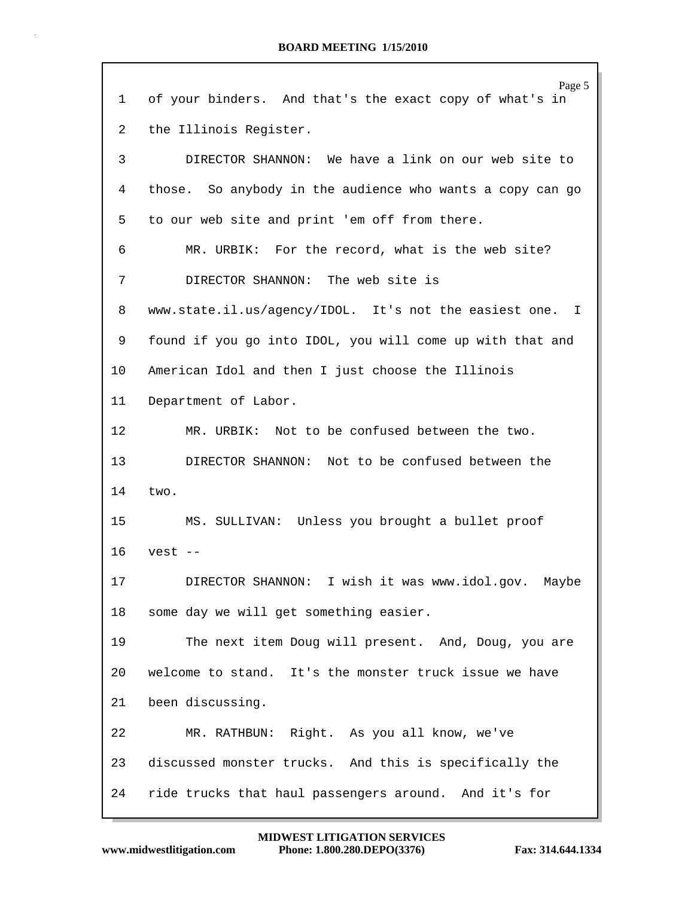of your binders. And that's the exact copy of what's in the Illinois Register.

DIRECTOR SHANNON: We have a link on our web site to those. So anybody in the audience who wants a copy can go to our web site and print 'em off from there.

MR. URBIK: For the record, what is the web site?

DIRECTOR SHANNON: The web site is www.state.il.us/agency/IDOL. It's not the easiest one. I found if you go into IDOL, you will come up with that and American Idol and then I just choose the Illinois Department of Labor.

MR. URBIK: Not to be confused between the two.

DIRECTOR SHANNON: Not to be confused between the two.

MS. SULLIVAN: Unless you brought a bullet proof vest --

DIRECTOR SHANNON: I wish it was www.idol.gov. Maybe some day we will get something easier.

The next item Doug will present. And, Doug, you are welcome to stand. It's the monster truck issue we have been discussing.

MR. RATHBUN: Right. As you all know, we've discussed monster trucks. And this is specifically the ride trucks that haul passengers around. And it's for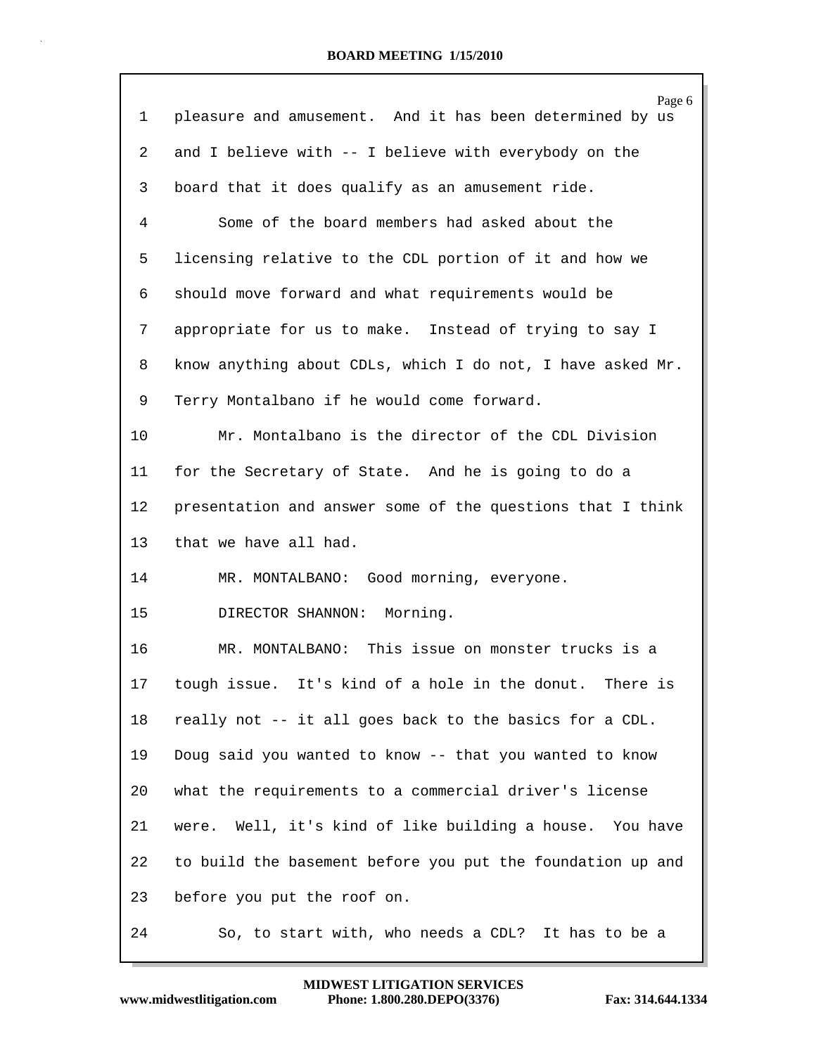pleasure and amusement. And it has been determined by us and I believe with -- I believe with everybody on the board that it does qualify as an amusement ride.

Some of the board members had asked about the licensing relative to the CDL portion of it and how we should move forward and what requirements would be appropriate for us to make. Instead of trying to say I know anything about CDLs, which I do not, I have asked Mr. Terry Montalbano if he would come forward.

Mr. Montalbano is the director of the CDL Division for the Secretary of State. And he is going to do a presentation and answer some of the questions that I think that we have all had.

MR. MONTALBANO: Good morning, everyone.

DIRECTOR SHANNON: Morning.

MR. MONTALBANO: This issue on monster trucks is a tough issue. It's kind of a hole in the donut. There is really not -- it all goes back to the basics for a CDL. Doug said you wanted to know -- that you wanted to know what the requirements to a commercial driver's license were. Well, it's kind of like building a house. You have to build the basement before you put the foundation up and before you put the roof on.

So, to start with, who needs a CDL? It has to be a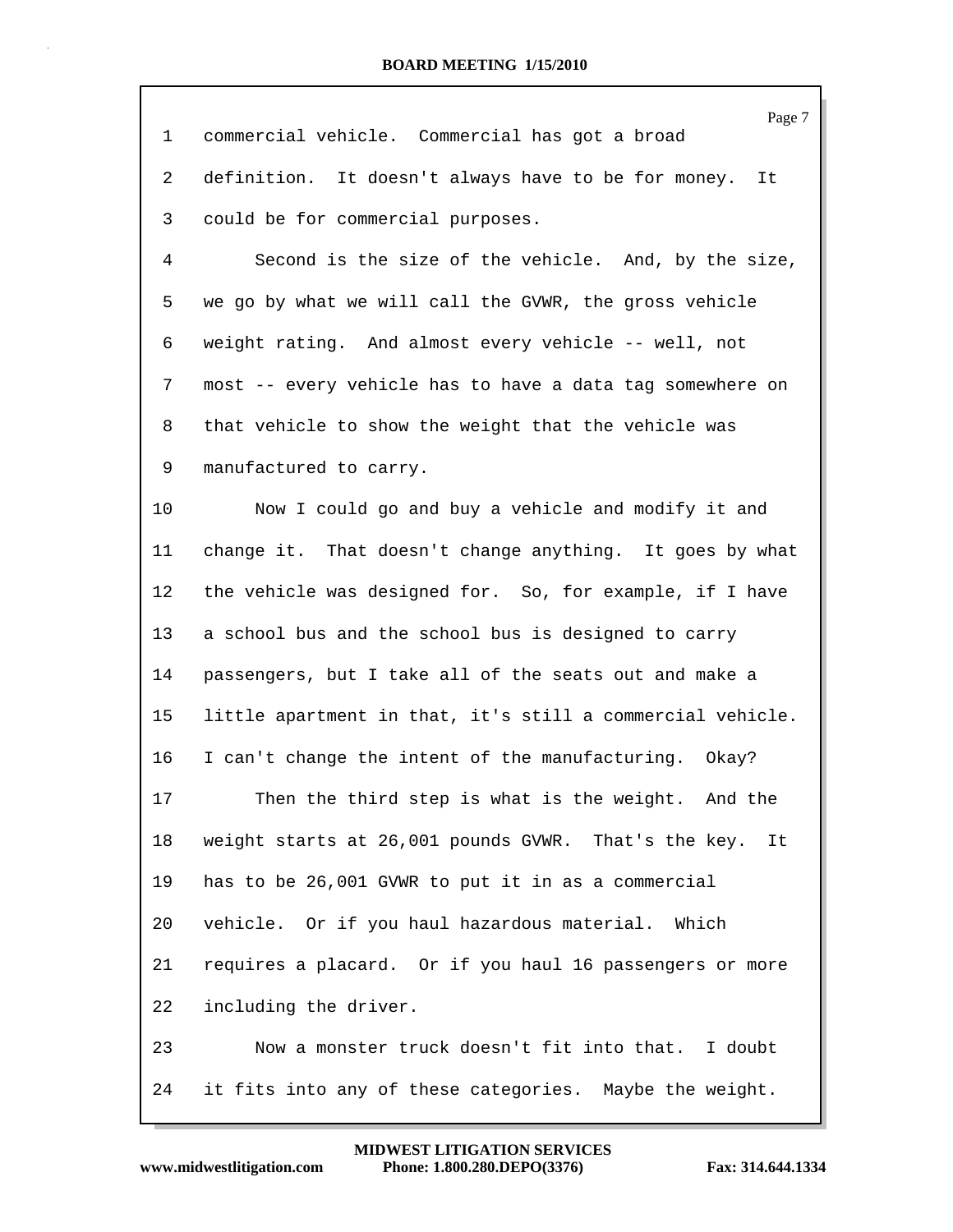commercial vehicle. Commercial has got a broad definition. It doesn't always have to be for money. It could be for commercial purposes.

Second is the size of the vehicle. And, by the size, we go by what we will call the GVWR, the gross vehicle weight rating. And almost every vehicle -- well, not most -- every vehicle has to have a data tag somewhere on that vehicle to show the weight that the vehicle was manufactured to carry.

Now I could go and buy a vehicle and modify it and change it. That doesn't change anything. It goes by what the vehicle was designed for. So, for example, if I have a school bus and the school bus is designed to carry passengers, but I take all of the seats out and make a little apartment in that, it's still a commercial vehicle. I can't change the intent of the manufacturing. Okay?

Then the third step is what is the weight. And the weight starts at 26,001 pounds GVWR. That's the key. It has to be 26,001 GVWR to put it in as a commercial vehicle. Or if you haul hazardous material. Which requires a placard. Or if you haul 16 passengers or more including the driver.

Now a monster truck doesn't fit into that. I doubt it fits into any of these categories. Maybe the weight.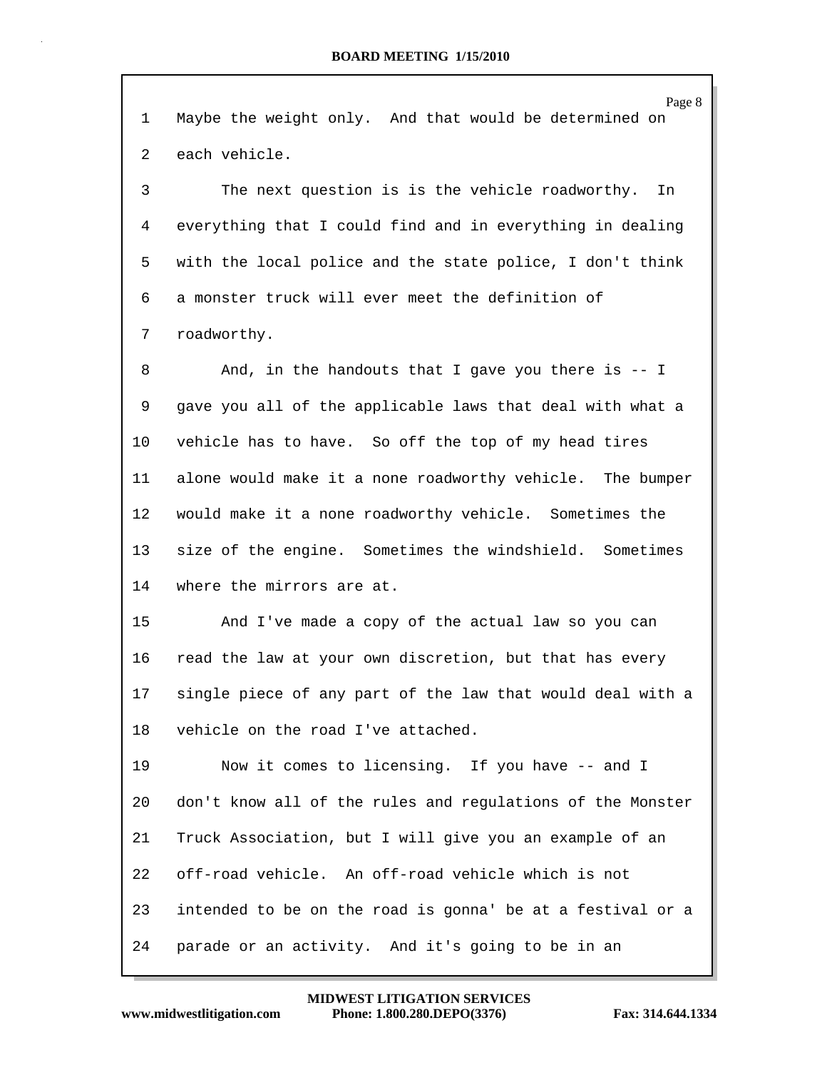Maybe the weight only. And that would be determined on each vehicle.

The next question is is the vehicle roadworthy. In everything that I could find and in everything in dealing with the local police and the state police, I don't think a monster truck will ever meet the definition of roadworthy.

And, in the handouts that I gave you there is -- I gave you all of the applicable laws that deal with what a vehicle has to have. So off the top of my head tires alone would make it a none roadworthy vehicle. The bumper would make it a none roadworthy vehicle. Sometimes the size of the engine. Sometimes the windshield. Sometimes where the mirrors are at.

And I've made a copy of the actual law so you can read the law at your own discretion, but that has every single piece of any part of the law that would deal with a vehicle on the road I've attached.

Now it comes to licensing. If you have -- and I don't know all of the rules and regulations of the Monster Truck Association, but I will give you an example of an off-road vehicle. An off-road vehicle which is not intended to be on the road is gonna' be at a festival or a parade or an activity. And it's going to be in an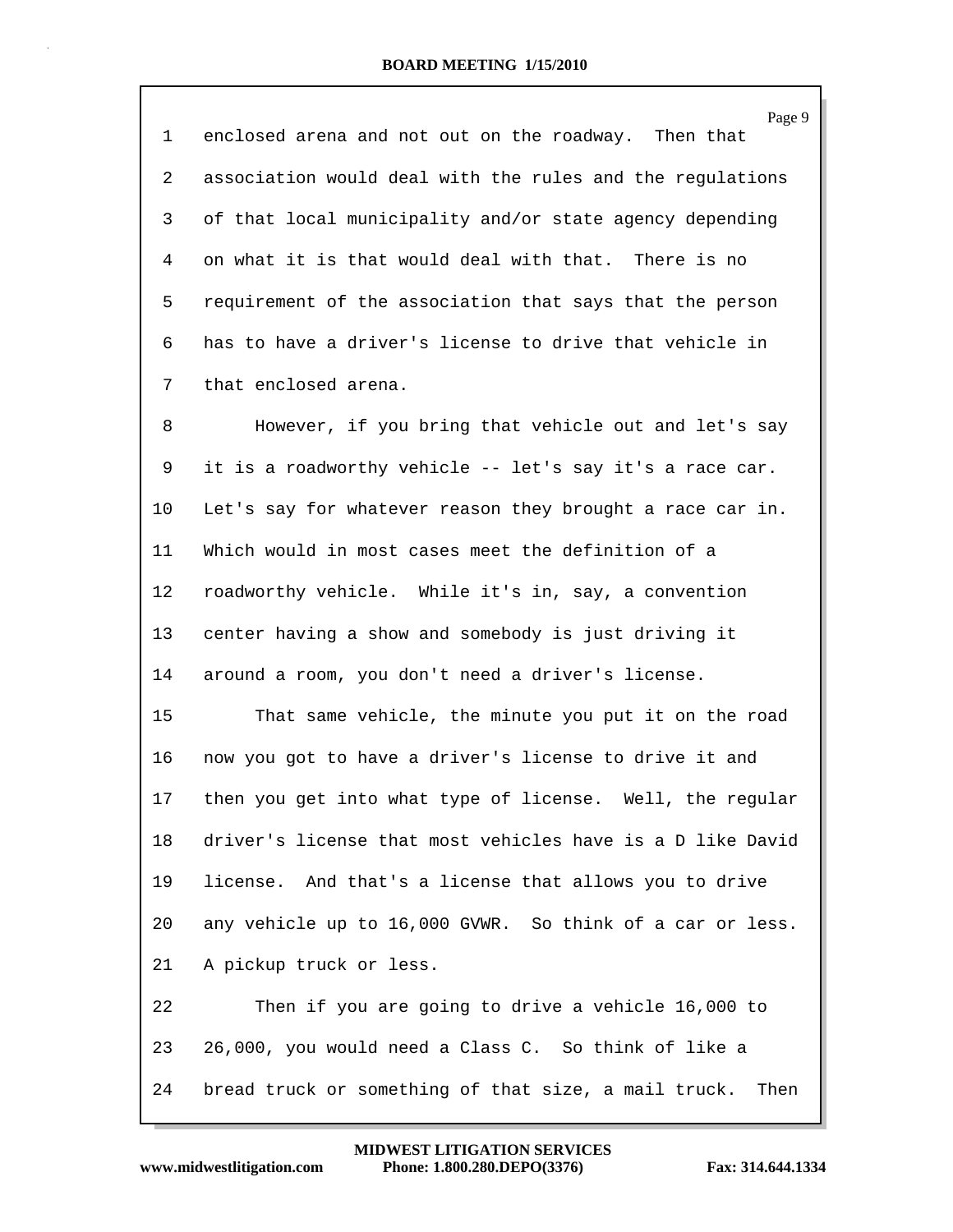enclosed arena and not out on the roadway. Then that association would deal with the rules and the regulations of that local municipality and/or state agency depending on what it is that would deal with that. There is no requirement of the association that says that the person has to have a driver's license to drive that vehicle in that enclosed arena.

However, if you bring that vehicle out and let's say it is a roadworthy vehicle -- let's say it's a race car. Let's say for whatever reason they brought a race car in. Which would in most cases meet the definition of a roadworthy vehicle. While it's in, say, a convention center having a show and somebody is just driving it around a room, you don't need a driver's license.

That same vehicle, the minute you put it on the road now you got to have a driver's license to drive it and then you get into what type of license. Well, the regular driver's license that most vehicles have is a D like David license. And that's a license that allows you to drive any vehicle up to 16,000 GVWR. So think of a car or less. A pickup truck or less.

Then if you are going to drive a vehicle 16,000 to 26,000, you would need a Class C. So think of like a bread truck or something of that size, a mail truck. Then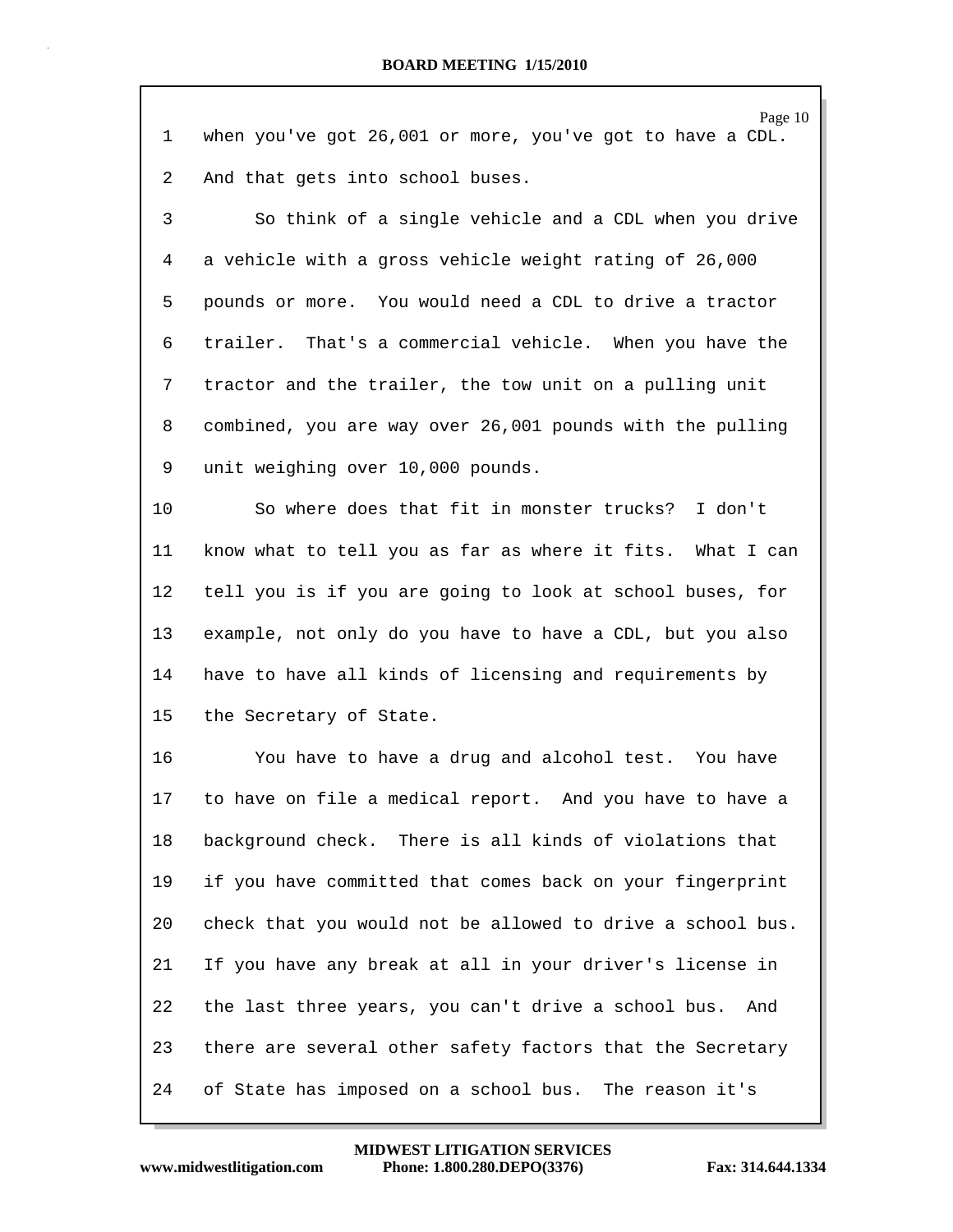when you've got 26,001 or more, you've got to have a CDL. And that gets into school buses.

So think of a single vehicle and a CDL when you drive a vehicle with a gross vehicle weight rating of 26,000 pounds or more. You would need a CDL to drive a tractor trailer. That's a commercial vehicle. When you have the tractor and the trailer, the tow unit on a pulling unit combined, you are way over 26,001 pounds with the pulling unit weighing over 10,000 pounds.

So where does that fit in monster trucks? I don't know what to tell you as far as where it fits. What I can tell you is if you are going to look at school buses, for example, not only do you have to have a CDL, but you also have to have all kinds of licensing and requirements by the Secretary of State.

You have to have a drug and alcohol test. You have to have on file a medical report. And you have to have a background check. There is all kinds of violations that if you have committed that comes back on your fingerprint check that you would not be allowed to drive a school bus. If you have any break at all in your driver's license in the last three years, you can't drive a school bus. And there are several other safety factors that the Secretary of State has imposed on a school bus. The reason it's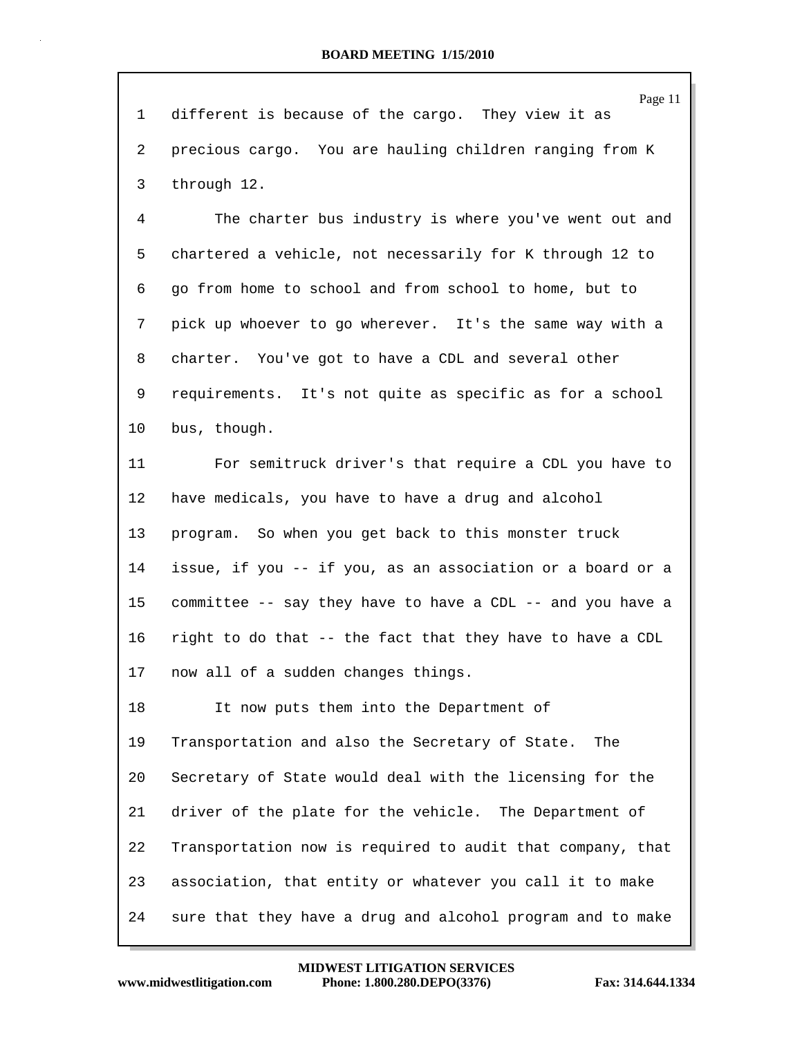different is because of the cargo. They view it as precious cargo. You are hauling children ranging from K through 12.

The charter bus industry is where you've went out and chartered a vehicle, not necessarily for K through 12 to go from home to school and from school to home, but to pick up whoever to go wherever. It's the same way with a charter. You've got to have a CDL and several other requirements. It's not quite as specific as for a school bus, though.

For semitruck driver's that require a CDL you have to have medicals, you have to have a drug and alcohol program. So when you get back to this monster truck issue, if you -- if you, as an association or a board or a committee -- say they have to have a CDL -- and you have a right to do that -- the fact that they have to have a CDL now all of a sudden changes things.

It now puts them into the Department of Transportation and also the Secretary of State. The Secretary of State would deal with the licensing for the driver of the plate for the vehicle. The Department of Transportation now is required to audit that company, that association, that entity or whatever you call it to make sure that they have a drug and alcohol program and to make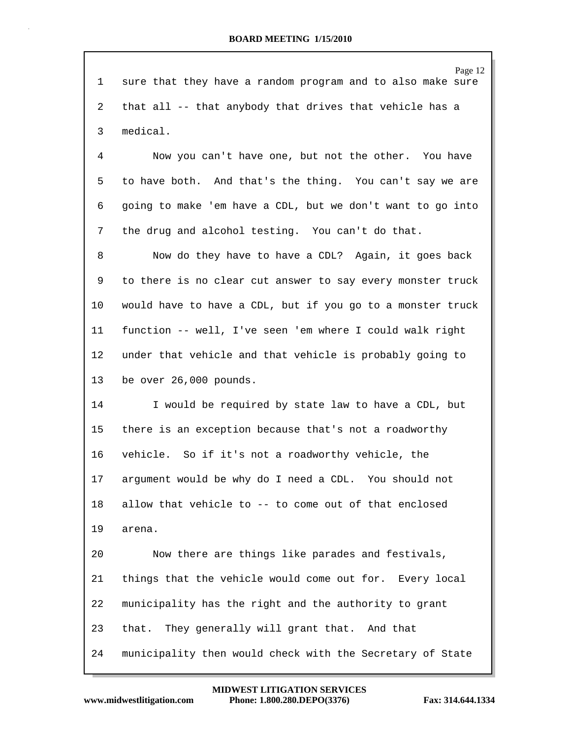sure that they have a random program and to also make sure that all -- that anybody that drives that vehicle has a medical.

Now you can't have one, but not the other. You have to have both. And that's the thing. You can't say we are going to make 'em have a CDL, but we don't want to go into the drug and alcohol testing. You can't do that.

Now do they have to have a CDL? Again, it goes back to there is no clear cut answer to say every monster truck would have to have a CDL, but if you go to a monster truck function -- well, I've seen 'em where I could walk right under that vehicle and that vehicle is probably going to be over 26,000 pounds.

I would be required by state law to have a CDL, but there is an exception because that's not a roadworthy vehicle. So if it's not a roadworthy vehicle, the argument would be why do I need a CDL. You should not allow that vehicle to -- to come out of that enclosed arena.

Now there are things like parades and festivals, things that the vehicle would come out for. Every local municipality has the right and the authority to grant that. They generally will grant that. And that municipality then would check with the Secretary of State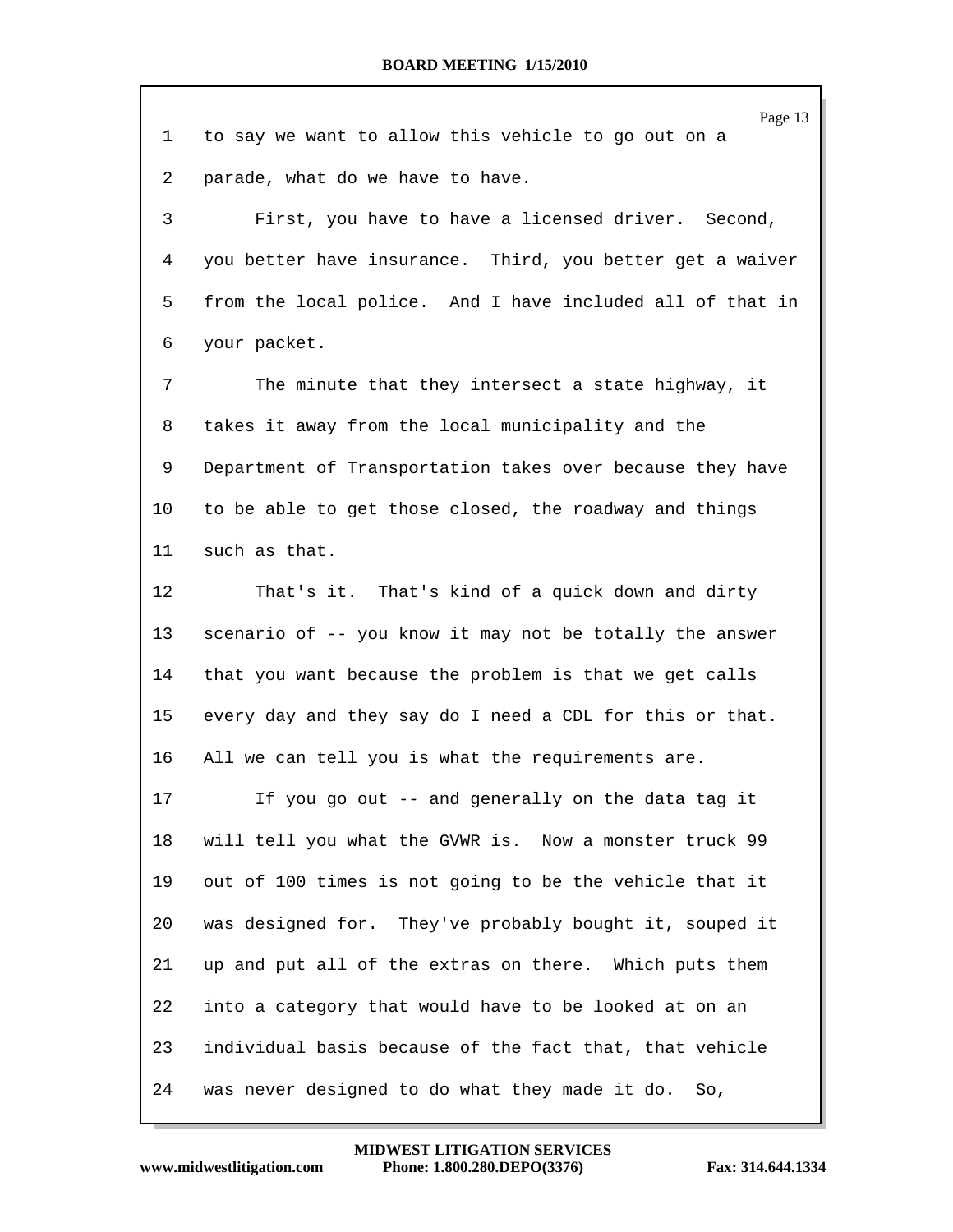to say we want to allow this vehicle to go out on a parade, what do we have to have.

First, you have to have a licensed driver. Second, you better have insurance. Third, you better get a waiver from the local police. And I have included all of that in your packet.

The minute that they intersect a state highway, it takes it away from the local municipality and the Department of Transportation takes over because they have to be able to get those closed, the roadway and things such as that.

That's it. That's kind of a quick down and dirty scenario of -- you know it may not be totally the answer that you want because the problem is that we get calls every day and they say do I need a CDL for this or that. All we can tell you is what the requirements are.

If you go out -- and generally on the data tag it will tell you what the GVWR is. Now a monster truck 99 out of 100 times is not going to be the vehicle that it was designed for. They've probably bought it, souped it up and put all of the extras on there. Which puts them into a category that would have to be looked at on an individual basis because of the fact that, that vehicle was never designed to do what they made it do. So,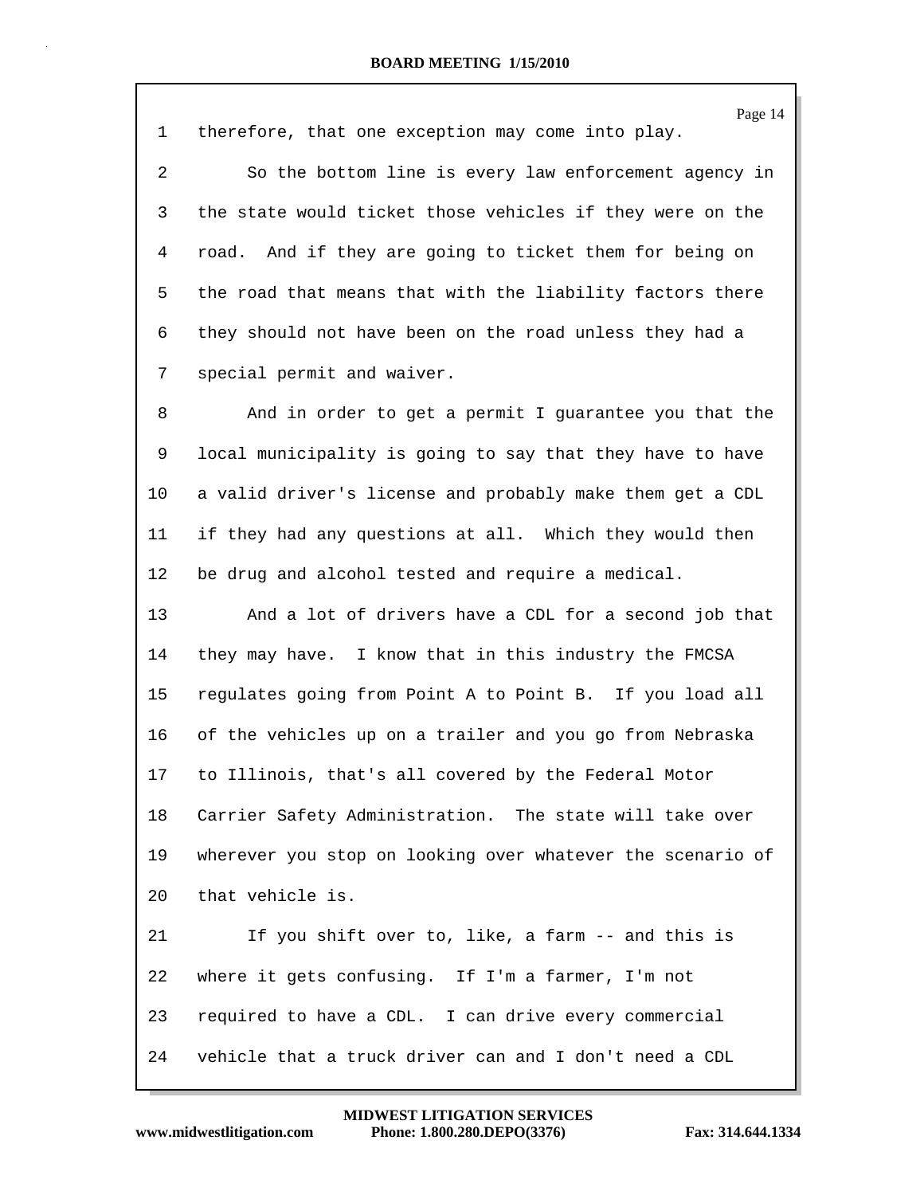therefore, that one exception may come into play.

So the bottom line is every law enforcement agency in the state would ticket those vehicles if they were on the road. And if they are going to ticket them for being on the road that means that with the liability factors there they should not have been on the road unless they had a special permit and waiver.

And in order to get a permit I guarantee you that the local municipality is going to say that they have to have a valid driver's license and probably make them get a CDL if they had any questions at all. Which they would then be drug and alcohol tested and require a medical.

And a lot of drivers have a CDL for a second job that they may have. I know that in this industry the FMCSA regulates going from Point A to Point B. If you load all of the vehicles up on a trailer and you go from Nebraska to Illinois, that's all covered by the Federal Motor Carrier Safety Administration. The state will take over wherever you stop on looking over whatever the scenario of that vehicle is.

If you shift over to, like, a farm -- and this is where it gets confusing. If I'm a farmer, I'm not required to have a CDL. I can drive every commercial vehicle that a truck driver can and I don't need a CDL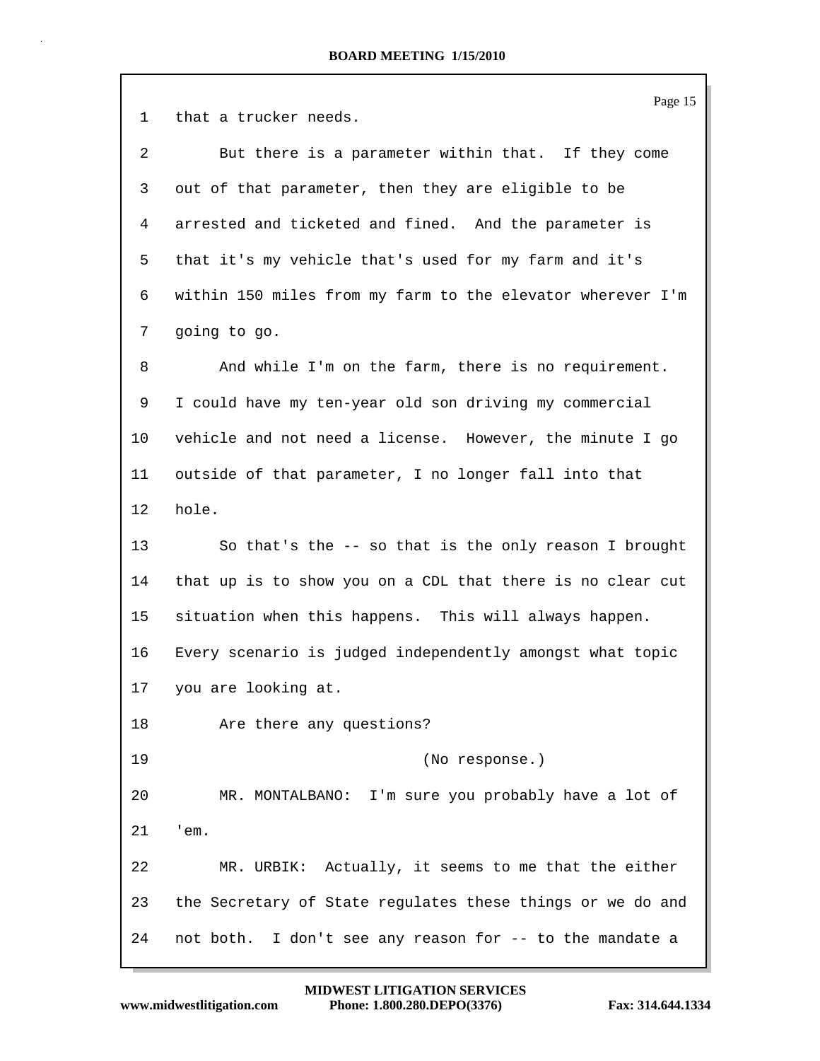that a trucker needs.

But there is a parameter within that. If they come out of that parameter, then they are eligible to be arrested and ticketed and fined. And the parameter is that it's my vehicle that's used for my farm and it's within 150 miles from my farm to the elevator wherever I'm going to go.

And while I'm on the farm, there is no requirement. I could have my ten-year old son driving my commercial vehicle and not need a license. However, the minute I go outside of that parameter, I no longer fall into that hole.

So that's the -- so that is the only reason I brought that up is to show you on a CDL that there is no clear cut situation when this happens. This will always happen. Every scenario is judged independently amongst what topic you are looking at.

Are there any questions?

(No response.)

MR. MONTALBANO: I'm sure you probably have a lot of 'em.

MR. URBIK: Actually, it seems to me that the either the Secretary of State regulates these things or we do and not both. I don't see any reason for -- to the mandate a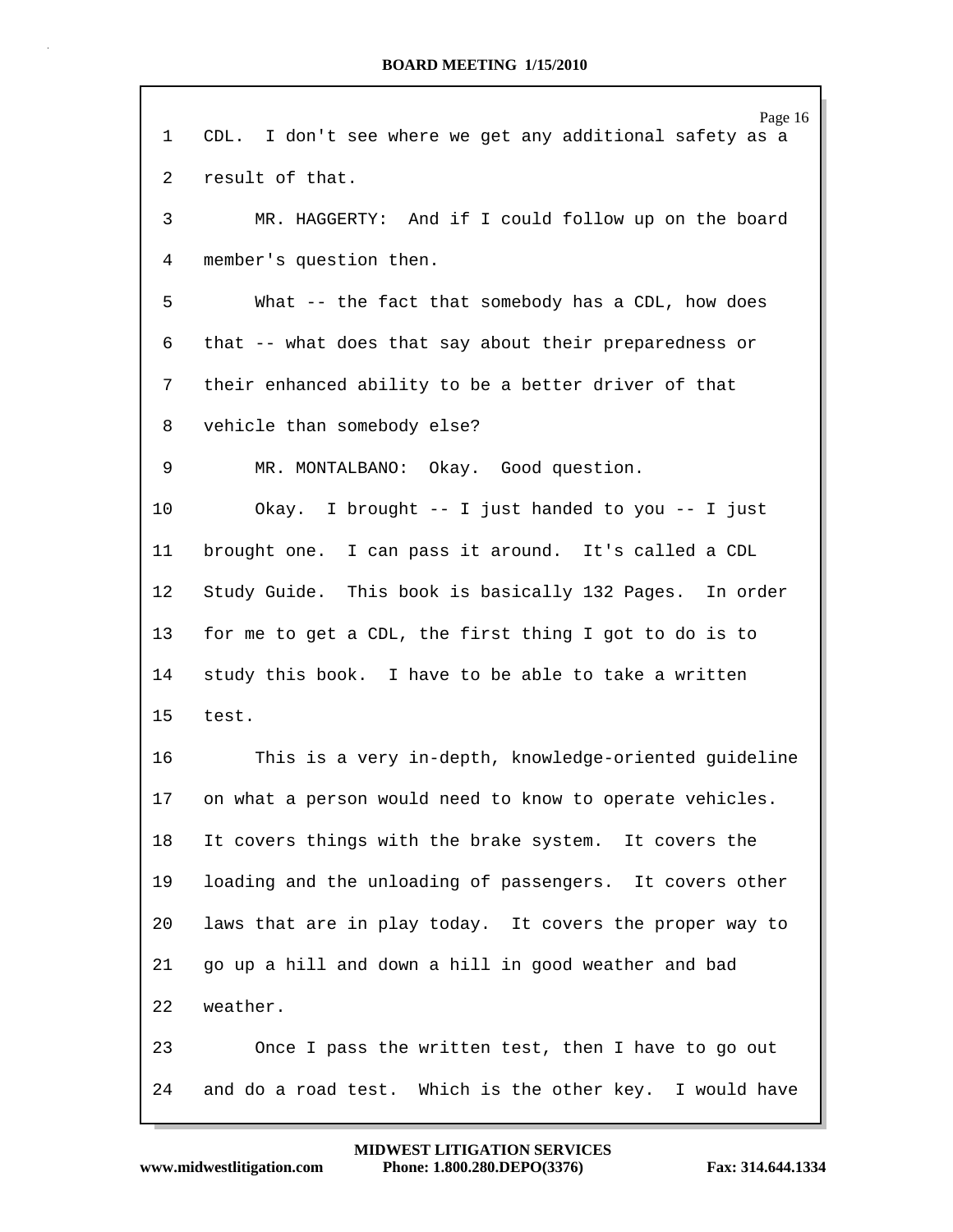CDL. I don't see where we get any additional safety as a result of that.

MR. HAGGERTY: And if I could follow up on the board member's question then.

What -- the fact that somebody has a CDL, how does that -- what does that say about their preparedness or their enhanced ability to be a better driver of that vehicle than somebody else?

MR. MONTALBANO: Okay. Good question.

Okay. I brought -- I just handed to you -- I just brought one. I can pass it around. It's called a CDL Study Guide. This book is basically 132 Pages. In order for me to get a CDL, the first thing I got to do is to study this book. I have to be able to take a written test.

This is a very in-depth, knowledge-oriented guideline on what a person would need to know to operate vehicles. It covers things with the brake system. It covers the loading and the unloading of passengers. It covers other laws that are in play today. It covers the proper way to go up a hill and down a hill in good weather and bad weather.

Once I pass the written test, then I have to go out and do a road test. Which is the other key. I would have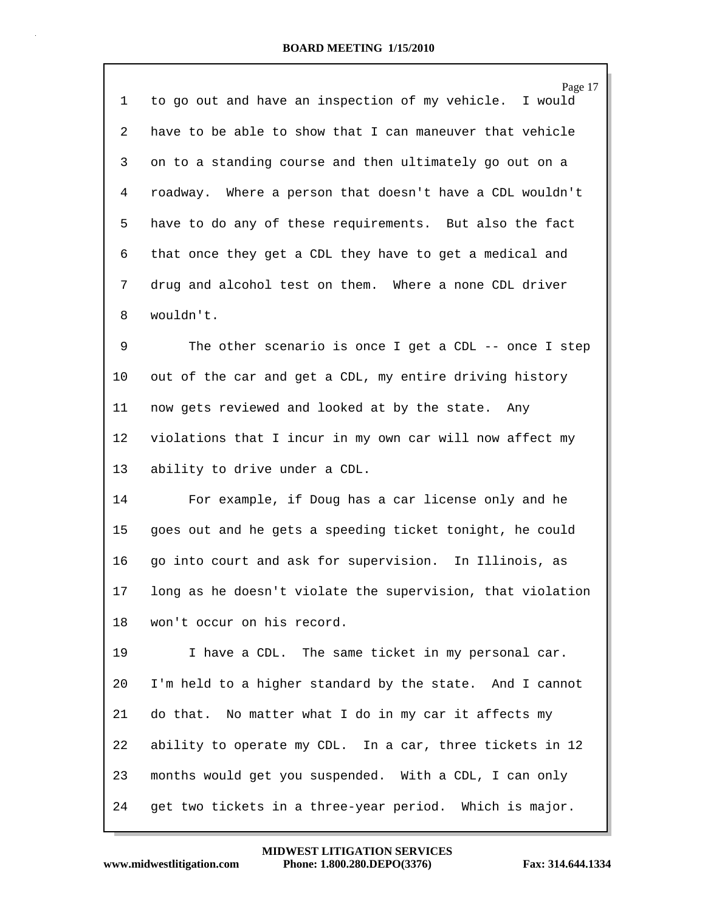to go out and have an inspection of my vehicle. I would have to be able to show that I can maneuver that vehicle on to a standing course and then ultimately go out on a roadway. Where a person that doesn't have a CDL wouldn't have to do any of these requirements. But also the fact that once they get a CDL they have to get a medical and drug and alcohol test on them. Where a none CDL driver wouldn't.

The other scenario is once I get a CDL -- once I step out of the car and get a CDL, my entire driving history now gets reviewed and looked at by the state. Any violations that I incur in my own car will now affect my ability to drive under a CDL.

For example, if Doug has a car license only and he goes out and he gets a speeding ticket tonight, he could go into court and ask for supervision. In Illinois, as long as he doesn't violate the supervision, that violation won't occur on his record.

I have a CDL. The same ticket in my personal car. I'm held to a higher standard by the state. And I cannot do that. No matter what I do in my car it affects my ability to operate my CDL. In a car, three tickets in 12 months would get you suspended. With a CDL, I can only get two tickets in a three-year period. Which is major.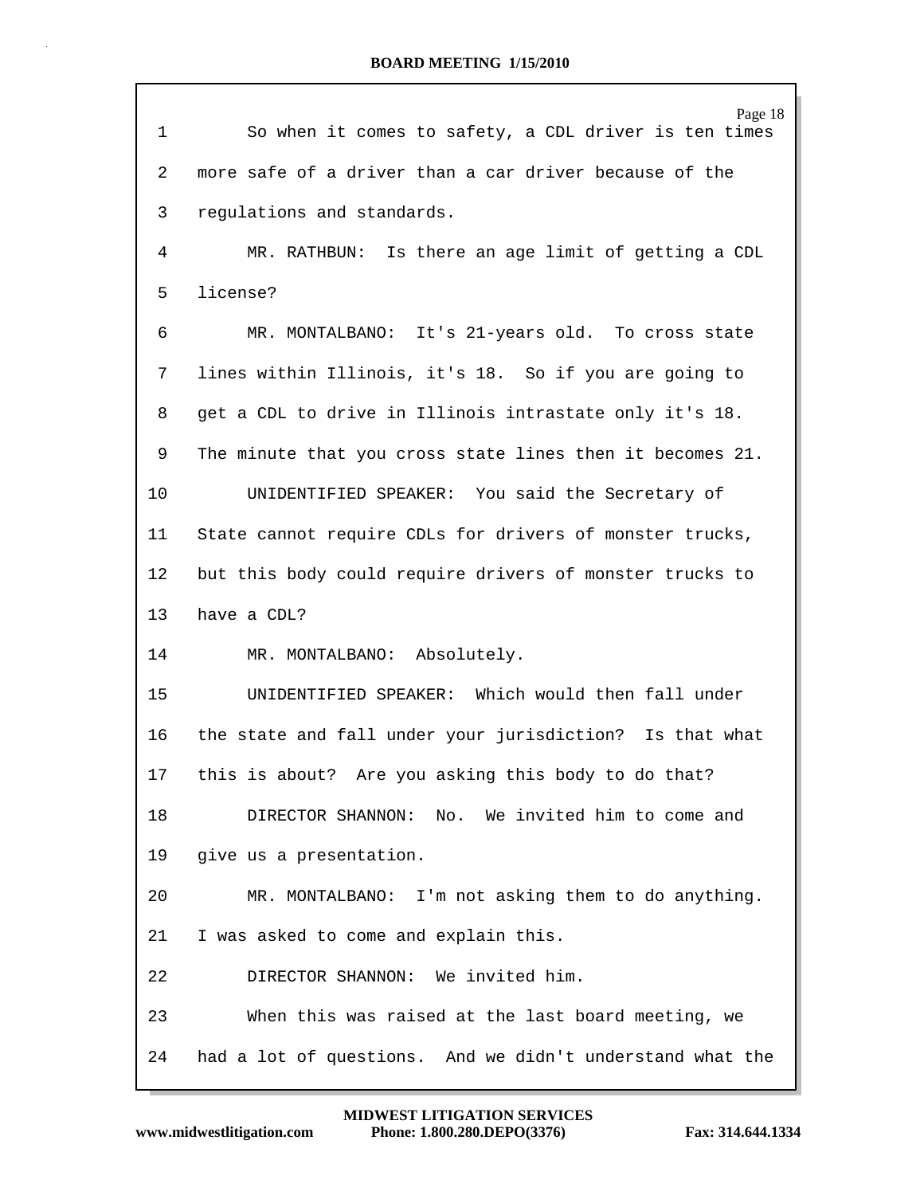So when it comes to safety, a CDL driver is ten times more safe of a driver than a car driver because of the regulations and standards.

MR. RATHBUN: Is there an age limit of getting a CDL license?

MR. MONTALBANO: It's 21-years old. To cross state lines within Illinois, it's 18. So if you are going to get a CDL to drive in Illinois intrastate only it's 18. The minute that you cross state lines then it becomes 21.

UNIDENTIFIED SPEAKER: You said the Secretary of State cannot require CDLs for drivers of monster trucks, but this body could require drivers of monster trucks to have a CDL?

MR. MONTALBANO: Absolutely.

UNIDENTIFIED SPEAKER: Which would then fall under the state and fall under your jurisdiction? Is that what this is about? Are you asking this body to do that?

DIRECTOR SHANNON: No. We invited him to come and give us a presentation.

MR. MONTALBANO: I'm not asking them to do anything. I was asked to come and explain this.

DIRECTOR SHANNON: We invited him.

When this was raised at the last board meeting, we had a lot of questions. And we didn't understand what the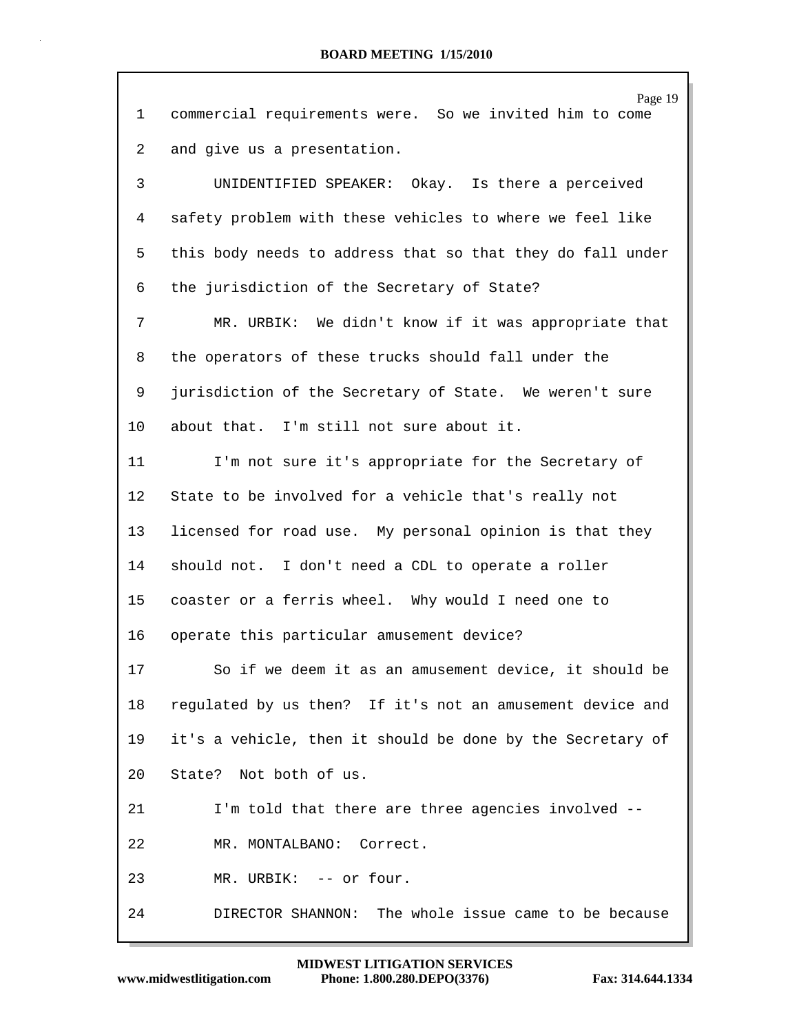1 commercial requirements were. So we invited him to come

2 and give us a presentation.

3 UNIDENTIFIED SPEAKER: Okay. Is there a perceived

4 safety problem with these vehicles to where we feel like

5 this body needs to address that so that they do fall under

6 the jurisdiction of the Secretary of State?

7 MR. URBIK: We didn't know if it was appropriate that

8 the operators of these trucks should fall under the

9 jurisdiction of the Secretary of State. We weren't sure

10 about that. I'm still not sure about it.

11 I'm not sure it's appropriate for the Secretary of

12 State to be involved for a vehicle that's really not

13 licensed for road use. My personal opinion is that they

14 should not. I don't need a CDL to operate a roller

15 coaster or a ferris wheel. Why would I need one to

16 operate this particular amusement device?

17 So if we deem it as an amusement device, it should be

18 regulated by us then? If it's not an amusement device and

19 it's a vehicle, then it should be done by the Secretary of

20 State? Not both of us.

21 I'm told that there are three agencies involved --

22 MR. MONTALBANO: Correct.

23 MR. URBIK: -- or four.

24 DIRECTOR SHANNON: The whole issue came to be because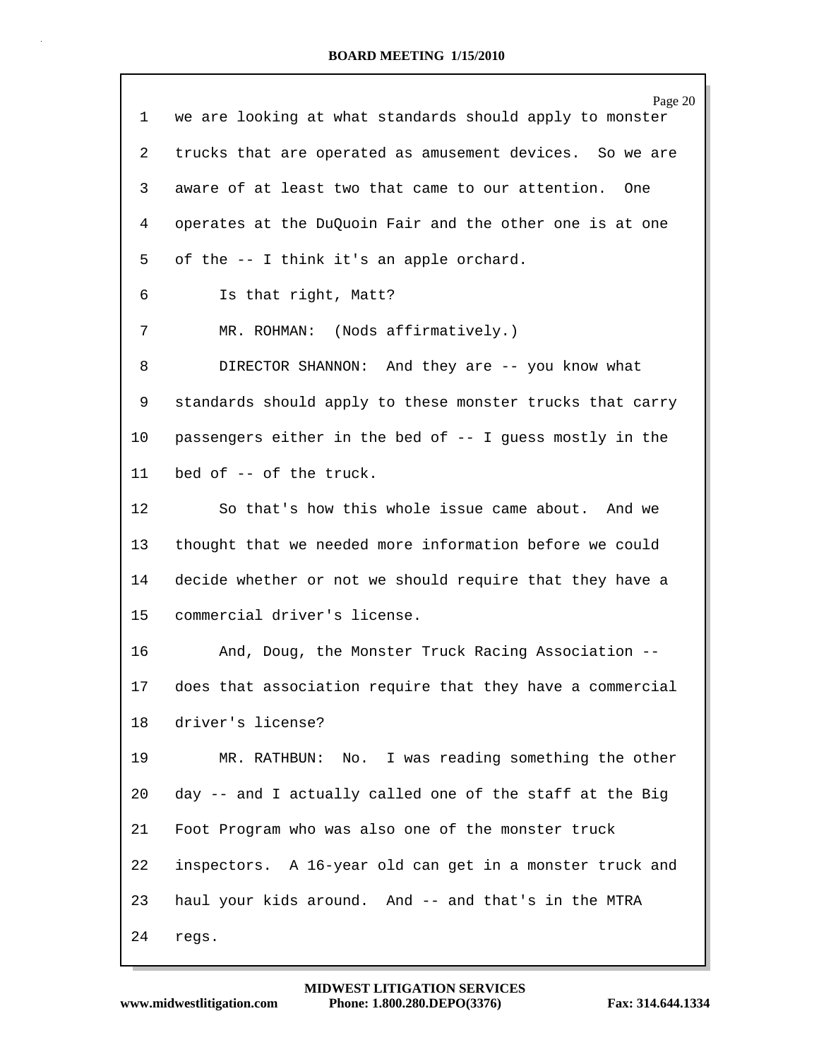we are looking at what standards should apply to monster trucks that are operated as amusement devices. So we are aware of at least two that came to our attention. One operates at the DuQuoin Fair and the other one is at one of the -- I think it's an apple orchard.

Is that right, Matt?

MR. ROHMAN: (Nods affirmatively.)

DIRECTOR SHANNON: And they are -- you know what standards should apply to these monster trucks that carry passengers either in the bed of -- I guess mostly in the bed of -- of the truck.

So that's how this whole issue came about. And we thought that we needed more information before we could decide whether or not we should require that they have a commercial driver's license.

And, Doug, the Monster Truck Racing Association -- does that association require that they have a commercial driver's license?

MR. RATHBUN: No. I was reading something the other day -- and I actually called one of the staff at the Big Foot Program who was also one of the monster truck inspectors. A 16-year old can get in a monster truck and haul your kids around. And -- and that's in the MTRA regs.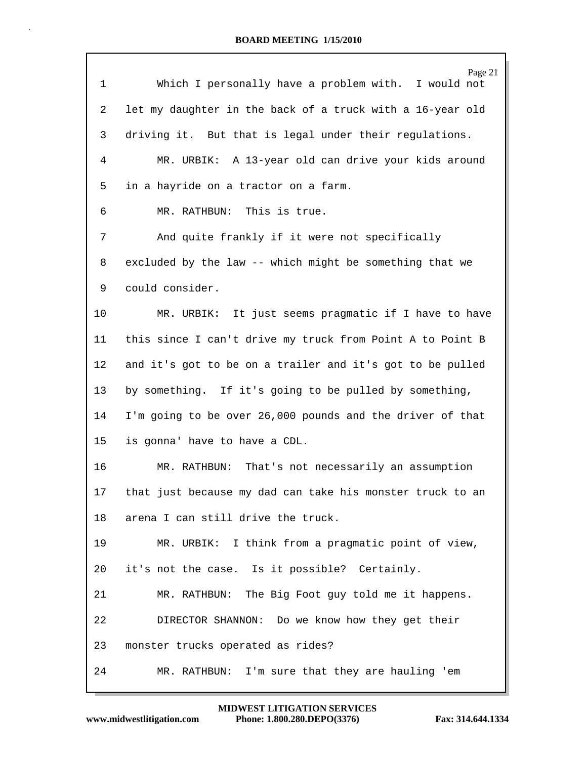Which I personally have a problem with. I would not let my daughter in the back of a truck with a 16-year old driving it. But that is legal under their regulations.

MR. URBIK: A 13-year old can drive your kids around in a hayride on a tractor on a farm.

MR. RATHBUN: This is true.

And quite frankly if it were not specifically excluded by the law -- which might be something that we could consider.

MR. URBIK: It just seems pragmatic if I have to have this since I can't drive my truck from Point A to Point B and it's got to be on a trailer and it's got to be pulled by something. If it's going to be pulled by something, I'm going to be over 26,000 pounds and the driver of that is gonna' have to have a CDL.

MR. RATHBUN: That's not necessarily an assumption that just because my dad can take his monster truck to an arena I can still drive the truck.

MR. URBIK: I think from a pragmatic point of view, it's not the case. Is it possible? Certainly.

MR. RATHBUN: The Big Foot guy told me it happens.

DIRECTOR SHANNON: Do we know how they get their monster trucks operated as rides?

MR. RATHBUN: I'm sure that they are hauling 'em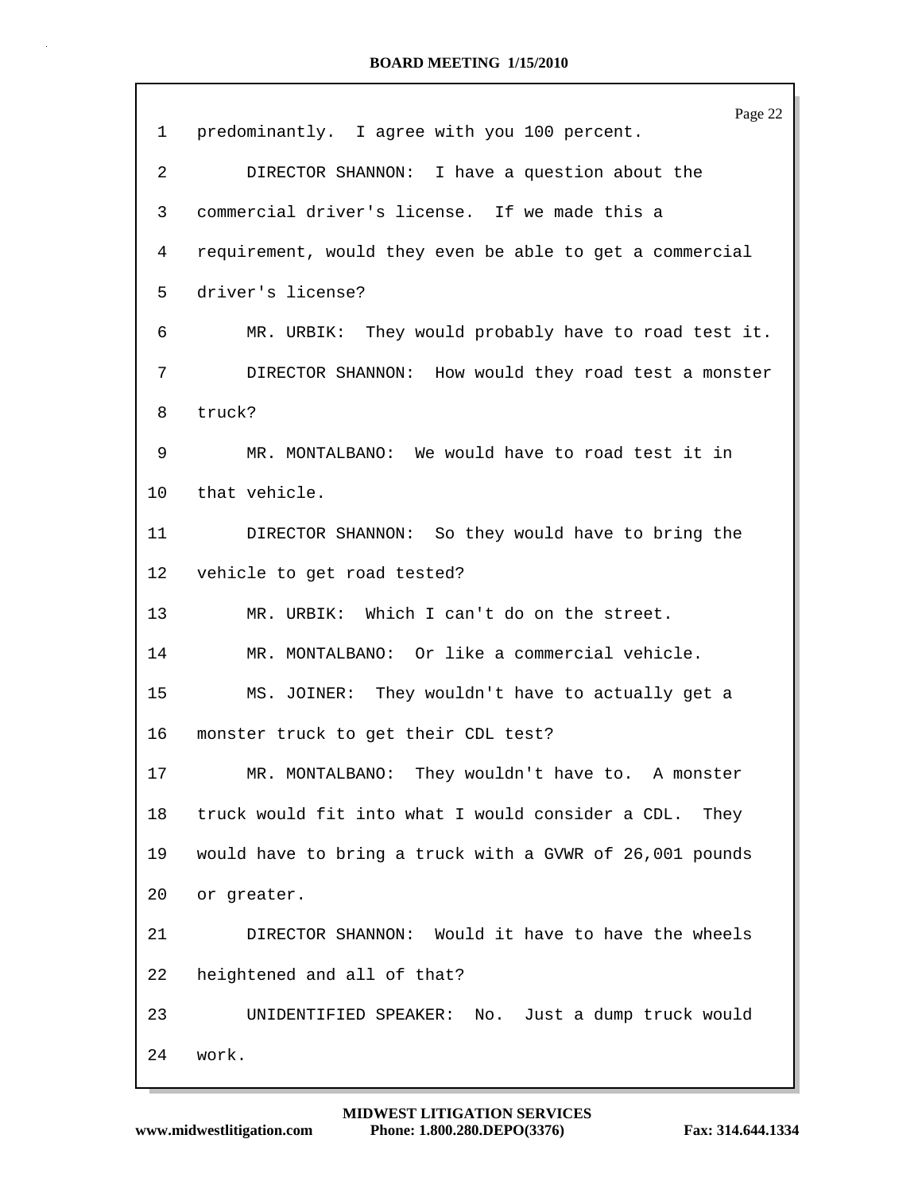1 predominantly. I agree with you 100 percent.

2 DIRECTOR SHANNON: I have a question about the

3 commercial driver's license. If we made this a

4 requirement, would they even be able to get a commercial

5 driver's license?

6 MR. URBIK: They would probably have to road test it.

7 DIRECTOR SHANNON: How would they road test a monster

8 truck?

9 MR. MONTALBANO: We would have to road test it in

10 that vehicle.

11 DIRECTOR SHANNON: So they would have to bring the

12 vehicle to get road tested?

13 MR. URBIK: Which I can't do on the street.

14 MR. MONTALBANO: Or like a commercial vehicle.

15 MS. JOINER: They wouldn't have to actually get a

16 monster truck to get their CDL test?

17 MR. MONTALBANO: They wouldn't have to. A monster

18 truck would fit into what I would consider a CDL. They

19 would have to bring a truck with a GVWR of 26,001 pounds

20 or greater.

21 DIRECTOR SHANNON: Would it have to have the wheels

22 heightened and all of that?

23 UNIDENTIFIED SPEAKER: No. Just a dump truck would

24 work.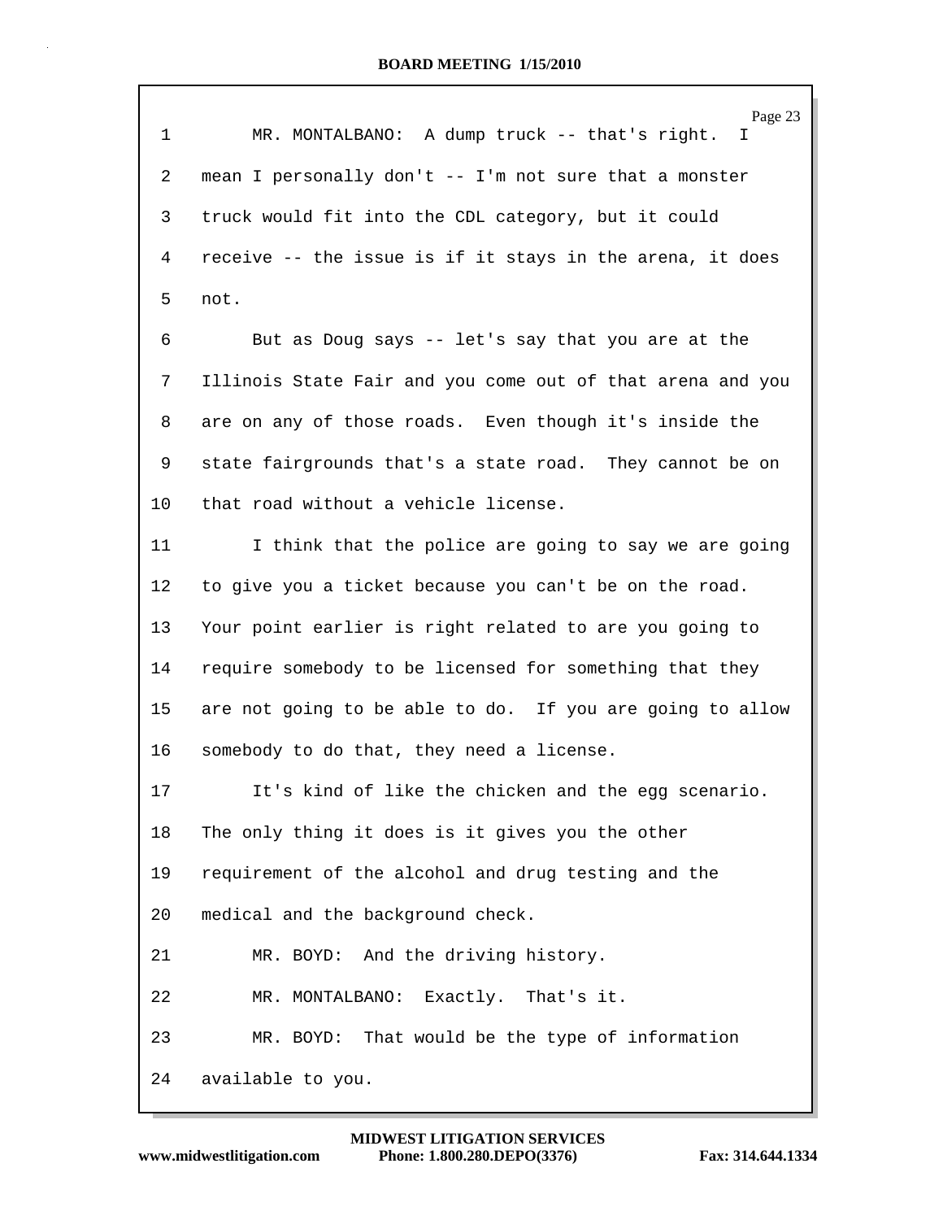MR. MONTALBANO: A dump truck -- that's right. I mean I personally don't -- I'm not sure that a monster truck would fit into the CDL category, but it could receive -- the issue is if it stays in the arena, it does not.

But as Doug says -- let's say that you are at the Illinois State Fair and you come out of that arena and you are on any of those roads. Even though it's inside the state fairgrounds that's a state road. They cannot be on that road without a vehicle license.

I think that the police are going to say we are going to give you a ticket because you can't be on the road. Your point earlier is right related to are you going to require somebody to be licensed for something that they are not going to be able to do. If you are going to allow somebody to do that, they need a license.

It's kind of like the chicken and the egg scenario. The only thing it does is it gives you the other requirement of the alcohol and drug testing and the medical and the background check.

MR. BOYD: And the driving history.

MR. MONTALBANO: Exactly. That's it.

MR. BOYD: That would be the type of information available to you.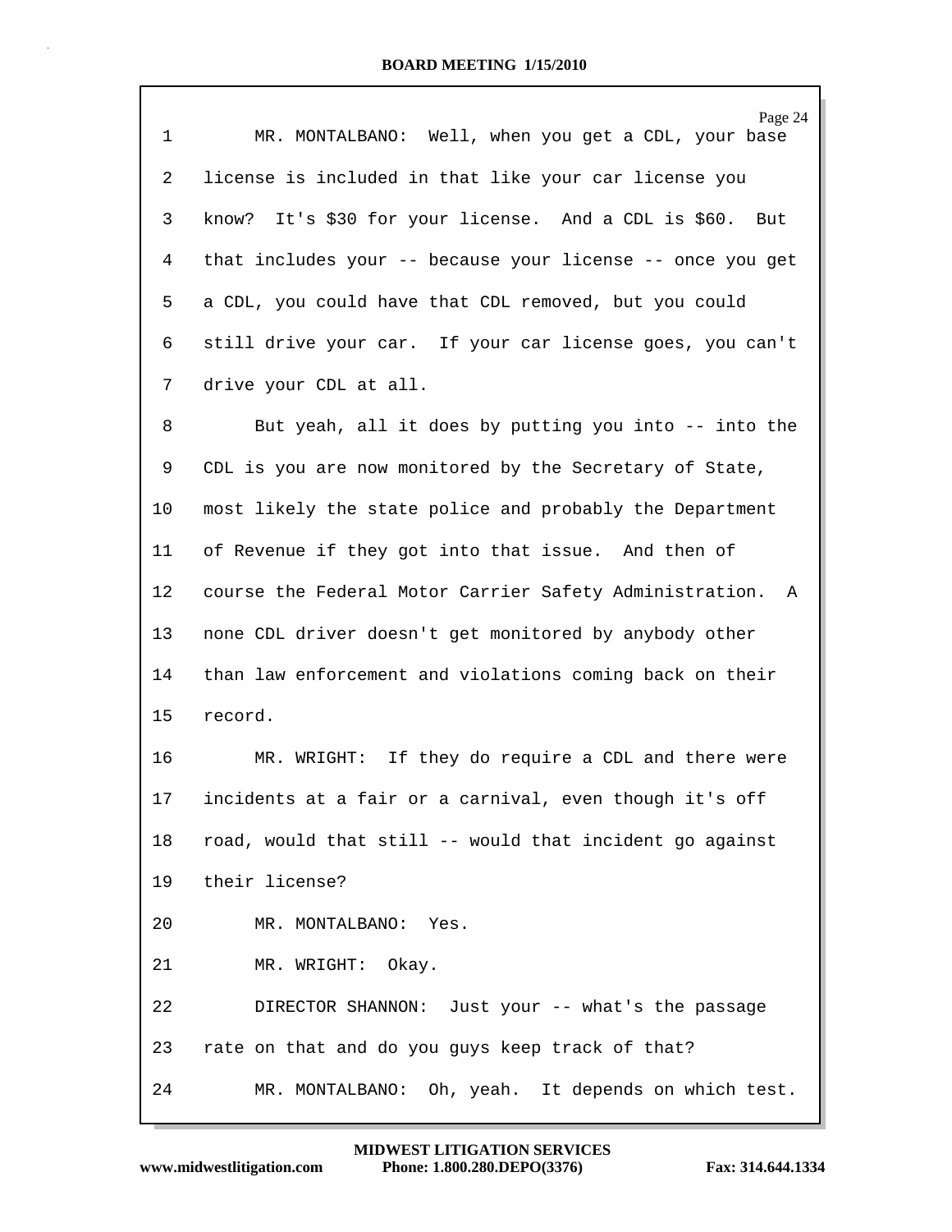MR. MONTALBANO: Well, when you get a CDL, your base license is included in that like your car license you know? It's $30 for your license. And a CDL is $60. But that includes your -- because your license -- once you get a CDL, you could have that CDL removed, but you could still drive your car. If your car license goes, you can't drive your CDL at all.

But yeah, all it does by putting you into -- into the CDL is you are now monitored by the Secretary of State, most likely the state police and probably the Department of Revenue if they got into that issue. And then of course the Federal Motor Carrier Safety Administration. A none CDL driver doesn't get monitored by anybody other than law enforcement and violations coming back on their record.

MR. WRIGHT: If they do require a CDL and there were incidents at a fair or a carnival, even though it's off road, would that still -- would that incident go against their license?

MR. MONTALBANO: Yes.

MR. WRIGHT: Okay.

DIRECTOR SHANNON: Just your -- what's the passage rate on that and do you guys keep track of that?

MR. MONTALBANO: Oh, yeah. It depends on which test.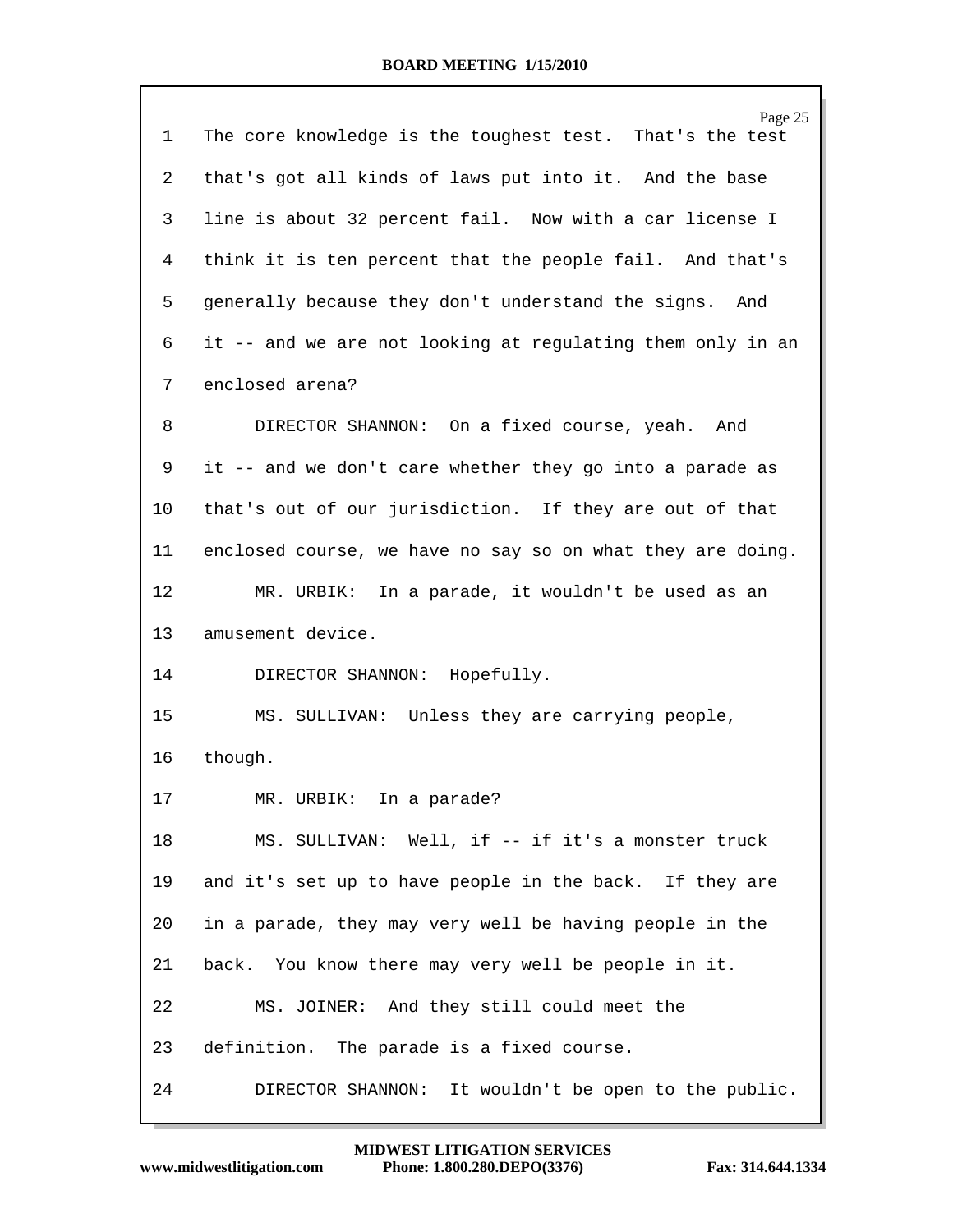1 The core knowledge is the toughest test. That's the test
2 that's got all kinds of laws put into it. And the base
3 line is about 32 percent fail. Now with a car license I
4 think it is ten percent that the people fail. And that's
5 generally because they don't understand the signs. And
6 it -- and we are not looking at regulating them only in an
7 enclosed arena?

8 DIRECTOR SHANNON: On a fixed course, yeah. And
9 it -- and we don't care whether they go into a parade as
10 that's out of our jurisdiction. If they are out of that
11 enclosed course, we have no say so on what they are doing.

12 MR. URBIK: In a parade, it wouldn't be used as an
13 amusement device.

14 DIRECTOR SHANNON: Hopefully.

15 MS. SULLIVAN: Unless they are carrying people,
16 though.

17 MR. URBIK: In a parade?

18 MS. SULLIVAN: Well, if -- if it's a monster truck
19 and it's set up to have people in the back. If they are
20 in a parade, they may very well be having people in the
21 back. You know there may very well be people in it.

22 MS. JOINER: And they still could meet the
23 definition. The parade is a fixed course.

24 DIRECTOR SHANNON: It wouldn't be open to the public.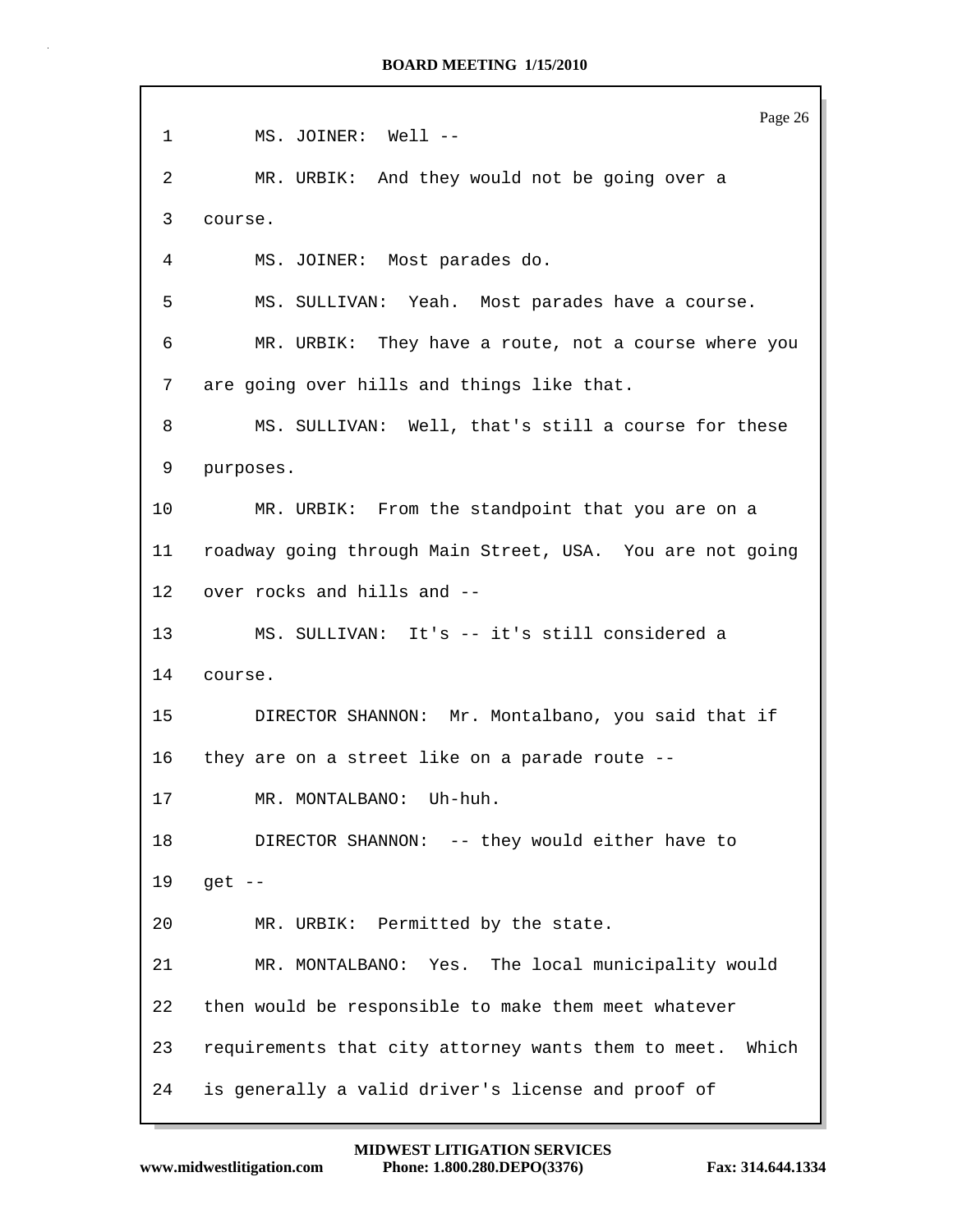1 MS. JOINER: Well --

2 MR. URBIK: And they would not be going over a

3 course.

4 MS. JOINER: Most parades do.

5 MS. SULLIVAN: Yeah. Most parades have a course.

6 MR. URBIK: They have a route, not a course where you

7 are going over hills and things like that.

8 MS. SULLIVAN: Well, that's still a course for these

9 purposes.

10 MR. URBIK: From the standpoint that you are on a

11 roadway going through Main Street, USA. You are not going

12 over rocks and hills and --

13 MS. SULLIVAN: It's -- it's still considered a

14 course.

15 DIRECTOR SHANNON: Mr. Montalbano, you said that if

16 they are on a street like on a parade route --

17 MR. MONTALBANO: Uh-huh.

18 DIRECTOR SHANNON: -- they would either have to

19 get --

20 MR. URBIK: Permitted by the state.

21 MR. MONTALBANO: Yes. The local municipality would

22 then would be responsible to make them meet whatever

23 requirements that city attorney wants them to meet. Which

24 is generally a valid driver's license and proof of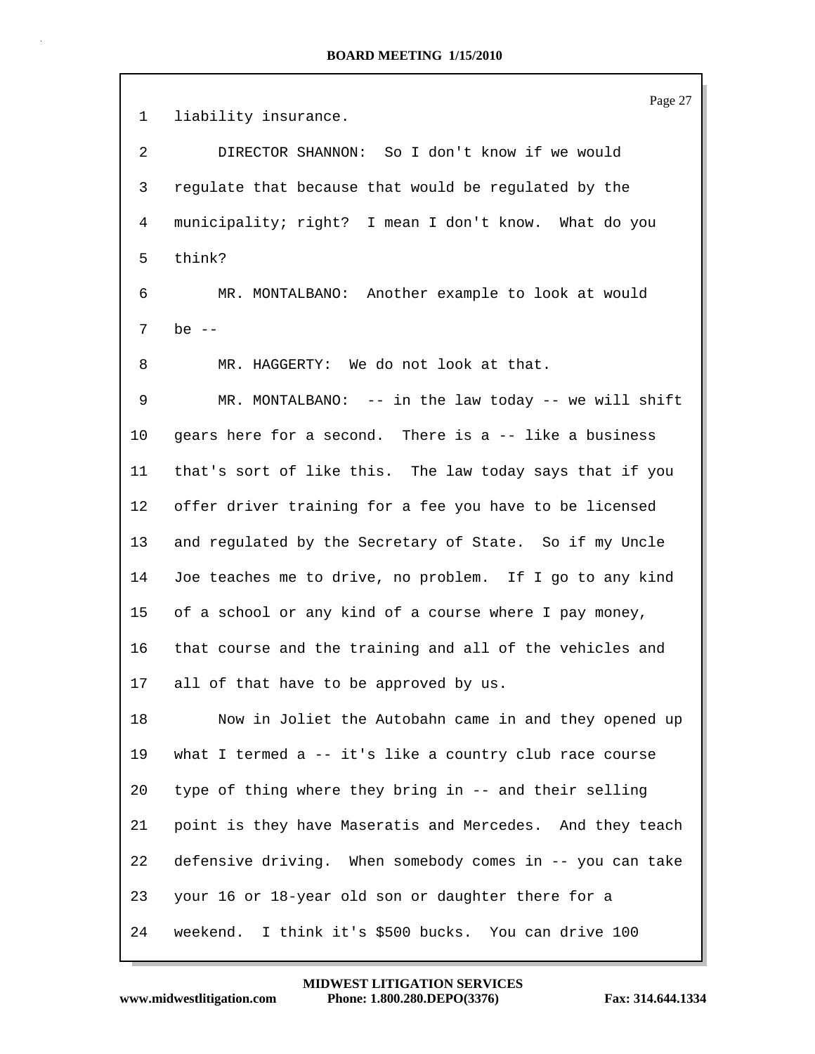1 liability insurance.

2 DIRECTOR SHANNON: So I don't know if we would

3 regulate that because that would be regulated by the

4 municipality; right? I mean I don't know. What do you

5 think?

6 MR. MONTALBANO: Another example to look at would

7 be --

8 MR. HAGGERTY: We do not look at that.

9 MR. MONTALBANO: -- in the law today -- we will shift

10 gears here for a second. There is a -- like a business

11 that's sort of like this. The law today says that if you

12 offer driver training for a fee you have to be licensed

13 and regulated by the Secretary of State. So if my Uncle

14 Joe teaches me to drive, no problem. If I go to any kind

15 of a school or any kind of a course where I pay money,

16 that course and the training and all of the vehicles and

17 all of that have to be approved by us.

18 Now in Joliet the Autobahn came in and they opened up

19 what I termed a -- it's like a country club race course

20 type of thing where they bring in -- and their selling

21 point is they have Maseratis and Mercedes. And they teach

22 defensive driving. When somebody comes in -- you can take

23 your 16 or 18-year old son or daughter there for a

24 weekend. I think it's $500 bucks. You can drive 100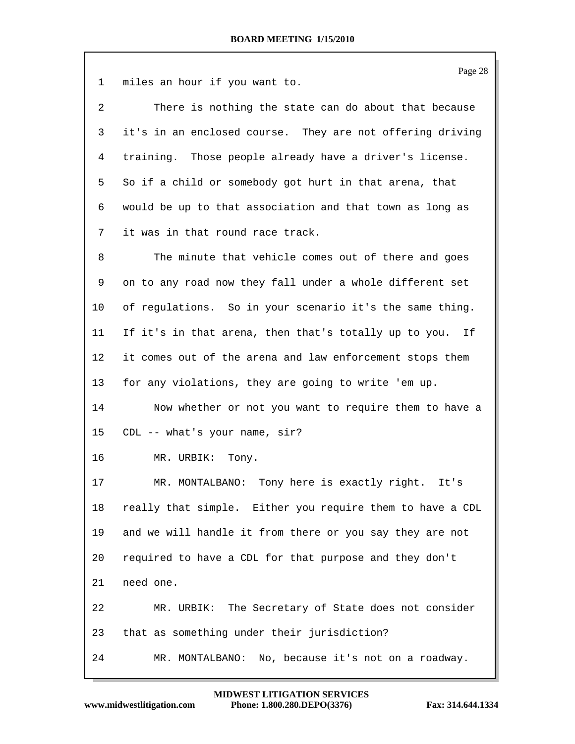miles an hour if you want to.

There is nothing the state can do about that because it's in an enclosed course. They are not offering driving training. Those people already have a driver's license. So if a child or somebody got hurt in that arena, that would be up to that association and that town as long as it was in that round race track.

The minute that vehicle comes out of there and goes on to any road now they fall under a whole different set of regulations. So in your scenario it's the same thing. If it's in that arena, then that's totally up to you. If it comes out of the arena and law enforcement stops them for any violations, they are going to write 'em up.

Now whether or not you want to require them to have a CDL -- what's your name, sir?

MR. URBIK: Tony.

MR. MONTALBANO: Tony here is exactly right. It's really that simple. Either you require them to have a CDL and we will handle it from there or you say they are not required to have a CDL for that purpose and they don't need one.

MR. URBIK: The Secretary of State does not consider that as something under their jurisdiction?

MR. MONTALBANO: No, because it's not on a roadway.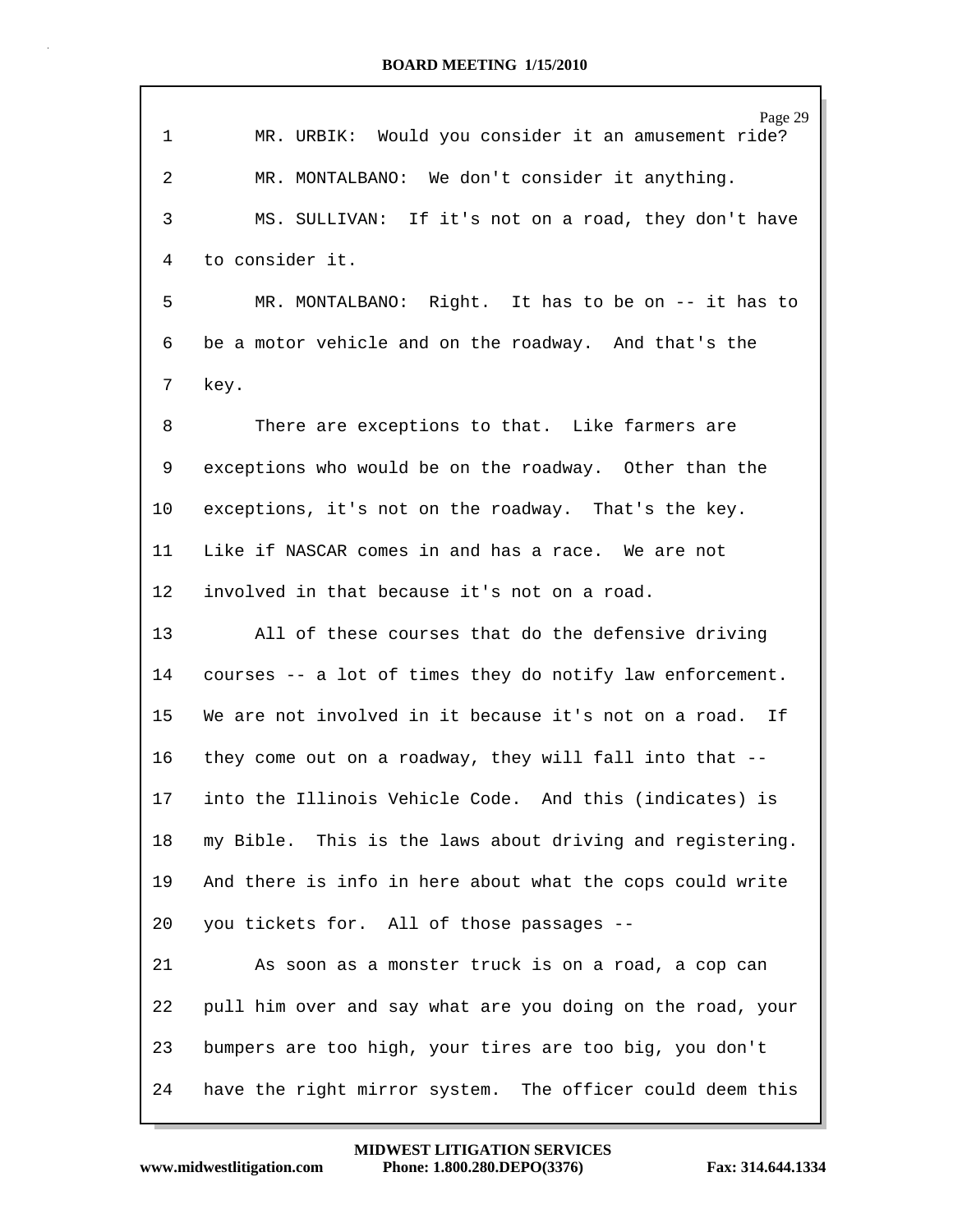1 MR. URBIK: Would you consider it an amusement ride?

2 MR. MONTALBANO: We don't consider it anything.

3 MS. SULLIVAN: If it's not on a road, they don't have

4 to consider it.

5 MR. MONTALBANO: Right. It has to be on -- it has to

6 be a motor vehicle and on the roadway. And that's the

7 key.

8 There are exceptions to that. Like farmers are

9 exceptions who would be on the roadway. Other than the

10 exceptions, it's not on the roadway. That's the key.

11 Like if NASCAR comes in and has a race. We are not

12 involved in that because it's not on a road.

13 All of these courses that do the defensive driving

14 courses -- a lot of times they do notify law enforcement.

15 We are not involved in it because it's not on a road. If

16 they come out on a roadway, they will fall into that --

17 into the Illinois Vehicle Code. And this (indicates) is

18 my Bible. This is the laws about driving and registering.

19 And there is info in here about what the cops could write

20 you tickets for. All of those passages --

21 As soon as a monster truck is on a road, a cop can

22 pull him over and say what are you doing on the road, your

23 bumpers are too high, your tires are too big, you don't

24 have the right mirror system. The officer could deem this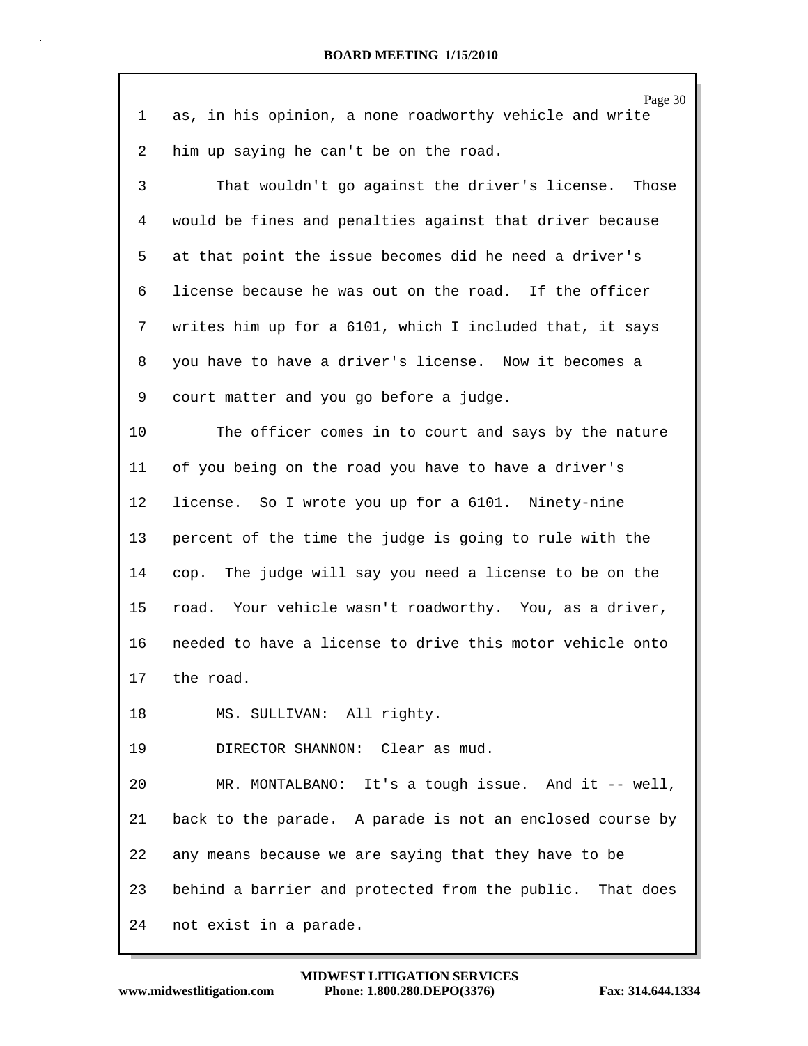as, in his opinion, a none roadworthy vehicle and write him up saying he can't be on the road.

That wouldn't go against the driver's license. Those would be fines and penalties against that driver because at that point the issue becomes did he need a driver's license because he was out on the road. If the officer writes him up for a 6101, which I included that, it says you have to have a driver's license. Now it becomes a court matter and you go before a judge.

The officer comes in to court and says by the nature of you being on the road you have to have a driver's license. So I wrote you up for a 6101. Ninety-nine percent of the time the judge is going to rule with the cop. The judge will say you need a license to be on the road. Your vehicle wasn't roadworthy. You, as a driver, needed to have a license to drive this motor vehicle onto the road.

MS. SULLIVAN: All righty.

DIRECTOR SHANNON: Clear as mud.

MR. MONTALBANO: It's a tough issue. And it -- well, back to the parade. A parade is not an enclosed course by any means because we are saying that they have to be behind a barrier and protected from the public. That does not exist in a parade.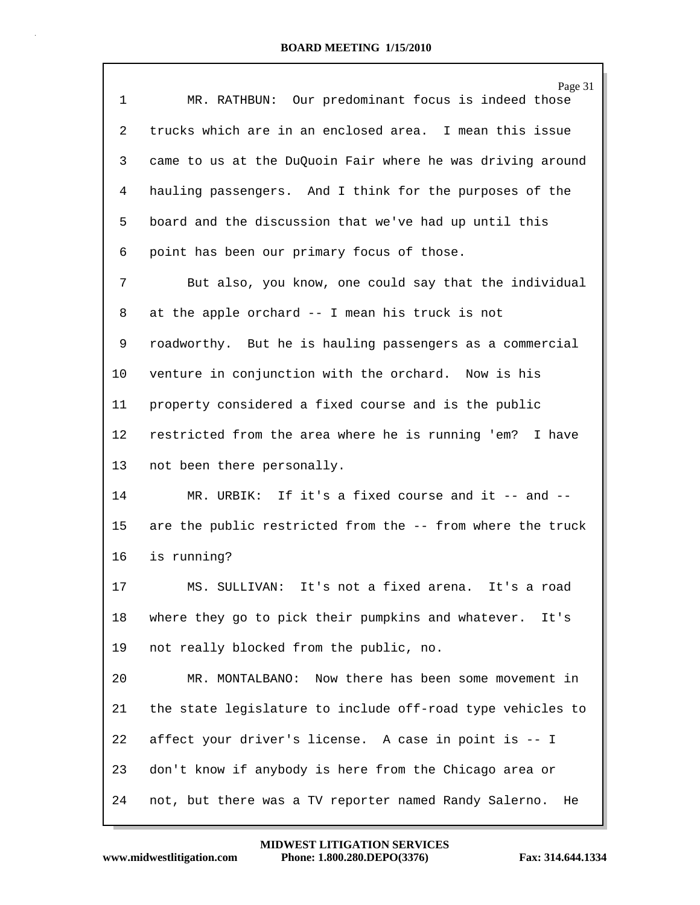MR. RATHBUN: Our predominant focus is indeed those trucks which are in an enclosed area. I mean this issue came to us at the DuQuoin Fair where he was driving around hauling passengers. And I think for the purposes of the board and the discussion that we've had up until this point has been our primary focus of those.

But also, you know, one could say that the individual at the apple orchard -- I mean his truck is not roadworthy. But he is hauling passengers as a commercial venture in conjunction with the orchard. Now is his property considered a fixed course and is the public restricted from the area where he is running 'em? I have not been there personally.

MR. URBIK: If it's a fixed course and it -- and -- are the public restricted from the -- from where the truck is running?

MS. SULLIVAN: It's not a fixed arena. It's a road where they go to pick their pumpkins and whatever. It's not really blocked from the public, no.

MR. MONTALBANO: Now there has been some movement in the state legislature to include off-road type vehicles to affect your driver's license. A case in point is -- I don't know if anybody is here from the Chicago area or not, but there was a TV reporter named Randy Salerno. He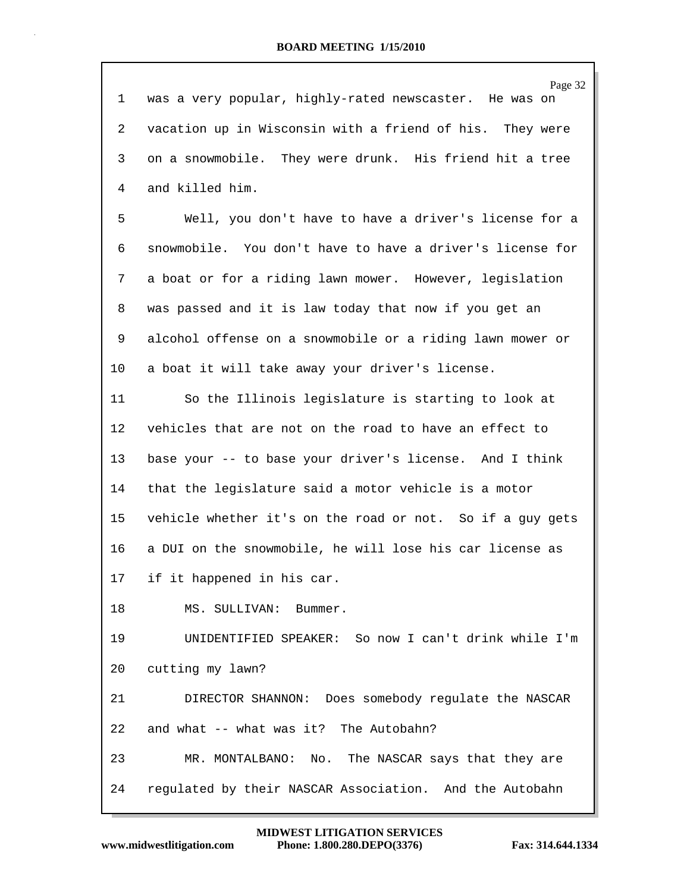was a very popular, highly-rated newscaster. He was on vacation up in Wisconsin with a friend of his. They were on a snowmobile. They were drunk. His friend hit a tree and killed him.

Well, you don't have to have a driver's license for a snowmobile. You don't have to have a driver's license for a boat or for a riding lawn mower. However, legislation was passed and it is law today that now if you get an alcohol offense on a snowmobile or a riding lawn mower or a boat it will take away your driver's license.

So the Illinois legislature is starting to look at vehicles that are not on the road to have an effect to base your -- to base your driver's license. And I think that the legislature said a motor vehicle is a motor vehicle whether it's on the road or not. So if a guy gets a DUI on the snowmobile, he will lose his car license as if it happened in his car.

MS. SULLIVAN: Bummer.

UNIDENTIFIED SPEAKER: So now I can't drink while I'm cutting my lawn?

DIRECTOR SHANNON: Does somebody regulate the NASCAR and what -- what was it? The Autobahn?

MR. MONTALBANO: No. The NASCAR says that they are regulated by their NASCAR Association. And the Autobahn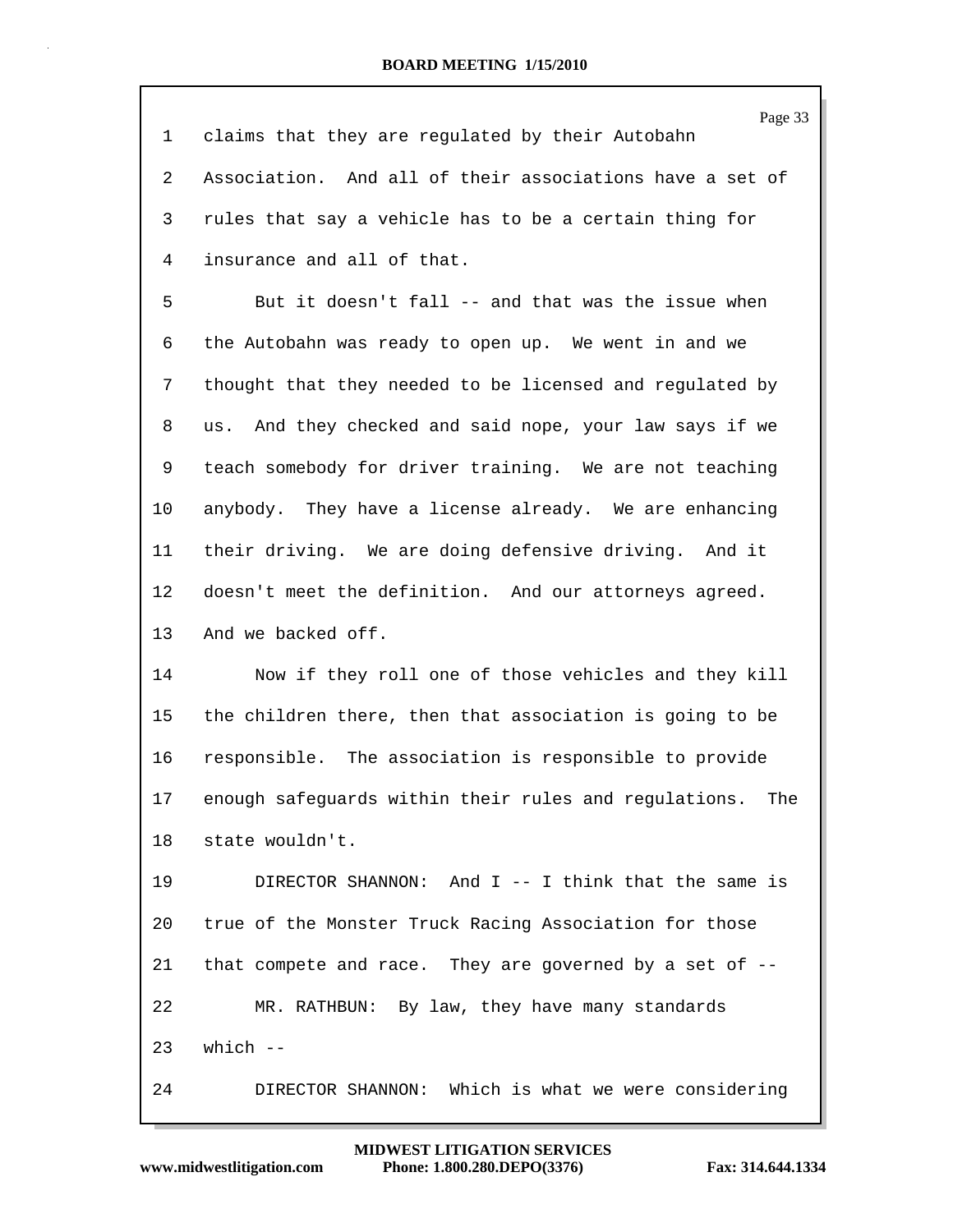1 claims that they are regulated by their Autobahn
2 Association. And all of their associations have a set of
3 rules that say a vehicle has to be a certain thing for
4 insurance and all of that.
5 But it doesn't fall -- and that was the issue when
6 the Autobahn was ready to open up. We went in and we
7 thought that they needed to be licensed and regulated by
8 us. And they checked and said nope, your law says if we
9 teach somebody for driver training. We are not teaching
10 anybody. They have a license already. We are enhancing
11 their driving. We are doing defensive driving. And it
12 doesn't meet the definition. And our attorneys agreed.
13 And we backed off.
14 Now if they roll one of those vehicles and they kill
15 the children there, then that association is going to be
16 responsible. The association is responsible to provide
17 enough safeguards within their rules and regulations. The
18 state wouldn't.
19 DIRECTOR SHANNON: And I -- I think that the same is
20 true of the Monster Truck Racing Association for those
21 that compete and race. They are governed by a set of --
22 MR. RATHBUN: By law, they have many standards
23 which --
24 DIRECTOR SHANNON: Which is what we were considering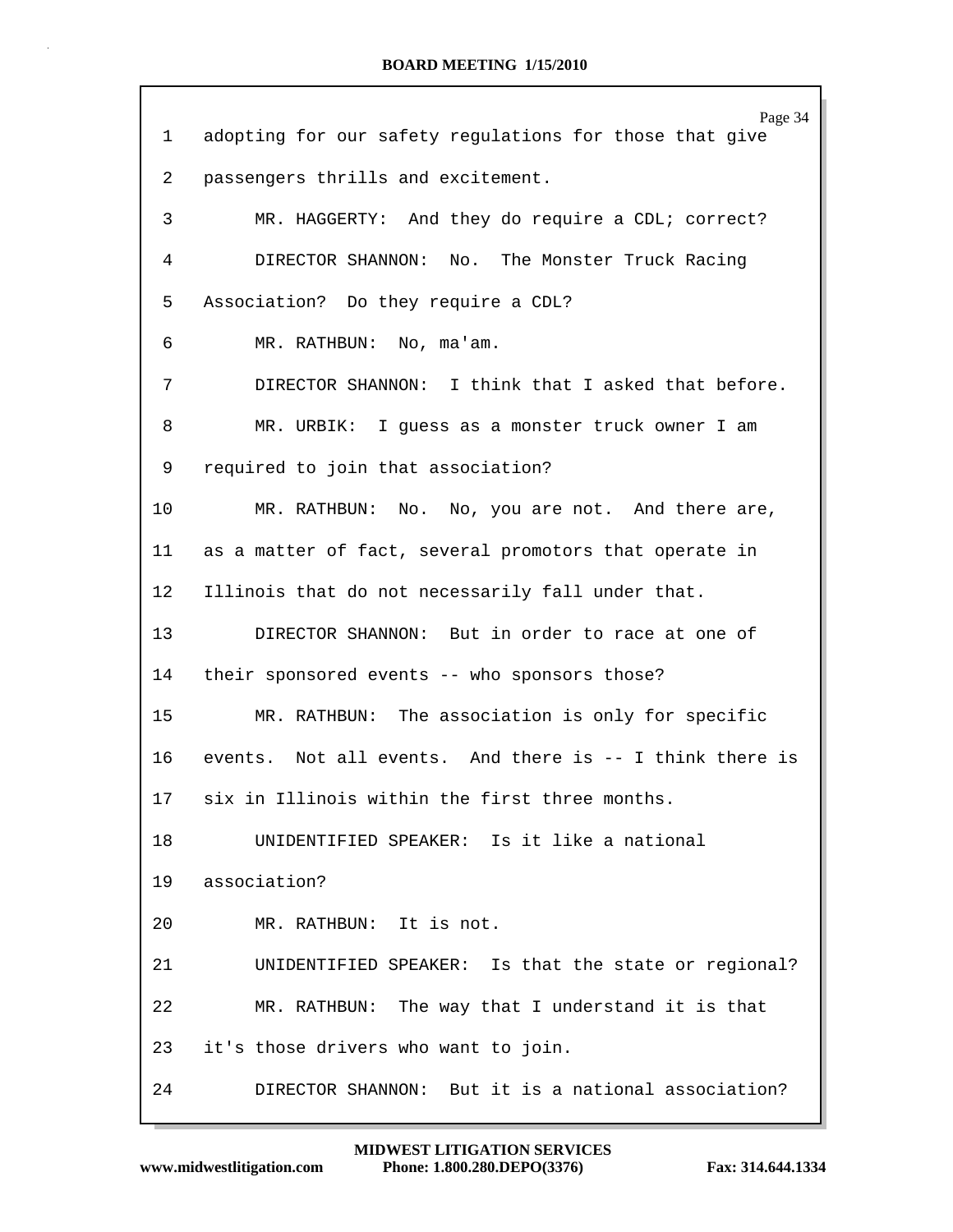1 adopting for our safety regulations for those that give

2 passengers thrills and excitement.

3 MR. HAGGERTY: And they do require a CDL; correct?

4 DIRECTOR SHANNON: No. The Monster Truck Racing

5 Association? Do they require a CDL?

6 MR. RATHBUN: No, ma'am.

7 DIRECTOR SHANNON: I think that I asked that before.

8 MR. URBIK: I guess as a monster truck owner I am

9 required to join that association?

10 MR. RATHBUN: No. No, you are not. And there are,

11 as a matter of fact, several promotors that operate in

12 Illinois that do not necessarily fall under that.

13 DIRECTOR SHANNON: But in order to race at one of

14 their sponsored events -- who sponsors those?

15 MR. RATHBUN: The association is only for specific

16 events. Not all events. And there is -- I think there is

17 six in Illinois within the first three months.

18 UNIDENTIFIED SPEAKER: Is it like a national

19 association?

20 MR. RATHBUN: It is not.

21 UNIDENTIFIED SPEAKER: Is that the state or regional?

22 MR. RATHBUN: The way that I understand it is that

23 it's those drivers who want to join.

24 DIRECTOR SHANNON: But it is a national association?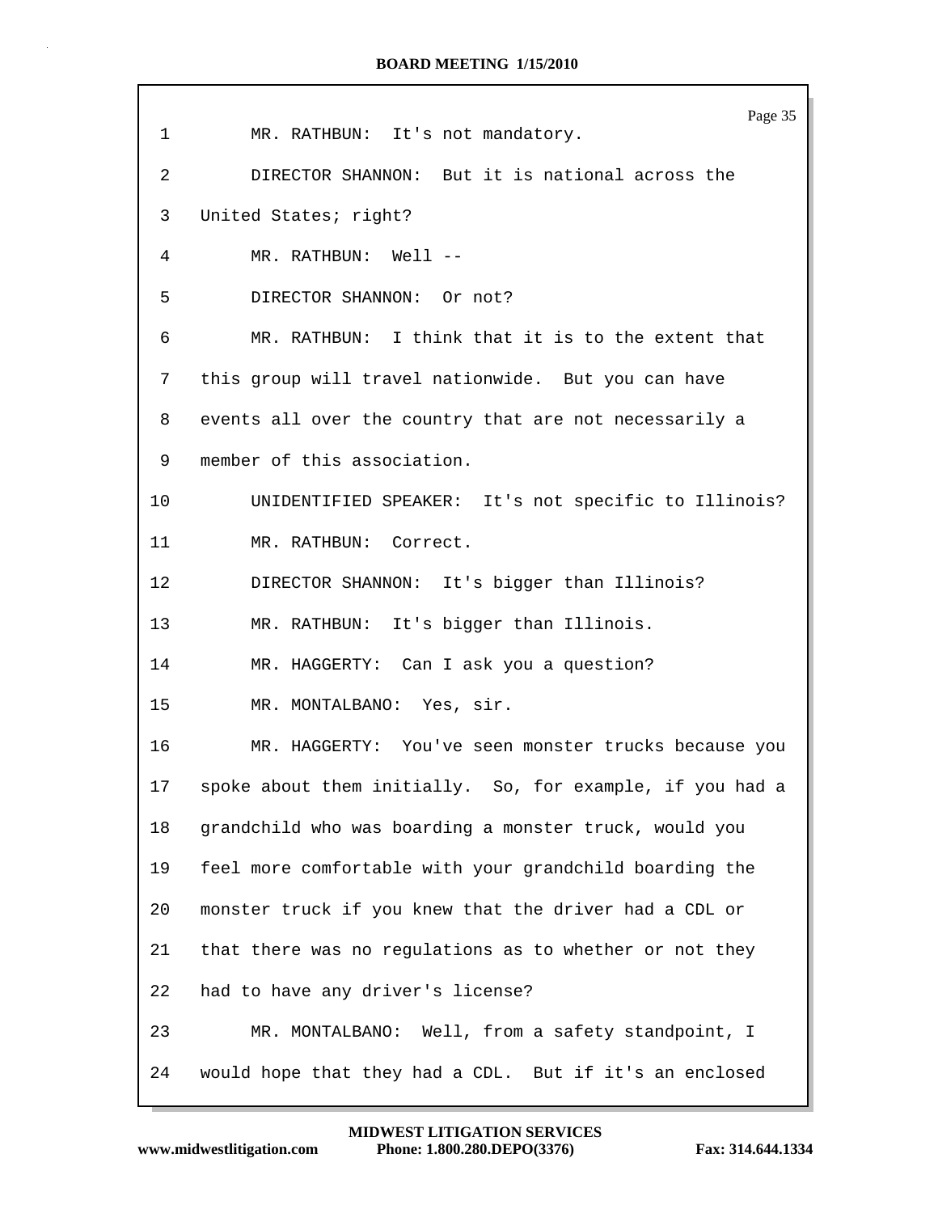1 MR. RATHBUN: It's not mandatory.

2 DIRECTOR SHANNON: But it is national across the

3 United States; right?

4 MR. RATHBUN: Well --

5 DIRECTOR SHANNON: Or not?

6 MR. RATHBUN: I think that it is to the extent that

7 this group will travel nationwide. But you can have

8 events all over the country that are not necessarily a

9 member of this association.

10 UNIDENTIFIED SPEAKER: It's not specific to Illinois?

11 MR. RATHBUN: Correct.

12 DIRECTOR SHANNON: It's bigger than Illinois?

13 MR. RATHBUN: It's bigger than Illinois.

14 MR. HAGGERTY: Can I ask you a question?

15 MR. MONTALBANO: Yes, sir.

16 MR. HAGGERTY: You've seen monster trucks because you

17 spoke about them initially. So, for example, if you had a

18 grandchild who was boarding a monster truck, would you

19 feel more comfortable with your grandchild boarding the

20 monster truck if you knew that the driver had a CDL or

21 that there was no regulations as to whether or not they

22 had to have any driver's license?

23 MR. MONTALBANO: Well, from a safety standpoint, I

24 would hope that they had a CDL. But if it's an enclosed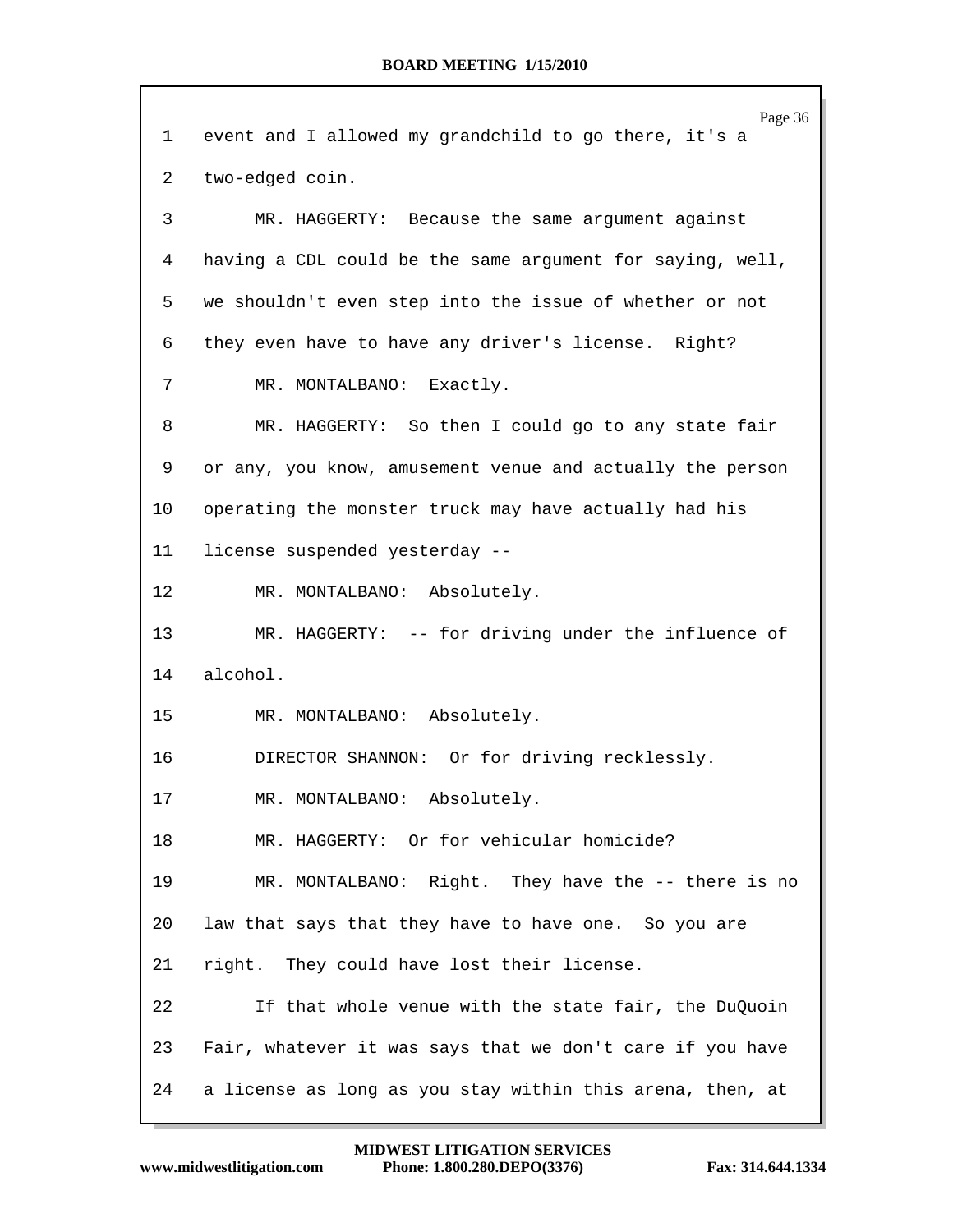event and I allowed my grandchild to go there, it's a two-edged coin.

MR. HAGGERTY: Because the same argument against having a CDL could be the same argument for saying, well, we shouldn't even step into the issue of whether or not they even have to have any driver's license. Right?

MR. MONTALBANO: Exactly.

MR. HAGGERTY: So then I could go to any state fair or any, you know, amusement venue and actually the person operating the monster truck may have actually had his license suspended yesterday --

MR. MONTALBANO: Absolutely.

MR. HAGGERTY: -- for driving under the influence of alcohol.

MR. MONTALBANO: Absolutely.

DIRECTOR SHANNON: Or for driving recklessly.

MR. MONTALBANO: Absolutely.

MR. HAGGERTY: Or for vehicular homicide?

MR. MONTALBANO: Right. They have the -- there is no law that says that they have to have one. So you are right. They could have lost their license.

If that whole venue with the state fair, the DuQuoin Fair, whatever it was says that we don't care if you have a license as long as you stay within this arena, then, at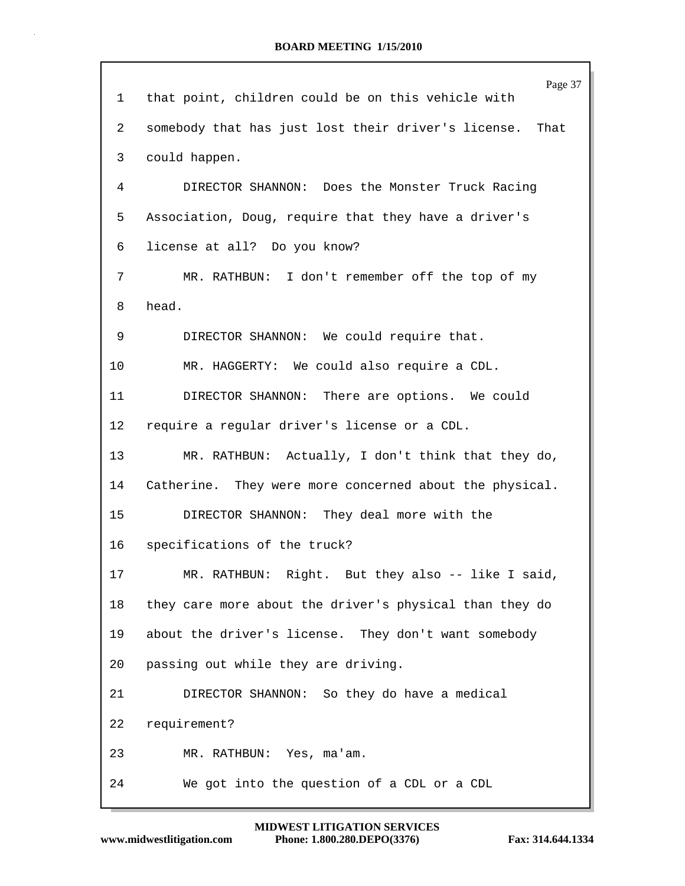that point, children could be on this vehicle with somebody that has just lost their driver's license. That could happen.

DIRECTOR SHANNON: Does the Monster Truck Racing Association, Doug, require that they have a driver's license at all? Do you know?

MR. RATHBUN: I don't remember off the top of my head.

DIRECTOR SHANNON: We could require that.

MR. HAGGERTY: We could also require a CDL.

DIRECTOR SHANNON: There are options. We could require a regular driver's license or a CDL.

MR. RATHBUN: Actually, I don't think that they do, Catherine. They were more concerned about the physical.

DIRECTOR SHANNON: They deal more with the specifications of the truck?

MR. RATHBUN: Right. But they also -- like I said, they care more about the driver's physical than they do about the driver's license. They don't want somebody passing out while they are driving.

DIRECTOR SHANNON: So they do have a medical requirement?

MR. RATHBUN: Yes, ma'am.

We got into the question of a CDL or a CDL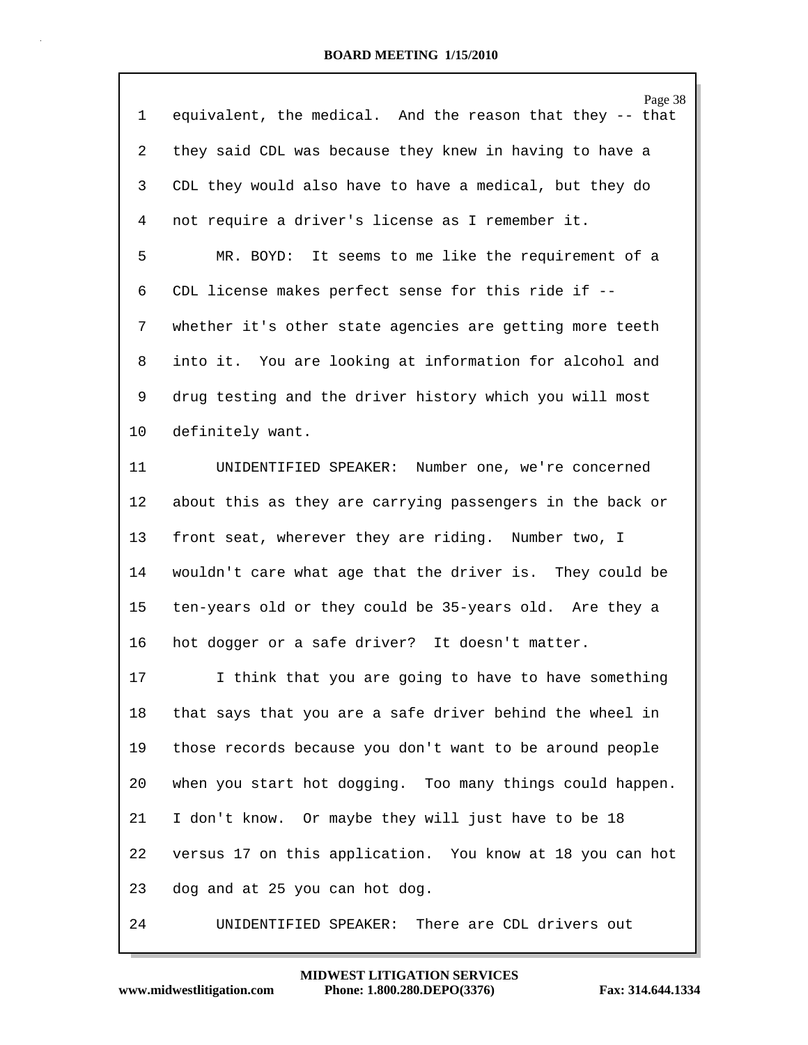equivalent, the medical. And the reason that they -- that they said CDL was because they knew in having to have a CDL they would also have to have a medical, but they do not require a driver's license as I remember it.

MR. BOYD: It seems to me like the requirement of a CDL license makes perfect sense for this ride if -- whether it's other state agencies are getting more teeth into it. You are looking at information for alcohol and drug testing and the driver history which you will most definitely want.

UNIDENTIFIED SPEAKER: Number one, we're concerned about this as they are carrying passengers in the back or front seat, wherever they are riding. Number two, I wouldn't care what age that the driver is. They could be ten-years old or they could be 35-years old. Are they a hot dogger or a safe driver? It doesn't matter.

I think that you are going to have to have something that says that you are a safe driver behind the wheel in those records because you don't want to be around people when you start hot dogging. Too many things could happen. I don't know. Or maybe they will just have to be 18 versus 17 on this application. You know at 18 you can hot dog and at 25 you can hot dog.

UNIDENTIFIED SPEAKER: There are CDL drivers out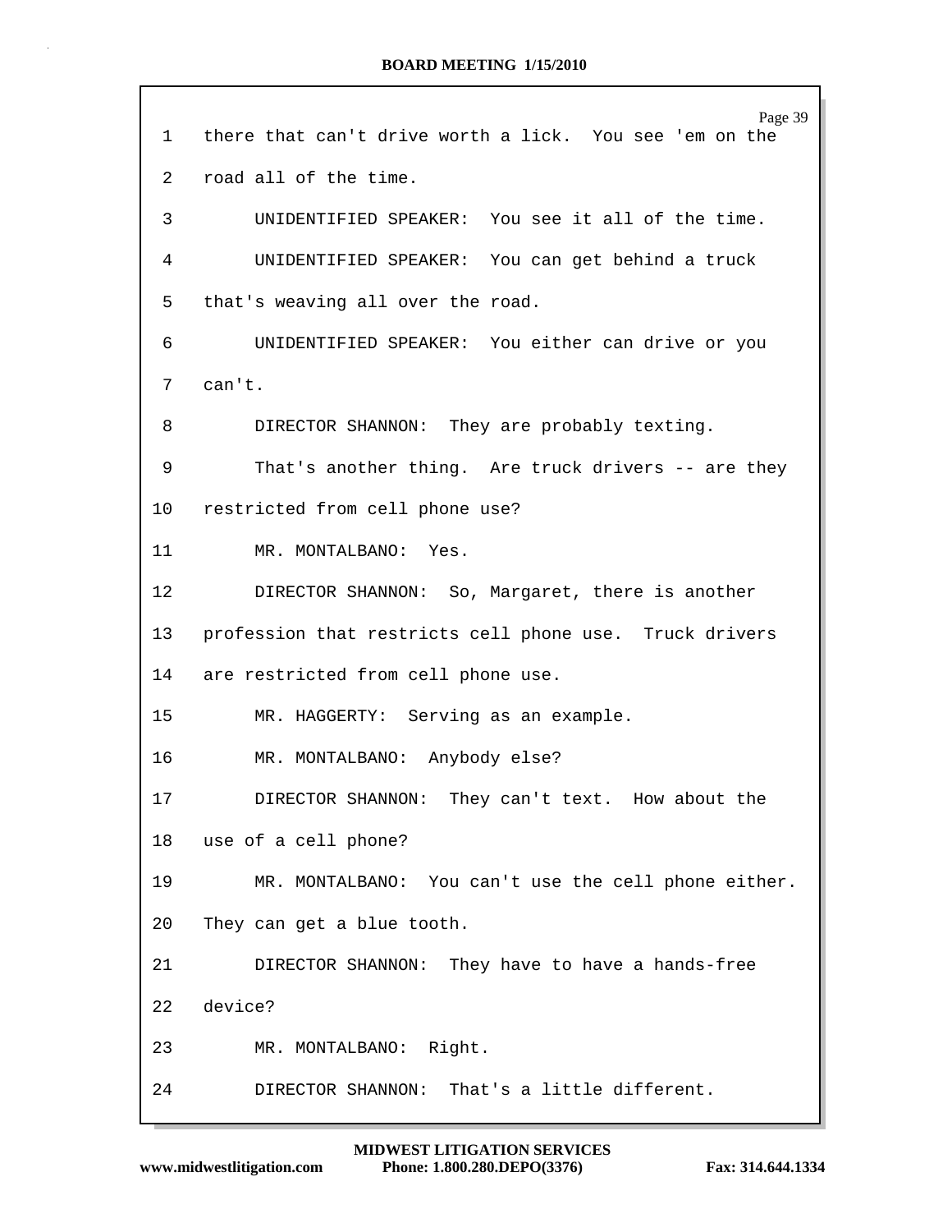1 there that can't drive worth a lick. You see 'em on the

2 road all of the time.

3 UNIDENTIFIED SPEAKER: You see it all of the time.

4 UNIDENTIFIED SPEAKER: You can get behind a truck

5 that's weaving all over the road.

6 UNIDENTIFIED SPEAKER: You either can drive or you

7 can't.

8 DIRECTOR SHANNON: They are probably texting.

9 That's another thing. Are truck drivers -- are they

10 restricted from cell phone use?

11 MR. MONTALBANO: Yes.

12 DIRECTOR SHANNON: So, Margaret, there is another

13 profession that restricts cell phone use. Truck drivers

14 are restricted from cell phone use.

15 MR. HAGGERTY: Serving as an example.

16 MR. MONTALBANO: Anybody else?

17 DIRECTOR SHANNON: They can't text. How about the

18 use of a cell phone?

19 MR. MONTALBANO: You can't use the cell phone either.

20 They can get a blue tooth.

21 DIRECTOR SHANNON: They have to have a hands-free

22 device?

23 MR. MONTALBANO: Right.

24 DIRECTOR SHANNON: That's a little different.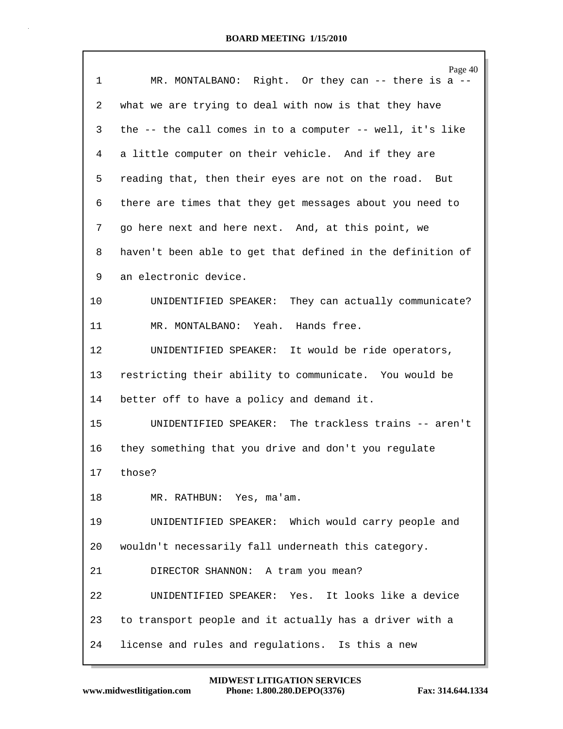MR. MONTALBANO: Right. Or they can -- there is a -- what we are trying to deal with now is that they have the -- the call comes in to a computer -- well, it's like a little computer on their vehicle. And if they are reading that, then their eyes are not on the road. But there are times that they get messages about you need to go here next and here next. And, at this point, we haven't been able to get that defined in the definition of an electronic device.

UNIDENTIFIED SPEAKER: They can actually communicate?

MR. MONTALBANO: Yeah. Hands free.

UNIDENTIFIED SPEAKER: It would be ride operators, restricting their ability to communicate. You would be better off to have a policy and demand it.

UNIDENTIFIED SPEAKER: The trackless trains -- aren't they something that you drive and don't you regulate those?

MR. RATHBUN: Yes, ma'am.

UNIDENTIFIED SPEAKER: Which would carry people and wouldn't necessarily fall underneath this category.

DIRECTOR SHANNON: A tram you mean?

UNIDENTIFIED SPEAKER: Yes. It looks like a device to transport people and it actually has a driver with a license and rules and regulations. Is this a new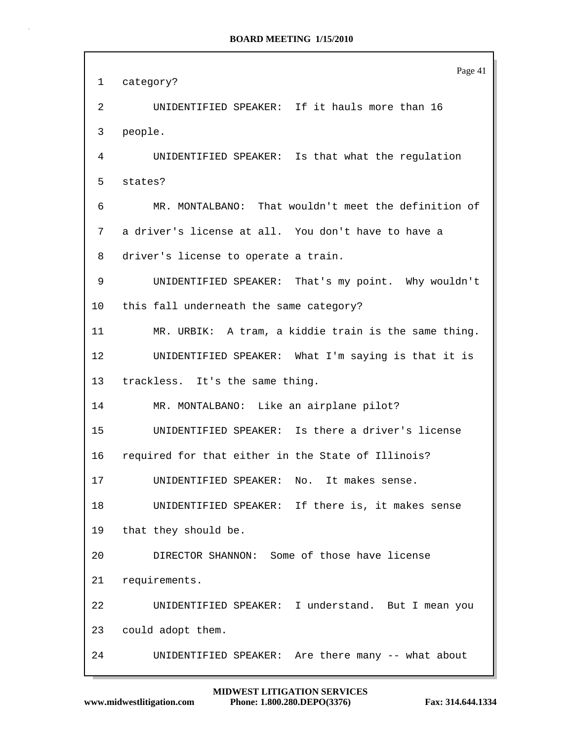category?

UNIDENTIFIED SPEAKER: If it hauls more than 16 people.

UNIDENTIFIED SPEAKER: Is that what the regulation states?

MR. MONTALBANO: That wouldn't meet the definition of a driver's license at all. You don't have to have a driver's license to operate a train.

UNIDENTIFIED SPEAKER: That's my point. Why wouldn't this fall underneath the same category?

MR. URBIK: A tram, a kiddie train is the same thing.

UNIDENTIFIED SPEAKER: What I'm saying is that it is trackless. It's the same thing.

MR. MONTALBANO: Like an airplane pilot?

UNIDENTIFIED SPEAKER: Is there a driver's license required for that either in the State of Illinois?

UNIDENTIFIED SPEAKER: No. It makes sense.

UNIDENTIFIED SPEAKER: If there is, it makes sense that they should be.

DIRECTOR SHANNON: Some of those have license requirements.

UNIDENTIFIED SPEAKER: I understand. But I mean you could adopt them.

UNIDENTIFIED SPEAKER: Are there many -- what about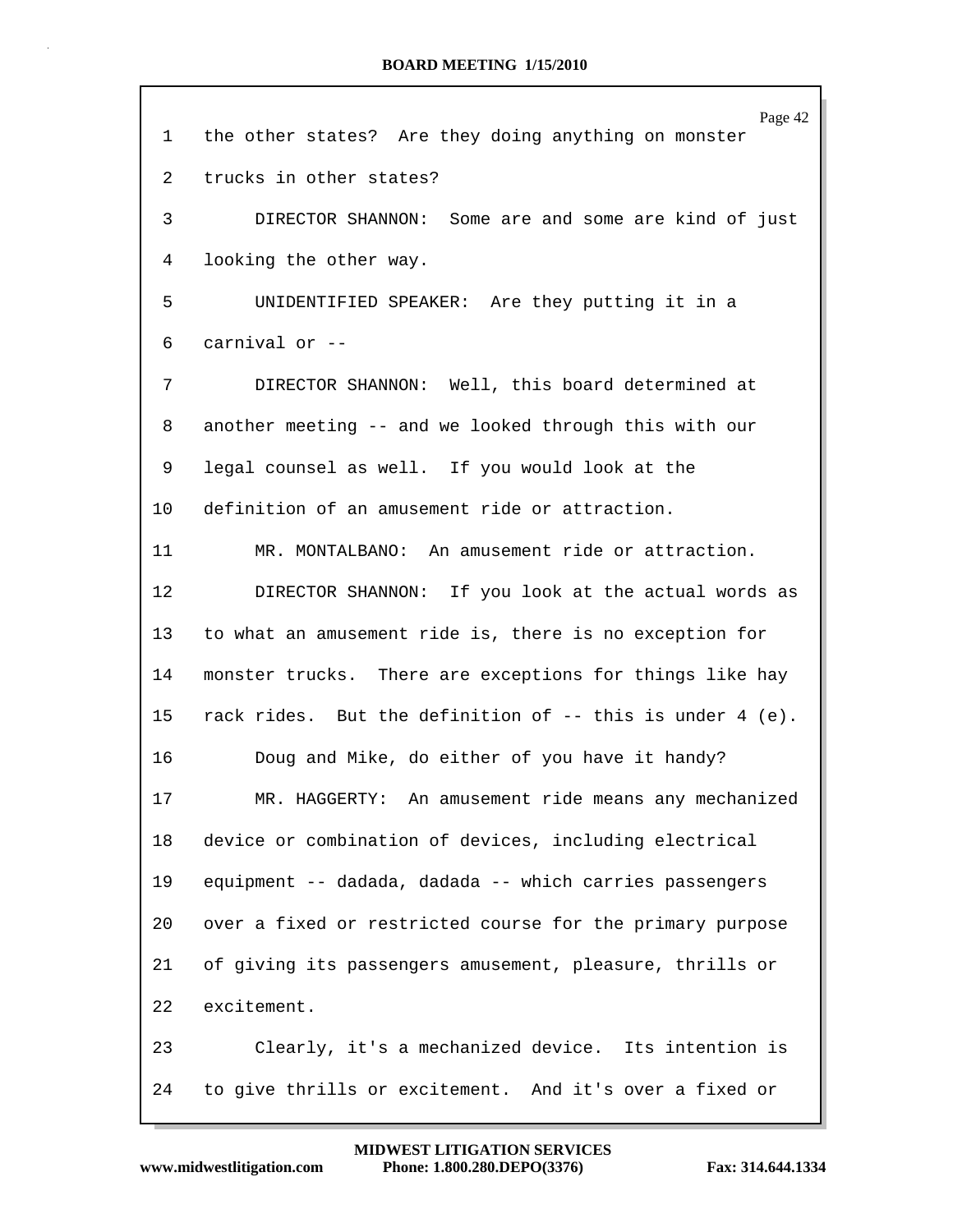1 the other states? Are they doing anything on monster
2 trucks in other states?
3 DIRECTOR SHANNON: Some are and some are kind of just
4 looking the other way.
5 UNIDENTIFIED SPEAKER: Are they putting it in a
6 carnival or --
7 DIRECTOR SHANNON: Well, this board determined at
8 another meeting -- and we looked through this with our
9 legal counsel as well. If you would look at the
10 definition of an amusement ride or attraction.
11 MR. MONTALBANO: An amusement ride or attraction.
12 DIRECTOR SHANNON: If you look at the actual words as
13 to what an amusement ride is, there is no exception for
14 monster trucks. There are exceptions for things like hay
15 rack rides. But the definition of -- this is under 4 (e).
16 Doug and Mike, do either of you have it handy?
17 MR. HAGGERTY: An amusement ride means any mechanized
18 device or combination of devices, including electrical
19 equipment -- dadada, dadada -- which carries passengers
20 over a fixed or restricted course for the primary purpose
21 of giving its passengers amusement, pleasure, thrills or
22 excitement.
23 Clearly, it's a mechanized device. Its intention is
24 to give thrills or excitement. And it's over a fixed or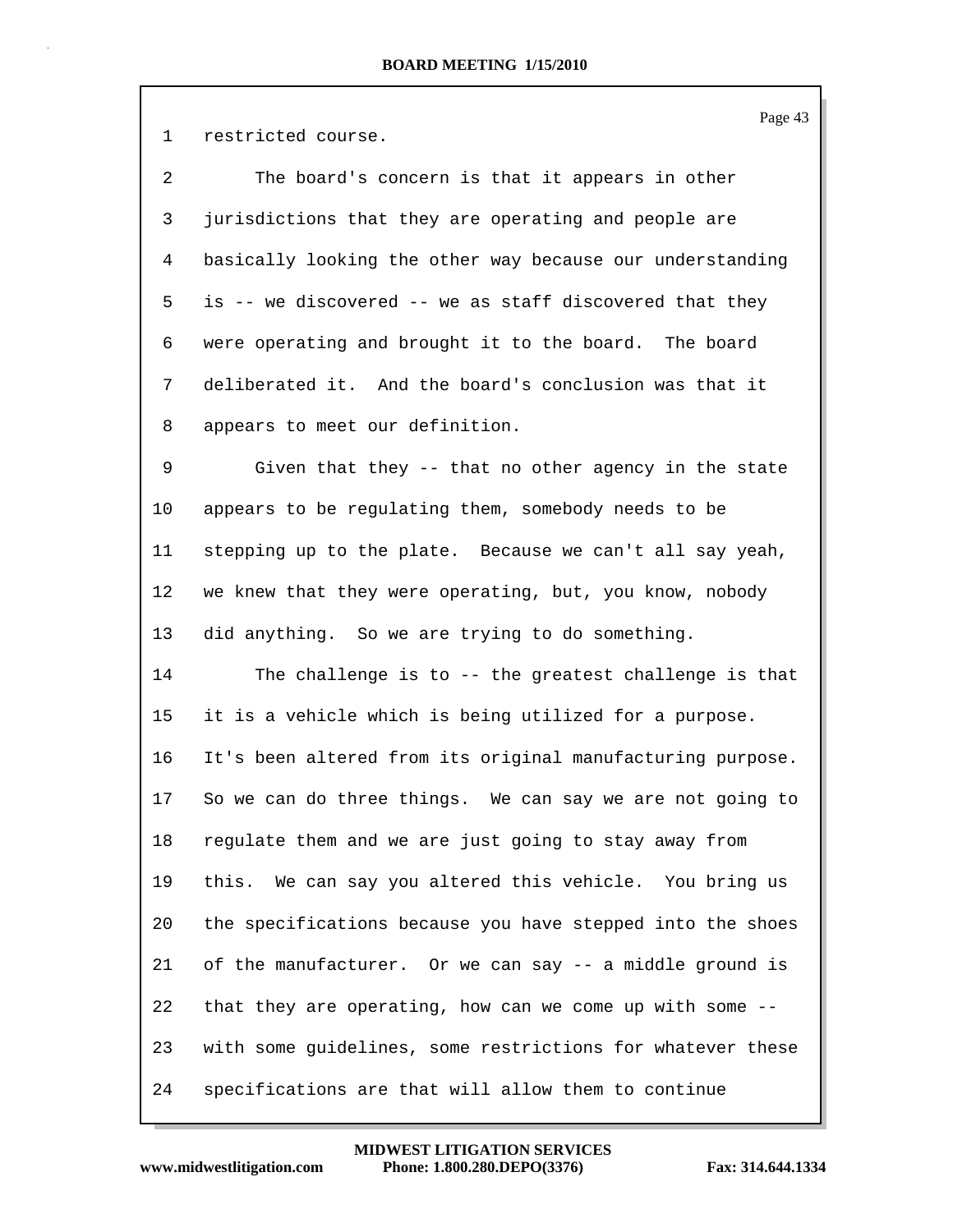restricted course.

The board's concern is that it appears in other jurisdictions that they are operating and people are basically looking the other way because our understanding is -- we discovered -- we as staff discovered that they were operating and brought it to the board. The board deliberated it. And the board's conclusion was that it appears to meet our definition.

Given that they -- that no other agency in the state appears to be regulating them, somebody needs to be stepping up to the plate. Because we can't all say yeah, we knew that they were operating, but, you know, nobody did anything. So we are trying to do something.

The challenge is to -- the greatest challenge is that it is a vehicle which is being utilized for a purpose. It's been altered from its original manufacturing purpose. So we can do three things. We can say we are not going to regulate them and we are just going to stay away from this. We can say you altered this vehicle. You bring us the specifications because you have stepped into the shoes of the manufacturer. Or we can say -- a middle ground is that they are operating, how can we come up with some -- with some guidelines, some restrictions for whatever these specifications are that will allow them to continue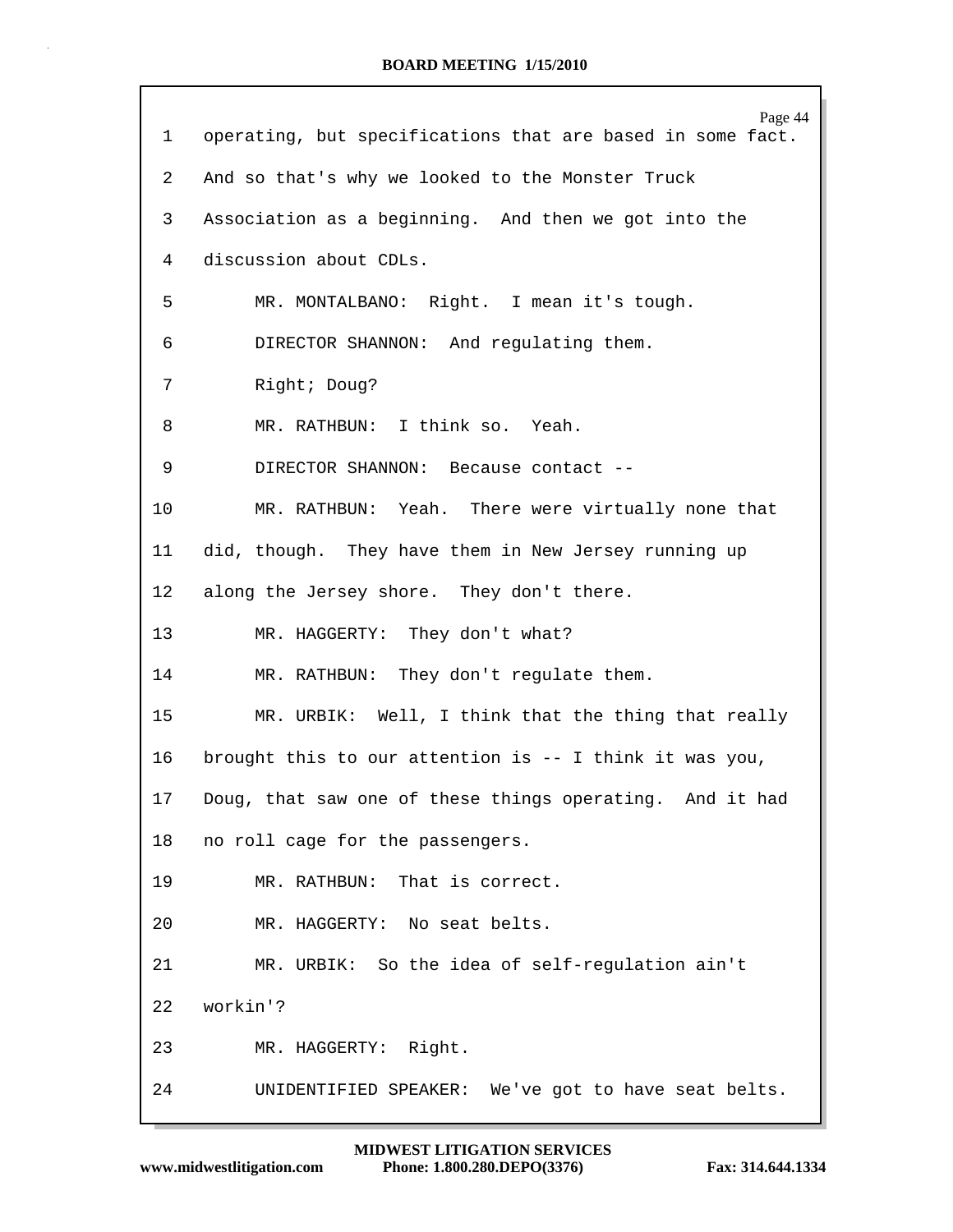1 operating, but specifications that are based in some fact.

2 And so that's why we looked to the Monster Truck

3 Association as a beginning. And then we got into the

4 discussion about CDLs.

5 MR. MONTALBANO: Right. I mean it's tough.

6 DIRECTOR SHANNON: And regulating them.

7 Right; Doug?

8 MR. RATHBUN: I think so. Yeah.

9 DIRECTOR SHANNON: Because contact --

10 MR. RATHBUN: Yeah. There were virtually none that

11 did, though. They have them in New Jersey running up

12 along the Jersey shore. They don't there.

13 MR. HAGGERTY: They don't what?

14 MR. RATHBUN: They don't regulate them.

15 MR. URBIK: Well, I think that the thing that really

16 brought this to our attention is -- I think it was you,

17 Doug, that saw one of these things operating. And it had

18 no roll cage for the passengers.

19 MR. RATHBUN: That is correct.

20 MR. HAGGERTY: No seat belts.

21 MR. URBIK: So the idea of self-regulation ain't

22 workin'?

23 MR. HAGGERTY: Right.

24 UNIDENTIFIED SPEAKER: We've got to have seat belts.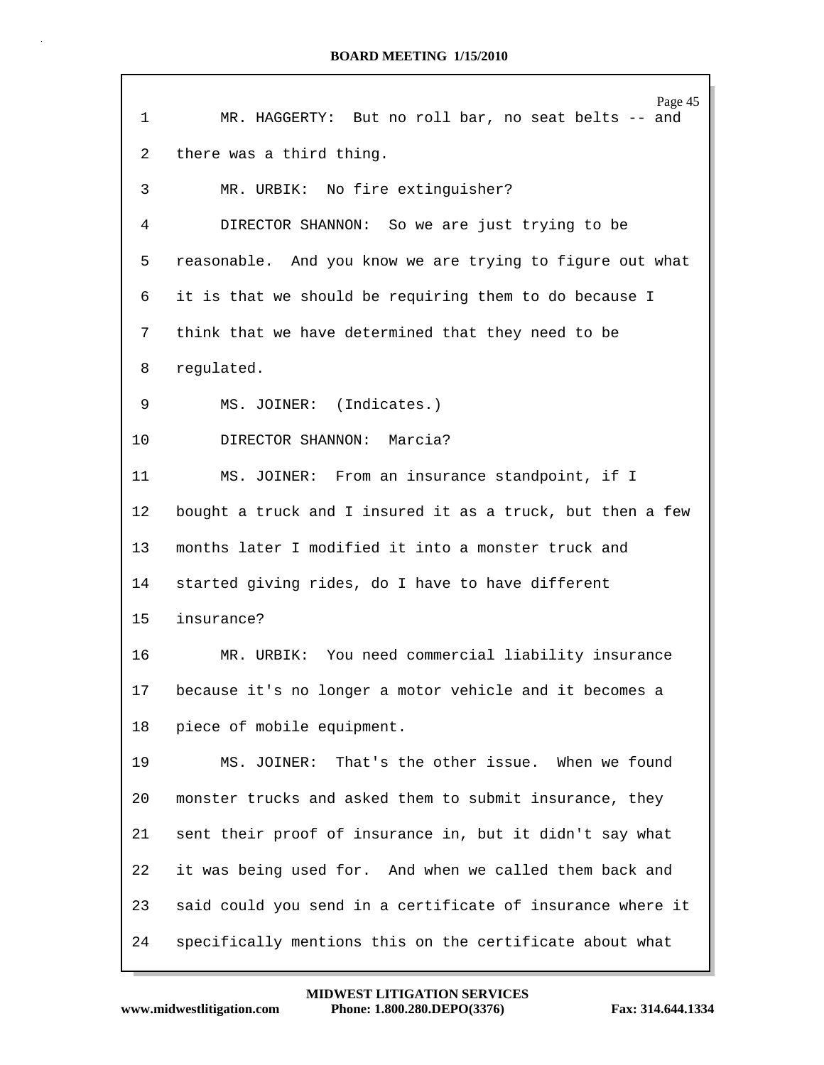MR. HAGGERTY: But no roll bar, no seat belts -- and there was a third thing.

MR. URBIK: No fire extinguisher?

DIRECTOR SHANNON: So we are just trying to be reasonable. And you know we are trying to figure out what it is that we should be requiring them to do because I think that we have determined that they need to be regulated.

MS. JOINER: (Indicates.)

DIRECTOR SHANNON: Marcia?

MS. JOINER: From an insurance standpoint, if I bought a truck and I insured it as a truck, but then a few months later I modified it into a monster truck and started giving rides, do I have to have different insurance?

MR. URBIK: You need commercial liability insurance because it's no longer a motor vehicle and it becomes a piece of mobile equipment.

MS. JOINER: That's the other issue. When we found monster trucks and asked them to submit insurance, they sent their proof of insurance in, but it didn't say what it was being used for. And when we called them back and said could you send in a certificate of insurance where it specifically mentions this on the certificate about what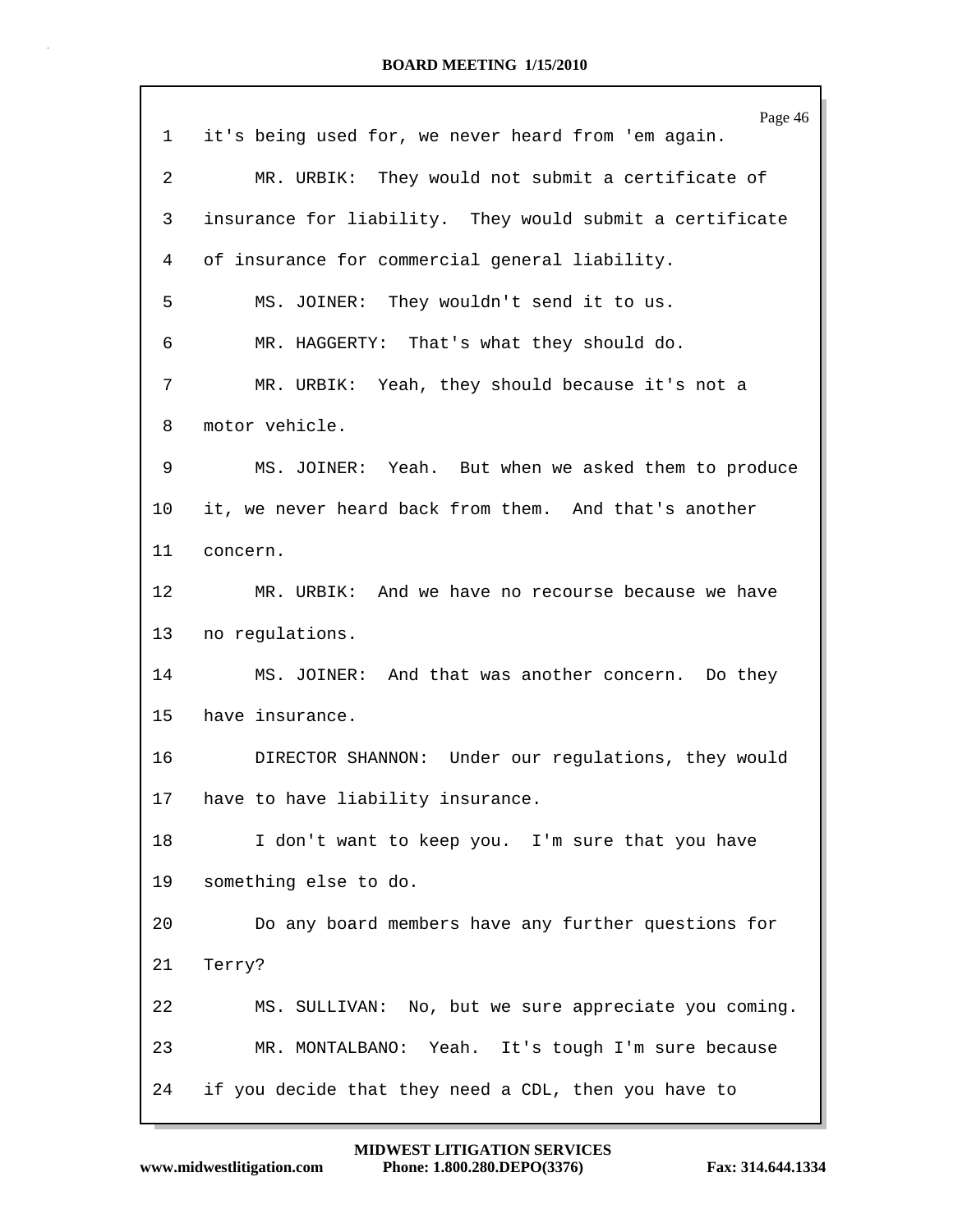1 it's being used for, we never heard from 'em again.

2 MR. URBIK: They would not submit a certificate of

3 insurance for liability. They would submit a certificate

4 of insurance for commercial general liability.

5 MS. JOINER: They wouldn't send it to us.

6 MR. HAGGERTY: That's what they should do.

7 MR. URBIK: Yeah, they should because it's not a

8 motor vehicle.

9 MS. JOINER: Yeah. But when we asked them to produce

10 it, we never heard back from them. And that's another

11 concern.

12 MR. URBIK: And we have no recourse because we have

13 no regulations.

14 MS. JOINER: And that was another concern. Do they

15 have insurance.

16 DIRECTOR SHANNON: Under our regulations, they would

17 have to have liability insurance.

18 I don't want to keep you. I'm sure that you have

19 something else to do.

20 Do any board members have any further questions for

21 Terry?

22 MS. SULLIVAN: No, but we sure appreciate you coming.

23 MR. MONTALBANO: Yeah. It's tough I'm sure because

24 if you decide that they need a CDL, then you have to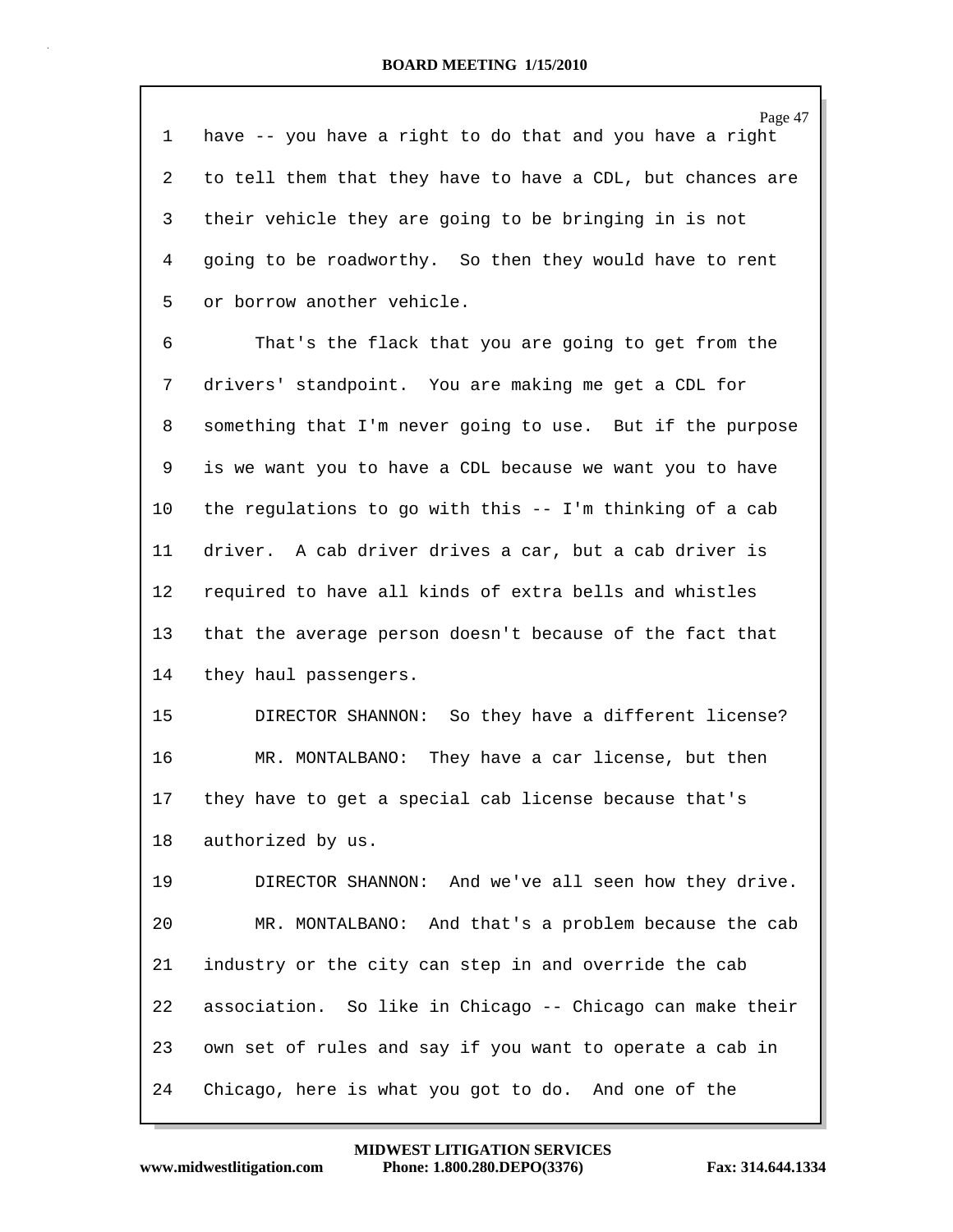have -- you have a right to do that and you have a right to tell them that they have to have a CDL, but chances are their vehicle they are going to be bringing in is not going to be roadworthy. So then they would have to rent or borrow another vehicle.

That's the flack that you are going to get from the drivers' standpoint. You are making me get a CDL for something that I'm never going to use. But if the purpose is we want you to have a CDL because we want you to have the regulations to go with this -- I'm thinking of a cab driver. A cab driver drives a car, but a cab driver is required to have all kinds of extra bells and whistles that the average person doesn't because of the fact that they haul passengers.

DIRECTOR SHANNON: So they have a different license?

MR. MONTALBANO: They have a car license, but then they have to get a special cab license because that's authorized by us.

DIRECTOR SHANNON: And we've all seen how they drive.

MR. MONTALBANO: And that's a problem because the cab industry or the city can step in and override the cab association. So like in Chicago -- Chicago can make their own set of rules and say if you want to operate a cab in Chicago, here is what you got to do. And one of the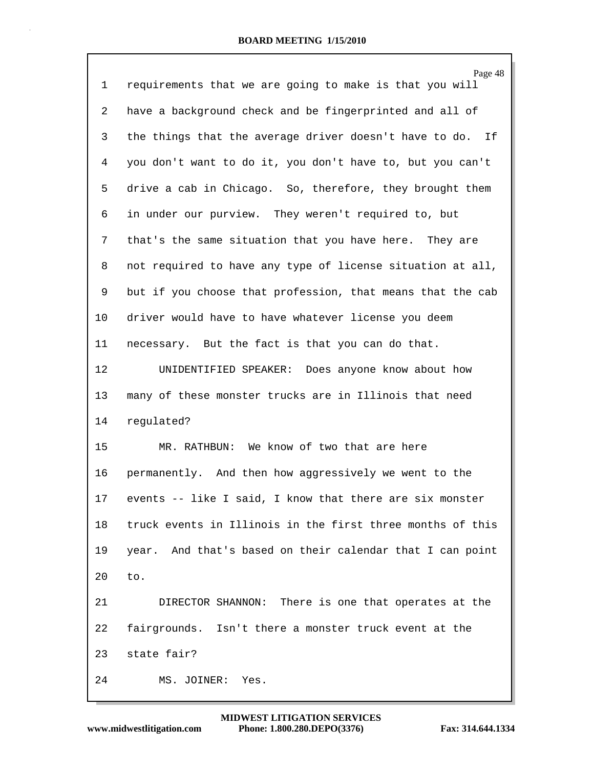requirements that we are going to make is that you will have a background check and be fingerprinted and all of the things that the average driver doesn't have to do. If you don't want to do it, you don't have to, but you can't drive a cab in Chicago. So, therefore, they brought them in under our purview. They weren't required to, but that's the same situation that you have here. They are not required to have any type of license situation at all, but if you choose that profession, that means that the cab driver would have to have whatever license you deem necessary. But the fact is that you can do that.

UNIDENTIFIED SPEAKER: Does anyone know about how many of these monster trucks are in Illinois that need regulated?

MR. RATHBUN: We know of two that are here permanently. And then how aggressively we went to the events -- like I said, I know that there are six monster truck events in Illinois in the first three months of this year. And that's based on their calendar that I can point to.

DIRECTOR SHANNON: There is one that operates at the fairgrounds. Isn't there a monster truck event at the state fair?

MS. JOINER: Yes.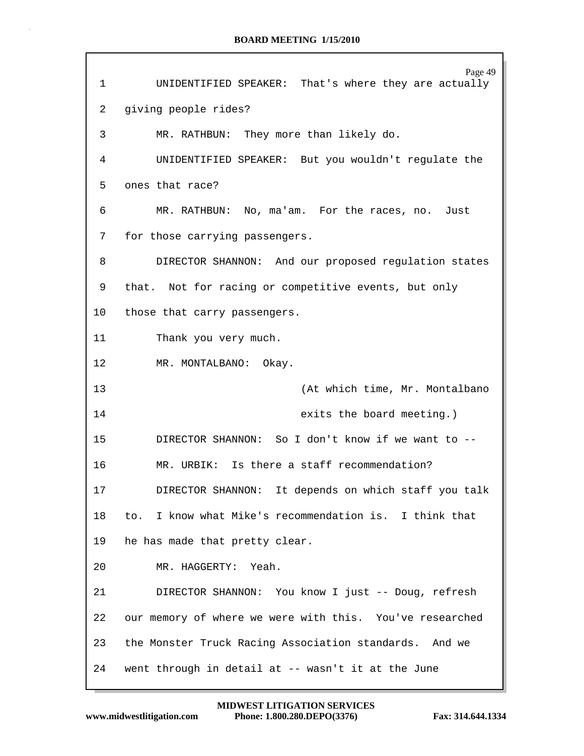1 UNIDENTIFIED SPEAKER: That's where they are actually

2 giving people rides?

3 MR. RATHBUN: They more than likely do.

4 UNIDENTIFIED SPEAKER: But you wouldn't regulate the

5 ones that race?

6 MR. RATHBUN: No, ma'am. For the races, no. Just

7 for those carrying passengers.

8 DIRECTOR SHANNON: And our proposed regulation states

9 that. Not for racing or competitive events, but only

10 those that carry passengers.

11 Thank you very much.

12 MR. MONTALBANO: Okay.

13 (At which time, Mr. Montalbano

14 exits the board meeting.)

15 DIRECTOR SHANNON: So I don't know if we want to --

16 MR. URBIK: Is there a staff recommendation?

17 DIRECTOR SHANNON: It depends on which staff you talk

18 to. I know what Mike's recommendation is. I think that

19 he has made that pretty clear.

20 MR. HAGGERTY: Yeah.

21 DIRECTOR SHANNON: You know I just -- Doug, refresh

22 our memory of where we were with this. You've researched

23 the Monster Truck Racing Association standards. And we

24 went through in detail at -- wasn't it at the June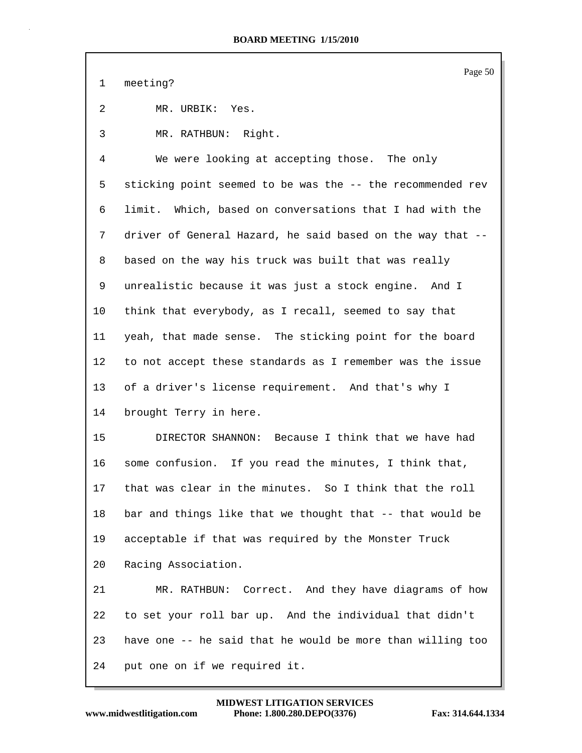1 meeting?

2 MR. URBIK: Yes.

3 MR. RATHBUN: Right.

4 We were looking at accepting those. The only

5 sticking point seemed to be was the -- the recommended rev

6 limit. Which, based on conversations that I had with the

7 driver of General Hazard, he said based on the way that --

8 based on the way his truck was built that was really

9 unrealistic because it was just a stock engine. And I

10 think that everybody, as I recall, seemed to say that

11 yeah, that made sense. The sticking point for the board

12 to not accept these standards as I remember was the issue

13 of a driver's license requirement. And that's why I

14 brought Terry in here.

15 DIRECTOR SHANNON: Because I think that we have had

16 some confusion. If you read the minutes, I think that,

17 that was clear in the minutes. So I think that the roll

18 bar and things like that we thought that -- that would be

19 acceptable if that was required by the Monster Truck

20 Racing Association.

21 MR. RATHBUN: Correct. And they have diagrams of how

22 to set your roll bar up. And the individual that didn't

23 have one -- he said that he would be more than willing too

24 put one on if we required it.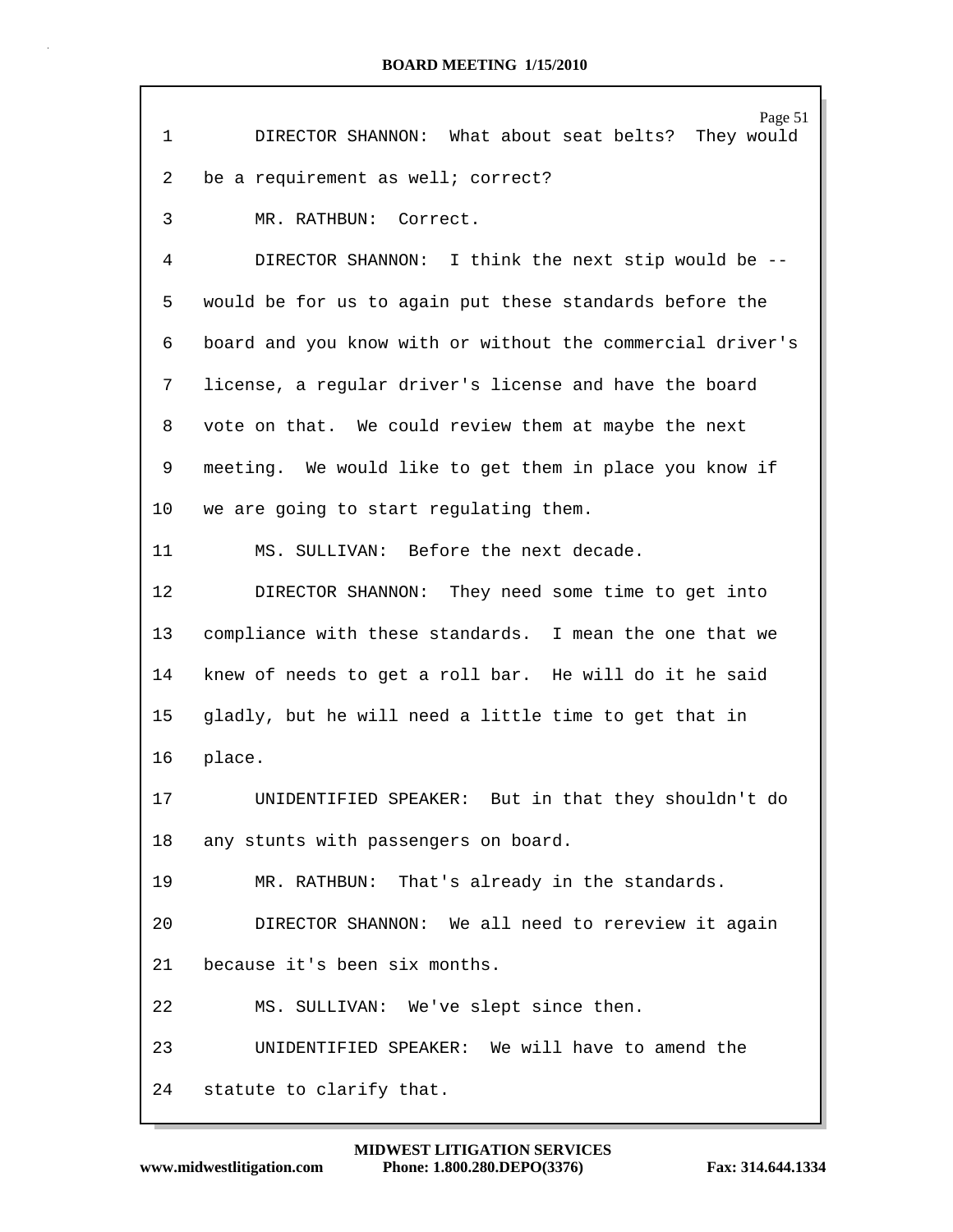1 DIRECTOR SHANNON: What about seat belts? They would
2 be a requirement as well; correct?
3 MR. RATHBUN: Correct.
4 DIRECTOR SHANNON: I think the next stip would be --
5 would be for us to again put these standards before the
6 board and you know with or without the commercial driver's
7 license, a regular driver's license and have the board
8 vote on that. We could review them at maybe the next
9 meeting. We would like to get them in place you know if
10 we are going to start regulating them.
11 MS. SULLIVAN: Before the next decade.
12 DIRECTOR SHANNON: They need some time to get into
13 compliance with these standards. I mean the one that we
14 knew of needs to get a roll bar. He will do it he said
15 gladly, but he will need a little time to get that in
16 place.
17 UNIDENTIFIED SPEAKER: But in that they shouldn't do
18 any stunts with passengers on board.
19 MR. RATHBUN: That's already in the standards.
20 DIRECTOR SHANNON: We all need to rereview it again
21 because it's been six months.
22 MS. SULLIVAN: We've slept since then.
23 UNIDENTIFIED SPEAKER: We will have to amend the
24 statute to clarify that.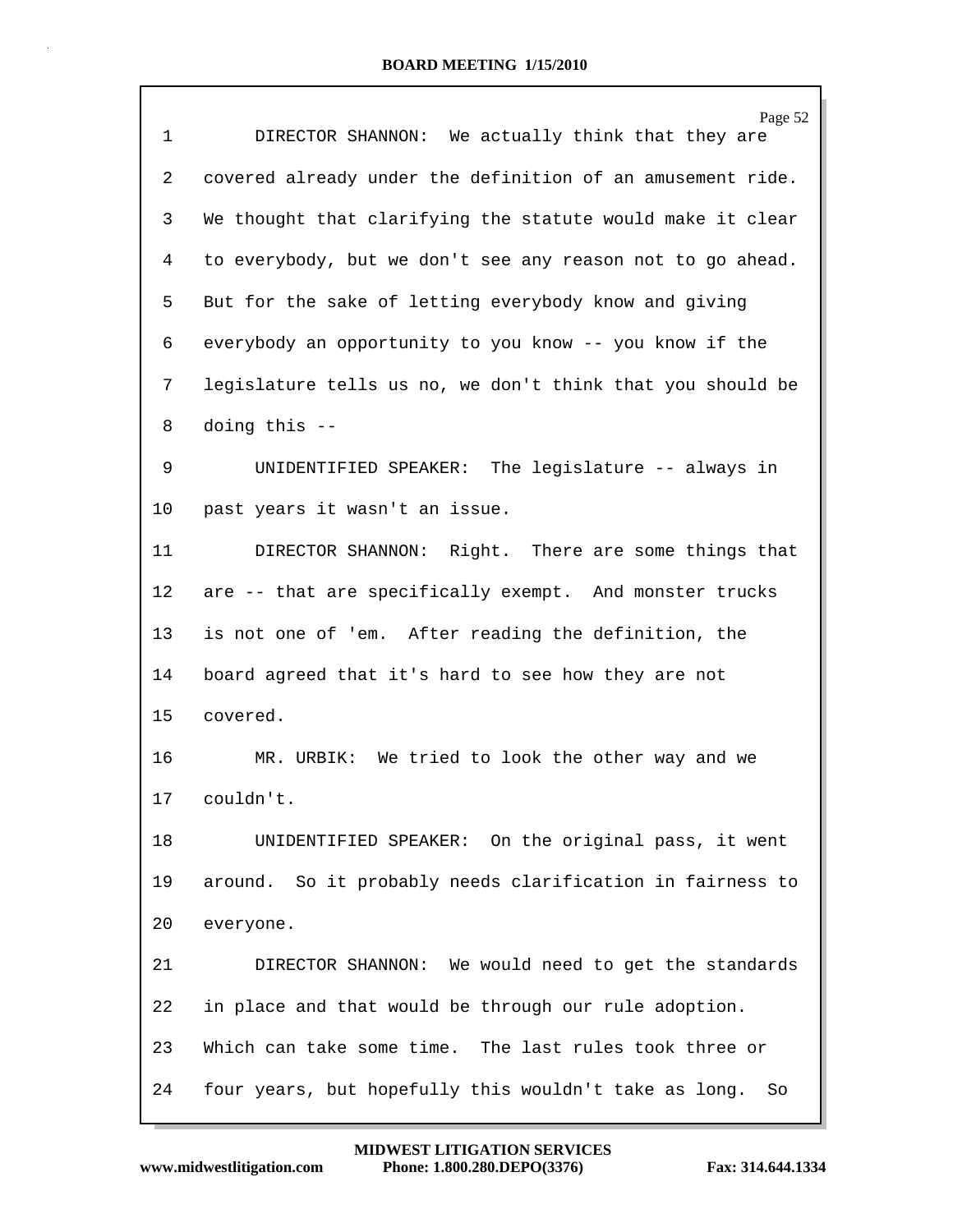DIRECTOR SHANNON: We actually think that they are covered already under the definition of an amusement ride. We thought that clarifying the statute would make it clear to everybody, but we don't see any reason not to go ahead. But for the sake of letting everybody know and giving everybody an opportunity to you know -- you know if the legislature tells us no, we don't think that you should be doing this --

UNIDENTIFIED SPEAKER: The legislature -- always in past years it wasn't an issue.

DIRECTOR SHANNON: Right. There are some things that are -- that are specifically exempt. And monster trucks is not one of 'em. After reading the definition, the board agreed that it's hard to see how they are not covered.

MR. URBIK: We tried to look the other way and we couldn't.

UNIDENTIFIED SPEAKER: On the original pass, it went around. So it probably needs clarification in fairness to everyone.

DIRECTOR SHANNON: We would need to get the standards in place and that would be through our rule adoption. Which can take some time. The last rules took three or four years, but hopefully this wouldn't take as long. So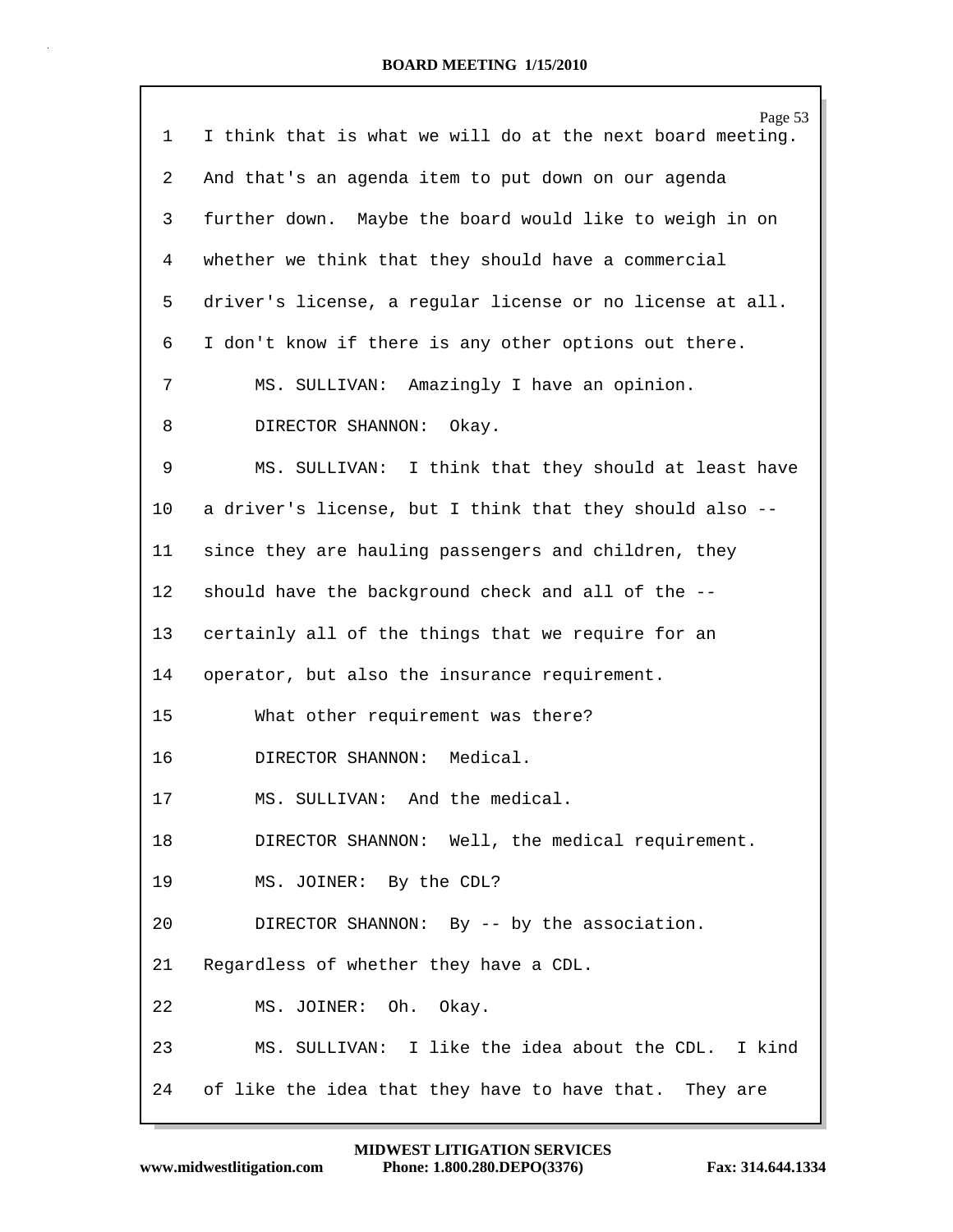I think that is what we will do at the next board meeting. And that's an agenda item to put down on our agenda further down. Maybe the board would like to weigh in on whether we think that they should have a commercial driver's license, a regular license or no license at all. I don't know if there is any other options out there.

MS. SULLIVAN: Amazingly I have an opinion.

DIRECTOR SHANNON: Okay.

MS. SULLIVAN: I think that they should at least have a driver's license, but I think that they should also -- since they are hauling passengers and children, they should have the background check and all of the -- certainly all of the things that we require for an operator, but also the insurance requirement.

What other requirement was there?

DIRECTOR SHANNON: Medical.

MS. SULLIVAN: And the medical.

DIRECTOR SHANNON: Well, the medical requirement.

MS. JOINER: By the CDL?

DIRECTOR SHANNON: By -- by the association. Regardless of whether they have a CDL.

MS. JOINER: Oh. Okay.

MS. SULLIVAN: I like the idea about the CDL. I kind of like the idea that they have to have that. They are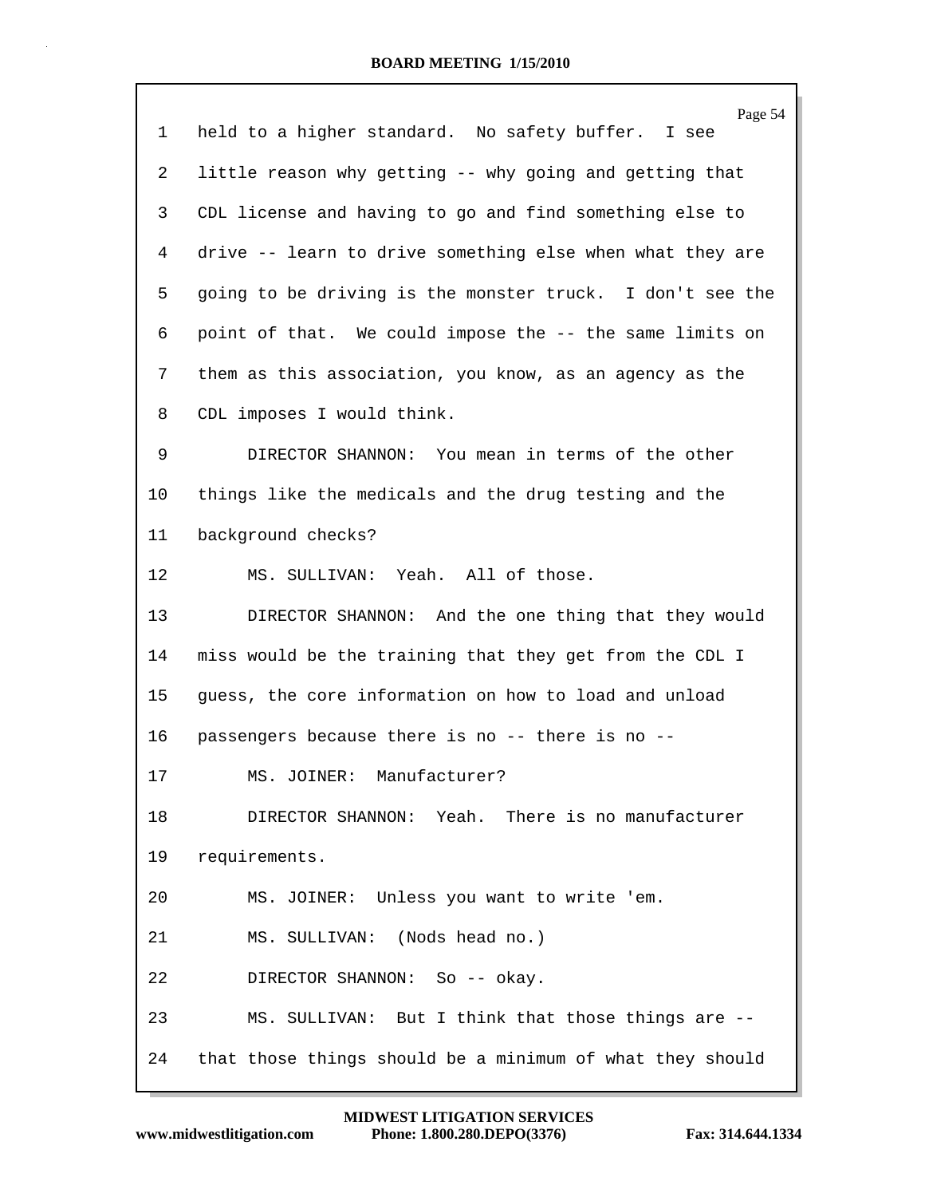1 held to a higher standard. No safety buffer. I see

2 little reason why getting -- why going and getting that

3 CDL license and having to go and find something else to

4 drive -- learn to drive something else when what they are

5 going to be driving is the monster truck. I don't see the

6 point of that. We could impose the -- the same limits on

7 them as this association, you know, as an agency as the

8 CDL imposes I would think.

9 DIRECTOR SHANNON: You mean in terms of the other

10 things like the medicals and the drug testing and the

11 background checks?

12 MS. SULLIVAN: Yeah. All of those.

13 DIRECTOR SHANNON: And the one thing that they would

14 miss would be the training that they get from the CDL I

15 guess, the core information on how to load and unload

16 passengers because there is no -- there is no --

17 MS. JOINER: Manufacturer?

18 DIRECTOR SHANNON: Yeah. There is no manufacturer

19 requirements.

20 MS. JOINER: Unless you want to write 'em.

21 MS. SULLIVAN: (Nods head no.)

22 DIRECTOR SHANNON: So -- okay.

23 MS. SULLIVAN: But I think that those things are --

24 that those things should be a minimum of what they should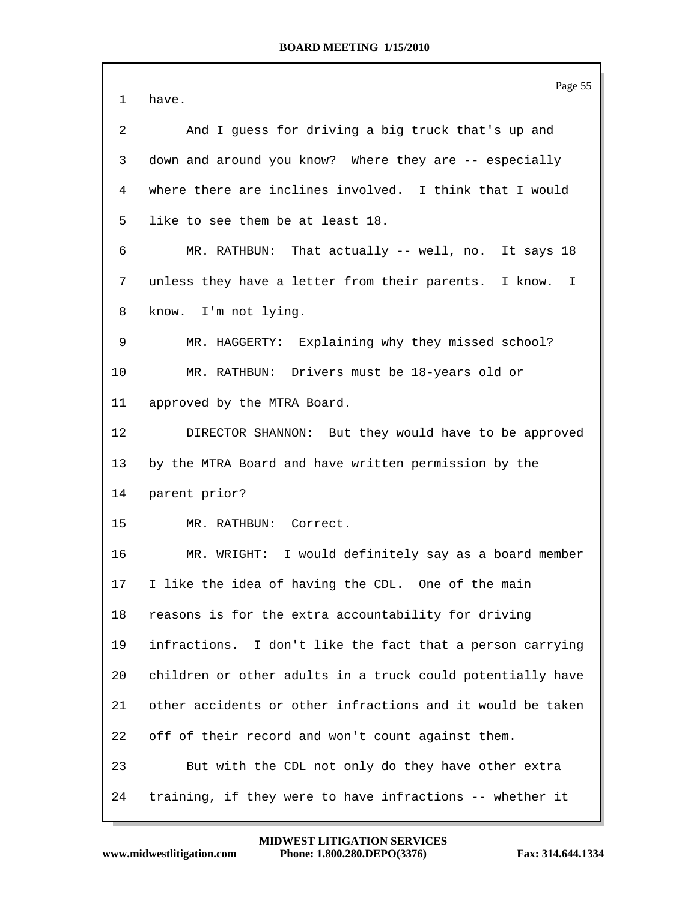have.

And I guess for driving a big truck that's up and down and around you know? Where they are -- especially where there are inclines involved. I think that I would like to see them be at least 18.

MR. RATHBUN: That actually -- well, no. It says 18 unless they have a letter from their parents. I know. I know. I'm not lying.

MR. HAGGERTY: Explaining why they missed school?

MR. RATHBUN: Drivers must be 18-years old or approved by the MTRA Board.

DIRECTOR SHANNON: But they would have to be approved by the MTRA Board and have written permission by the parent prior?

MR. RATHBUN: Correct.

MR. WRIGHT: I would definitely say as a board member I like the idea of having the CDL. One of the main reasons is for the extra accountability for driving infractions. I don't like the fact that a person carrying children or other adults in a truck could potentially have other accidents or other infractions and it would be taken off of their record and won't count against them.

But with the CDL not only do they have other extra training, if they were to have infractions -- whether it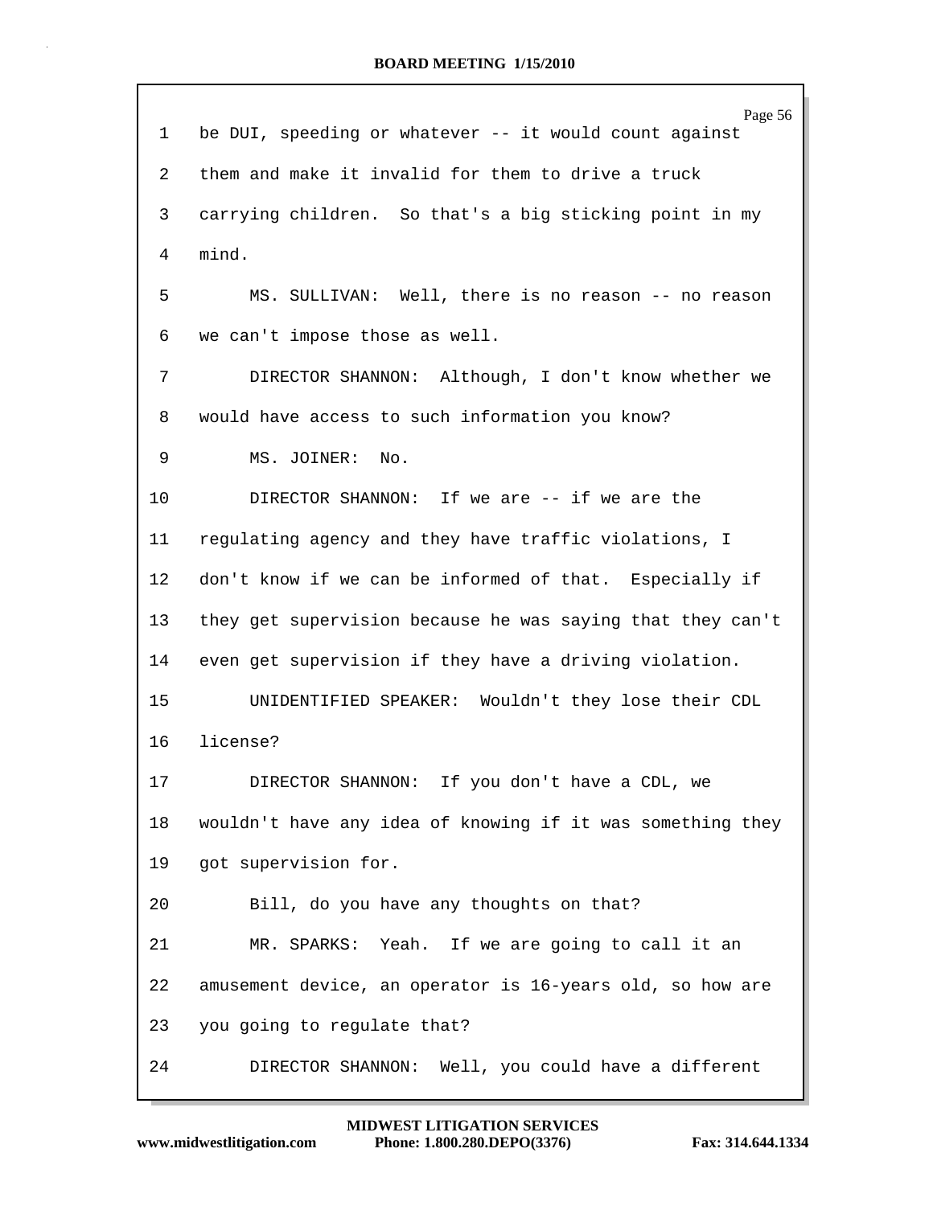1 be DUI, speeding or whatever -- it would count against

2 them and make it invalid for them to drive a truck

3 carrying children. So that's a big sticking point in my

4 mind.

5 MS. SULLIVAN: Well, there is no reason -- no reason

6 we can't impose those as well.

7 DIRECTOR SHANNON: Although, I don't know whether we

8 would have access to such information you know?

9 MS. JOINER: No.

10 DIRECTOR SHANNON: If we are -- if we are the

11 regulating agency and they have traffic violations, I

12 don't know if we can be informed of that. Especially if

13 they get supervision because he was saying that they can't

14 even get supervision if they have a driving violation.

15 UNIDENTIFIED SPEAKER: Wouldn't they lose their CDL

16 license?

17 DIRECTOR SHANNON: If you don't have a CDL, we

18 wouldn't have any idea of knowing if it was something they

19 got supervision for.

20 Bill, do you have any thoughts on that?

21 MR. SPARKS: Yeah. If we are going to call it an

22 amusement device, an operator is 16-years old, so how are

23 you going to regulate that?

24 DIRECTOR SHANNON: Well, you could have a different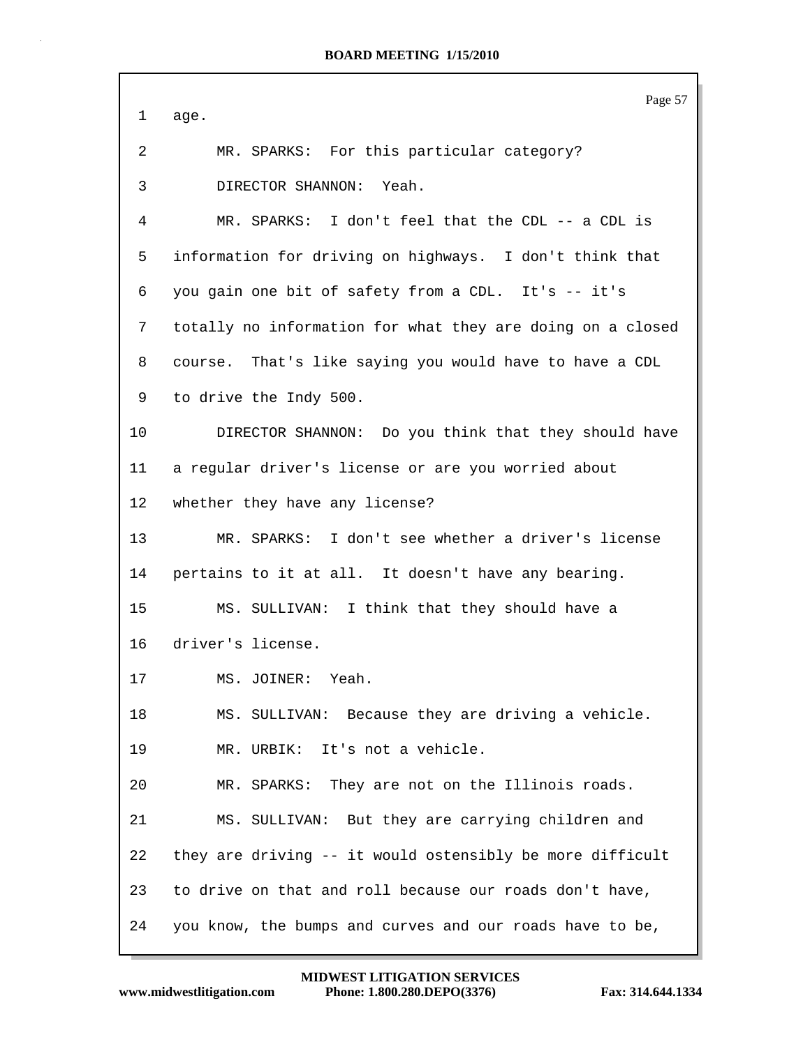1 age.

2 MR. SPARKS: For this particular category?

3 DIRECTOR SHANNON: Yeah.

4 MR. SPARKS: I don't feel that the CDL -- a CDL is

5 information for driving on highways. I don't think that

6 you gain one bit of safety from a CDL. It's -- it's

7 totally no information for what they are doing on a closed

8 course. That's like saying you would have to have a CDL

9 to drive the Indy 500.

10 DIRECTOR SHANNON: Do you think that they should have

11 a regular driver's license or are you worried about

12 whether they have any license?

13 MR. SPARKS: I don't see whether a driver's license

14 pertains to it at all. It doesn't have any bearing.

15 MS. SULLIVAN: I think that they should have a

16 driver's license.

17 MS. JOINER: Yeah.

18 MS. SULLIVAN: Because they are driving a vehicle.

19 MR. URBIK: It's not a vehicle.

20 MR. SPARKS: They are not on the Illinois roads.

21 MS. SULLIVAN: But they are carrying children and

22 they are driving -- it would ostensibly be more difficult

23 to drive on that and roll because our roads don't have,

24 you know, the bumps and curves and our roads have to be,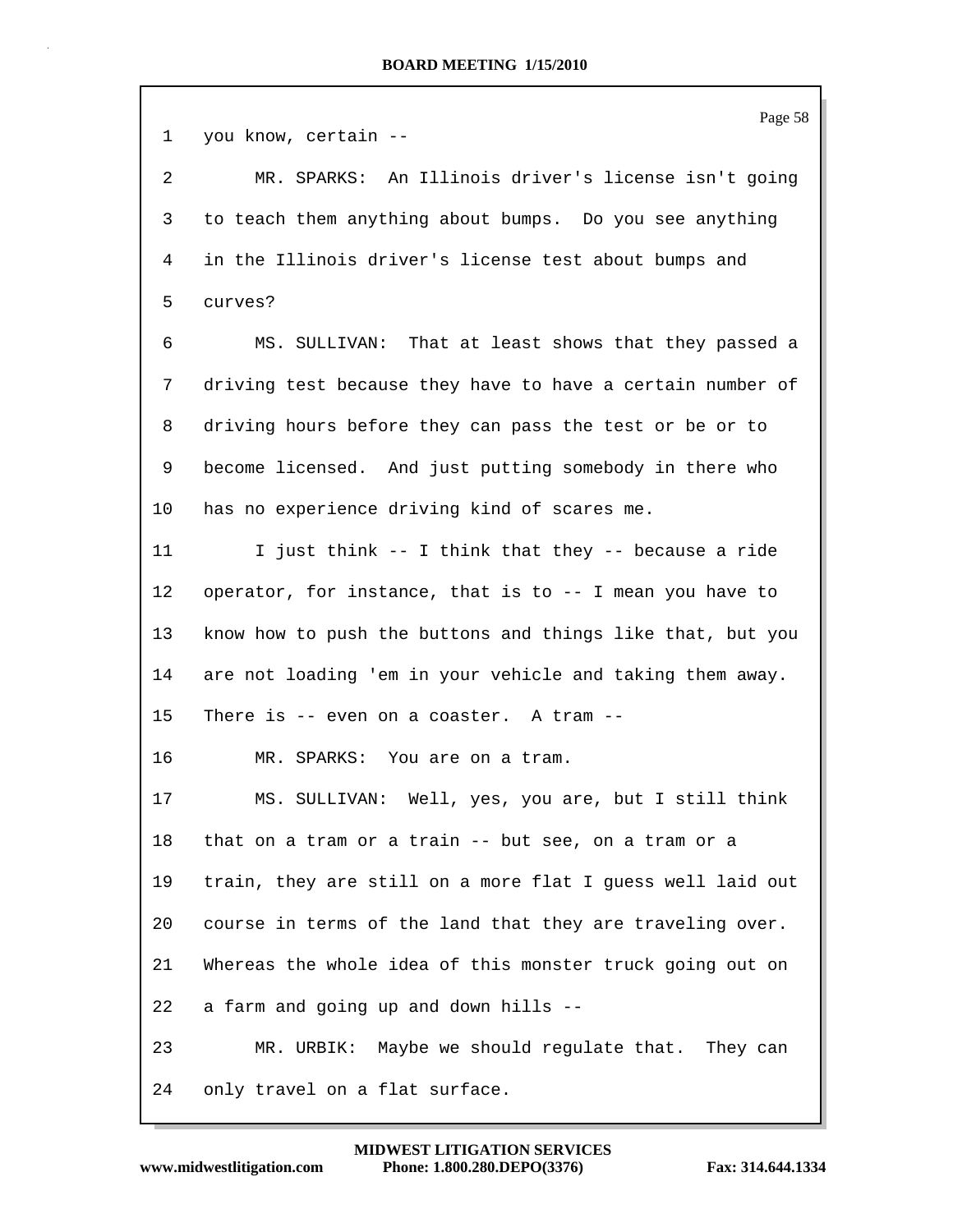you know, certain --

MR. SPARKS: An Illinois driver's license isn't going to teach them anything about bumps. Do you see anything in the Illinois driver's license test about bumps and curves?

MS. SULLIVAN: That at least shows that they passed a driving test because they have to have a certain number of driving hours before they can pass the test or be or to become licensed. And just putting somebody in there who has no experience driving kind of scares me.

I just think -- I think that they -- because a ride operator, for instance, that is to -- I mean you have to know how to push the buttons and things like that, but you are not loading 'em in your vehicle and taking them away. There is -- even on a coaster. A tram --

MR. SPARKS: You are on a tram.

MS. SULLIVAN: Well, yes, you are, but I still think that on a tram or a train -- but see, on a tram or a train, they are still on a more flat I guess well laid out course in terms of the land that they are traveling over. Whereas the whole idea of this monster truck going out on a farm and going up and down hills --

MR. URBIK: Maybe we should regulate that. They can only travel on a flat surface.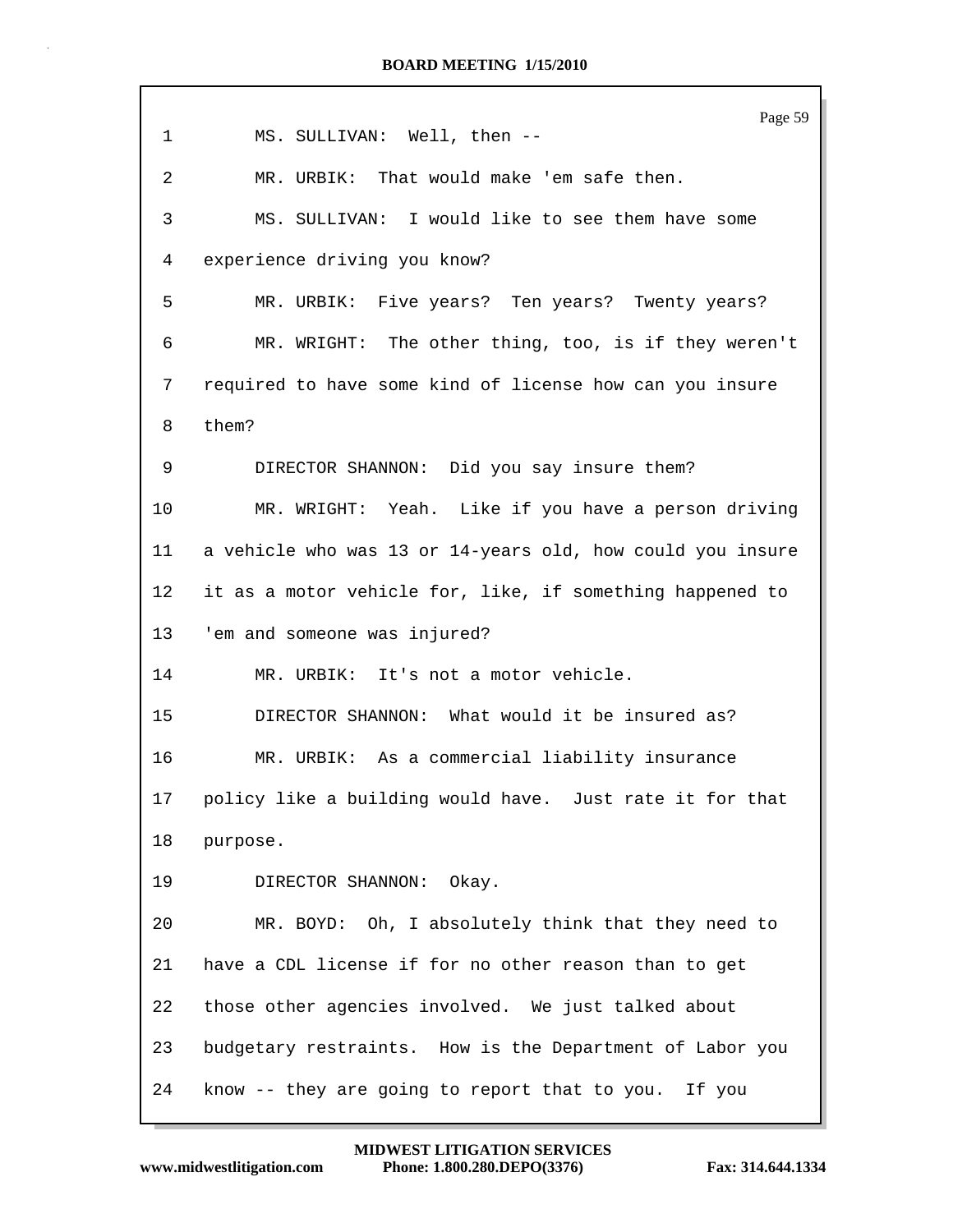MS. SULLIVAN: Well, then --

MR. URBIK: That would make 'em safe then.

MS. SULLIVAN: I would like to see them have some experience driving you know?

MR. URBIK: Five years? Ten years? Twenty years?

MR. WRIGHT: The other thing, too, is if they weren't required to have some kind of license how can you insure them?

DIRECTOR SHANNON: Did you say insure them?

MR. WRIGHT: Yeah. Like if you have a person driving a vehicle who was 13 or 14-years old, how could you insure it as a motor vehicle for, like, if something happened to 'em and someone was injured?

MR. URBIK: It's not a motor vehicle.

DIRECTOR SHANNON: What would it be insured as?

MR. URBIK: As a commercial liability insurance policy like a building would have. Just rate it for that purpose.

DIRECTOR SHANNON: Okay.

MR. BOYD: Oh, I absolutely think that they need to have a CDL license if for no other reason than to get those other agencies involved. We just talked about budgetary restraints. How is the Department of Labor you know -- they are going to report that to you. If you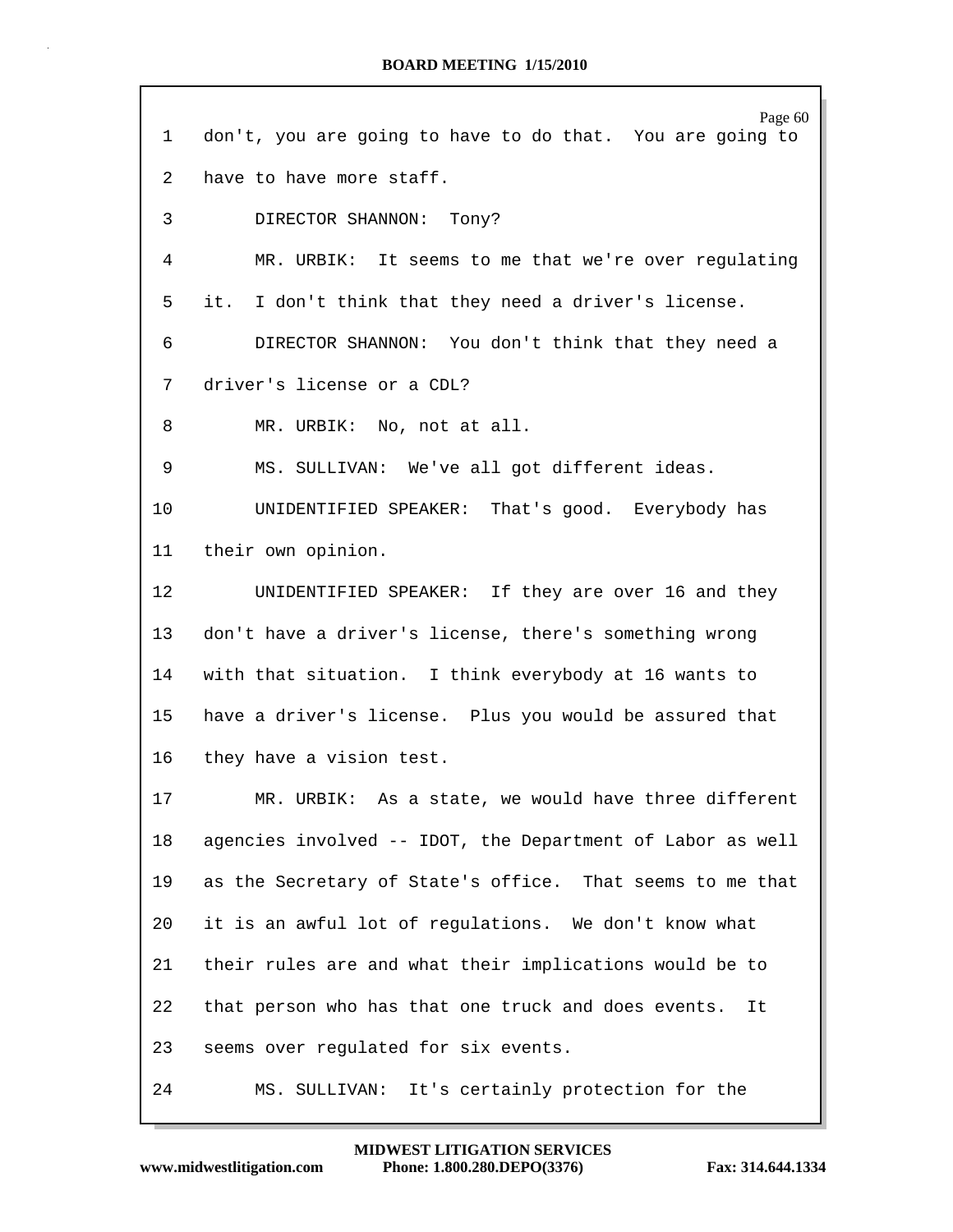1 don't, you are going to have to do that. You are going to

2 have to have more staff.

3 DIRECTOR SHANNON: Tony?

4 MR. URBIK: It seems to me that we're over regulating

5 it. I don't think that they need a driver's license.

6 DIRECTOR SHANNON: You don't think that they need a

7 driver's license or a CDL?

8 MR. URBIK: No, not at all.

9 MS. SULLIVAN: We've all got different ideas.

10 UNIDENTIFIED SPEAKER: That's good. Everybody has

11 their own opinion.

12 UNIDENTIFIED SPEAKER: If they are over 16 and they

13 don't have a driver's license, there's something wrong

14 with that situation. I think everybody at 16 wants to

15 have a driver's license. Plus you would be assured that

16 they have a vision test.

17 MR. URBIK: As a state, we would have three different

18 agencies involved -- IDOT, the Department of Labor as well

19 as the Secretary of State's office. That seems to me that

20 it is an awful lot of regulations. We don't know what

21 their rules are and what their implications would be to

22 that person who has that one truck and does events. It

23 seems over regulated for six events.

24 MS. SULLIVAN: It's certainly protection for the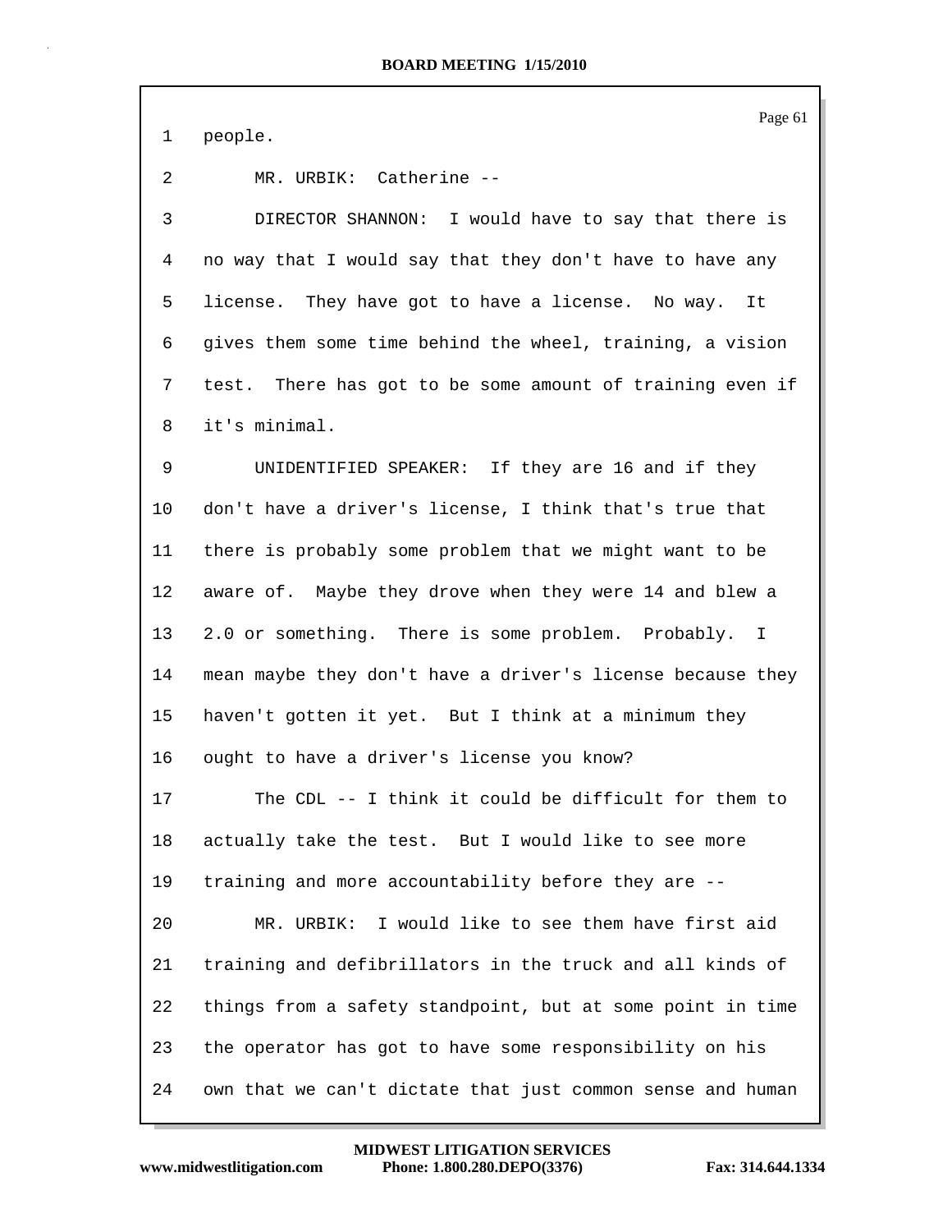1 people.

2 MR. URBIK: Catherine --

3 DIRECTOR SHANNON: I would have to say that there is

4 no way that I would say that they don't have to have any

5 license. They have got to have a license. No way. It

6 gives them some time behind the wheel, training, a vision

7 test. There has got to be some amount of training even if

8 it's minimal.

9 UNIDENTIFIED SPEAKER: If they are 16 and if they

10 don't have a driver's license, I think that's true that

11 there is probably some problem that we might want to be

12 aware of. Maybe they drove when they were 14 and blew a

13 2.0 or something. There is some problem. Probably. I

14 mean maybe they don't have a driver's license because they

15 haven't gotten it yet. But I think at a minimum they

16 ought to have a driver's license you know?

17 The CDL -- I think it could be difficult for them to

18 actually take the test. But I would like to see more

19 training and more accountability before they are --

20 MR. URBIK: I would like to see them have first aid

21 training and defibrillators in the truck and all kinds of

22 things from a safety standpoint, but at some point in time

23 the operator has got to have some responsibility on his

24 own that we can't dictate that just common sense and human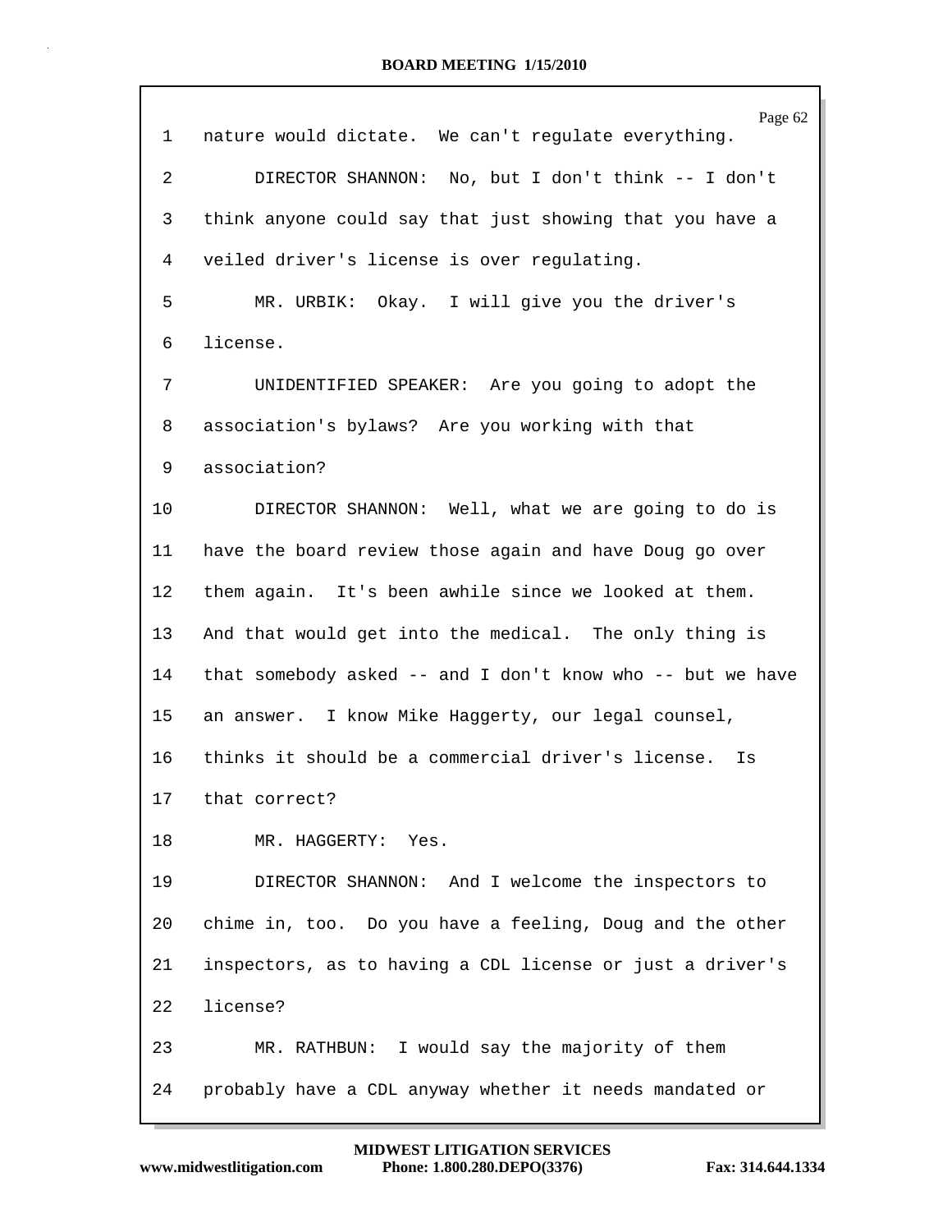1 nature would dictate. We can't regulate everything.

2 DIRECTOR SHANNON: No, but I don't think -- I don't

3 think anyone could say that just showing that you have a

4 veiled driver's license is over regulating.

5 MR. URBIK: Okay. I will give you the driver's

6 license.

7 UNIDENTIFIED SPEAKER: Are you going to adopt the

8 association's bylaws? Are you working with that

9 association?

10 DIRECTOR SHANNON: Well, what we are going to do is

11 have the board review those again and have Doug go over

12 them again. It's been awhile since we looked at them.

13 And that would get into the medical. The only thing is

14 that somebody asked -- and I don't know who -- but we have

15 an answer. I know Mike Haggerty, our legal counsel,

16 thinks it should be a commercial driver's license. Is

17 that correct?

18 MR. HAGGERTY: Yes.

19 DIRECTOR SHANNON: And I welcome the inspectors to

20 chime in, too. Do you have a feeling, Doug and the other

21 inspectors, as to having a CDL license or just a driver's

22 license?

23 MR. RATHBUN: I would say the majority of them

24 probably have a CDL anyway whether it needs mandated or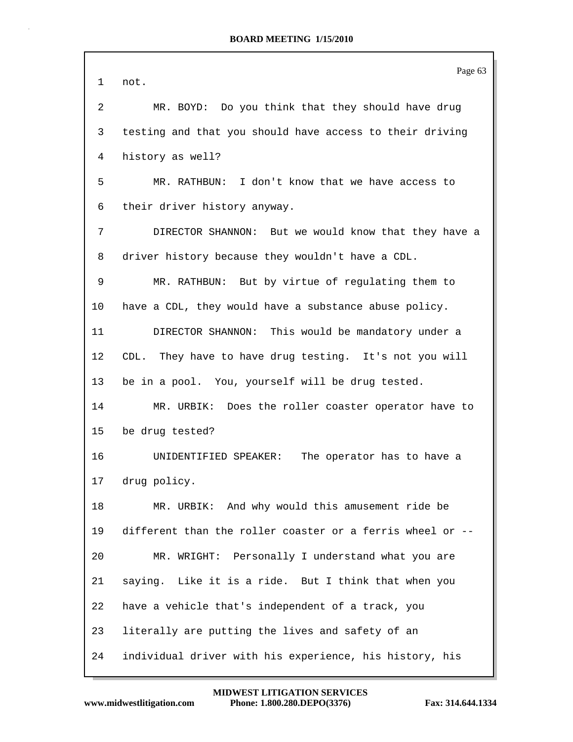1 not.

2 MR. BOYD: Do you think that they should have drug

3 testing and that you should have access to their driving

4 history as well?

5 MR. RATHBUN: I don't know that we have access to

6 their driver history anyway.

7 DIRECTOR SHANNON: But we would know that they have a

8 driver history because they wouldn't have a CDL.

9 MR. RATHBUN: But by virtue of regulating them to

10 have a CDL, they would have a substance abuse policy.

11 DIRECTOR SHANNON: This would be mandatory under a

12 CDL. They have to have drug testing. It's not you will

13 be in a pool. You, yourself will be drug tested.

14 MR. URBIK: Does the roller coaster operator have to

15 be drug tested?

16 UNIDENTIFIED SPEAKER: The operator has to have a

17 drug policy.

18 MR. URBIK: And why would this amusement ride be

19 different than the roller coaster or a ferris wheel or --

20 MR. WRIGHT: Personally I understand what you are

21 saying. Like it is a ride. But I think that when you

22 have a vehicle that's independent of a track, you

23 literally are putting the lives and safety of an

24 individual driver with his experience, his history, his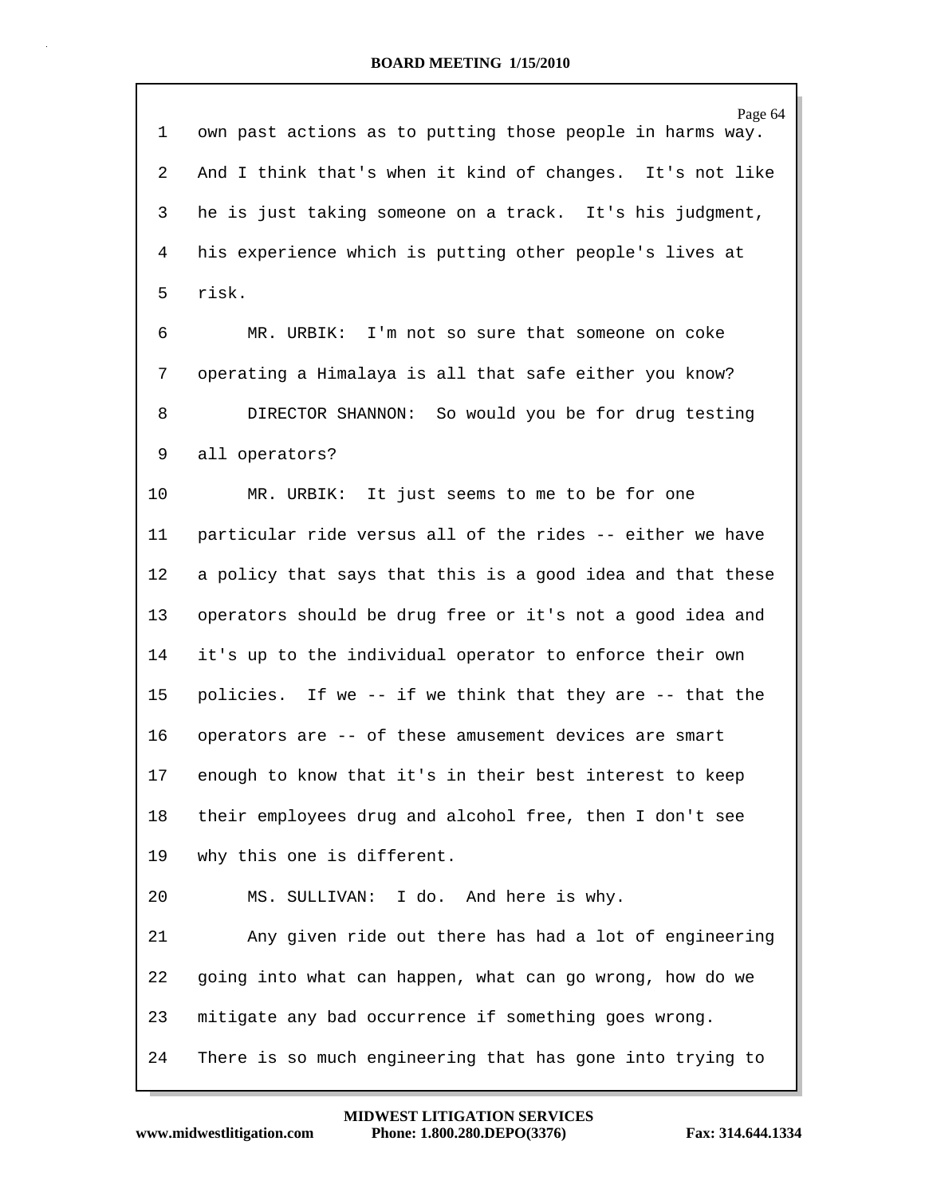own past actions as to putting those people in harms way. And I think that's when it kind of changes. It's not like he is just taking someone on a track. It's his judgment, his experience which is putting other people's lives at risk.

MR. URBIK: I'm not so sure that someone on coke operating a Himalaya is all that safe either you know?

DIRECTOR SHANNON: So would you be for drug testing all operators?

MR. URBIK: It just seems to me to be for one particular ride versus all of the rides -- either we have a policy that says that this is a good idea and that these operators should be drug free or it's not a good idea and it's up to the individual operator to enforce their own policies. If we -- if we think that they are -- that the operators are -- of these amusement devices are smart enough to know that it's in their best interest to keep their employees drug and alcohol free, then I don't see why this one is different.

MS. SULLIVAN: I do. And here is why.

Any given ride out there has had a lot of engineering going into what can happen, what can go wrong, how do we mitigate any bad occurrence if something goes wrong. There is so much engineering that has gone into trying to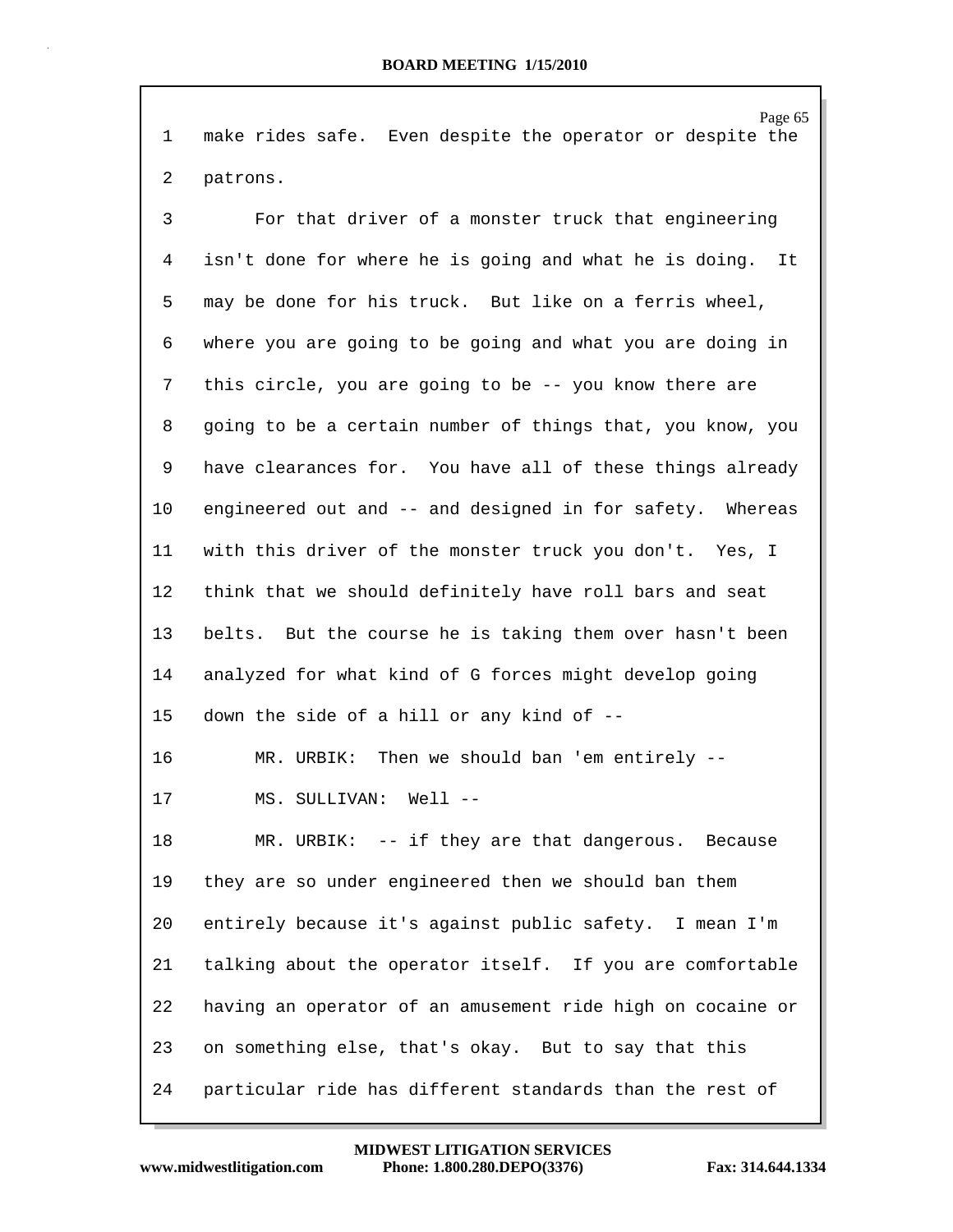make rides safe. Even despite the operator or despite the patrons.

For that driver of a monster truck that engineering isn't done for where he is going and what he is doing. It may be done for his truck. But like on a ferris wheel, where you are going to be going and what you are doing in this circle, you are going to be -- you know there are going to be a certain number of things that, you know, you have clearances for. You have all of these things already engineered out and -- and designed in for safety. Whereas with this driver of the monster truck you don't. Yes, I think that we should definitely have roll bars and seat belts. But the course he is taking them over hasn't been analyzed for what kind of G forces might develop going down the side of a hill or any kind of --

MR. URBIK: Then we should ban 'em entirely --

MS. SULLIVAN: Well --

MR. URBIK: -- if they are that dangerous. Because they are so under engineered then we should ban them entirely because it's against public safety. I mean I'm talking about the operator itself. If you are comfortable having an operator of an amusement ride high on cocaine or on something else, that's okay. But to say that this particular ride has different standards than the rest of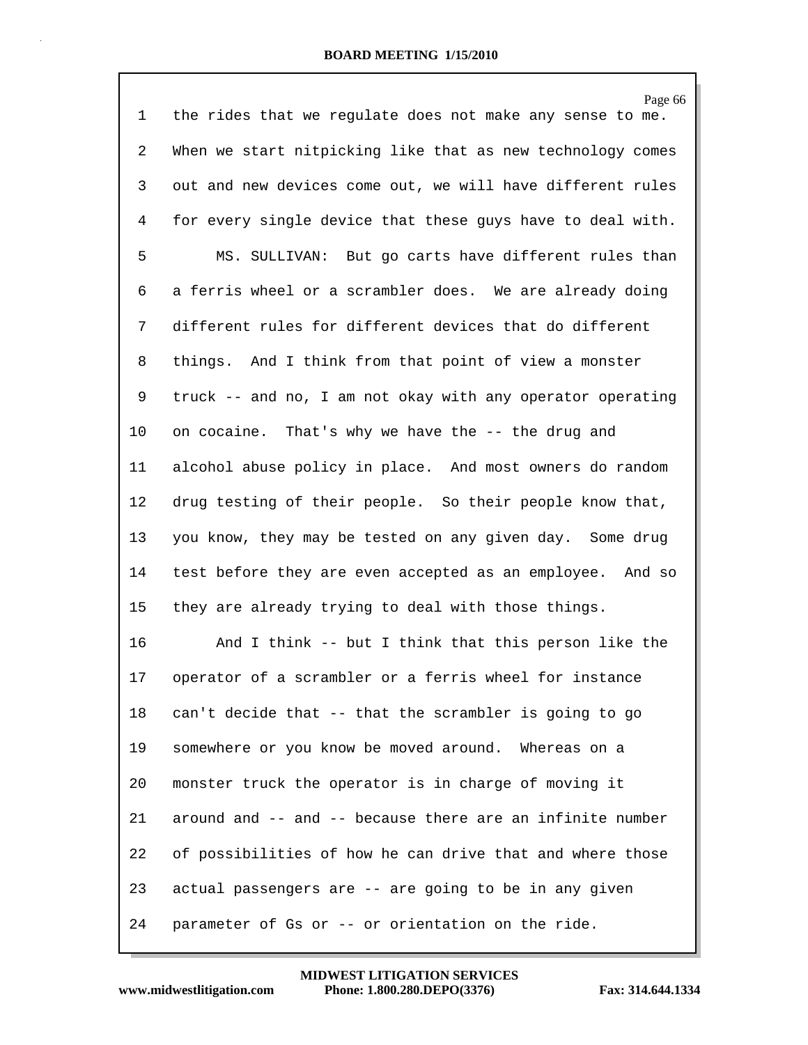the rides that we regulate does not make any sense to me. When we start nitpicking like that as new technology comes out and new devices come out, we will have different rules for every single device that these guys have to deal with.

MS. SULLIVAN: But go carts have different rules than a ferris wheel or a scrambler does. We are already doing different rules for different devices that do different things. And I think from that point of view a monster truck -- and no, I am not okay with any operator operating on cocaine. That's why we have the -- the drug and alcohol abuse policy in place. And most owners do random drug testing of their people. So their people know that, you know, they may be tested on any given day. Some drug test before they are even accepted as an employee. And so they are already trying to deal with those things.

And I think -- but I think that this person like the operator of a scrambler or a ferris wheel for instance can't decide that -- that the scrambler is going to go somewhere or you know be moved around. Whereas on a monster truck the operator is in charge of moving it around and -- and -- because there are an infinite number of possibilities of how he can drive that and where those actual passengers are -- are going to be in any given parameter of Gs or -- or orientation on the ride.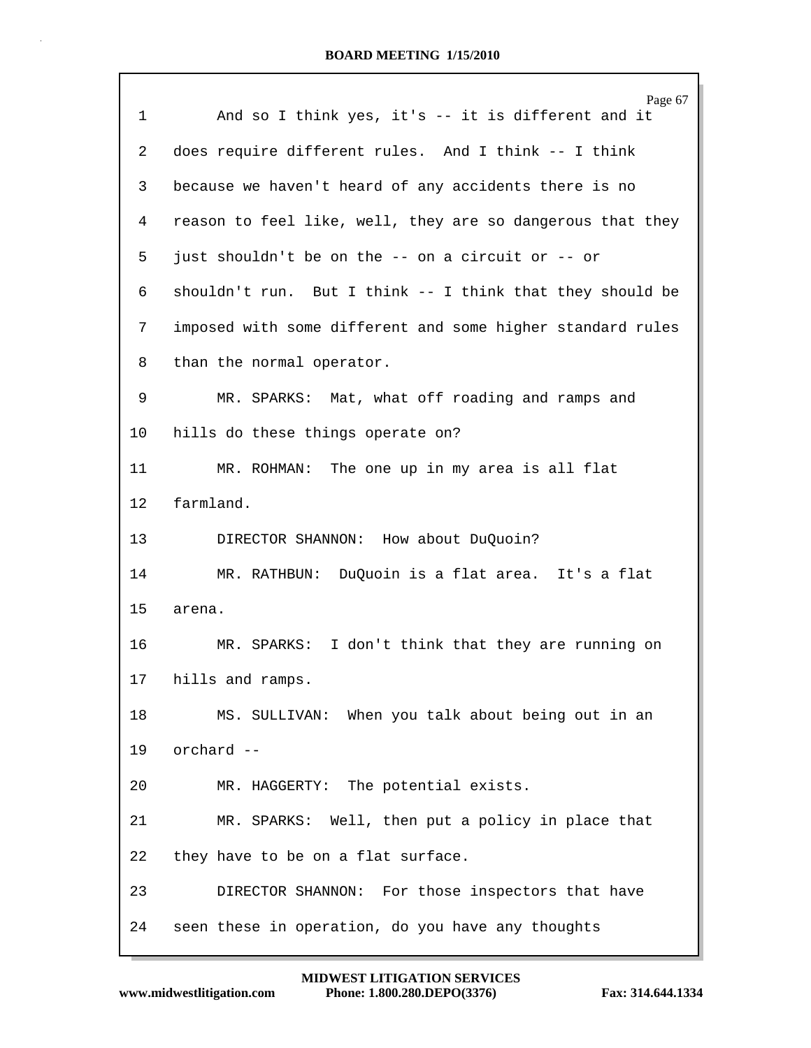1 And so I think yes, it's -- it is different and it
2 does require different rules. And I think -- I think
3 because we haven't heard of any accidents there is no
4 reason to feel like, well, they are so dangerous that they
5 just shouldn't be on the -- on a circuit or -- or
6 shouldn't run. But I think -- I think that they should be
7 imposed with some different and some higher standard rules
8 than the normal operator.
9 MR. SPARKS: Mat, what off roading and ramps and
10 hills do these things operate on?
11 MR. ROHMAN: The one up in my area is all flat
12 farmland.
13 DIRECTOR SHANNON: How about DuQuoin?
14 MR. RATHBUN: DuQuoin is a flat area. It's a flat
15 arena.
16 MR. SPARKS: I don't think that they are running on
17 hills and ramps.
18 MS. SULLIVAN: When you talk about being out in an
19 orchard --
20 MR. HAGGERTY: The potential exists.
21 MR. SPARKS: Well, then put a policy in place that
22 they have to be on a flat surface.
23 DIRECTOR SHANNON: For those inspectors that have
24 seen these in operation, do you have any thoughts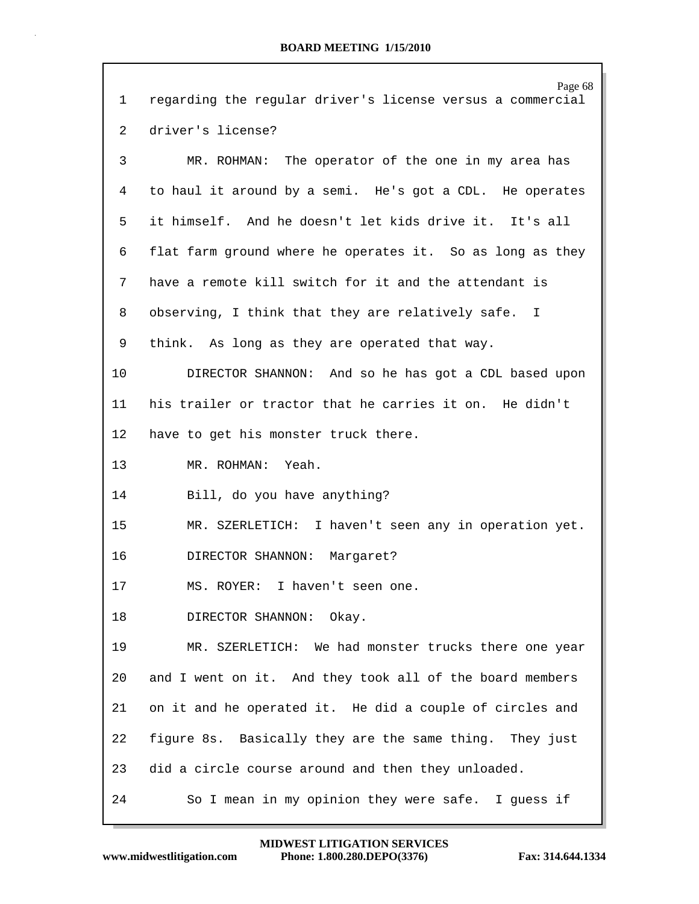1 regarding the regular driver's license versus a commercial
2 driver's license?
3 MR. ROHMAN: The operator of the one in my area has
4 to haul it around by a semi. He's got a CDL. He operates
5 it himself. And he doesn't let kids drive it. It's all
6 flat farm ground where he operates it. So as long as they
7 have a remote kill switch for it and the attendant is
8 observing, I think that they are relatively safe. I
9 think. As long as they are operated that way.
10 DIRECTOR SHANNON: And so he has got a CDL based upon
11 his trailer or tractor that he carries it on. He didn't
12 have to get his monster truck there.
13 MR. ROHMAN: Yeah.
14 Bill, do you have anything?
15 MR. SZERLETICH: I haven't seen any in operation yet.
16 DIRECTOR SHANNON: Margaret?
17 MS. ROYER: I haven't seen one.
18 DIRECTOR SHANNON: Okay.
19 MR. SZERLETICH: We had monster trucks there one year
20 and I went on it. And they took all of the board members
21 on it and he operated it. He did a couple of circles and
22 figure 8s. Basically they are the same thing. They just
23 did a circle course around and then they unloaded.
24 So I mean in my opinion they were safe. I guess if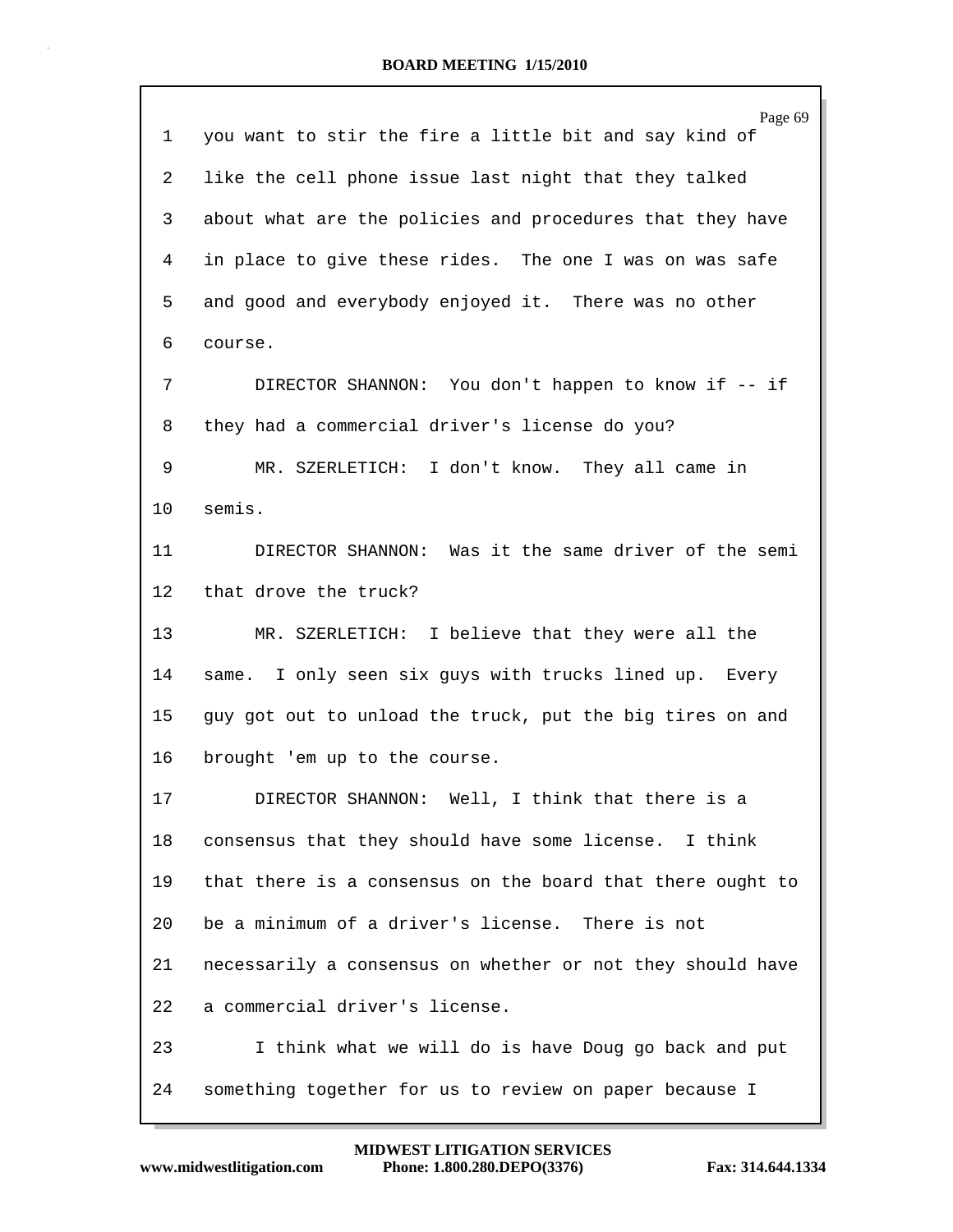1 you want to stir the fire a little bit and say kind of
2 like the cell phone issue last night that they talked
3 about what are the policies and procedures that they have
4 in place to give these rides. The one I was on was safe
5 and good and everybody enjoyed it. There was no other
6 course.

7 DIRECTOR SHANNON: You don't happen to know if -- if
8 they had a commercial driver's license do you?

9 MR. SZERLETICH: I don't know. They all came in
10 semis.

11 DIRECTOR SHANNON: Was it the same driver of the semi
12 that drove the truck?

13 MR. SZERLETICH: I believe that they were all the
14 same. I only seen six guys with trucks lined up. Every
15 guy got out to unload the truck, put the big tires on and
16 brought 'em up to the course.

17 DIRECTOR SHANNON: Well, I think that there is a
18 consensus that they should have some license. I think
19 that there is a consensus on the board that there ought to
20 be a minimum of a driver's license. There is not
21 necessarily a consensus on whether or not they should have
22 a commercial driver's license.

23 I think what we will do is have Doug go back and put
24 something together for us to review on paper because I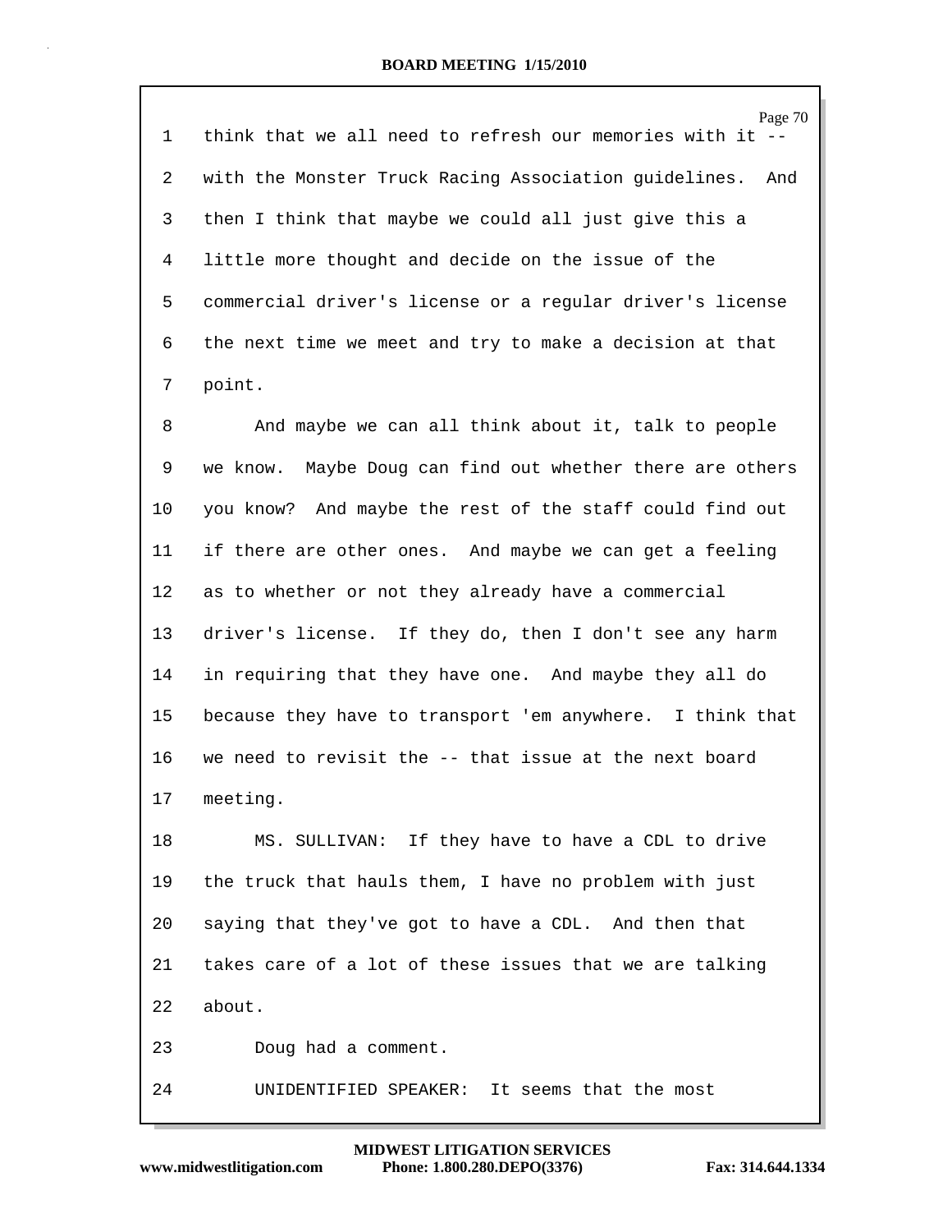1 think that we all need to refresh our memories with it --
2 with the Monster Truck Racing Association guidelines. And
3 then I think that maybe we could all just give this a
4 little more thought and decide on the issue of the
5 commercial driver's license or a regular driver's license
6 the next time we meet and try to make a decision at that
7 point.
8 And maybe we can all think about it, talk to people
9 we know. Maybe Doug can find out whether there are others
10 you know? And maybe the rest of the staff could find out
11 if there are other ones. And maybe we can get a feeling
12 as to whether or not they already have a commercial
13 driver's license. If they do, then I don't see any harm
14 in requiring that they have one. And maybe they all do
15 because they have to transport 'em anywhere. I think that
16 we need to revisit the -- that issue at the next board
17 meeting.
18 MS. SULLIVAN: If they have to have a CDL to drive
19 the truck that hauls them, I have no problem with just
20 saying that they've got to have a CDL. And then that
21 takes care of a lot of these issues that we are talking
22 about.
23 Doug had a comment.
24 UNIDENTIFIED SPEAKER: It seems that the most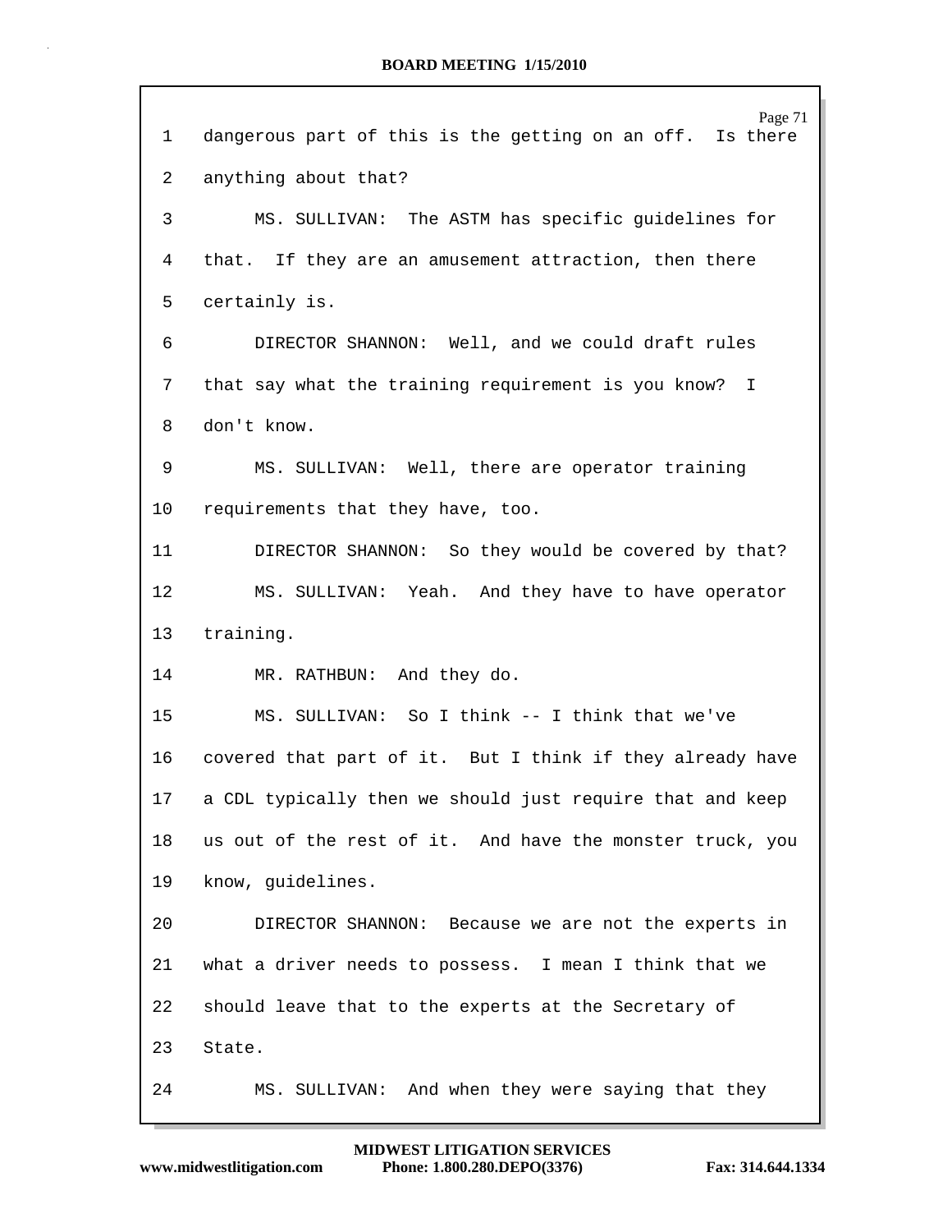1 dangerous part of this is the getting on an off. Is there

2 anything about that?

3 MS. SULLIVAN: The ASTM has specific guidelines for

4 that. If they are an amusement attraction, then there

5 certainly is.

6 DIRECTOR SHANNON: Well, and we could draft rules

7 that say what the training requirement is you know? I

8 don't know.

9 MS. SULLIVAN: Well, there are operator training

10 requirements that they have, too.

11 DIRECTOR SHANNON: So they would be covered by that?

12 MS. SULLIVAN: Yeah. And they have to have operator

13 training.

14 MR. RATHBUN: And they do.

15 MS. SULLIVAN: So I think -- I think that we've

16 covered that part of it. But I think if they already have

17 a CDL typically then we should just require that and keep

18 us out of the rest of it. And have the monster truck, you

19 know, guidelines.

20 DIRECTOR SHANNON: Because we are not the experts in

21 what a driver needs to possess. I mean I think that we

22 should leave that to the experts at the Secretary of

23 State.

24 MS. SULLIVAN: And when they were saying that they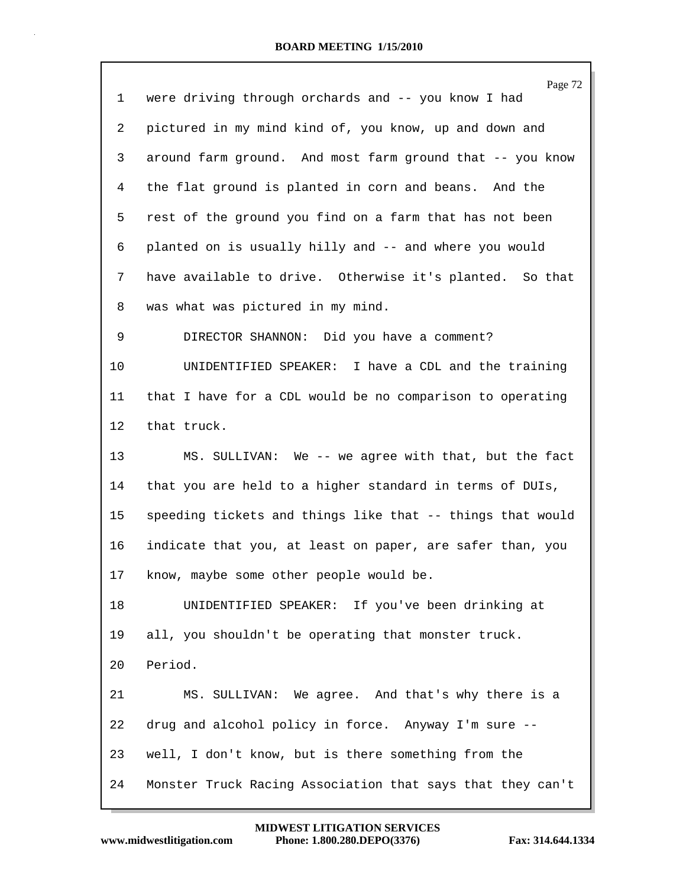were driving through orchards and -- you know I had pictured in my mind kind of, you know, up and down and around farm ground. And most farm ground that -- you know the flat ground is planted in corn and beans. And the rest of the ground you find on a farm that has not been planted on is usually hilly and -- and where you would have available to drive. Otherwise it's planted. So that was what was pictured in my mind.

DIRECTOR SHANNON: Did you have a comment?

UNIDENTIFIED SPEAKER: I have a CDL and the training that I have for a CDL would be no comparison to operating that truck.

MS. SULLIVAN: We -- we agree with that, but the fact that you are held to a higher standard in terms of DUIs, speeding tickets and things like that -- things that would indicate that you, at least on paper, are safer than, you know, maybe some other people would be.

UNIDENTIFIED SPEAKER: If you've been drinking at all, you shouldn't be operating that monster truck. Period.

MS. SULLIVAN: We agree. And that's why there is a drug and alcohol policy in force. Anyway I'm sure -- well, I don't know, but is there something from the Monster Truck Racing Association that says that they can't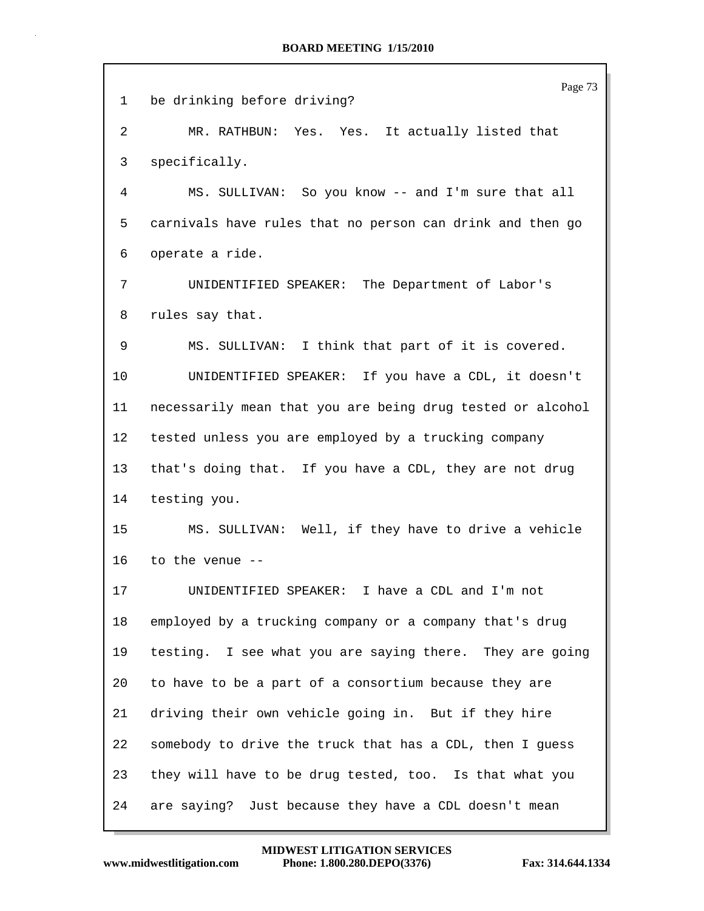1 be drinking before driving?

2 MR. RATHBUN: Yes. Yes. It actually listed that

3 specifically.

4 MS. SULLIVAN: So you know -- and I'm sure that all

5 carnivals have rules that no person can drink and then go

6 operate a ride.

7 UNIDENTIFIED SPEAKER: The Department of Labor's

8 rules say that.

9 MS. SULLIVAN: I think that part of it is covered.

10 UNIDENTIFIED SPEAKER: If you have a CDL, it doesn't

11 necessarily mean that you are being drug tested or alcohol

12 tested unless you are employed by a trucking company

13 that's doing that. If you have a CDL, they are not drug

14 testing you.

15 MS. SULLIVAN: Well, if they have to drive a vehicle

16 to the venue --

17 UNIDENTIFIED SPEAKER: I have a CDL and I'm not

18 employed by a trucking company or a company that's drug

19 testing. I see what you are saying there. They are going

20 to have to be a part of a consortium because they are

21 driving their own vehicle going in. But if they hire

22 somebody to drive the truck that has a CDL, then I guess

23 they will have to be drug tested, too. Is that what you

24 are saying? Just because they have a CDL doesn't mean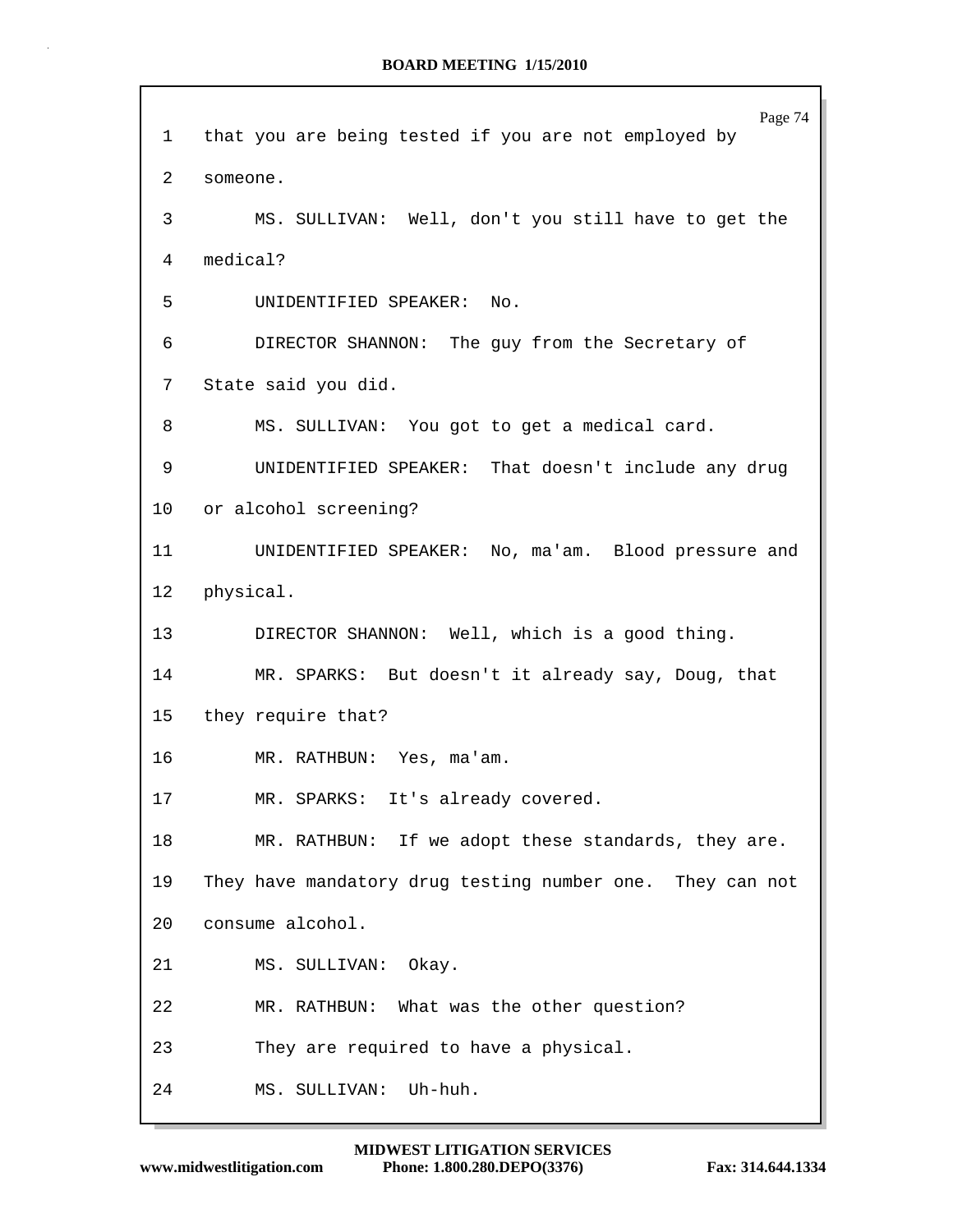1 that you are being tested if you are not employed by

2 someone.

3 MS. SULLIVAN: Well, don't you still have to get the

4 medical?

5 UNIDENTIFIED SPEAKER: No.

6 DIRECTOR SHANNON: The guy from the Secretary of

7 State said you did.

8 MS. SULLIVAN: You got to get a medical card.

9 UNIDENTIFIED SPEAKER: That doesn't include any drug

10 or alcohol screening?

11 UNIDENTIFIED SPEAKER: No, ma'am. Blood pressure and

12 physical.

13 DIRECTOR SHANNON: Well, which is a good thing.

14 MR. SPARKS: But doesn't it already say, Doug, that

15 they require that?

16 MR. RATHBUN: Yes, ma'am.

17 MR. SPARKS: It's already covered.

18 MR. RATHBUN: If we adopt these standards, they are.

19 They have mandatory drug testing number one. They can not

20 consume alcohol.

21 MS. SULLIVAN: Okay.

22 MR. RATHBUN: What was the other question?

23 They are required to have a physical.

24 MS. SULLIVAN: Uh-huh.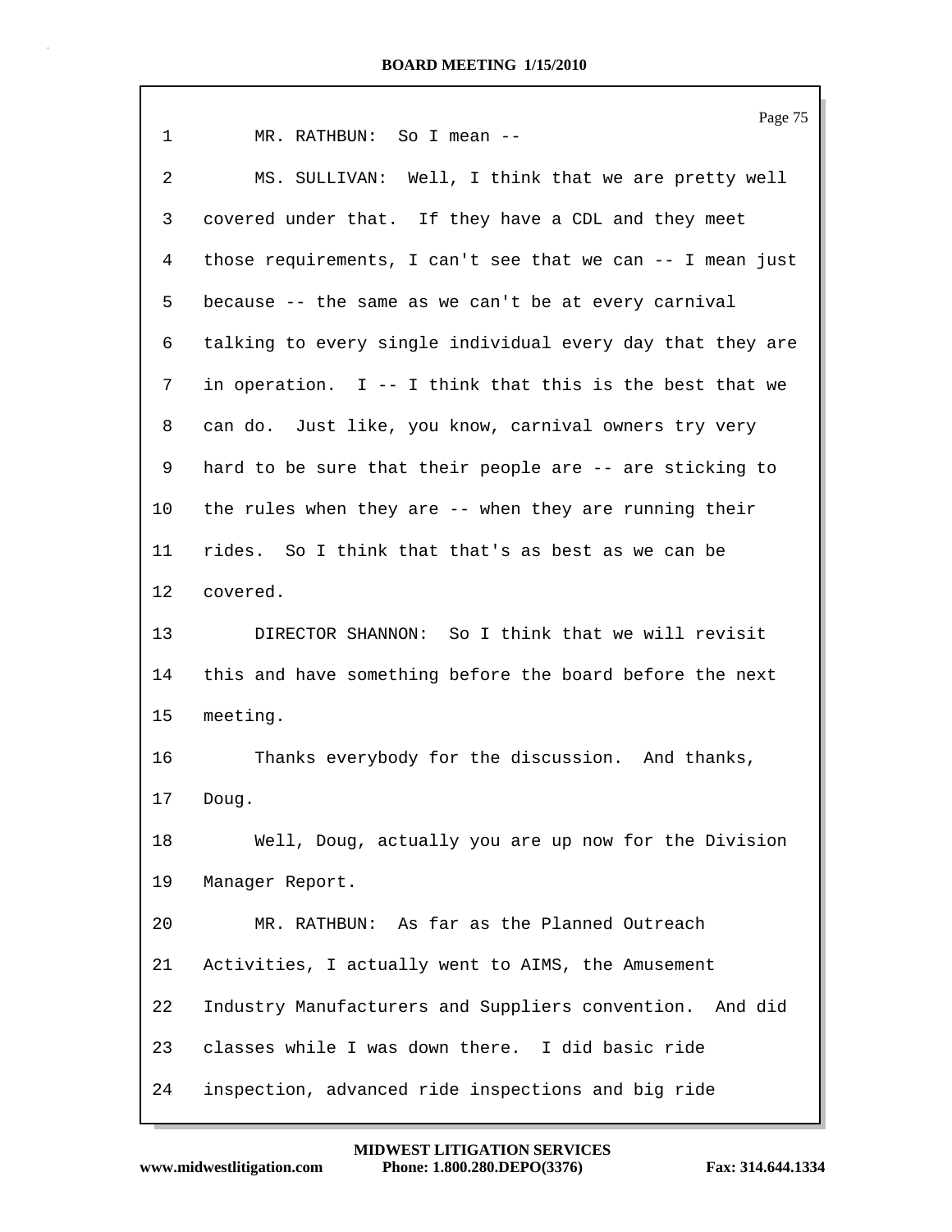1 MR. RATHBUN: So I mean --

2 MS. SULLIVAN: Well, I think that we are pretty well

3 covered under that. If they have a CDL and they meet

4 those requirements, I can't see that we can -- I mean just

5 because -- the same as we can't be at every carnival

6 talking to every single individual every day that they are

7 in operation. I -- I think that this is the best that we

8 can do. Just like, you know, carnival owners try very

9 hard to be sure that their people are -- are sticking to

10 the rules when they are -- when they are running their

11 rides. So I think that that's as best as we can be

12 covered.

13 DIRECTOR SHANNON: So I think that we will revisit

14 this and have something before the board before the next

15 meeting.

16 Thanks everybody for the discussion. And thanks,

17 Doug.

18 Well, Doug, actually you are up now for the Division

19 Manager Report.

20 MR. RATHBUN: As far as the Planned Outreach

21 Activities, I actually went to AIMS, the Amusement

22 Industry Manufacturers and Suppliers convention. And did

23 classes while I was down there. I did basic ride

24 inspection, advanced ride inspections and big ride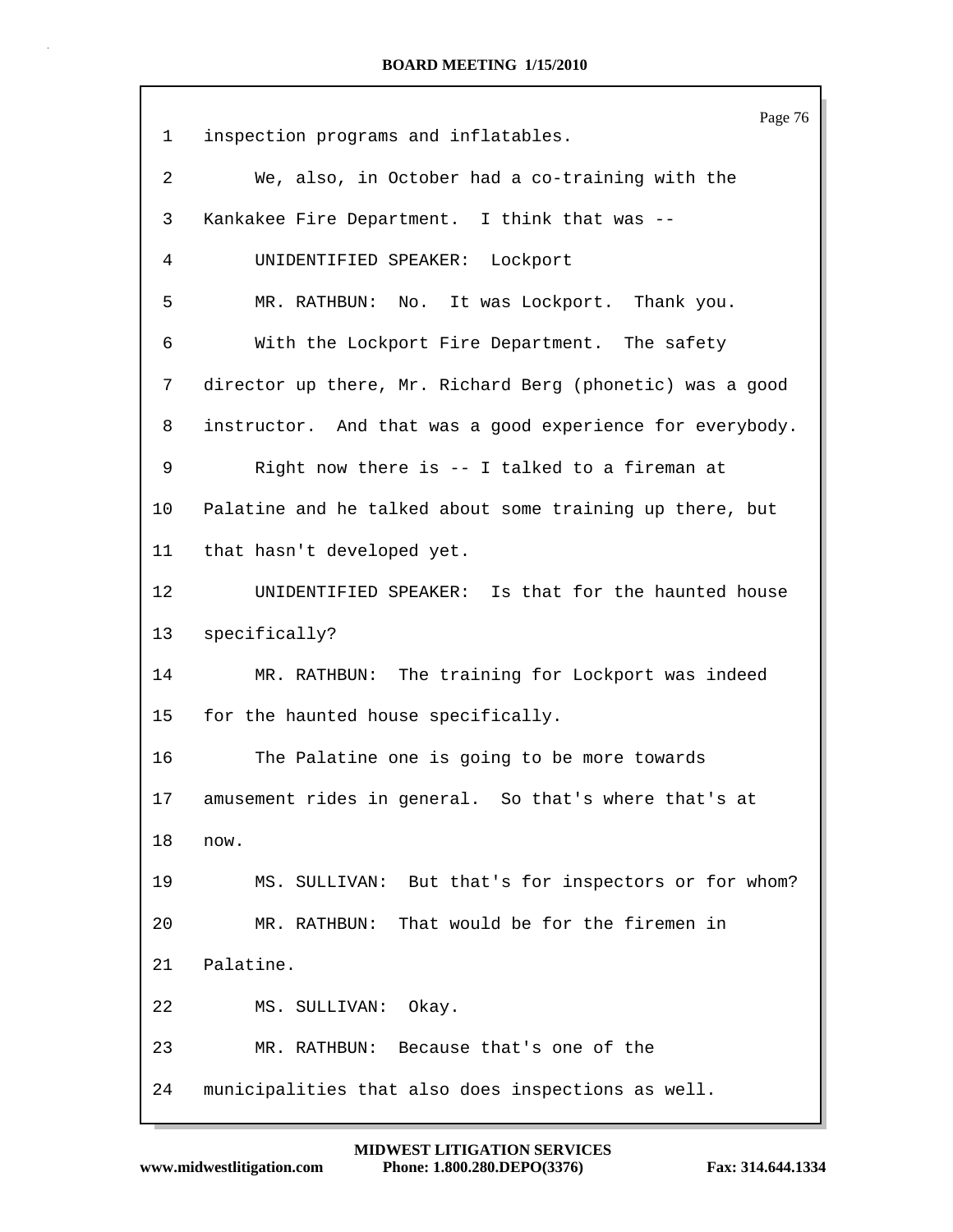inspection programs and inflatables.

We, also, in October had a co-training with the Kankakee Fire Department. I think that was --

UNIDENTIFIED SPEAKER: Lockport

MR. RATHBUN: No. It was Lockport. Thank you.

With the Lockport Fire Department. The safety director up there, Mr. Richard Berg (phonetic) was a good instructor. And that was a good experience for everybody.

Right now there is -- I talked to a fireman at Palatine and he talked about some training up there, but that hasn't developed yet.

UNIDENTIFIED SPEAKER: Is that for the haunted house specifically?

MR. RATHBUN: The training for Lockport was indeed for the haunted house specifically.

The Palatine one is going to be more towards amusement rides in general. So that's where that's at now.

MS. SULLIVAN: But that's for inspectors or for whom?

MR. RATHBUN: That would be for the firemen in Palatine.

MS. SULLIVAN: Okay.

MR. RATHBUN: Because that's one of the municipalities that also does inspections as well.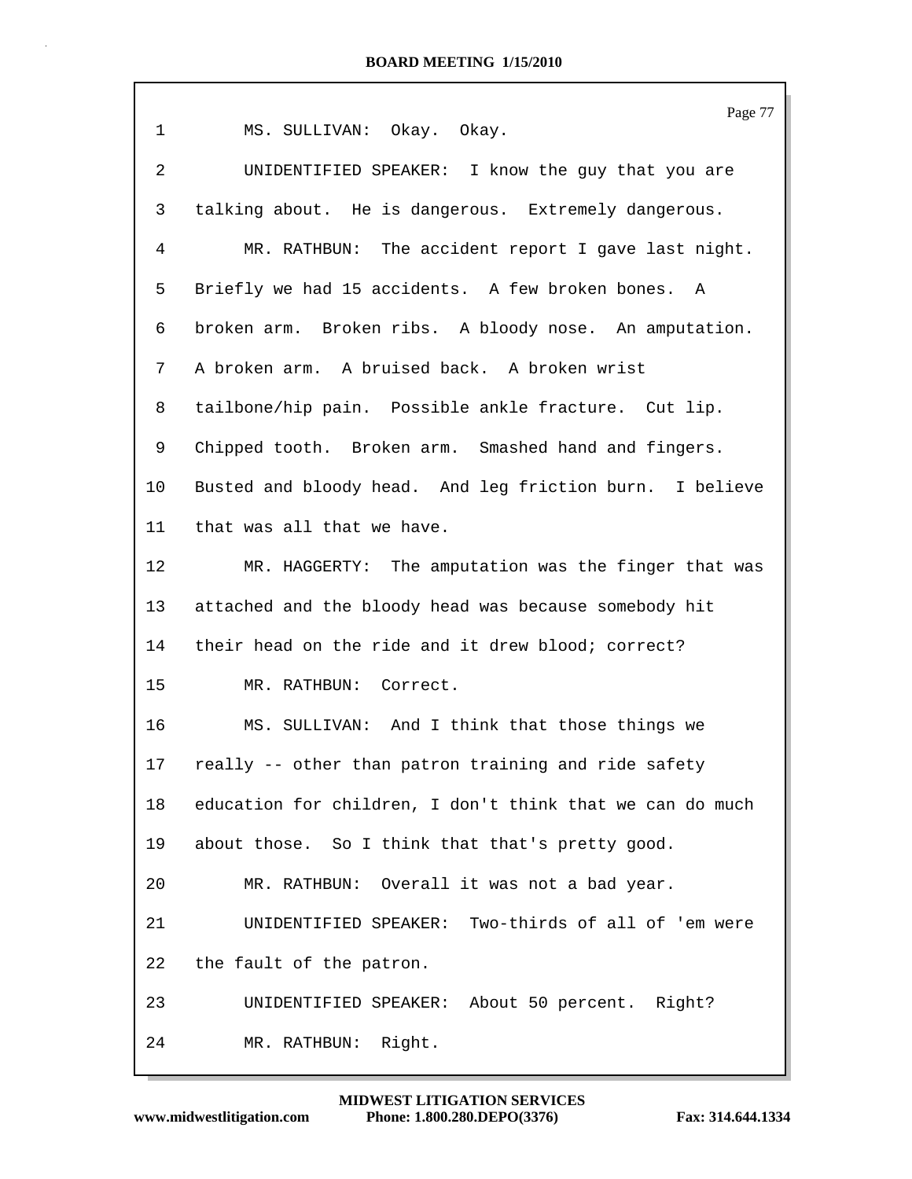1 MS. SULLIVAN: Okay. Okay.

2 UNIDENTIFIED SPEAKER: I know the guy that you are

3 talking about. He is dangerous. Extremely dangerous.

4 MR. RATHBUN: The accident report I gave last night.

5 Briefly we had 15 accidents. A few broken bones. A

6 broken arm. Broken ribs. A bloody nose. An amputation.

7 A broken arm. A bruised back. A broken wrist

8 tailbone/hip pain. Possible ankle fracture. Cut lip.

9 Chipped tooth. Broken arm. Smashed hand and fingers.

10 Busted and bloody head. And leg friction burn. I believe

11 that was all that we have.

12 MR. HAGGERTY: The amputation was the finger that was

13 attached and the bloody head was because somebody hit

14 their head on the ride and it drew blood; correct?

15 MR. RATHBUN: Correct.

16 MS. SULLIVAN: And I think that those things we

17 really -- other than patron training and ride safety

18 education for children, I don't think that we can do much

19 about those. So I think that that's pretty good.

20 MR. RATHBUN: Overall it was not a bad year.

21 UNIDENTIFIED SPEAKER: Two-thirds of all of 'em were

22 the fault of the patron.

23 UNIDENTIFIED SPEAKER: About 50 percent. Right?

24 MR. RATHBUN: Right.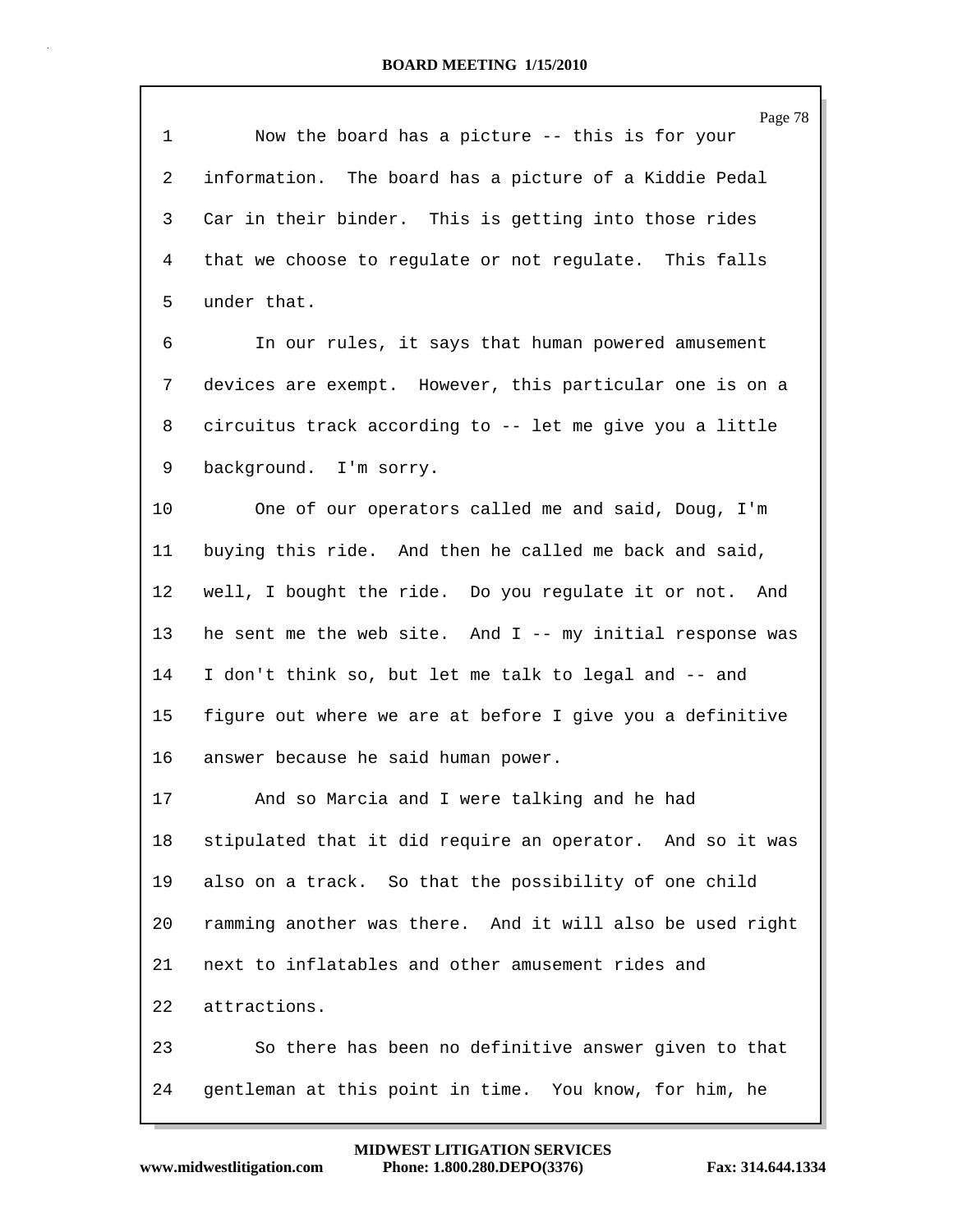Now the board has a picture -- this is for your information. The board has a picture of a Kiddie Pedal Car in their binder. This is getting into those rides that we choose to regulate or not regulate. This falls under that.

In our rules, it says that human powered amusement devices are exempt. However, this particular one is on a circuitus track according to -- let me give you a little background. I'm sorry.

One of our operators called me and said, Doug, I'm buying this ride. And then he called me back and said, well, I bought the ride. Do you regulate it or not. And he sent me the web site. And I -- my initial response was I don't think so, but let me talk to legal and -- and figure out where we are at before I give you a definitive answer because he said human power.

And so Marcia and I were talking and he had stipulated that it did require an operator. And so it was also on a track. So that the possibility of one child ramming another was there. And it will also be used right next to inflatables and other amusement rides and attractions.

So there has been no definitive answer given to that gentleman at this point in time. You know, for him, he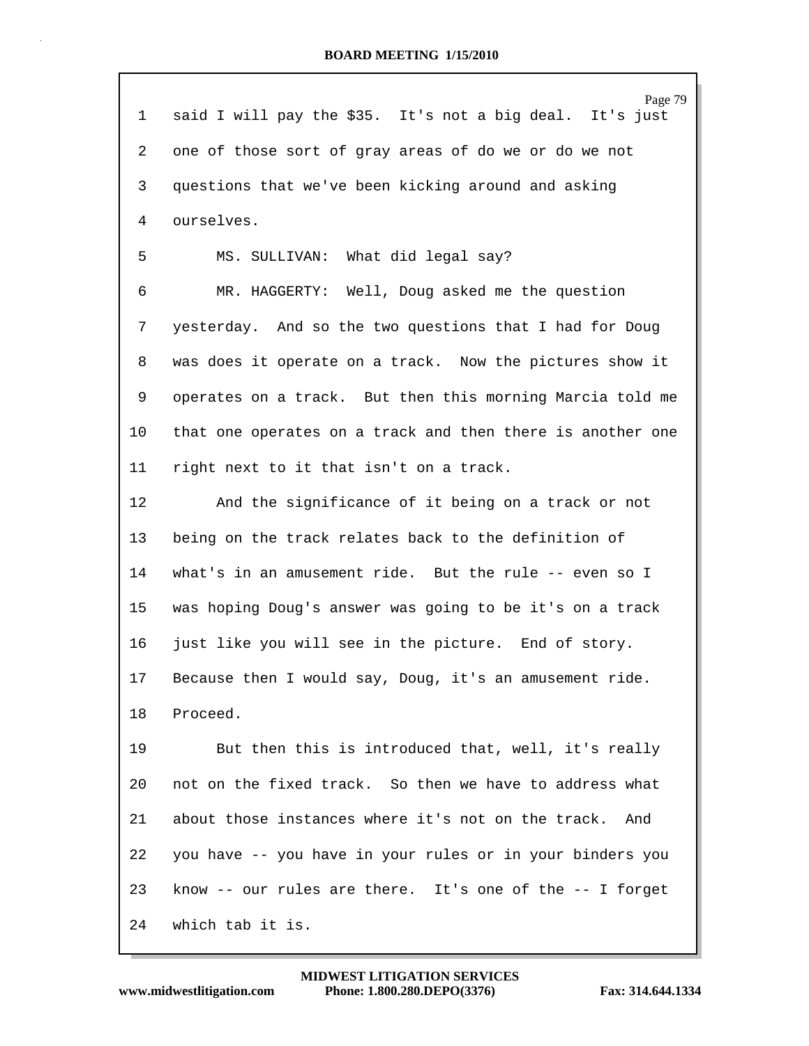said I will pay the $35. It's not a big deal. It's just one of those sort of gray areas of do we or do we not questions that we've been kicking around and asking ourselves.

MS. SULLIVAN: What did legal say?

MR. HAGGERTY: Well, Doug asked me the question yesterday. And so the two questions that I had for Doug was does it operate on a track. Now the pictures show it operates on a track. But then this morning Marcia told me that one operates on a track and then there is another one right next to it that isn't on a track.

And the significance of it being on a track or not being on the track relates back to the definition of what's in an amusement ride. But the rule -- even so I was hoping Doug's answer was going to be it's on a track just like you will see in the picture. End of story. Because then I would say, Doug, it's an amusement ride. Proceed.

But then this is introduced that, well, it's really not on the fixed track. So then we have to address what about those instances where it's not on the track. And you have -- you have in your rules or in your binders you know -- our rules are there. It's one of the -- I forget which tab it is.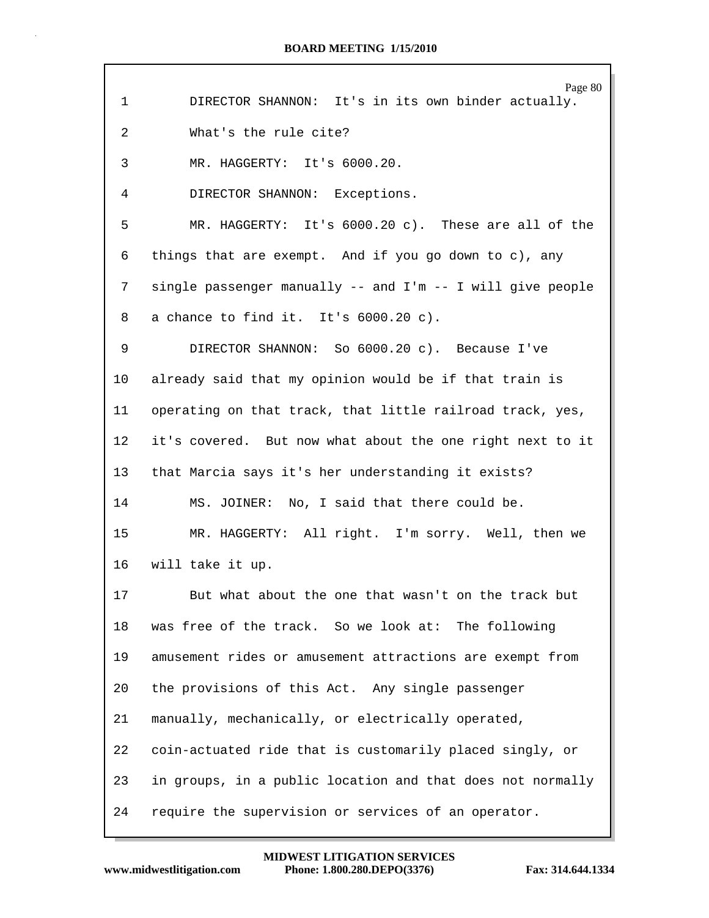1 DIRECTOR SHANNON: It's in its own binder actually.

2 What's the rule cite?

3 MR. HAGGERTY: It's 6000.20.

4 DIRECTOR SHANNON: Exceptions.

5 MR. HAGGERTY: It's 6000.20 c). These are all of the

6 things that are exempt. And if you go down to c), any

7 single passenger manually -- and I'm -- I will give people

8 a chance to find it. It's 6000.20 c).

9 DIRECTOR SHANNON: So 6000.20 c). Because I've

10 already said that my opinion would be if that train is

11 operating on that track, that little railroad track, yes,

12 it's covered. But now what about the one right next to it

13 that Marcia says it's her understanding it exists?

14 MS. JOINER: No, I said that there could be.

15 MR. HAGGERTY: All right. I'm sorry. Well, then we

16 will take it up.

17 But what about the one that wasn't on the track but

18 was free of the track. So we look at: The following

19 amusement rides or amusement attractions are exempt from

20 the provisions of this Act. Any single passenger

21 manually, mechanically, or electrically operated,

22 coin-actuated ride that is customarily placed singly, or

23 in groups, in a public location and that does not normally

24 require the supervision or services of an operator.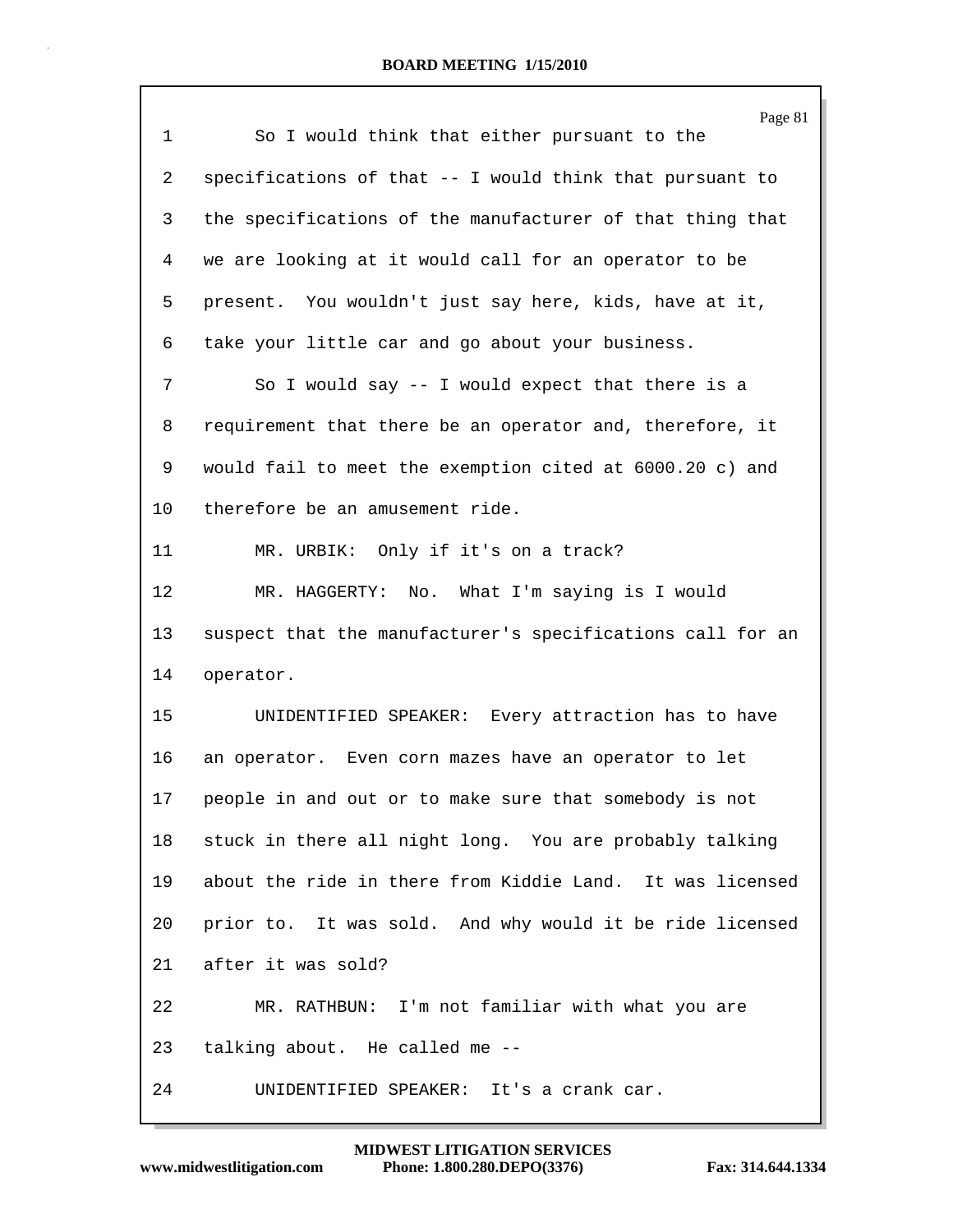So I would think that either pursuant to the specifications of that -- I would think that pursuant to the specifications of the manufacturer of that thing that we are looking at it would call for an operator to be present. You wouldn't just say here, kids, have at it, take your little car and go about your business.

So I would say -- I would expect that there is a requirement that there be an operator and, therefore, it would fail to meet the exemption cited at 6000.20 c) and therefore be an amusement ride.

MR. URBIK: Only if it's on a track?

MR. HAGGERTY: No. What I'm saying is I would suspect that the manufacturer's specifications call for an operator.

UNIDENTIFIED SPEAKER: Every attraction has to have an operator. Even corn mazes have an operator to let people in and out or to make sure that somebody is not stuck in there all night long. You are probably talking about the ride in there from Kiddie Land. It was licensed prior to. It was sold. And why would it be ride licensed after it was sold?

MR. RATHBUN: I'm not familiar with what you are talking about. He called me --

UNIDENTIFIED SPEAKER: It's a crank car.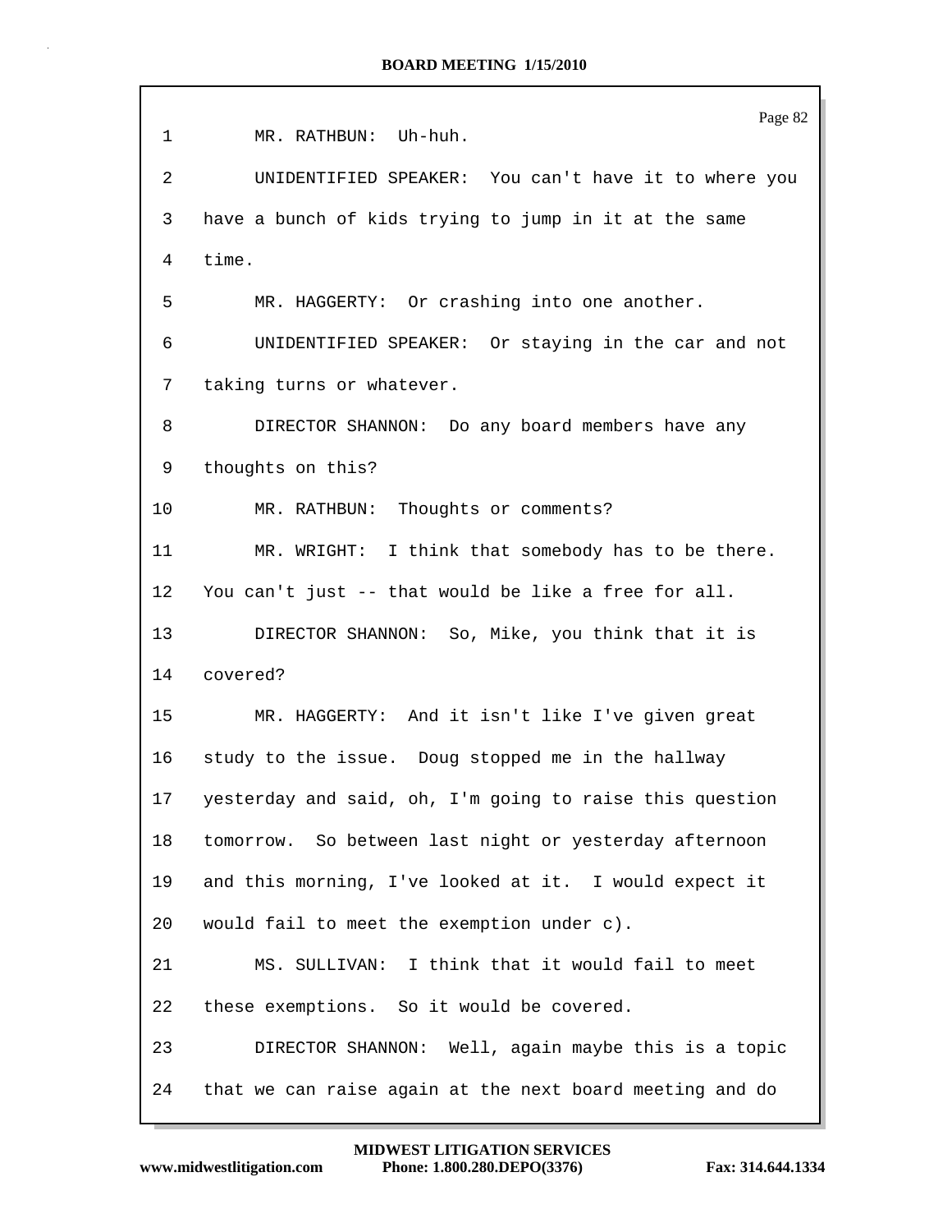1 MR. RATHBUN: Uh-huh.

2 UNIDENTIFIED SPEAKER: You can't have it to where you

3 have a bunch of kids trying to jump in it at the same

4 time.

5 MR. HAGGERTY: Or crashing into one another.

6 UNIDENTIFIED SPEAKER: Or staying in the car and not

7 taking turns or whatever.

8 DIRECTOR SHANNON: Do any board members have any

9 thoughts on this?

10 MR. RATHBUN: Thoughts or comments?

11 MR. WRIGHT: I think that somebody has to be there.

12 You can't just -- that would be like a free for all.

13 DIRECTOR SHANNON: So, Mike, you think that it is

14 covered?

15 MR. HAGGERTY: And it isn't like I've given great

16 study to the issue. Doug stopped me in the hallway

17 yesterday and said, oh, I'm going to raise this question

18 tomorrow. So between last night or yesterday afternoon

19 and this morning, I've looked at it. I would expect it

20 would fail to meet the exemption under c).

21 MS. SULLIVAN: I think that it would fail to meet

22 these exemptions. So it would be covered.

23 DIRECTOR SHANNON: Well, again maybe this is a topic

24 that we can raise again at the next board meeting and do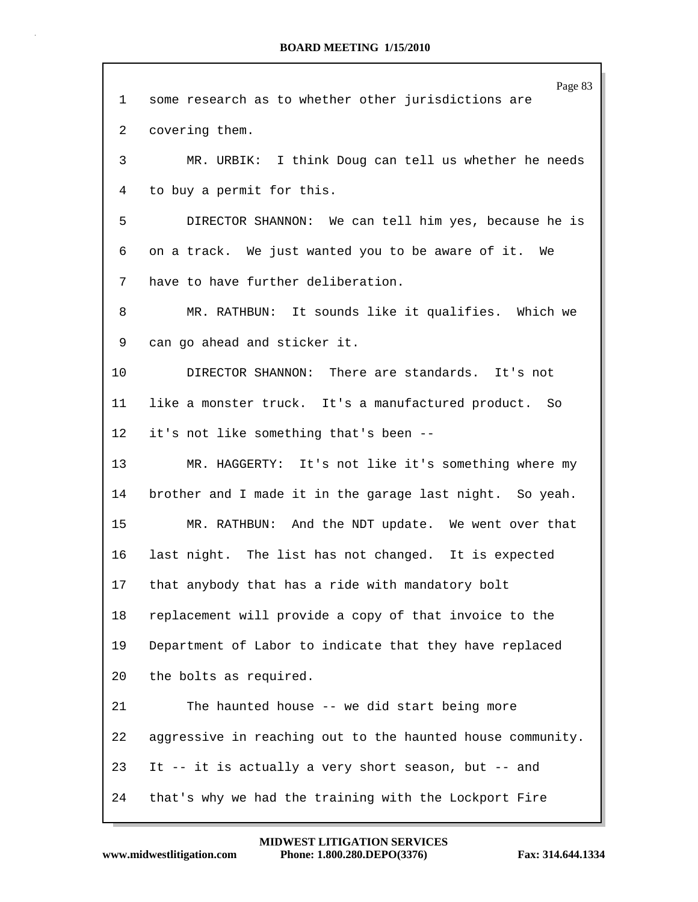1 some research as to whether other jurisdictions are
2 covering them.

3 MR. URBIK: I think Doug can tell us whether he needs
4 to buy a permit for this.

5 DIRECTOR SHANNON: We can tell him yes, because he is
6 on a track. We just wanted you to be aware of it. We
7 have to have further deliberation.

8 MR. RATHBUN: It sounds like it qualifies. Which we
9 can go ahead and sticker it.

10 DIRECTOR SHANNON: There are standards. It's not
11 like a monster truck. It's a manufactured product. So
12 it's not like something that's been --

13 MR. HAGGERTY: It's not like it's something where my
14 brother and I made it in the garage last night. So yeah.

15 MR. RATHBUN: And the NDT update. We went over that
16 last night. The list has not changed. It is expected
17 that anybody that has a ride with mandatory bolt
18 replacement will provide a copy of that invoice to the
19 Department of Labor to indicate that they have replaced
20 the bolts as required.

21 The haunted house -- we did start being more
22 aggressive in reaching out to the haunted house community.
23 It -- it is actually a very short season, but -- and
24 that's why we had the training with the Lockport Fire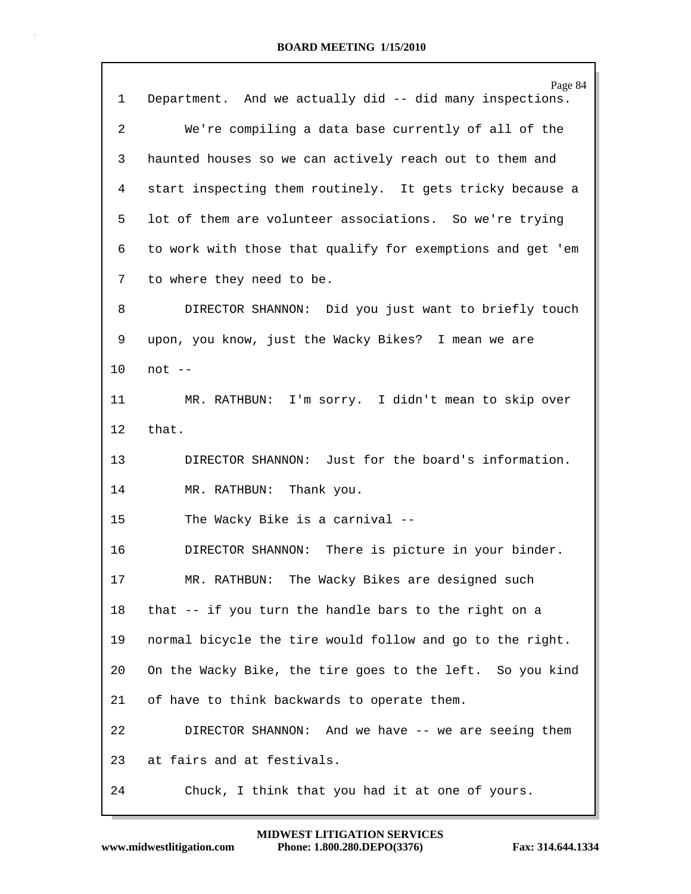1 Department. And we actually did -- did many inspections.

2 We're compiling a data base currently of all of the

3 haunted houses so we can actively reach out to them and

4 start inspecting them routinely. It gets tricky because a

5 lot of them are volunteer associations. So we're trying

6 to work with those that qualify for exemptions and get 'em

7 to where they need to be.

8 DIRECTOR SHANNON: Did you just want to briefly touch

9 upon, you know, just the Wacky Bikes? I mean we are

10 not --

11 MR. RATHBUN: I'm sorry. I didn't mean to skip over

12 that.

13 DIRECTOR SHANNON: Just for the board's information.

14 MR. RATHBUN: Thank you.

15 The Wacky Bike is a carnival --

16 DIRECTOR SHANNON: There is picture in your binder.

17 MR. RATHBUN: The Wacky Bikes are designed such

18 that -- if you turn the handle bars to the right on a

19 normal bicycle the tire would follow and go to the right.

20 On the Wacky Bike, the tire goes to the left. So you kind

21 of have to think backwards to operate them.

22 DIRECTOR SHANNON: And we have -- we are seeing them

23 at fairs and at festivals.

24 Chuck, I think that you had it at one of yours.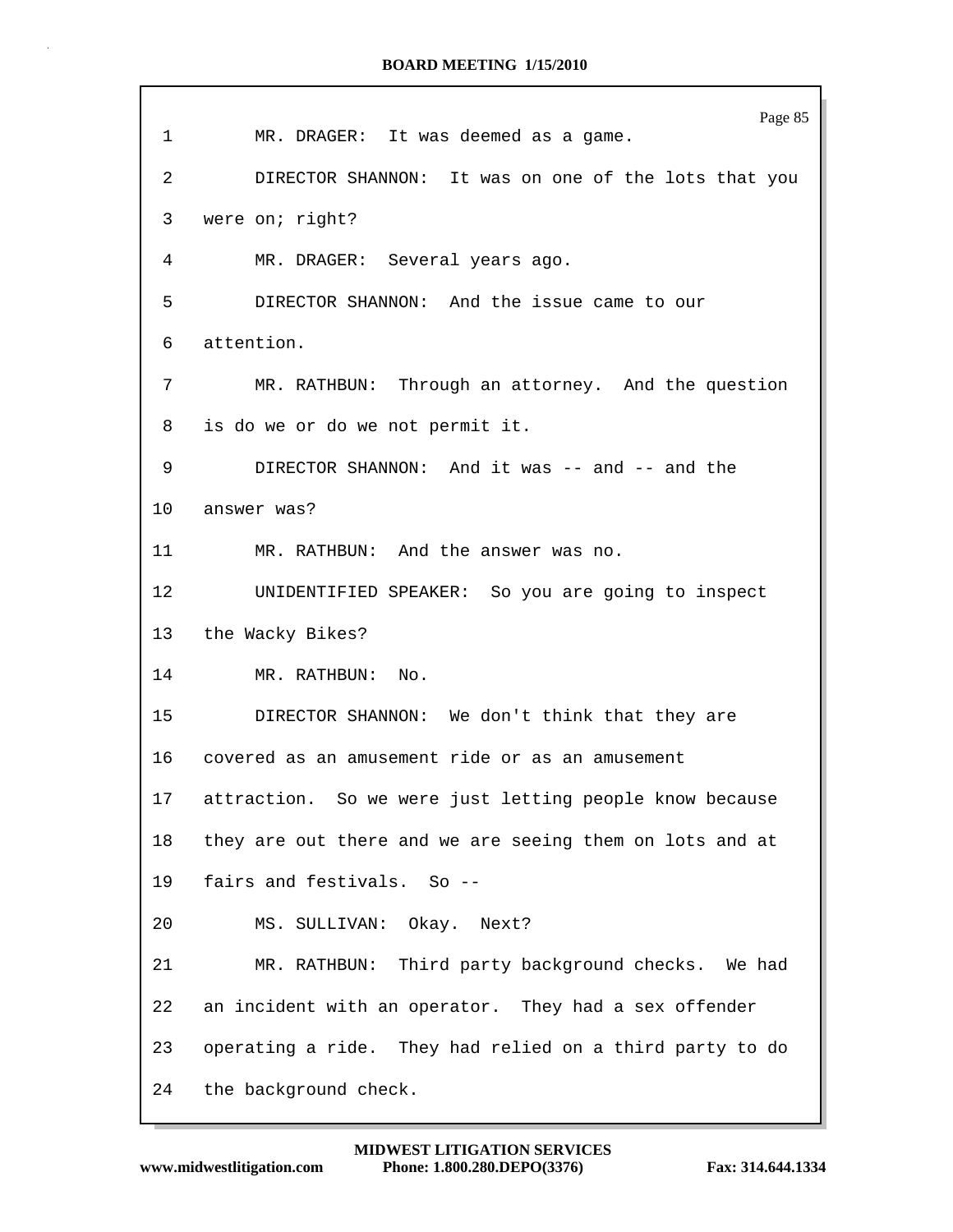MR. DRAGER: It was deemed as a game.

DIRECTOR SHANNON: It was on one of the lots that you were on; right?

MR. DRAGER: Several years ago.

DIRECTOR SHANNON: And the issue came to our attention.

MR. RATHBUN: Through an attorney. And the question is do we or do we not permit it.

DIRECTOR SHANNON: And it was -- and -- and the answer was?

MR. RATHBUN: And the answer was no.

UNIDENTIFIED SPEAKER: So you are going to inspect the Wacky Bikes?

MR. RATHBUN: No.

DIRECTOR SHANNON: We don't think that they are covered as an amusement ride or as an amusement attraction. So we were just letting people know because they are out there and we are seeing them on lots and at fairs and festivals. So --

MS. SULLIVAN: Okay. Next?

MR. RATHBUN: Third party background checks. We had an incident with an operator. They had a sex offender operating a ride. They had relied on a third party to do the background check.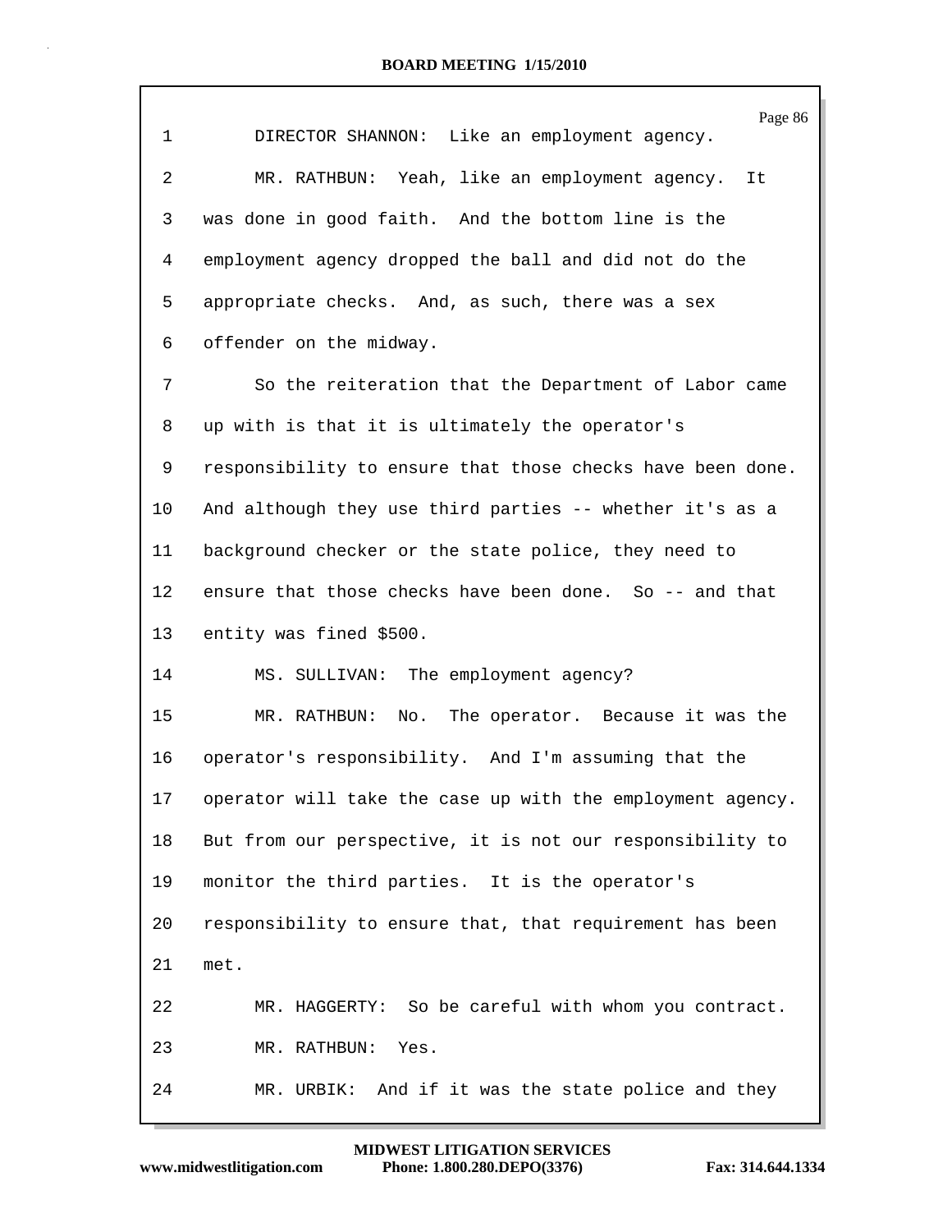1 DIRECTOR SHANNON: Like an employment agency.

2 MR. RATHBUN: Yeah, like an employment agency. It

3 was done in good faith. And the bottom line is the

4 employment agency dropped the ball and did not do the

5 appropriate checks. And, as such, there was a sex

6 offender on the midway.

7 So the reiteration that the Department of Labor came

8 up with is that it is ultimately the operator's

9 responsibility to ensure that those checks have been done.

10 And although they use third parties -- whether it's as a

11 background checker or the state police, they need to

12 ensure that those checks have been done. So -- and that

13 entity was fined $500.

14 MS. SULLIVAN: The employment agency?

15 MR. RATHBUN: No. The operator. Because it was the

16 operator's responsibility. And I'm assuming that the

17 operator will take the case up with the employment agency.

18 But from our perspective, it is not our responsibility to

19 monitor the third parties. It is the operator's

20 responsibility to ensure that, that requirement has been

21 met.

22 MR. HAGGERTY: So be careful with whom you contract.

23 MR. RATHBUN: Yes.

24 MR. URBIK: And if it was the state police and they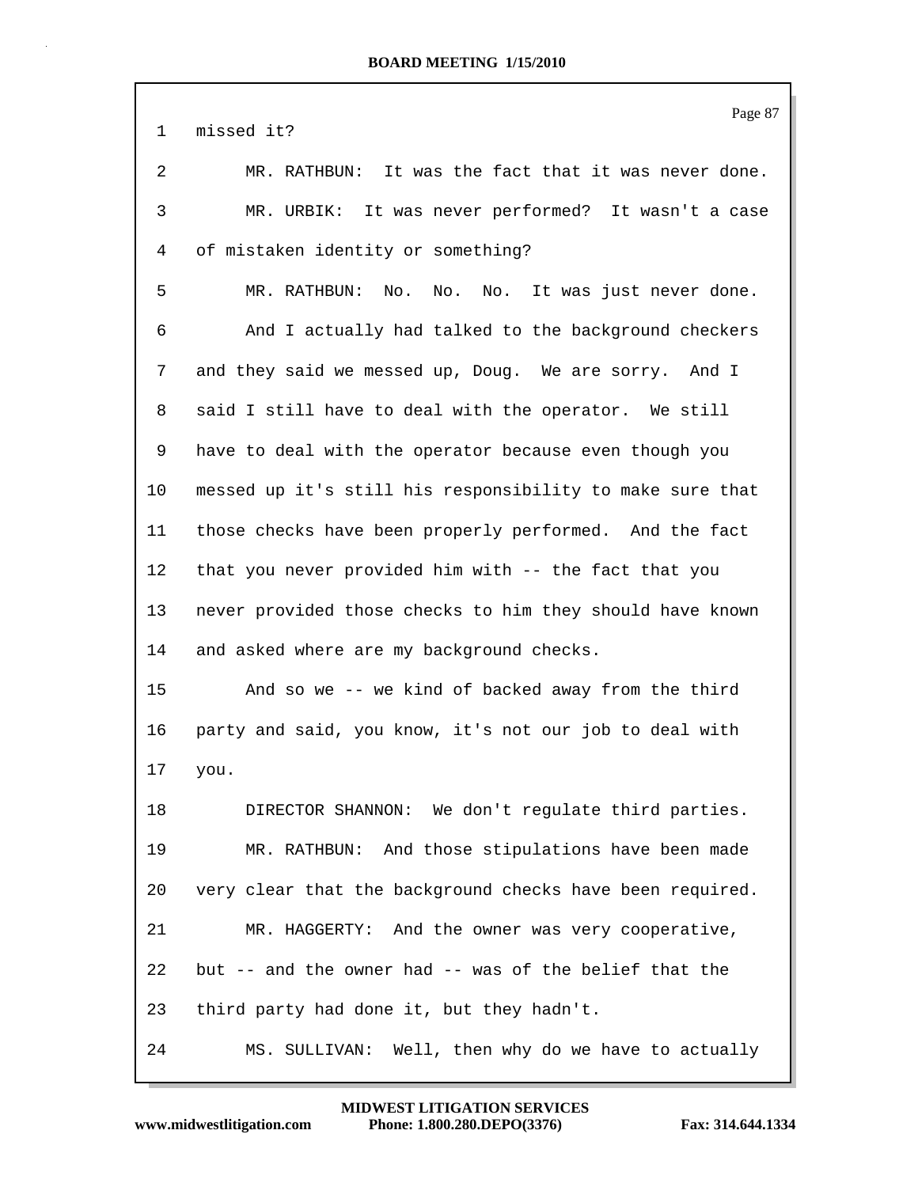1 missed it?

2 MR. RATHBUN: It was the fact that it was never done.

3 MR. URBIK: It was never performed? It wasn't a case

4 of mistaken identity or something?

5 MR. RATHBUN: No. No. No. It was just never done.

6 And I actually had talked to the background checkers

7 and they said we messed up, Doug. We are sorry. And I

8 said I still have to deal with the operator. We still

9 have to deal with the operator because even though you

10 messed up it's still his responsibility to make sure that

11 those checks have been properly performed. And the fact

12 that you never provided him with -- the fact that you

13 never provided those checks to him they should have known

14 and asked where are my background checks.

15 And so we -- we kind of backed away from the third

16 party and said, you know, it's not our job to deal with

17 you.

18 DIRECTOR SHANNON: We don't regulate third parties.

19 MR. RATHBUN: And those stipulations have been made

20 very clear that the background checks have been required.

21 MR. HAGGERTY: And the owner was very cooperative,

22 but -- and the owner had -- was of the belief that the

23 third party had done it, but they hadn't.

24 MS. SULLIVAN: Well, then why do we have to actually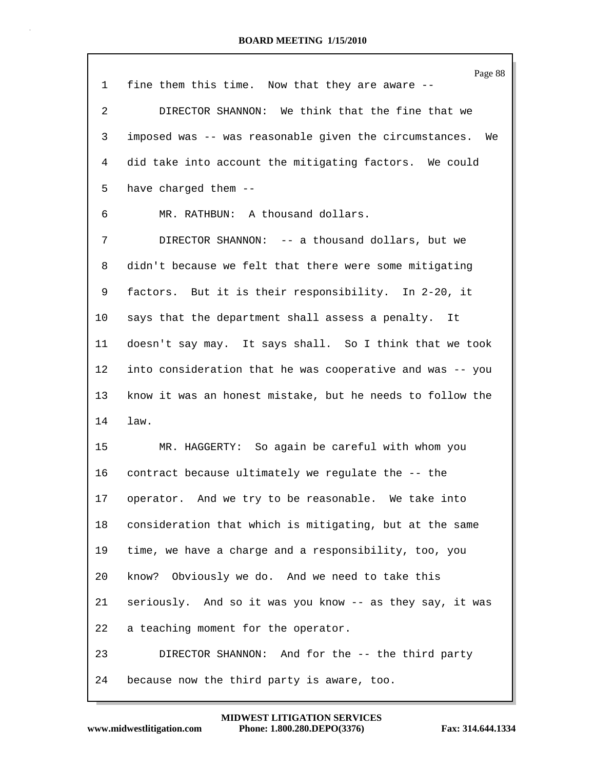1 fine them this time. Now that they are aware --

2 DIRECTOR SHANNON: We think that the fine that we

3 imposed was -- was reasonable given the circumstances. We

4 did take into account the mitigating factors. We could

5 have charged them --

6 MR. RATHBUN: A thousand dollars.

7 DIRECTOR SHANNON: -- a thousand dollars, but we

8 didn't because we felt that there were some mitigating

9 factors. But it is their responsibility. In 2-20, it

10 says that the department shall assess a penalty. It

11 doesn't say may. It says shall. So I think that we took

12 into consideration that he was cooperative and was -- you

13 know it was an honest mistake, but he needs to follow the

14 law.

15 MR. HAGGERTY: So again be careful with whom you

16 contract because ultimately we regulate the -- the

17 operator. And we try to be reasonable. We take into

18 consideration that which is mitigating, but at the same

19 time, we have a charge and a responsibility, too, you

20 know? Obviously we do. And we need to take this

21 seriously. And so it was you know -- as they say, it was

22 a teaching moment for the operator.

23 DIRECTOR SHANNON: And for the -- the third party

24 because now the third party is aware, too.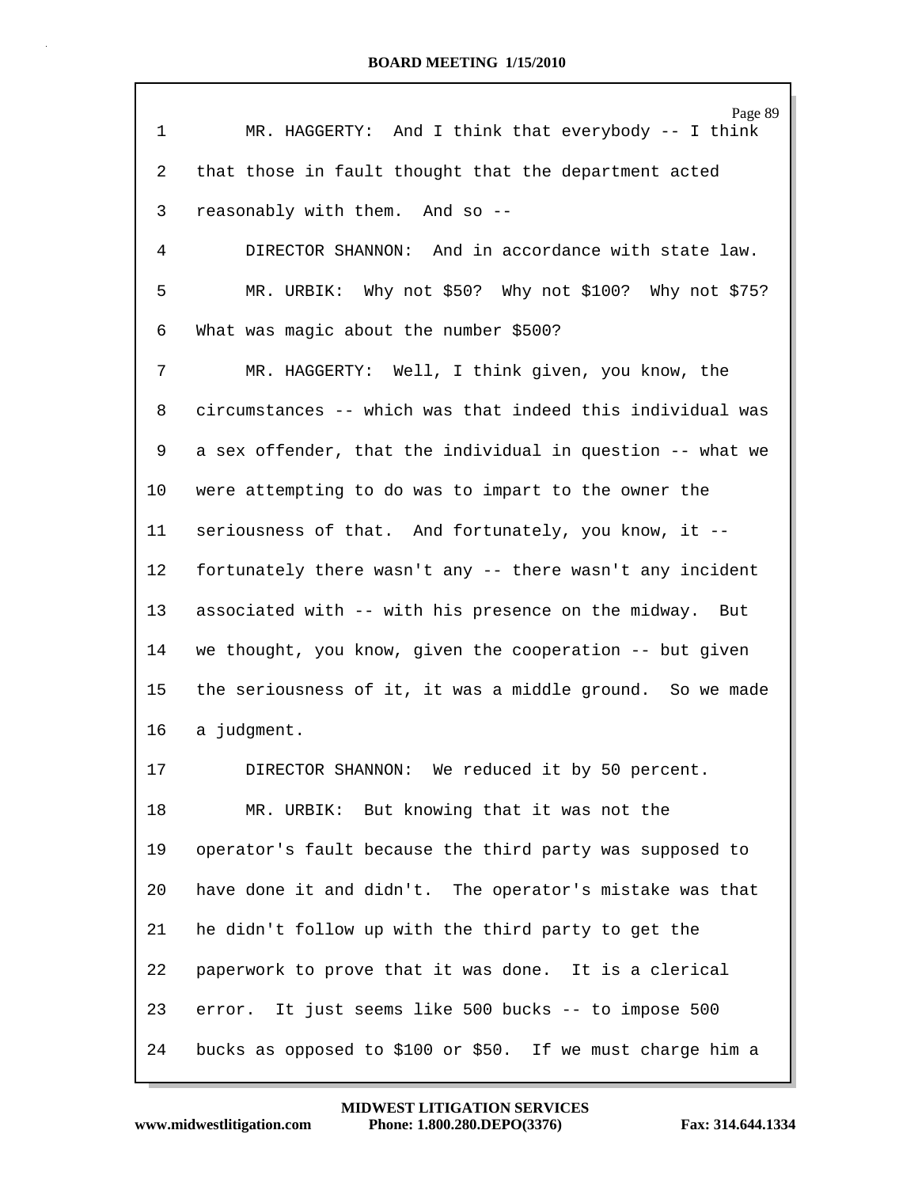MR. HAGGERTY: And I think that everybody -- I think that those in fault thought that the department acted reasonably with them. And so --

DIRECTOR SHANNON: And in accordance with state law.

MR. URBIK: Why not $50? Why not $100? Why not $75? What was magic about the number $500?

MR. HAGGERTY: Well, I think given, you know, the circumstances -- which was that indeed this individual was a sex offender, that the individual in question -- what we were attempting to do was to impart to the owner the seriousness of that. And fortunately, you know, it -- fortunately there wasn't any -- there wasn't any incident associated with -- with his presence on the midway. But we thought, you know, given the cooperation -- but given the seriousness of it, it was a middle ground. So we made a judgment.

DIRECTOR SHANNON: We reduced it by 50 percent.

MR. URBIK: But knowing that it was not the operator's fault because the third party was supposed to have done it and didn't. The operator's mistake was that he didn't follow up with the third party to get the paperwork to prove that it was done. It is a clerical error. It just seems like 500 bucks -- to impose 500 bucks as opposed to $100 or $50. If we must charge him a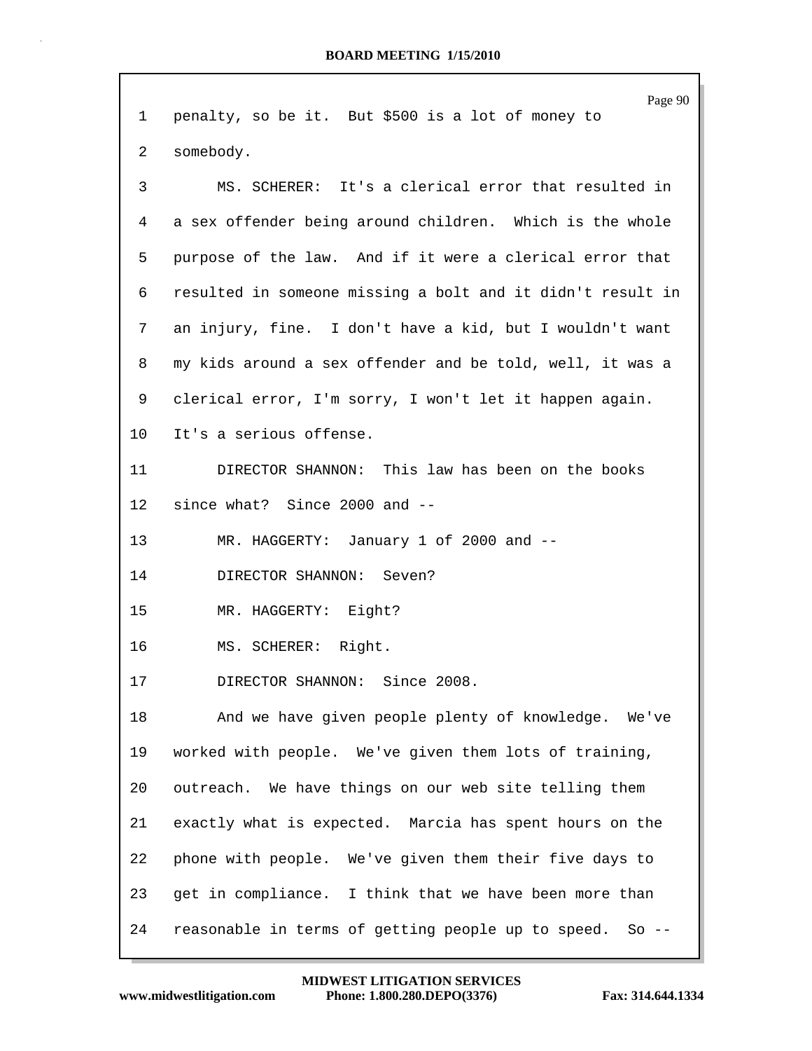1 penalty, so be it. But $500 is a lot of money to
2 somebody.
3 MS. SCHERER: It's a clerical error that resulted in
4 a sex offender being around children. Which is the whole
5 purpose of the law. And if it were a clerical error that
6 resulted in someone missing a bolt and it didn't result in
7 an injury, fine. I don't have a kid, but I wouldn't want
8 my kids around a sex offender and be told, well, it was a
9 clerical error, I'm sorry, I won't let it happen again.
10 It's a serious offense.
11 DIRECTOR SHANNON: This law has been on the books
12 since what? Since 2000 and --
13 MR. HAGGERTY: January 1 of 2000 and --
14 DIRECTOR SHANNON: Seven?
15 MR. HAGGERTY: Eight?
16 MS. SCHERER: Right.
17 DIRECTOR SHANNON: Since 2008.
18 And we have given people plenty of knowledge. We've
19 worked with people. We've given them lots of training,
20 outreach. We have things on our web site telling them
21 exactly what is expected. Marcia has spent hours on the
22 phone with people. We've given them their five days to
23 get in compliance. I think that we have been more than
24 reasonable in terms of getting people up to speed. So --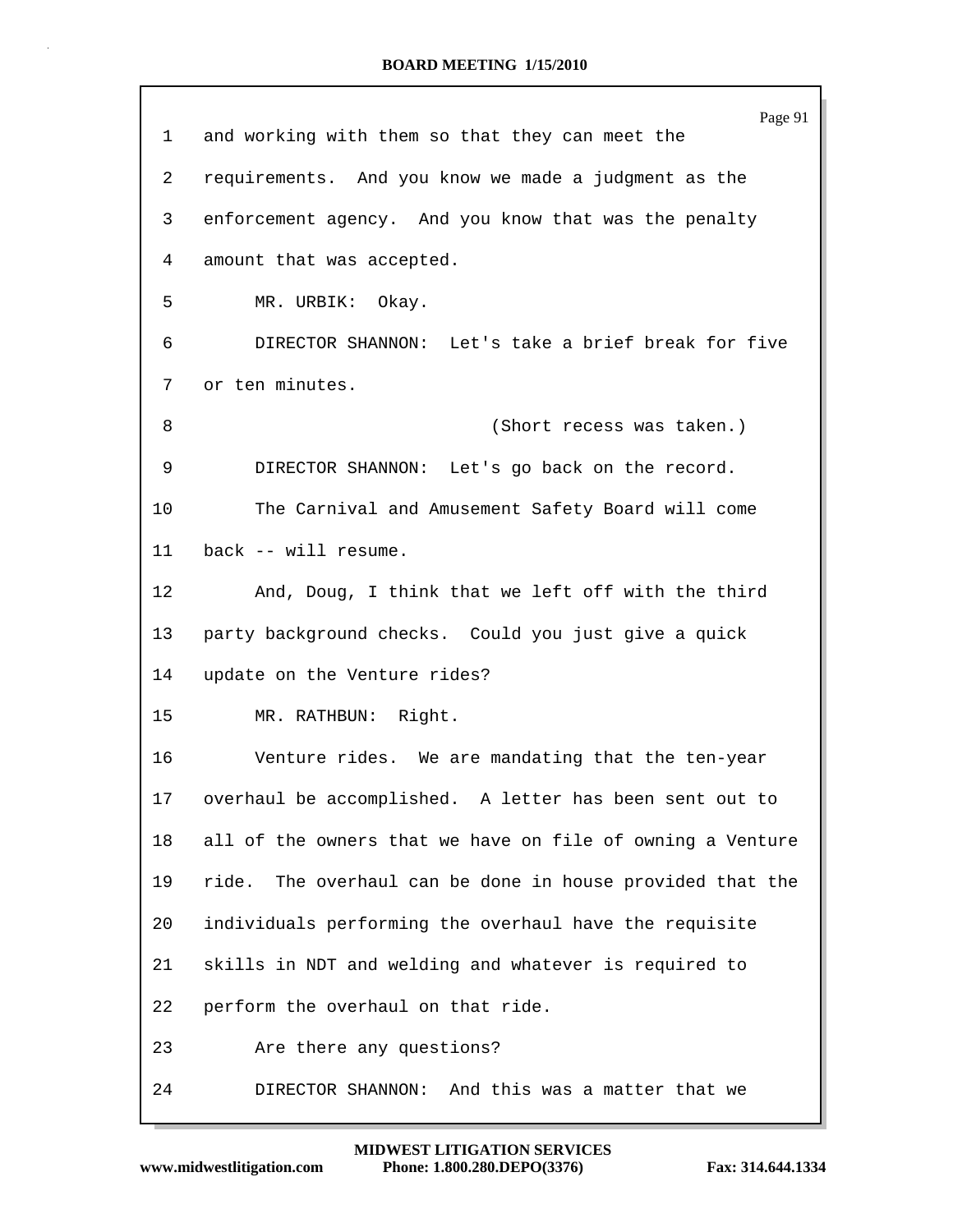and working with them so that they can meet the requirements. And you know we made a judgment as the enforcement agency. And you know that was the penalty amount that was accepted.

MR. URBIK: Okay.

DIRECTOR SHANNON: Let's take a brief break for five or ten minutes.

(Short recess was taken.)

DIRECTOR SHANNON: Let's go back on the record.

The Carnival and Amusement Safety Board will come back -- will resume.

And, Doug, I think that we left off with the third party background checks. Could you just give a quick update on the Venture rides?

MR. RATHBUN: Right.

Venture rides. We are mandating that the ten-year overhaul be accomplished. A letter has been sent out to all of the owners that we have on file of owning a Venture ride. The overhaul can be done in house provided that the individuals performing the overhaul have the requisite skills in NDT and welding and whatever is required to perform the overhaul on that ride.

Are there any questions?

DIRECTOR SHANNON: And this was a matter that we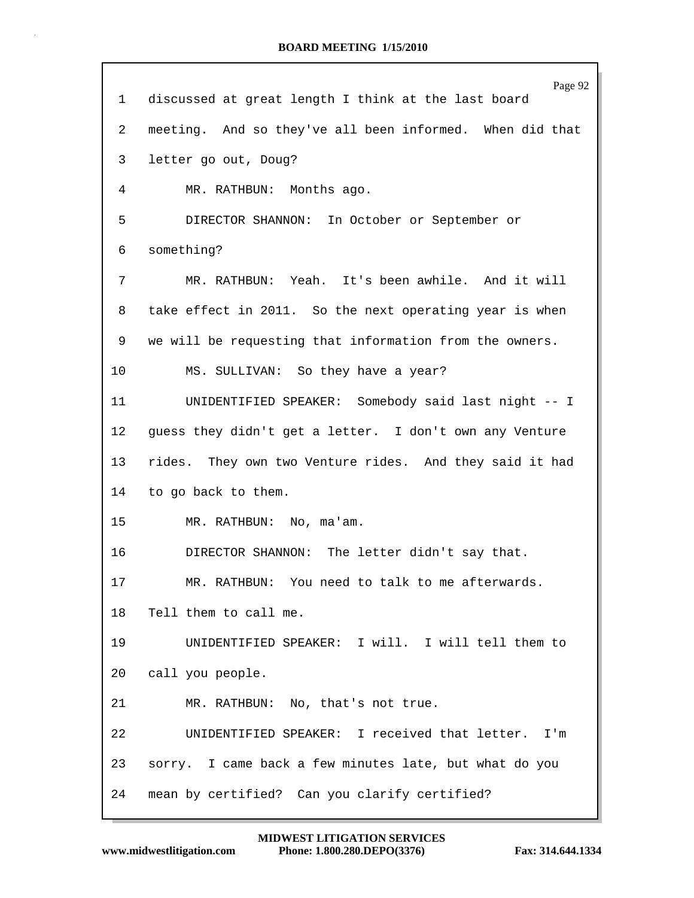discussed at great length I think at the last board meeting. And so they've all been informed. When did that letter go out, Doug?

MR. RATHBUN: Months ago.

DIRECTOR SHANNON: In October or September or something?

MR. RATHBUN: Yeah. It's been awhile. And it will take effect in 2011. So the next operating year is when we will be requesting that information from the owners.

MS. SULLIVAN: So they have a year?

UNIDENTIFIED SPEAKER: Somebody said last night -- I guess they didn't get a letter. I don't own any Venture rides. They own two Venture rides. And they said it had to go back to them.

MR. RATHBUN: No, ma'am.

DIRECTOR SHANNON: The letter didn't say that.

MR. RATHBUN: You need to talk to me afterwards. Tell them to call me.

UNIDENTIFIED SPEAKER: I will. I will tell them to call you people.

MR. RATHBUN: No, that's not true.

UNIDENTIFIED SPEAKER: I received that letter. I'm sorry. I came back a few minutes late, but what do you mean by certified? Can you clarify certified?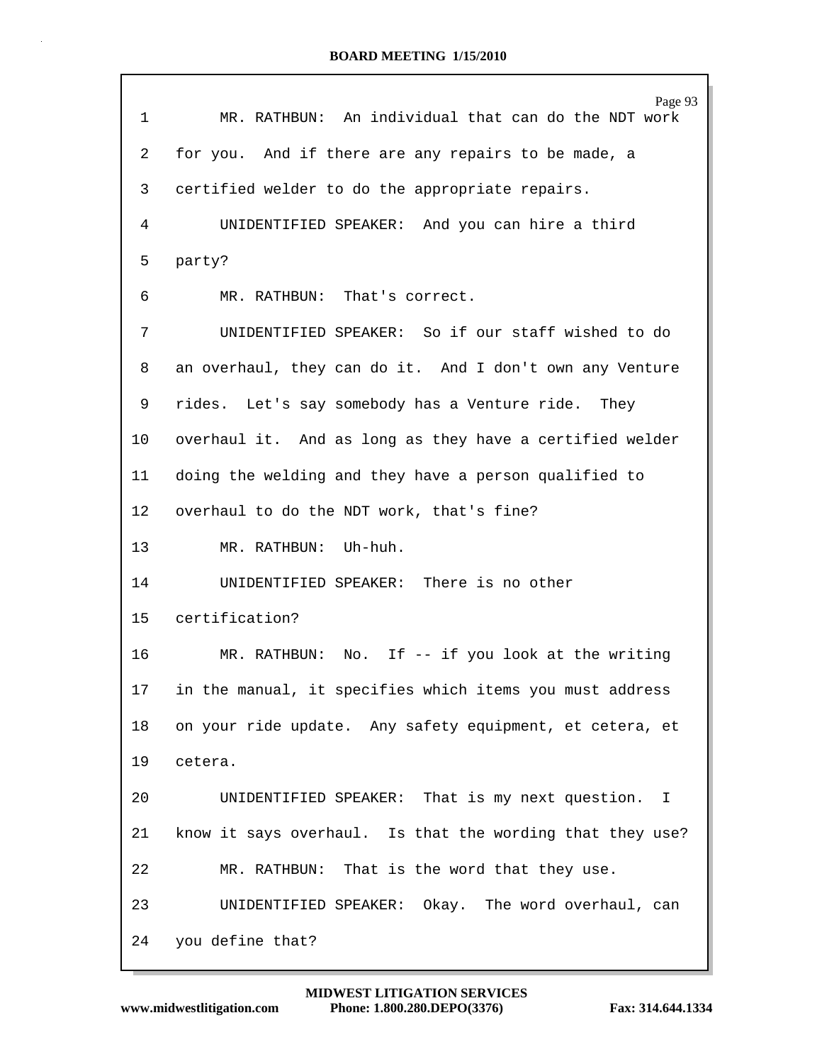MR. RATHBUN: An individual that can do the NDT work for you. And if there are any repairs to be made, a certified welder to do the appropriate repairs.

UNIDENTIFIED SPEAKER: And you can hire a third party?

MR. RATHBUN: That's correct.

UNIDENTIFIED SPEAKER: So if our staff wished to do an overhaul, they can do it. And I don't own any Venture rides. Let's say somebody has a Venture ride. They overhaul it. And as long as they have a certified welder doing the welding and they have a person qualified to overhaul to do the NDT work, that's fine?

MR. RATHBUN: Uh-huh.

UNIDENTIFIED SPEAKER: There is no other certification?

MR. RATHBUN: No. If -- if you look at the writing in the manual, it specifies which items you must address on your ride update. Any safety equipment, et cetera, et cetera.

UNIDENTIFIED SPEAKER: That is my next question. I know it says overhaul. Is that the wording that they use?

MR. RATHBUN: That is the word that they use.

UNIDENTIFIED SPEAKER: Okay. The word overhaul, can you define that?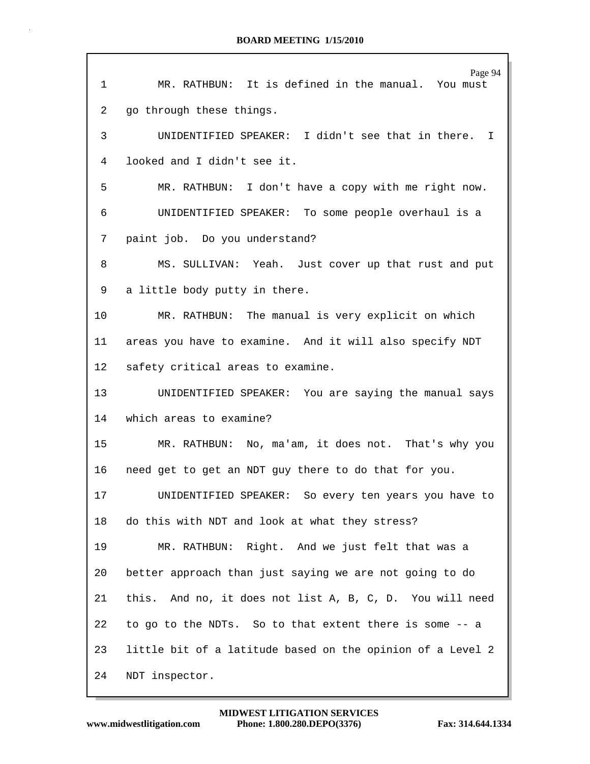MR. RATHBUN: It is defined in the manual. You must go through these things.

UNIDENTIFIED SPEAKER: I didn't see that in there. I looked and I didn't see it.

MR. RATHBUN: I don't have a copy with me right now.

UNIDENTIFIED SPEAKER: To some people overhaul is a paint job. Do you understand?

MS. SULLIVAN: Yeah. Just cover up that rust and put a little body putty in there.

MR. RATHBUN: The manual is very explicit on which areas you have to examine. And it will also specify NDT safety critical areas to examine.

UNIDENTIFIED SPEAKER: You are saying the manual says which areas to examine?

MR. RATHBUN: No, ma'am, it does not. That's why you need get to get an NDT guy there to do that for you.

UNIDENTIFIED SPEAKER: So every ten years you have to do this with NDT and look at what they stress?

MR. RATHBUN: Right. And we just felt that was a better approach than just saying we are not going to do this. And no, it does not list A, B, C, D. You will need to go to the NDTs. So to that extent there is some -- a little bit of a latitude based on the opinion of a Level 2 NDT inspector.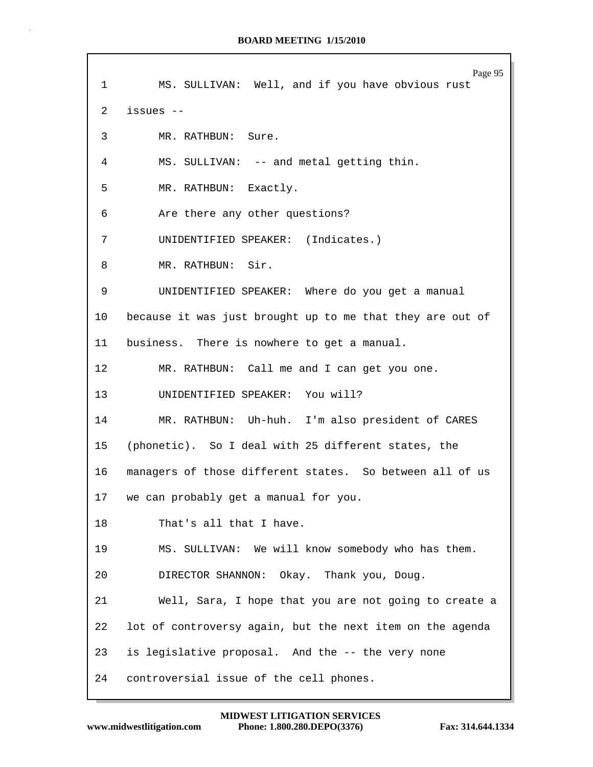MS. SULLIVAN: Well, and if you have obvious rust issues --

MR. RATHBUN: Sure.

MS. SULLIVAN: -- and metal getting thin.

MR. RATHBUN: Exactly.

Are there any other questions?

UNIDENTIFIED SPEAKER: (Indicates.)

MR. RATHBUN: Sir.

UNIDENTIFIED SPEAKER: Where do you get a manual because it was just brought up to me that they are out of business. There is nowhere to get a manual.

MR. RATHBUN: Call me and I can get you one.

UNIDENTIFIED SPEAKER: You will?

MR. RATHBUN: Uh-huh. I'm also president of CARES (phonetic). So I deal with 25 different states, the managers of those different states. So between all of us we can probably get a manual for you.

That's all that I have.

MS. SULLIVAN: We will know somebody who has them.

DIRECTOR SHANNON: Okay. Thank you, Doug.

Well, Sara, I hope that you are not going to create a lot of controversy again, but the next item on the agenda is legislative proposal. And the -- the very none controversial issue of the cell phones.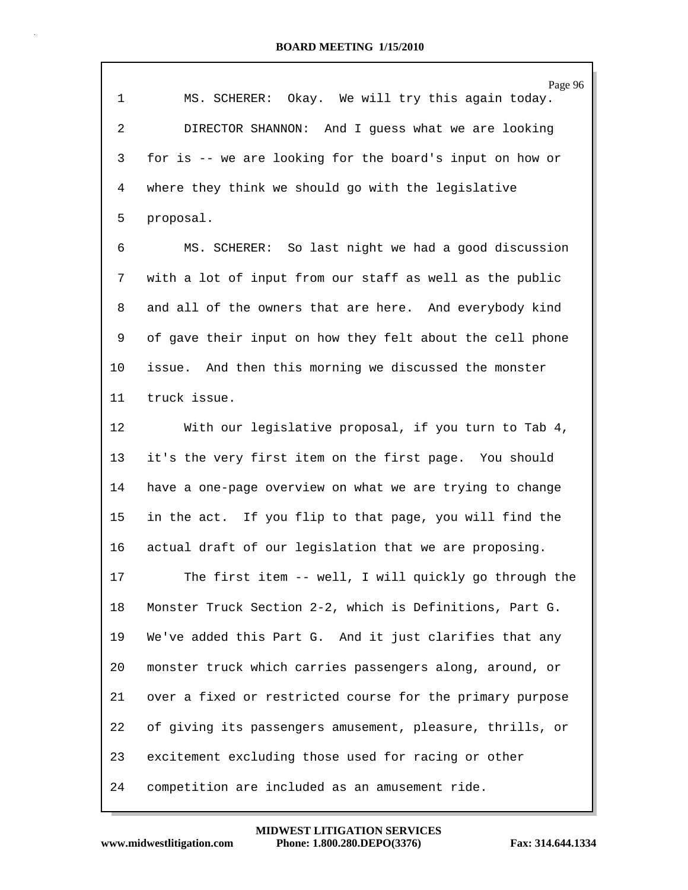MS. SCHERER: Okay. We will try this again today.

DIRECTOR SHANNON: And I guess what we are looking for is -- we are looking for the board's input on how or where they think we should go with the legislative proposal.

MS. SCHERER: So last night we had a good discussion with a lot of input from our staff as well as the public and all of the owners that are here. And everybody kind of gave their input on how they felt about the cell phone issue. And then this morning we discussed the monster truck issue.

With our legislative proposal, if you turn to Tab 4, it's the very first item on the first page. You should have a one-page overview on what we are trying to change in the act. If you flip to that page, you will find the actual draft of our legislation that we are proposing.

The first item -- well, I will quickly go through the Monster Truck Section 2-2, which is Definitions, Part G. We've added this Part G. And it just clarifies that any monster truck which carries passengers along, around, or over a fixed or restricted course for the primary purpose of giving its passengers amusement, pleasure, thrills, or excitement excluding those used for racing or other competition are included as an amusement ride.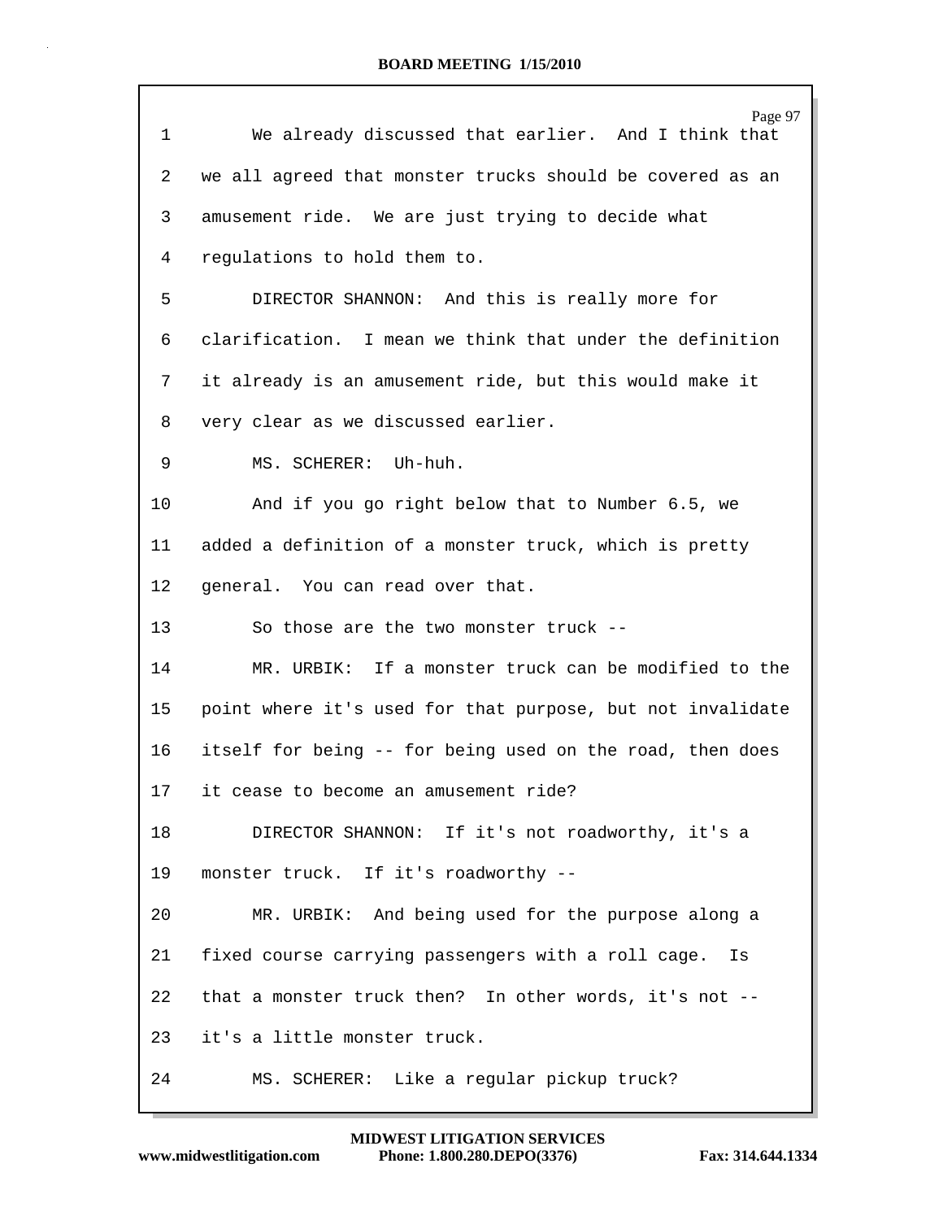We already discussed that earlier. And I think that we all agreed that monster trucks should be covered as an amusement ride. We are just trying to decide what regulations to hold them to.

DIRECTOR SHANNON: And this is really more for clarification. I mean we think that under the definition it already is an amusement ride, but this would make it very clear as we discussed earlier.

MS. SCHERER: Uh-huh.

And if you go right below that to Number 6.5, we added a definition of a monster truck, which is pretty general. You can read over that.

So those are the two monster truck --

MR. URBIK: If a monster truck can be modified to the point where it's used for that purpose, but not invalidate itself for being -- for being used on the road, then does it cease to become an amusement ride?

DIRECTOR SHANNON: If it's not roadworthy, it's a monster truck. If it's roadworthy --

MR. URBIK: And being used for the purpose along a fixed course carrying passengers with a roll cage. Is that a monster truck then? In other words, it's not -- it's a little monster truck.

MS. SCHERER: Like a regular pickup truck?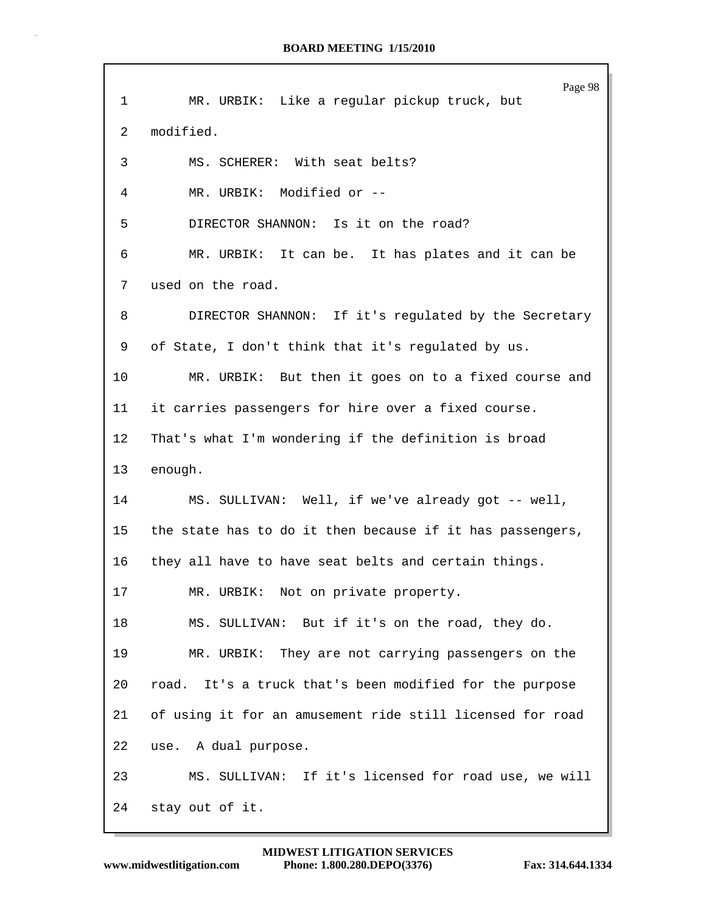1 MR. URBIK: Like a regular pickup truck, but
2 modified.
3 MS. SCHERER: With seat belts?
4 MR. URBIK: Modified or --
5 DIRECTOR SHANNON: Is it on the road?
6 MR. URBIK: It can be. It has plates and it can be
7 used on the road.
8 DIRECTOR SHANNON: If it's regulated by the Secretary
9 of State, I don't think that it's regulated by us.
10 MR. URBIK: But then it goes on to a fixed course and
11 it carries passengers for hire over a fixed course.
12 That's what I'm wondering if the definition is broad
13 enough.
14 MS. SULLIVAN: Well, if we've already got -- well,
15 the state has to do it then because if it has passengers,
16 they all have to have seat belts and certain things.
17 MR. URBIK: Not on private property.
18 MS. SULLIVAN: But if it's on the road, they do.
19 MR. URBIK: They are not carrying passengers on the
20 road. It's a truck that's been modified for the purpose
21 of using it for an amusement ride still licensed for road
22 use. A dual purpose.
23 MS. SULLIVAN: If it's licensed for road use, we will
24 stay out of it.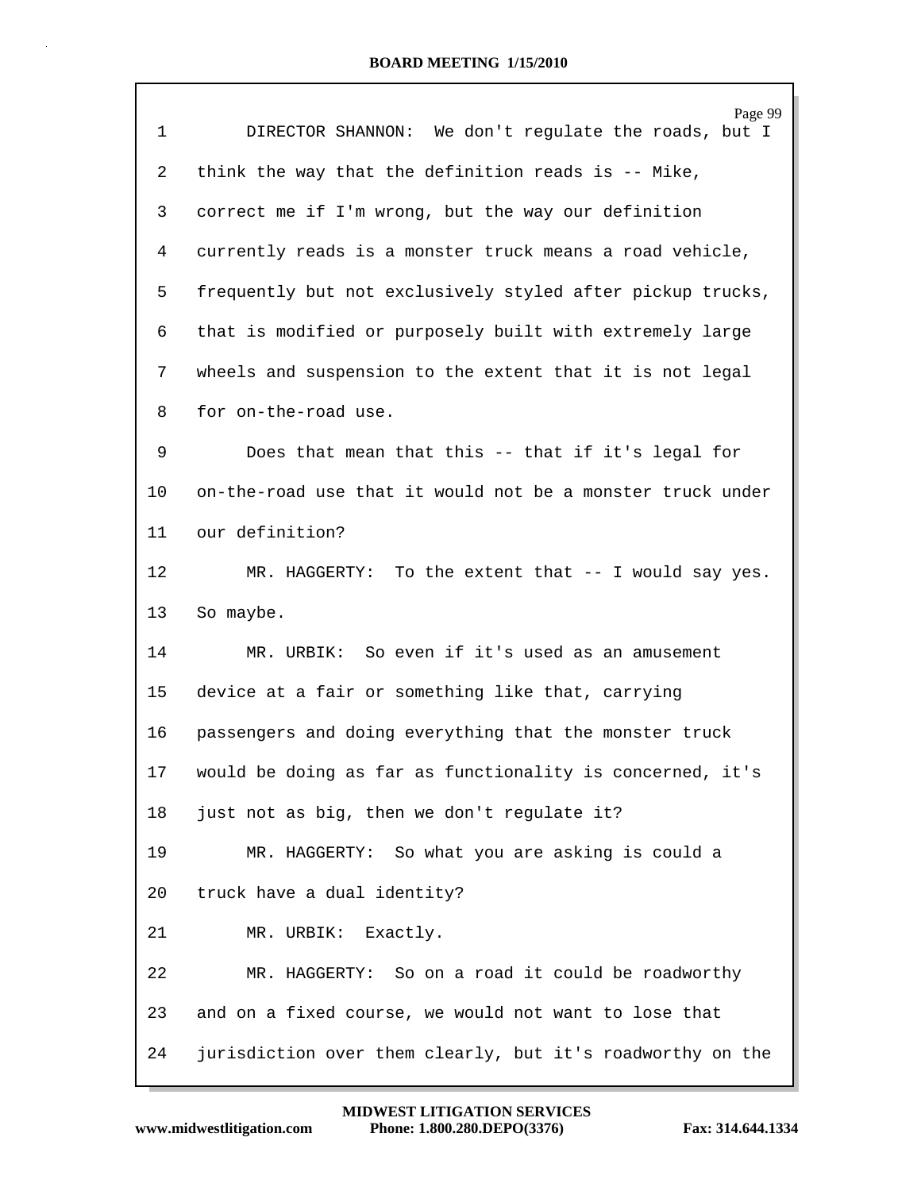DIRECTOR SHANNON: We don't regulate the roads, but I think the way that the definition reads is -- Mike, correct me if I'm wrong, but the way our definition currently reads is a monster truck means a road vehicle, frequently but not exclusively styled after pickup trucks, that is modified or purposely built with extremely large wheels and suspension to the extent that it is not legal for on-the-road use.

Does that mean that this -- that if it's legal for on-the-road use that it would not be a monster truck under our definition?

MR. HAGGERTY: To the extent that -- I would say yes. So maybe.

MR. URBIK: So even if it's used as an amusement device at a fair or something like that, carrying passengers and doing everything that the monster truck would be doing as far as functionality is concerned, it's just not as big, then we don't regulate it?

MR. HAGGERTY: So what you are asking is could a truck have a dual identity?

MR. URBIK: Exactly.

MR. HAGGERTY: So on a road it could be roadworthy and on a fixed course, we would not want to lose that jurisdiction over them clearly, but it's roadworthy on the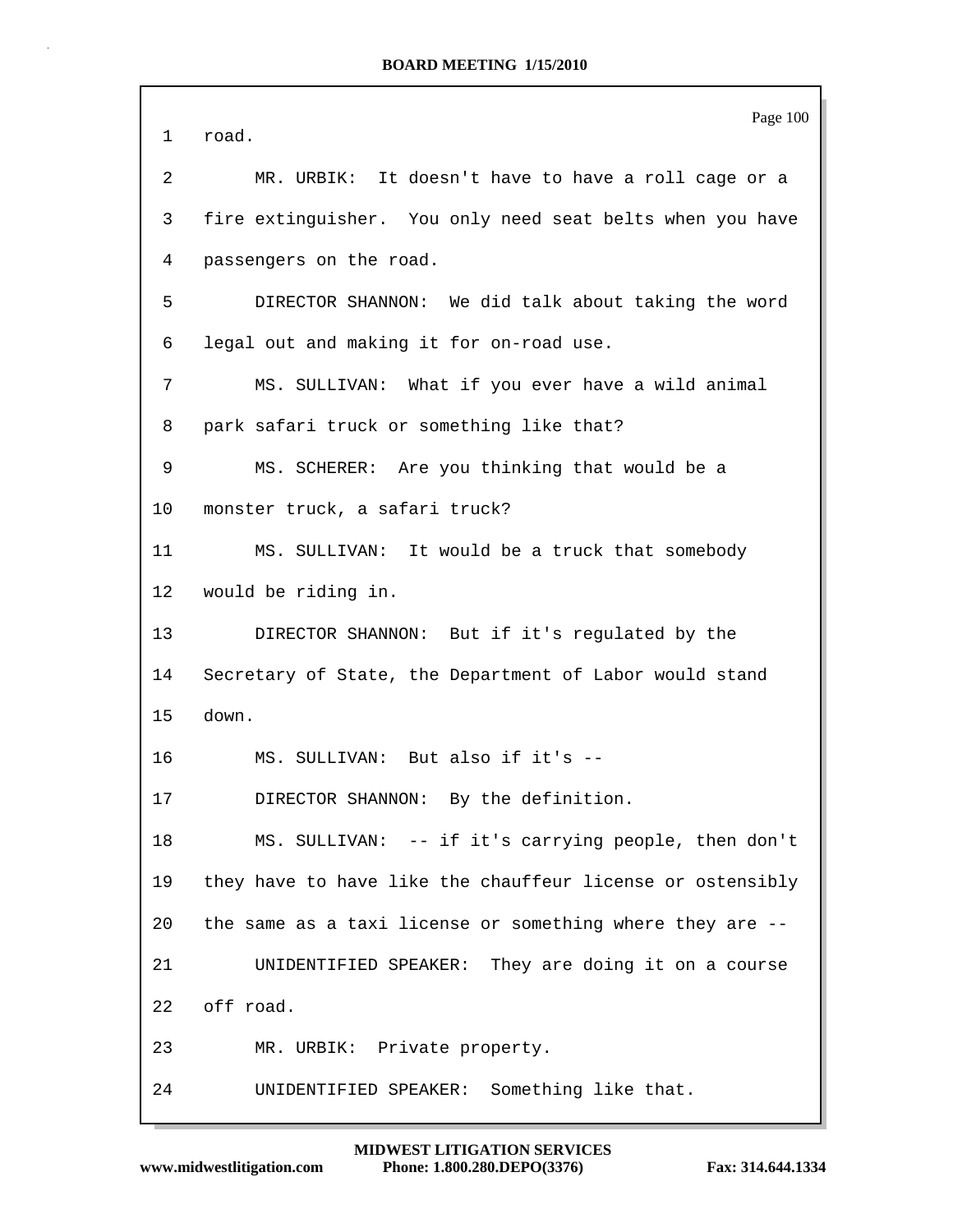road.

MR. URBIK: It doesn't have to have a roll cage or a fire extinguisher. You only need seat belts when you have passengers on the road.

DIRECTOR SHANNON: We did talk about taking the word legal out and making it for on-road use.

MS. SULLIVAN: What if you ever have a wild animal park safari truck or something like that?

MS. SCHERER: Are you thinking that would be a monster truck, a safari truck?

MS. SULLIVAN: It would be a truck that somebody would be riding in.

DIRECTOR SHANNON: But if it's regulated by the Secretary of State, the Department of Labor would stand down.

MS. SULLIVAN: But also if it's --

DIRECTOR SHANNON: By the definition.

MS. SULLIVAN: -- if it's carrying people, then don't they have to have like the chauffeur license or ostensibly the same as a taxi license or something where they are --

UNIDENTIFIED SPEAKER: They are doing it on a course off road.

MR. URBIK: Private property.

UNIDENTIFIED SPEAKER: Something like that.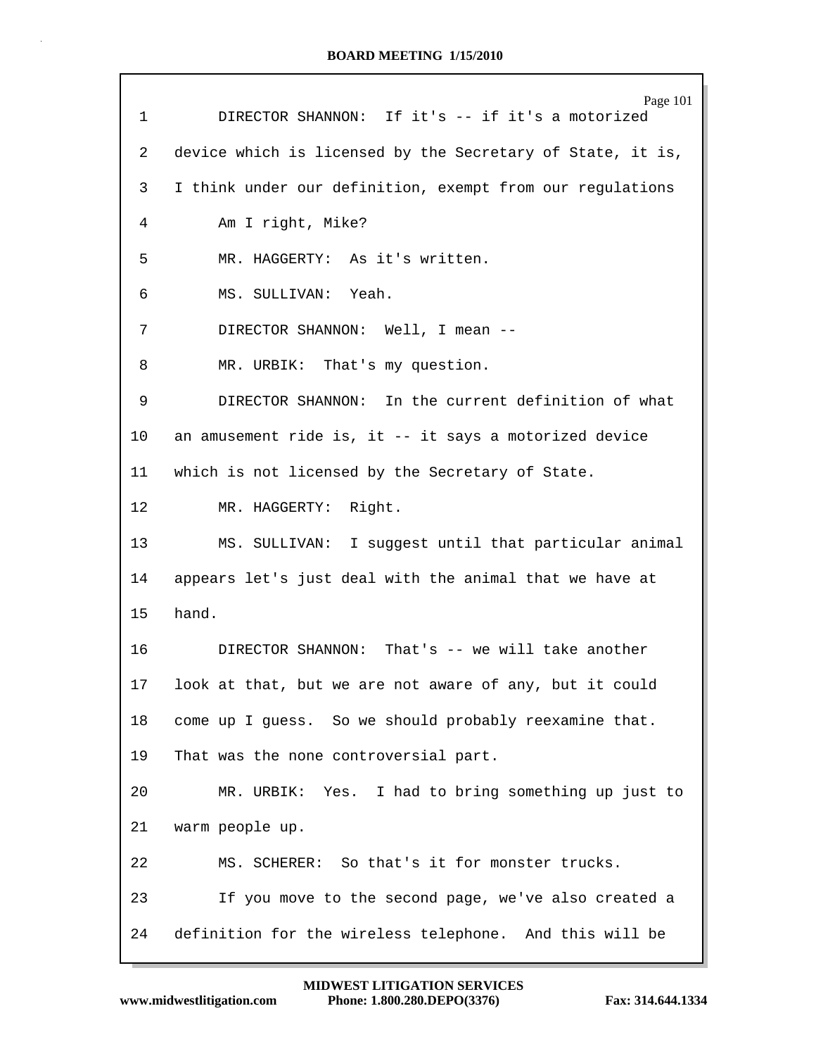DIRECTOR SHANNON: If it's -- if it's a motorized device which is licensed by the Secretary of State, it is, I think under our definition, exempt from our regulations Am I right, Mike?

MR. HAGGERTY: As it's written.

MS. SULLIVAN: Yeah.

DIRECTOR SHANNON: Well, I mean --

MR. URBIK: That's my question.

DIRECTOR SHANNON: In the current definition of what an amusement ride is, it -- it says a motorized device which is not licensed by the Secretary of State.

MR. HAGGERTY: Right.

MS. SULLIVAN: I suggest until that particular animal appears let's just deal with the animal that we have at hand.

DIRECTOR SHANNON: That's -- we will take another look at that, but we are not aware of any, but it could come up I guess. So we should probably reexamine that. That was the none controversial part.

MR. URBIK: Yes. I had to bring something up just to warm people up.

MS. SCHERER: So that's it for monster trucks.

If you move to the second page, we've also created a definition for the wireless telephone. And this will be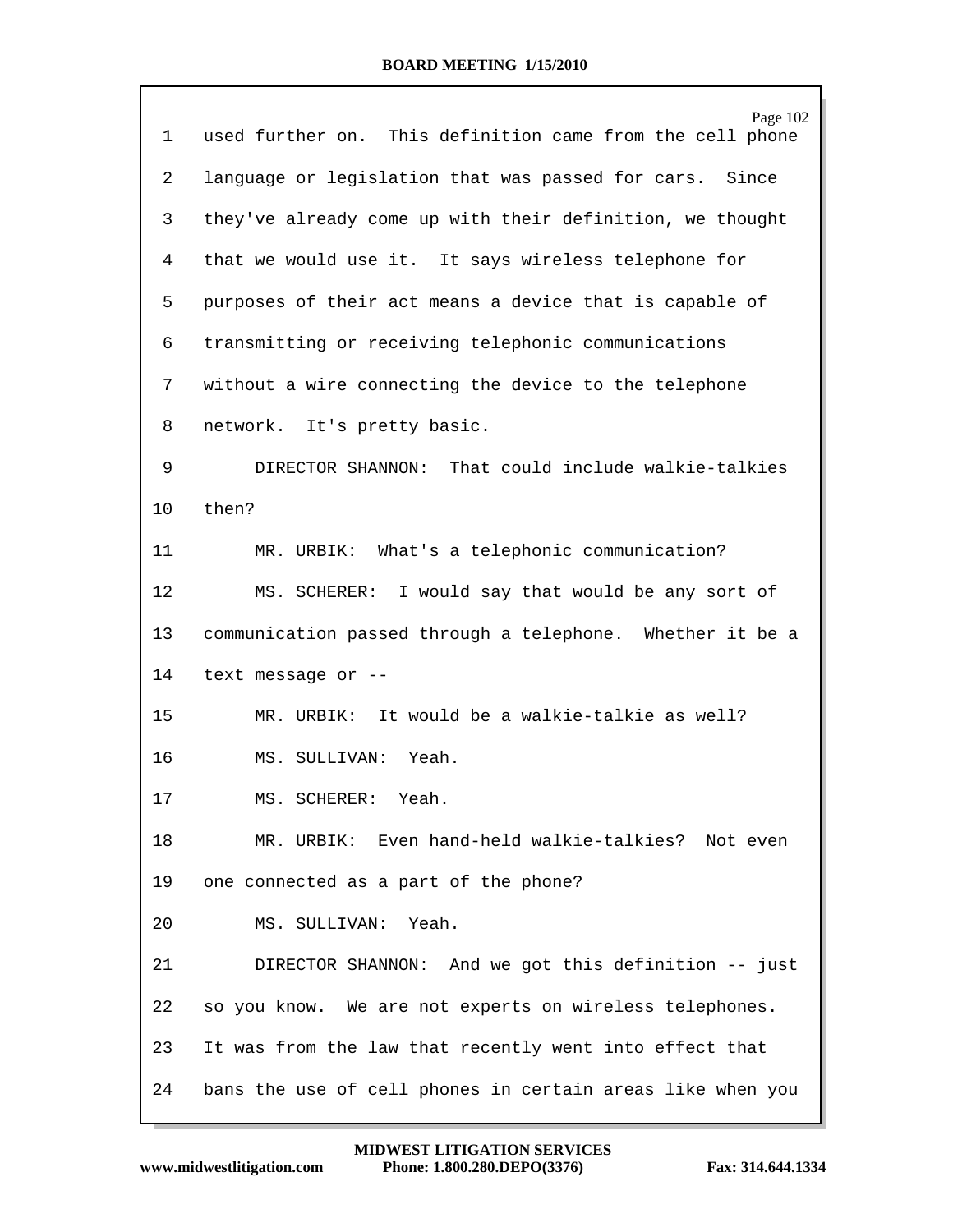1 used further on. This definition came from the cell phone
2 language or legislation that was passed for cars. Since
3 they've already come up with their definition, we thought
4 that we would use it. It says wireless telephone for
5 purposes of their act means a device that is capable of
6 transmitting or receiving telephonic communications
7 without a wire connecting the device to the telephone
8 network. It's pretty basic.
9 DIRECTOR SHANNON: That could include walkie-talkies
10 then?
11 MR. URBIK: What's a telephonic communication?
12 MS. SCHERER: I would say that would be any sort of
13 communication passed through a telephone. Whether it be a
14 text message or --
15 MR. URBIK: It would be a walkie-talkie as well?
16 MS. SULLIVAN: Yeah.
17 MS. SCHERER: Yeah.
18 MR. URBIK: Even hand-held walkie-talkies? Not even
19 one connected as a part of the phone?
20 MS. SULLIVAN: Yeah.
21 DIRECTOR SHANNON: And we got this definition -- just
22 so you know. We are not experts on wireless telephones.
23 It was from the law that recently went into effect that
24 bans the use of cell phones in certain areas like when you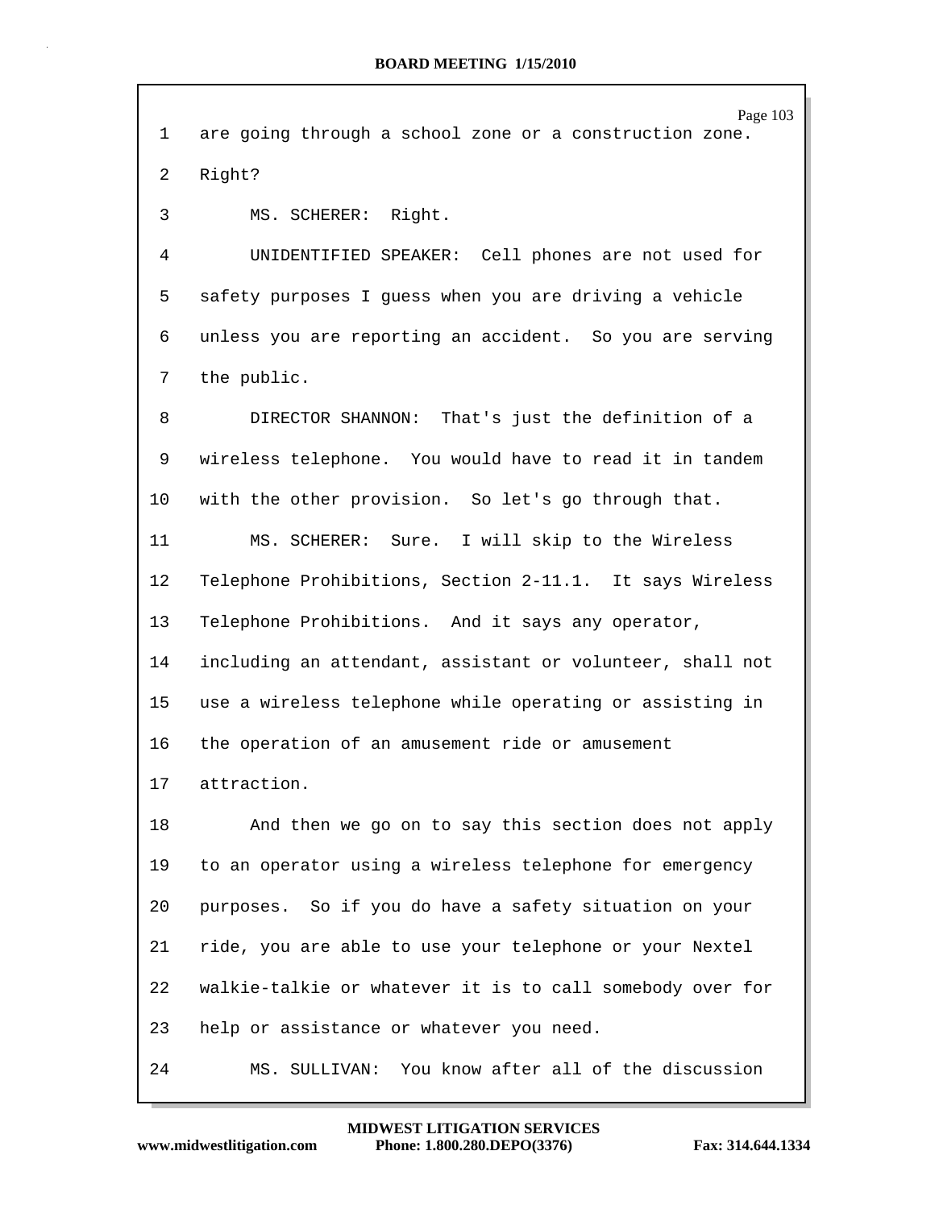1 are going through a school zone or a construction zone.

2 Right?

3 MS. SCHERER: Right.

4 UNIDENTIFIED SPEAKER: Cell phones are not used for

5 safety purposes I guess when you are driving a vehicle

6 unless you are reporting an accident. So you are serving

7 the public.

8 DIRECTOR SHANNON: That's just the definition of a

9 wireless telephone. You would have to read it in tandem

10 with the other provision. So let's go through that.

11 MS. SCHERER: Sure. I will skip to the Wireless

12 Telephone Prohibitions, Section 2-11.1. It says Wireless

13 Telephone Prohibitions. And it says any operator,

14 including an attendant, assistant or volunteer, shall not

15 use a wireless telephone while operating or assisting in

16 the operation of an amusement ride or amusement

17 attraction.

18 And then we go on to say this section does not apply

19 to an operator using a wireless telephone for emergency

20 purposes. So if you do have a safety situation on your

21 ride, you are able to use your telephone or your Nextel

22 walkie-talkie or whatever it is to call somebody over for

23 help or assistance or whatever you need.

24 MS. SULLIVAN: You know after all of the discussion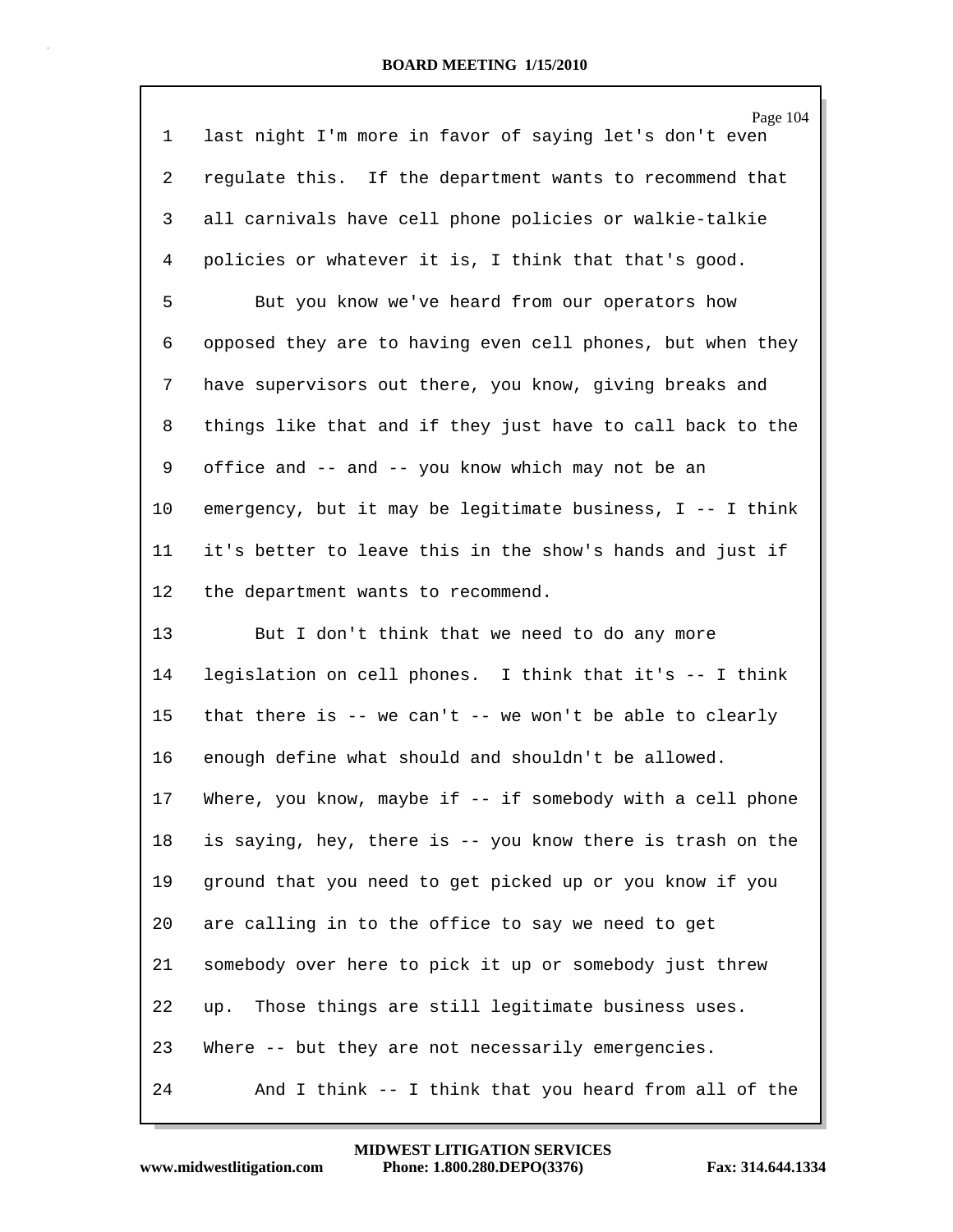1 last night I'm more in favor of saying let's don't even
2 regulate this. If the department wants to recommend that
3 all carnivals have cell phone policies or walkie-talkie
4 policies or whatever it is, I think that that's good.
5 But you know we've heard from our operators how
6 opposed they are to having even cell phones, but when they
7 have supervisors out there, you know, giving breaks and
8 things like that and if they just have to call back to the
9 office and -- and -- you know which may not be an
10 emergency, but it may be legitimate business, I -- I think
11 it's better to leave this in the show's hands and just if
12 the department wants to recommend.
13 But I don't think that we need to do any more
14 legislation on cell phones. I think that it's -- I think
15 that there is -- we can't -- we won't be able to clearly
16 enough define what should and shouldn't be allowed.
17 Where, you know, maybe if -- if somebody with a cell phone
18 is saying, hey, there is -- you know there is trash on the
19 ground that you need to get picked up or you know if you
20 are calling in to the office to say we need to get
21 somebody over here to pick it up or somebody just threw
22 up. Those things are still legitimate business uses.
23 Where -- but they are not necessarily emergencies.
24 And I think -- I think that you heard from all of the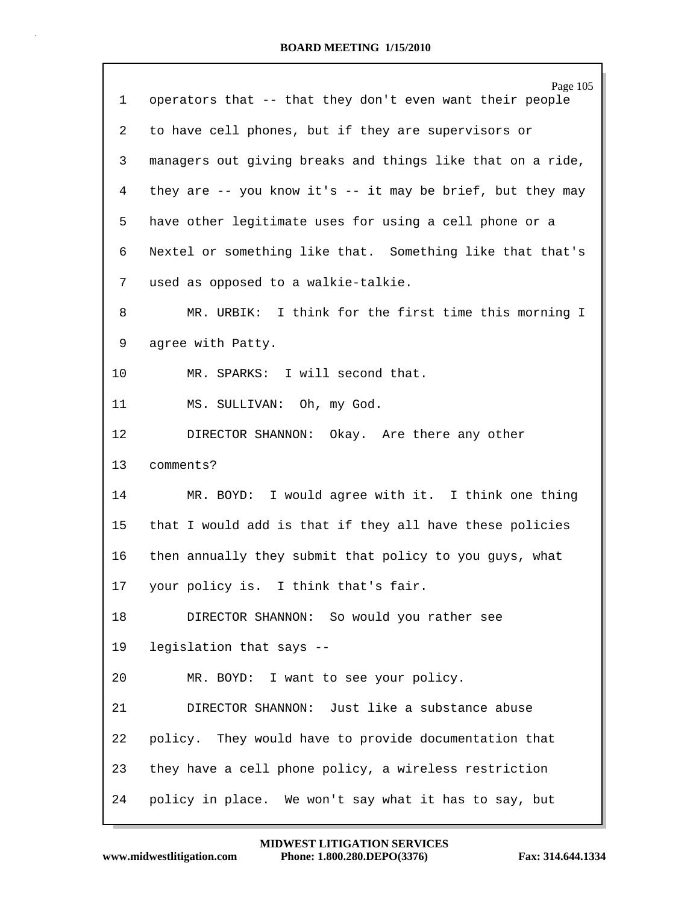1 operators that -- that they don't even want their people

2 to have cell phones, but if they are supervisors or

3 managers out giving breaks and things like that on a ride,

4 they are -- you know it's -- it may be brief, but they may

5 have other legitimate uses for using a cell phone or a

6 Nextel or something like that. Something like that that's

7 used as opposed to a walkie-talkie.

8 MR. URBIK: I think for the first time this morning I

9 agree with Patty.

10 MR. SPARKS: I will second that.

11 MS. SULLIVAN: Oh, my God.

12 DIRECTOR SHANNON: Okay. Are there any other

13 comments?

14 MR. BOYD: I would agree with it. I think one thing

15 that I would add is that if they all have these policies

16 then annually they submit that policy to you guys, what

17 your policy is. I think that's fair.

18 DIRECTOR SHANNON: So would you rather see

19 legislation that says --

20 MR. BOYD: I want to see your policy.

21 DIRECTOR SHANNON: Just like a substance abuse

22 policy. They would have to provide documentation that

23 they have a cell phone policy, a wireless restriction

24 policy in place. We won't say what it has to say, but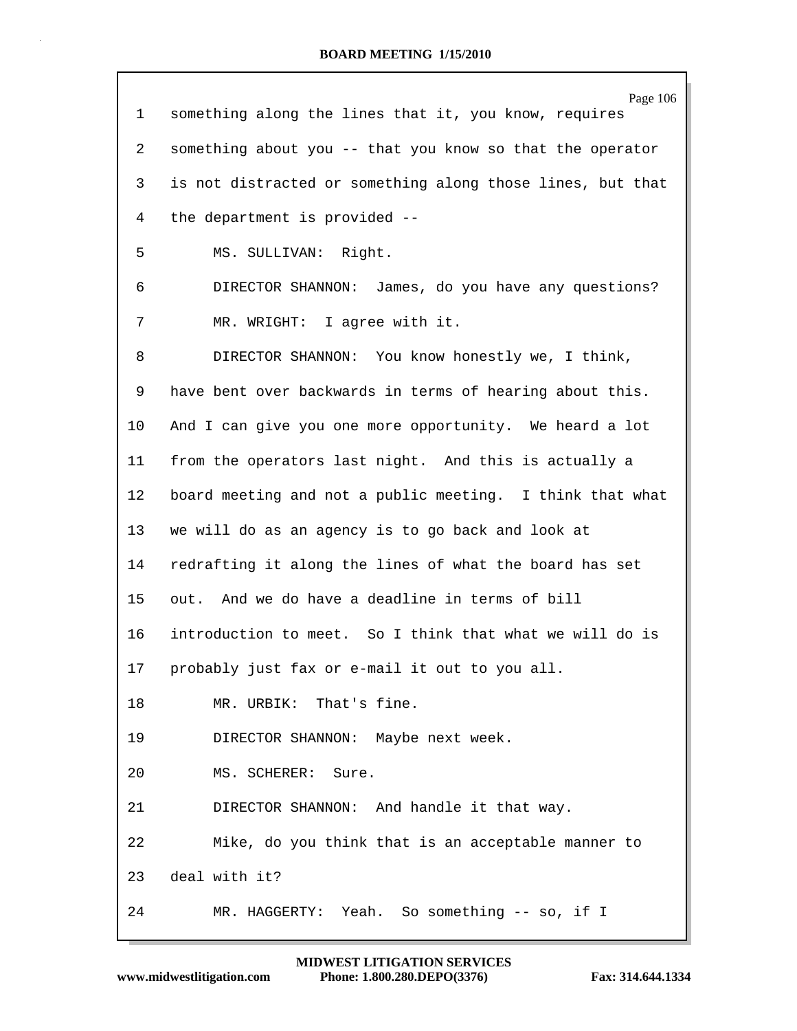1 something along the lines that it, you know, requires

2 something about you -- that you know so that the operator

3 is not distracted or something along those lines, but that

4 the department is provided --

5 MS. SULLIVAN: Right.

6 DIRECTOR SHANNON: James, do you have any questions?

7 MR. WRIGHT: I agree with it.

8 DIRECTOR SHANNON: You know honestly we, I think,

9 have bent over backwards in terms of hearing about this.

10 And I can give you one more opportunity. We heard a lot

11 from the operators last night. And this is actually a

12 board meeting and not a public meeting. I think that what

13 we will do as an agency is to go back and look at

14 redrafting it along the lines of what the board has set

15 out. And we do have a deadline in terms of bill

16 introduction to meet. So I think that what we will do is

17 probably just fax or e-mail it out to you all.

18 MR. URBIK: That's fine.

19 DIRECTOR SHANNON: Maybe next week.

20 MS. SCHERER: Sure.

21 DIRECTOR SHANNON: And handle it that way.

22 Mike, do you think that is an acceptable manner to

23 deal with it?

24 MR. HAGGERTY: Yeah. So something -- so, if I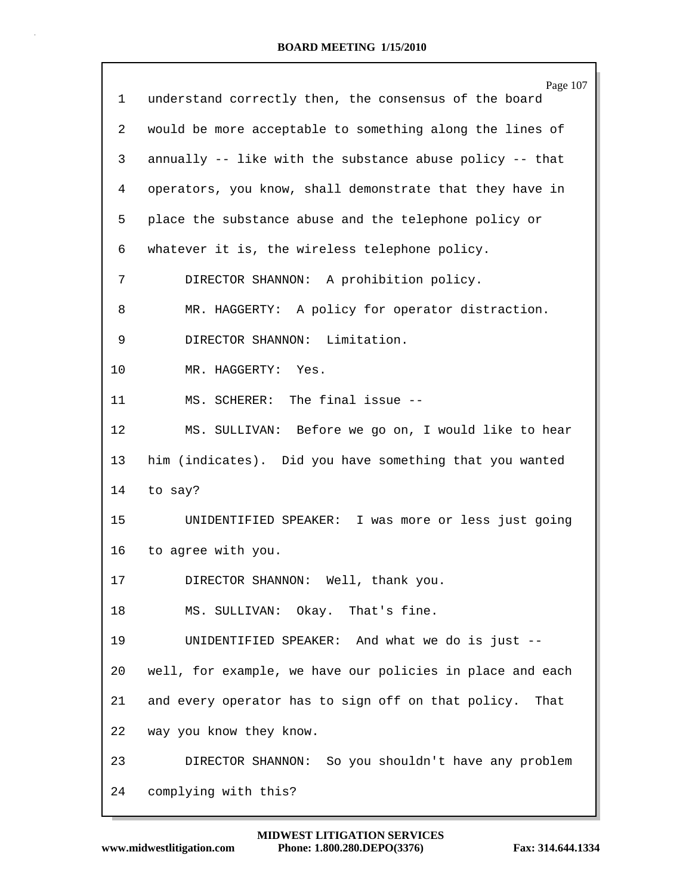1 understand correctly then, the consensus of the board
2 would be more acceptable to something along the lines of
3 annually -- like with the substance abuse policy -- that
4 operators, you know, shall demonstrate that they have in
5 place the substance abuse and the telephone policy or
6 whatever it is, the wireless telephone policy.
7 DIRECTOR SHANNON: A prohibition policy.
8 MR. HAGGERTY: A policy for operator distraction.
9 DIRECTOR SHANNON: Limitation.
10 MR. HAGGERTY: Yes.
11 MS. SCHERER: The final issue --
12 MS. SULLIVAN: Before we go on, I would like to hear
13 him (indicates). Did you have something that you wanted
14 to say?
15 UNIDENTIFIED SPEAKER: I was more or less just going
16 to agree with you.
17 DIRECTOR SHANNON: Well, thank you.
18 MS. SULLIVAN: Okay. That's fine.
19 UNIDENTIFIED SPEAKER: And what we do is just --
20 well, for example, we have our policies in place and each
21 and every operator has to sign off on that policy. That
22 way you know they know.
23 DIRECTOR SHANNON: So you shouldn't have any problem
24 complying with this?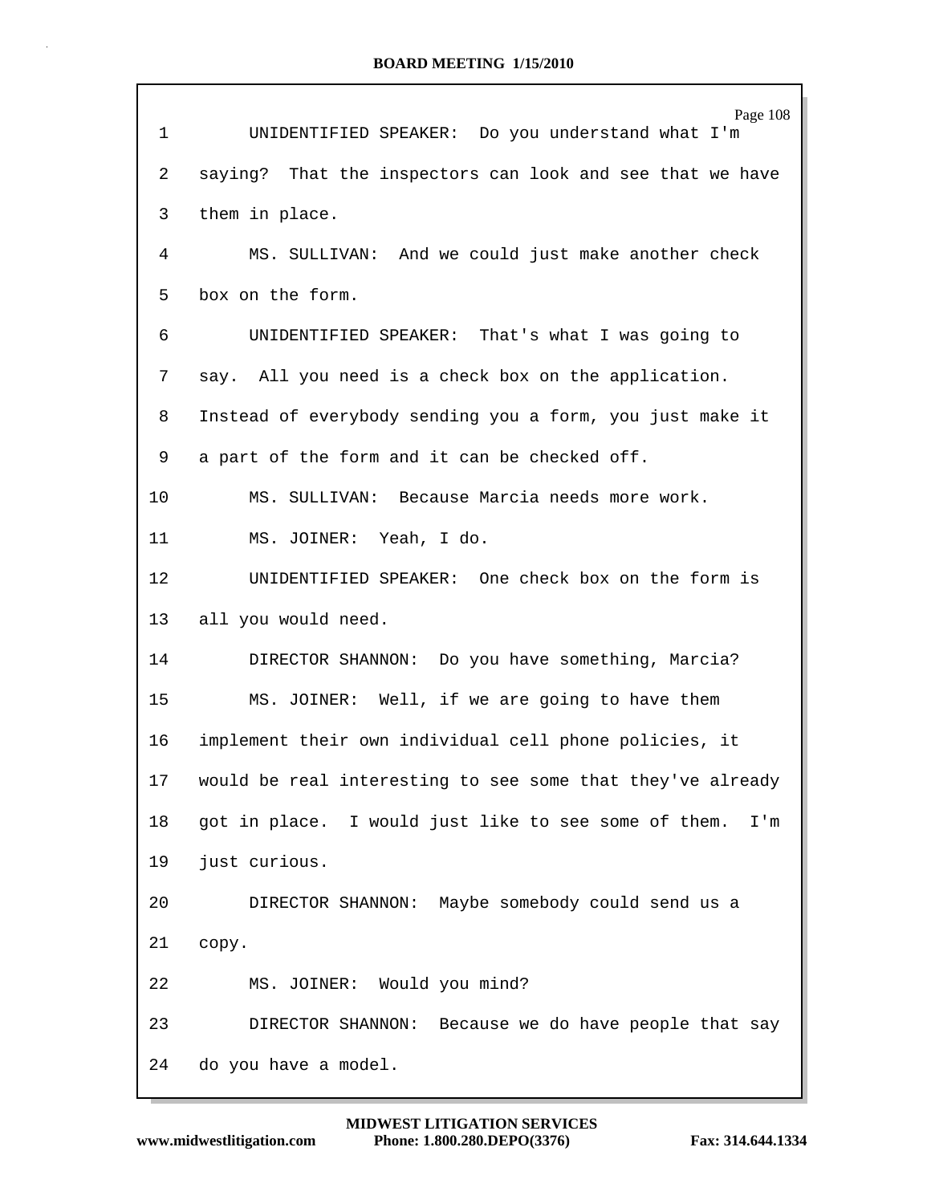UNIDENTIFIED SPEAKER: Do you understand what I'm saying? That the inspectors can look and see that we have them in place.

MS. SULLIVAN: And we could just make another check box on the form.

UNIDENTIFIED SPEAKER: That's what I was going to say. All you need is a check box on the application. Instead of everybody sending you a form, you just make it a part of the form and it can be checked off.

MS. SULLIVAN: Because Marcia needs more work.

MS. JOINER: Yeah, I do.

UNIDENTIFIED SPEAKER: One check box on the form is all you would need.

DIRECTOR SHANNON: Do you have something, Marcia?

MS. JOINER: Well, if we are going to have them implement their own individual cell phone policies, it would be real interesting to see some that they've already got in place. I would just like to see some of them. I'm just curious.

DIRECTOR SHANNON: Maybe somebody could send us a copy.

MS. JOINER: Would you mind?

DIRECTOR SHANNON: Because we do have people that say do you have a model.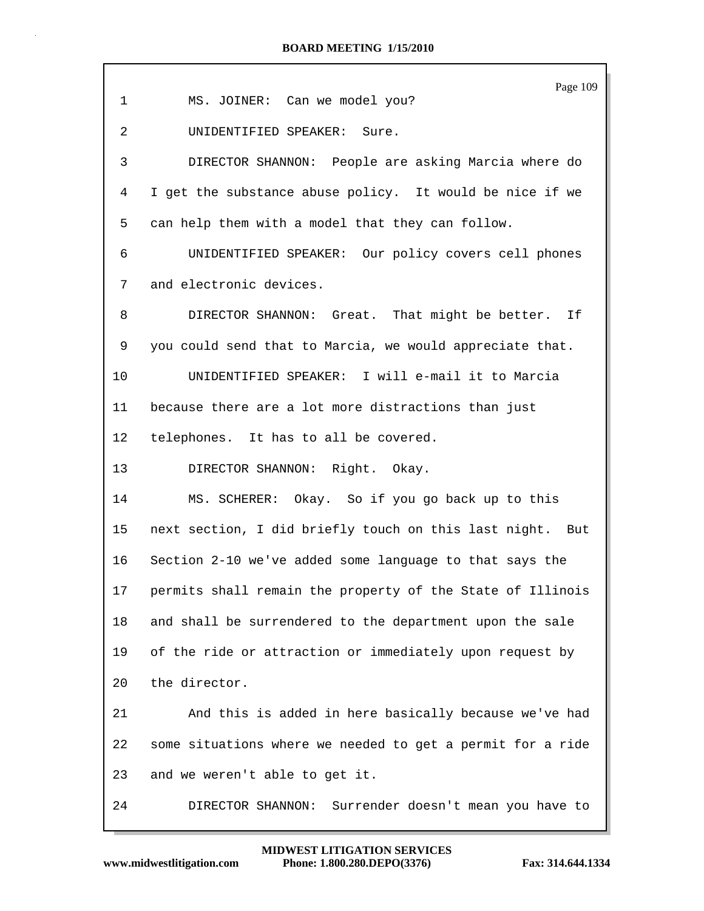MS. JOINER: Can we model you?

UNIDENTIFIED SPEAKER: Sure.

DIRECTOR SHANNON: People are asking Marcia where do I get the substance abuse policy. It would be nice if we can help them with a model that they can follow.

UNIDENTIFIED SPEAKER: Our policy covers cell phones and electronic devices.

DIRECTOR SHANNON: Great. That might be better. If you could send that to Marcia, we would appreciate that.

UNIDENTIFIED SPEAKER: I will e-mail it to Marcia because there are a lot more distractions than just telephones. It has to all be covered.

DIRECTOR SHANNON: Right. Okay.

MS. SCHERER: Okay. So if you go back up to this next section, I did briefly touch on this last night. But Section 2-10 we've added some language to that says the permits shall remain the property of the State of Illinois and shall be surrendered to the department upon the sale of the ride or attraction or immediately upon request by the director.

And this is added in here basically because we've had some situations where we needed to get a permit for a ride and we weren't able to get it.

DIRECTOR SHANNON: Surrender doesn't mean you have to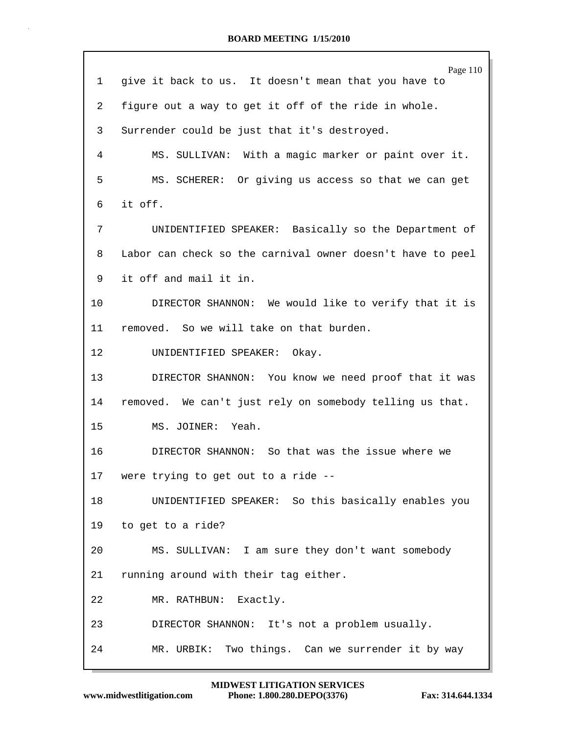1 give it back to us. It doesn't mean that you have to

2 figure out a way to get it off of the ride in whole.

3 Surrender could be just that it's destroyed.

4 MS. SULLIVAN: With a magic marker or paint over it.

5 MS. SCHERER: Or giving us access so that we can get

6 it off.

7 UNIDENTIFIED SPEAKER: Basically so the Department of

8 Labor can check so the carnival owner doesn't have to peel

9 it off and mail it in.

10 DIRECTOR SHANNON: We would like to verify that it is

11 removed. So we will take on that burden.

12 UNIDENTIFIED SPEAKER: Okay.

13 DIRECTOR SHANNON: You know we need proof that it was

14 removed. We can't just rely on somebody telling us that.

15 MS. JOINER: Yeah.

16 DIRECTOR SHANNON: So that was the issue where we

17 were trying to get out to a ride --

18 UNIDENTIFIED SPEAKER: So this basically enables you

19 to get to a ride?

20 MS. SULLIVAN: I am sure they don't want somebody

21 running around with their tag either.

22 MR. RATHBUN: Exactly.

23 DIRECTOR SHANNON: It's not a problem usually.

24 MR. URBIK: Two things. Can we surrender it by way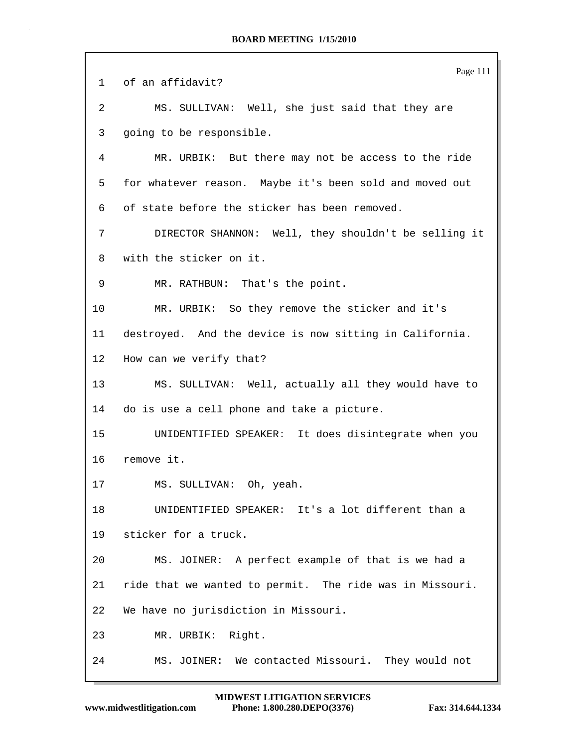1 of an affidavit?

2 MS. SULLIVAN: Well, she just said that they are

3 going to be responsible.

4 MR. URBIK: But there may not be access to the ride

5 for whatever reason. Maybe it's been sold and moved out

6 of state before the sticker has been removed.

7 DIRECTOR SHANNON: Well, they shouldn't be selling it

8 with the sticker on it.

9 MR. RATHBUN: That's the point.

10 MR. URBIK: So they remove the sticker and it's

11 destroyed. And the device is now sitting in California.

12 How can we verify that?

13 MS. SULLIVAN: Well, actually all they would have to

14 do is use a cell phone and take a picture.

15 UNIDENTIFIED SPEAKER: It does disintegrate when you

16 remove it.

17 MS. SULLIVAN: Oh, yeah.

18 UNIDENTIFIED SPEAKER: It's a lot different than a

19 sticker for a truck.

20 MS. JOINER: A perfect example of that is we had a

21 ride that we wanted to permit. The ride was in Missouri.

22 We have no jurisdiction in Missouri.

23 MR. URBIK: Right.

24 MS. JOINER: We contacted Missouri. They would not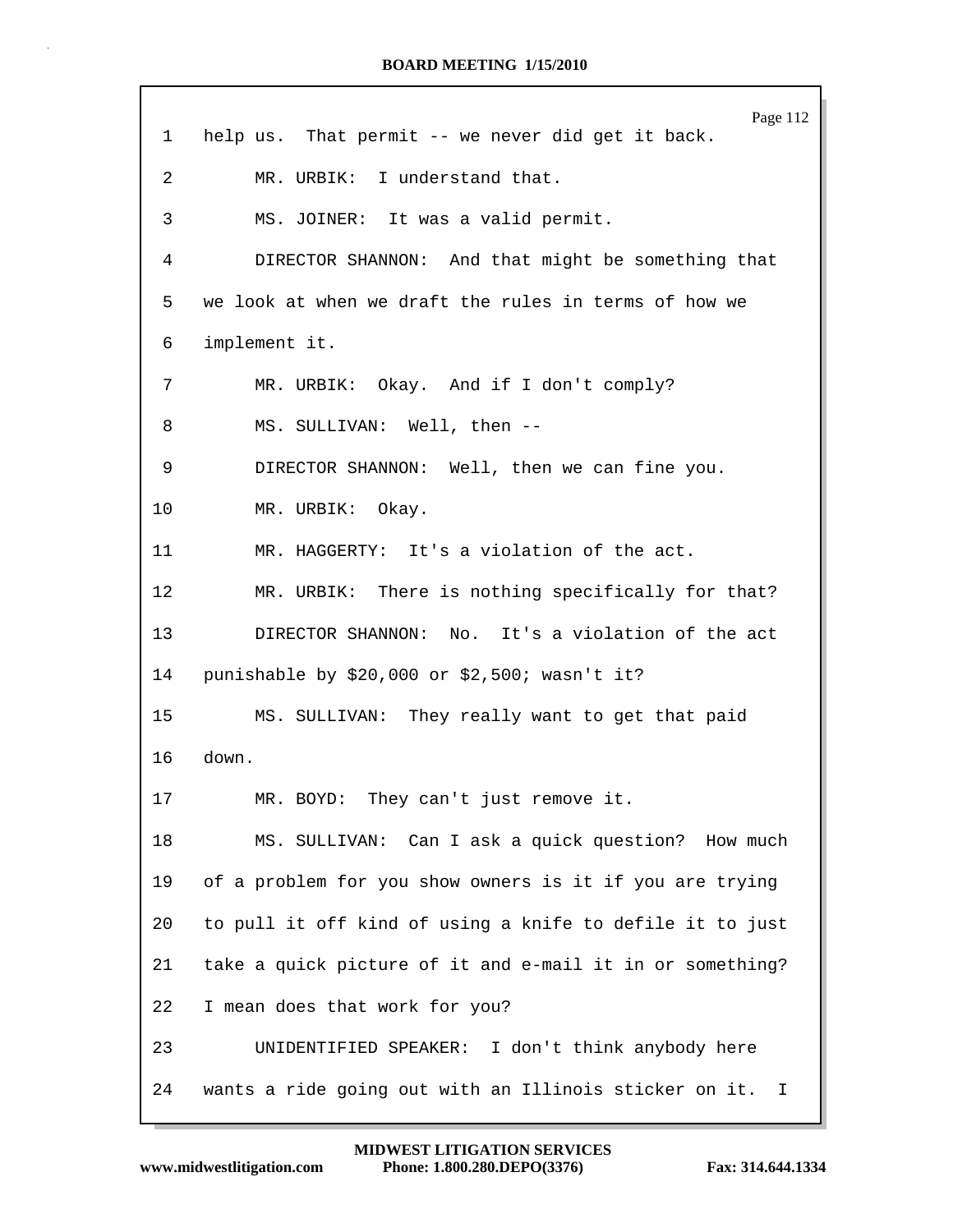1 help us. That permit -- we never did get it back.

2 MR. URBIK: I understand that.

3 MS. JOINER: It was a valid permit.

4 DIRECTOR SHANNON: And that might be something that

5 we look at when we draft the rules in terms of how we

6 implement it.

7 MR. URBIK: Okay. And if I don't comply?

8 MS. SULLIVAN: Well, then --

9 DIRECTOR SHANNON: Well, then we can fine you.

10 MR. URBIK: Okay.

11 MR. HAGGERTY: It's a violation of the act.

12 MR. URBIK: There is nothing specifically for that?

13 DIRECTOR SHANNON: No. It's a violation of the act

14 punishable by $20,000 or $2,500; wasn't it?

15 MS. SULLIVAN: They really want to get that paid

16 down.

17 MR. BOYD: They can't just remove it.

18 MS. SULLIVAN: Can I ask a quick question? How much

19 of a problem for you show owners is it if you are trying

20 to pull it off kind of using a knife to defile it to just

21 take a quick picture of it and e-mail it in or something?

22 I mean does that work for you?

23 UNIDENTIFIED SPEAKER: I don't think anybody here

24 wants a ride going out with an Illinois sticker on it. I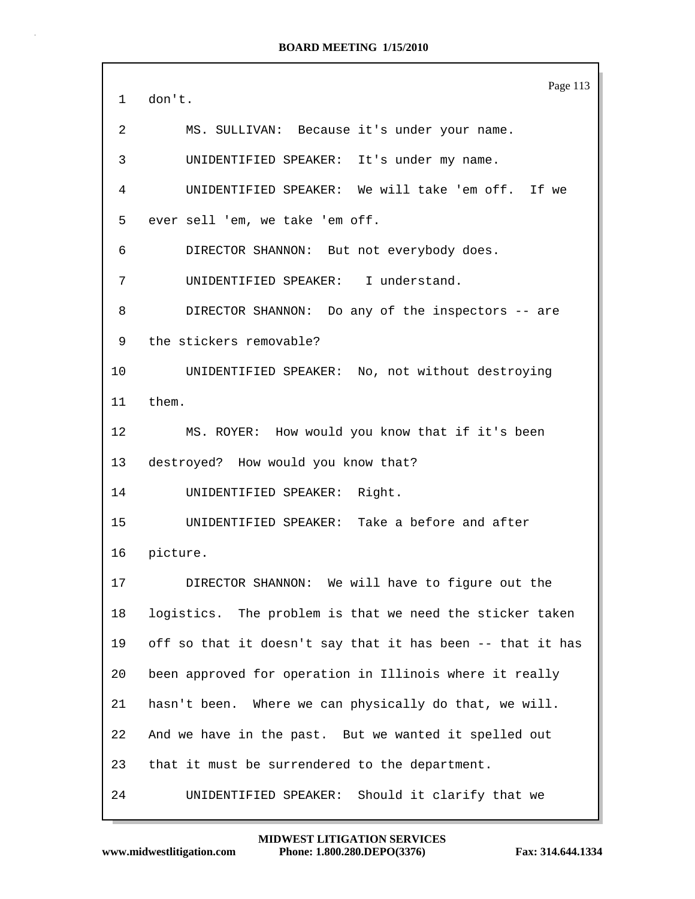1 don't.

2 MS. SULLIVAN: Because it's under your name.

3 UNIDENTIFIED SPEAKER: It's under my name.

4 UNIDENTIFIED SPEAKER: We will take 'em off. If we

5 ever sell 'em, we take 'em off.

6 DIRECTOR SHANNON: But not everybody does.

7 UNIDENTIFIED SPEAKER: I understand.

8 DIRECTOR SHANNON: Do any of the inspectors -- are

9 the stickers removable?

10 UNIDENTIFIED SPEAKER: No, not without destroying

11 them.

12 MS. ROYER: How would you know that if it's been

13 destroyed? How would you know that?

14 UNIDENTIFIED SPEAKER: Right.

15 UNIDENTIFIED SPEAKER: Take a before and after

16 picture.

17 DIRECTOR SHANNON: We will have to figure out the

18 logistics. The problem is that we need the sticker taken

19 off so that it doesn't say that it has been -- that it has

20 been approved for operation in Illinois where it really

21 hasn't been. Where we can physically do that, we will.

22 And we have in the past. But we wanted it spelled out

23 that it must be surrendered to the department.

24 UNIDENTIFIED SPEAKER: Should it clarify that we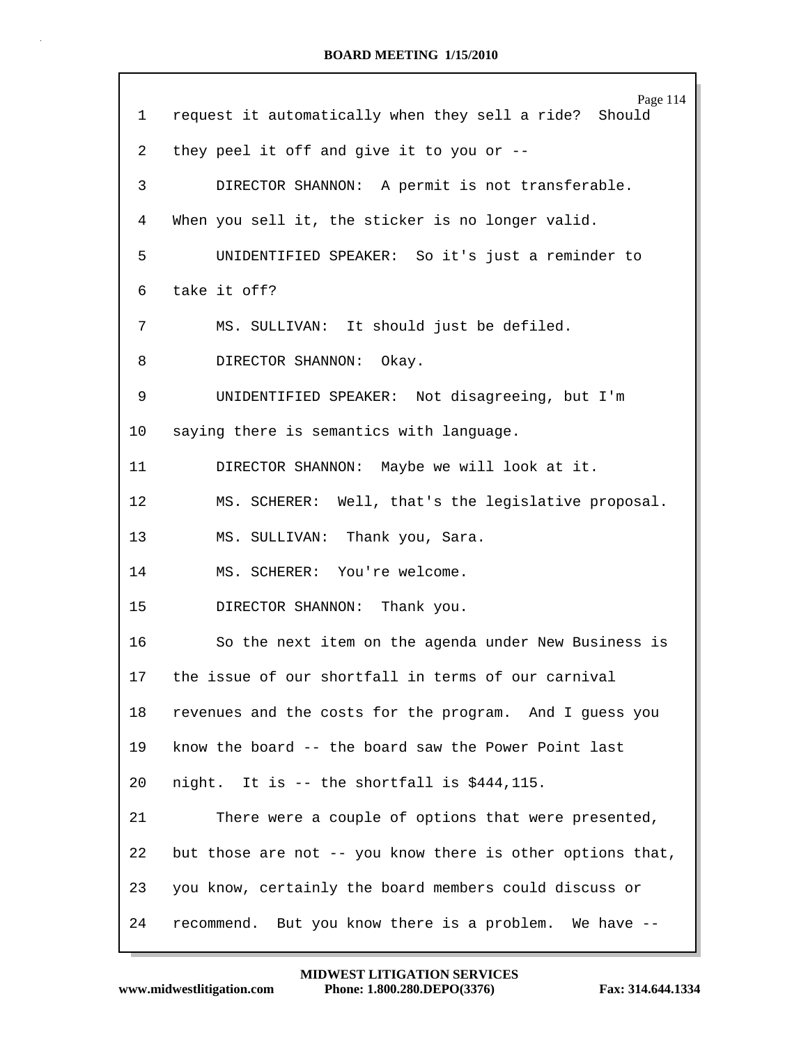1 request it automatically when they sell a ride? Should

2 they peel it off and give it to you or --

3 DIRECTOR SHANNON: A permit is not transferable.

4 When you sell it, the sticker is no longer valid.

5 UNIDENTIFIED SPEAKER: So it's just a reminder to

6 take it off?

7 MS. SULLIVAN: It should just be defiled.

8 DIRECTOR SHANNON: Okay.

9 UNIDENTIFIED SPEAKER: Not disagreeing, but I'm

10 saying there is semantics with language.

11 DIRECTOR SHANNON: Maybe we will look at it.

12 MS. SCHERER: Well, that's the legislative proposal.

13 MS. SULLIVAN: Thank you, Sara.

14 MS. SCHERER: You're welcome.

15 DIRECTOR SHANNON: Thank you.

16 So the next item on the agenda under New Business is

17 the issue of our shortfall in terms of our carnival

18 revenues and the costs for the program. And I guess you

19 know the board -- the board saw the Power Point last

20 night. It is -- the shortfall is $444,115.

21 There were a couple of options that were presented,

22 but those are not -- you know there is other options that,

23 you know, certainly the board members could discuss or

24 recommend. But you know there is a problem. We have --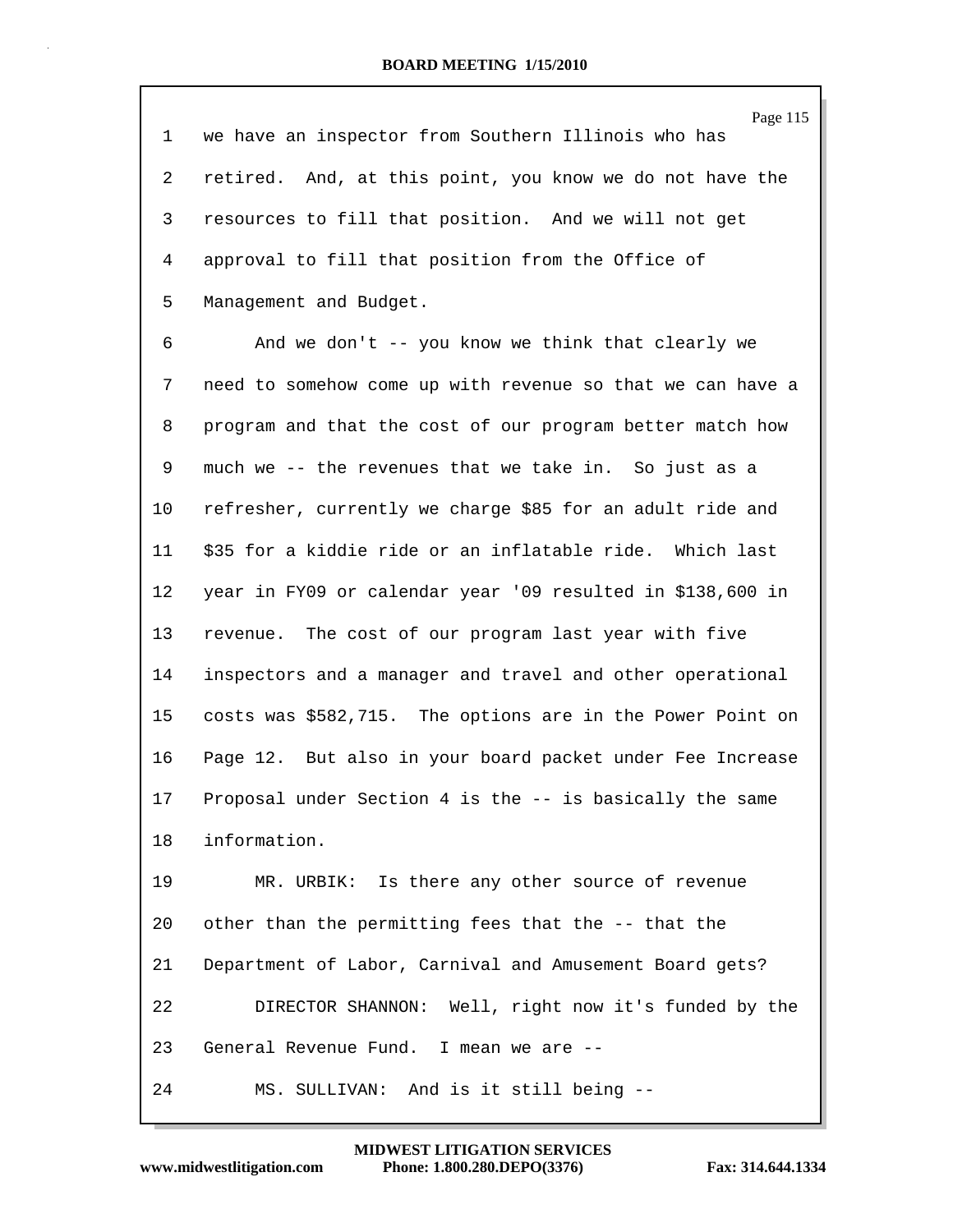1 we have an inspector from Southern Illinois who has
2 retired. And, at this point, you know we do not have the
3 resources to fill that position. And we will not get
4 approval to fill that position from the Office of
5 Management and Budget.
6 And we don't -- you know we think that clearly we
7 need to somehow come up with revenue so that we can have a
8 program and that the cost of our program better match how
9 much we -- the revenues that we take in. So just as a
10 refresher, currently we charge $85 for an adult ride and
11 $35 for a kiddie ride or an inflatable ride. Which last
12 year in FY09 or calendar year '09 resulted in $138,600 in
13 revenue. The cost of our program last year with five
14 inspectors and a manager and travel and other operational
15 costs was $582,715. The options are in the Power Point on
16 Page 12. But also in your board packet under Fee Increase
17 Proposal under Section 4 is the -- is basically the same
18 information.
19 MR. URBIK: Is there any other source of revenue
20 other than the permitting fees that the -- that the
21 Department of Labor, Carnival and Amusement Board gets?
22 DIRECTOR SHANNON: Well, right now it's funded by the
23 General Revenue Fund. I mean we are --
24 MS. SULLIVAN: And is it still being --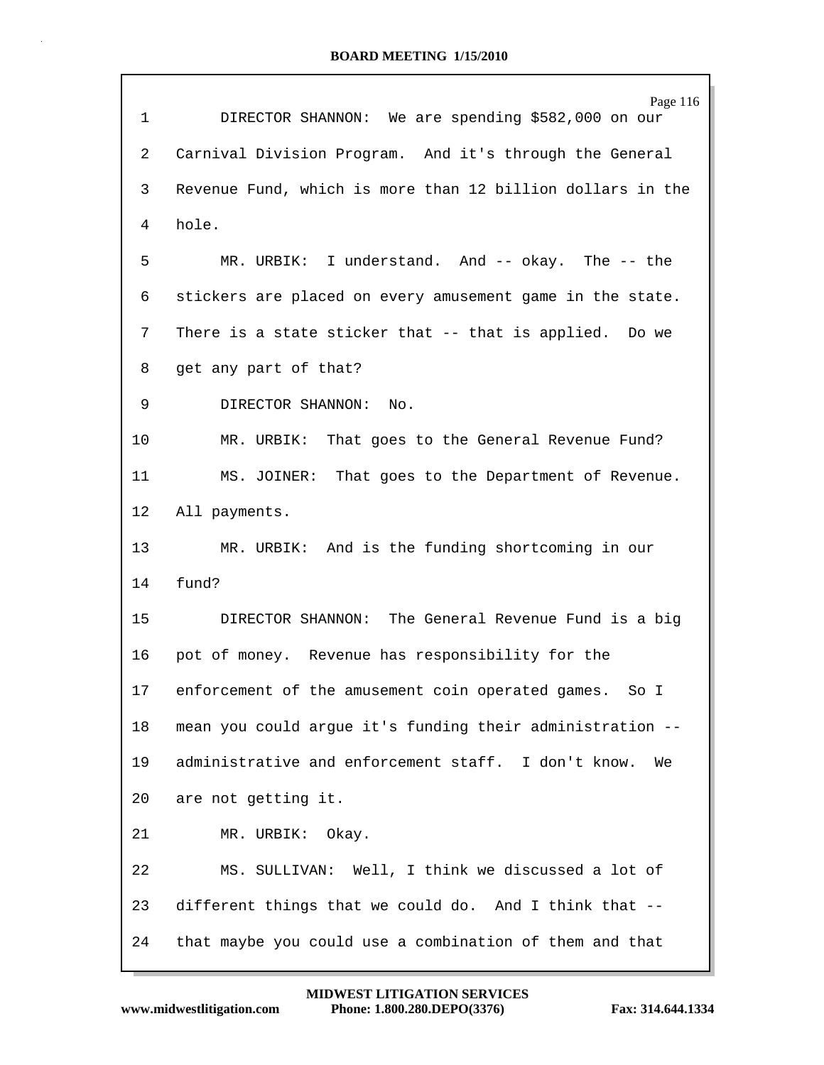1 DIRECTOR SHANNON: We are spending $582,000 on our
2 Carnival Division Program. And it's through the General
3 Revenue Fund, which is more than 12 billion dollars in the
4 hole.
5 MR. URBIK: I understand. And -- okay. The -- the
6 stickers are placed on every amusement game in the state.
7 There is a state sticker that -- that is applied. Do we
8 get any part of that?
9 DIRECTOR SHANNON: No.
10 MR. URBIK: That goes to the General Revenue Fund?
11 MS. JOINER: That goes to the Department of Revenue.
12 All payments.
13 MR. URBIK: And is the funding shortcoming in our
14 fund?
15 DIRECTOR SHANNON: The General Revenue Fund is a big
16 pot of money. Revenue has responsibility for the
17 enforcement of the amusement coin operated games. So I
18 mean you could argue it's funding their administration --
19 administrative and enforcement staff. I don't know. We
20 are not getting it.
21 MR. URBIK: Okay.
22 MS. SULLIVAN: Well, I think we discussed a lot of
23 different things that we could do. And I think that --
24 that maybe you could use a combination of them and that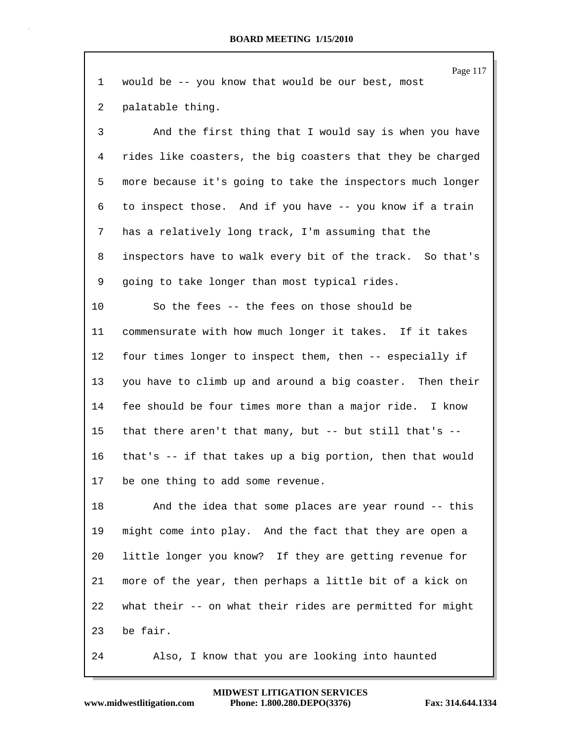would be -- you know that would be our best, most palatable thing.

And the first thing that I would say is when you have rides like coasters, the big coasters that they be charged more because it's going to take the inspectors much longer to inspect those. And if you have -- you know if a train has a relatively long track, I'm assuming that the inspectors have to walk every bit of the track. So that's going to take longer than most typical rides.

So the fees -- the fees on those should be commensurate with how much longer it takes. If it takes four times longer to inspect them, then -- especially if you have to climb up and around a big coaster. Then their fee should be four times more than a major ride. I know that there aren't that many, but -- but still that's -- that's -- if that takes up a big portion, then that would be one thing to add some revenue.

And the idea that some places are year round -- this might come into play. And the fact that they are open a little longer you know? If they are getting revenue for more of the year, then perhaps a little bit of a kick on what their -- on what their rides are permitted for might be fair.

Also, I know that you are looking into haunted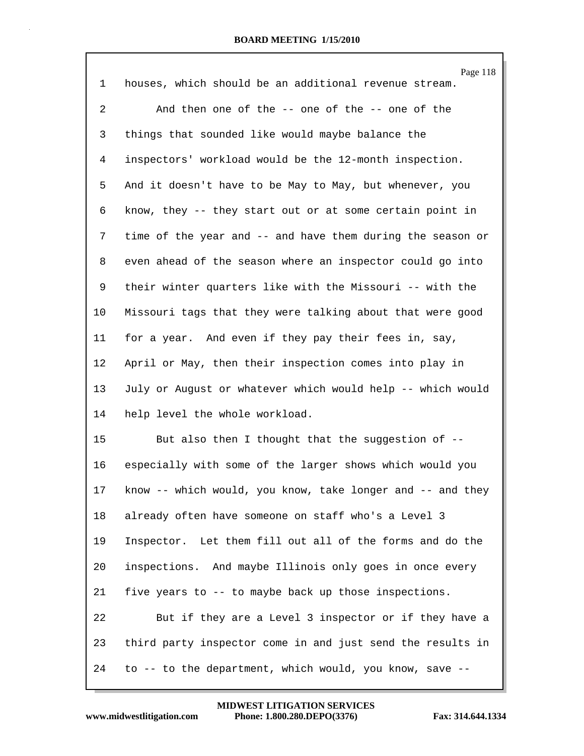houses, which should be an additional revenue stream.

And then one of the -- one of the -- one of the things that sounded like would maybe balance the inspectors' workload would be the 12-month inspection. And it doesn't have to be May to May, but whenever, you know, they -- they start out or at some certain point in time of the year and -- and have them during the season or even ahead of the season where an inspector could go into their winter quarters like with the Missouri -- with the Missouri tags that they were talking about that were good for a year. And even if they pay their fees in, say, April or May, then their inspection comes into play in July or August or whatever which would help -- which would help level the whole workload.

But also then I thought that the suggestion of -- especially with some of the larger shows which would you know -- which would, you know, take longer and -- and they already often have someone on staff who's a Level 3 Inspector. Let them fill out all of the forms and do the inspections. And maybe Illinois only goes in once every five years to -- to maybe back up those inspections.

But if they are a Level 3 inspector or if they have a third party inspector come in and just send the results in to -- to the department, which would, you know, save --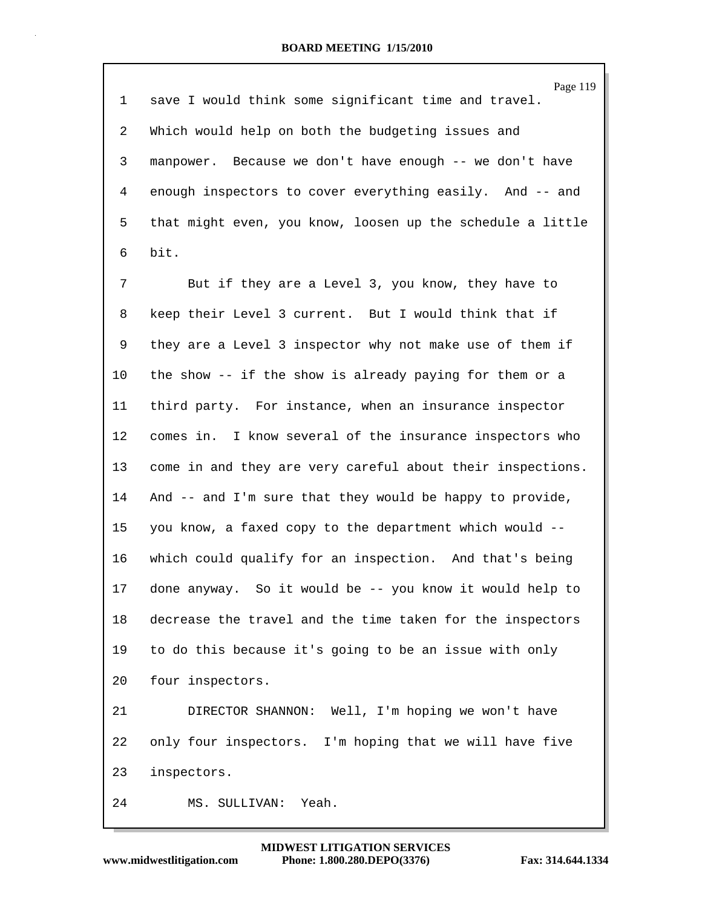save I would think some significant time and travel. Which would help on both the budgeting issues and manpower. Because we don't have enough -- we don't have enough inspectors to cover everything easily. And -- and that might even, you know, loosen up the schedule a little bit.

But if they are a Level 3, you know, they have to keep their Level 3 current. But I would think that if they are a Level 3 inspector why not make use of them if the show -- if the show is already paying for them or a third party. For instance, when an insurance inspector comes in. I know several of the insurance inspectors who come in and they are very careful about their inspections. And -- and I'm sure that they would be happy to provide, you know, a faxed copy to the department which would -- which could qualify for an inspection. And that's being done anyway. So it would be -- you know it would help to decrease the travel and the time taken for the inspectors to do this because it's going to be an issue with only four inspectors.

DIRECTOR SHANNON: Well, I'm hoping we won't have only four inspectors. I'm hoping that we will have five inspectors.

MS. SULLIVAN: Yeah.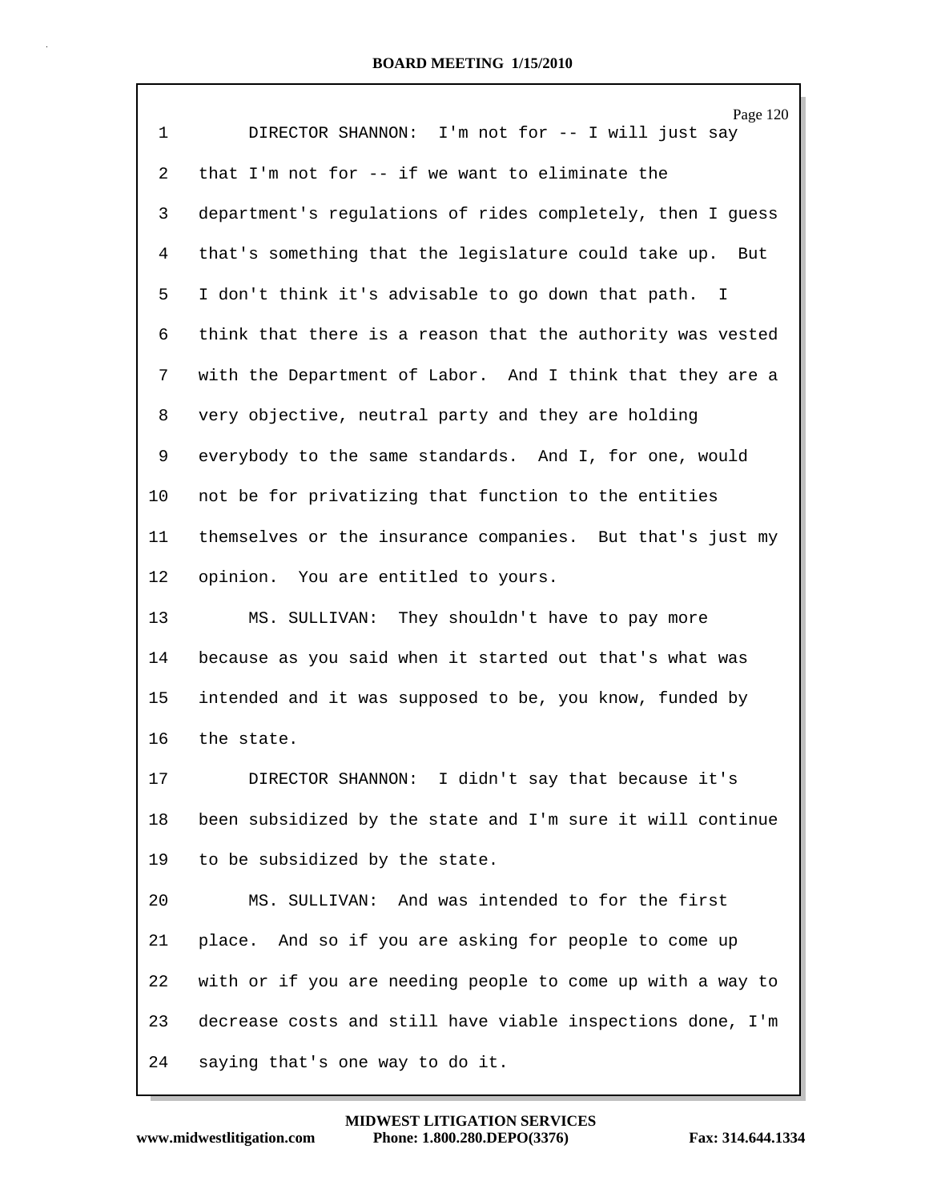DIRECTOR SHANNON: I'm not for -- I will just say that I'm not for -- if we want to eliminate the department's regulations of rides completely, then I guess that's something that the legislature could take up. But I don't think it's advisable to go down that path. I think that there is a reason that the authority was vested with the Department of Labor. And I think that they are a very objective, neutral party and they are holding everybody to the same standards. And I, for one, would not be for privatizing that function to the entities themselves or the insurance companies. But that's just my opinion. You are entitled to yours.

MS. SULLIVAN: They shouldn't have to pay more because as you said when it started out that's what was intended and it was supposed to be, you know, funded by the state.

DIRECTOR SHANNON: I didn't say that because it's been subsidized by the state and I'm sure it will continue to be subsidized by the state.

MS. SULLIVAN: And was intended to for the first place. And so if you are asking for people to come up with or if you are needing people to come up with a way to decrease costs and still have viable inspections done, I'm saying that's one way to do it.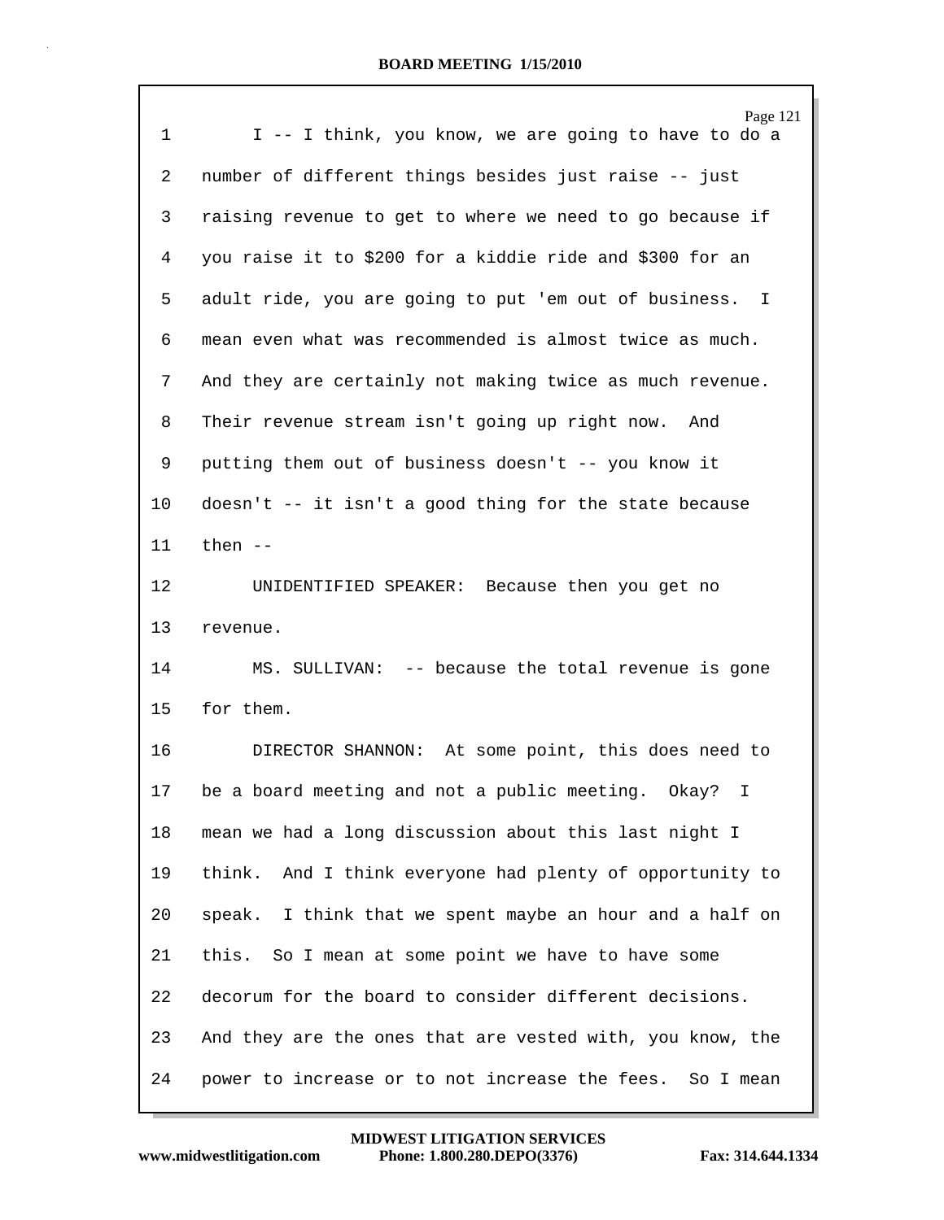I -- I think, you know, we are going to have to do a number of different things besides just raise -- just raising revenue to get to where we need to go because if you raise it to $200 for a kiddie ride and $300 for an adult ride, you are going to put 'em out of business. I mean even what was recommended is almost twice as much. And they are certainly not making twice as much revenue. Their revenue stream isn't going up right now. And putting them out of business doesn't -- you know it doesn't -- it isn't a good thing for the state because then --

UNIDENTIFIED SPEAKER: Because then you get no revenue.

MS. SULLIVAN: -- because the total revenue is gone for them.

DIRECTOR SHANNON: At some point, this does need to be a board meeting and not a public meeting. Okay? I mean we had a long discussion about this last night I think. And I think everyone had plenty of opportunity to speak. I think that we spent maybe an hour and a half on this. So I mean at some point we have to have some decorum for the board to consider different decisions. And they are the ones that are vested with, you know, the power to increase or to not increase the fees. So I mean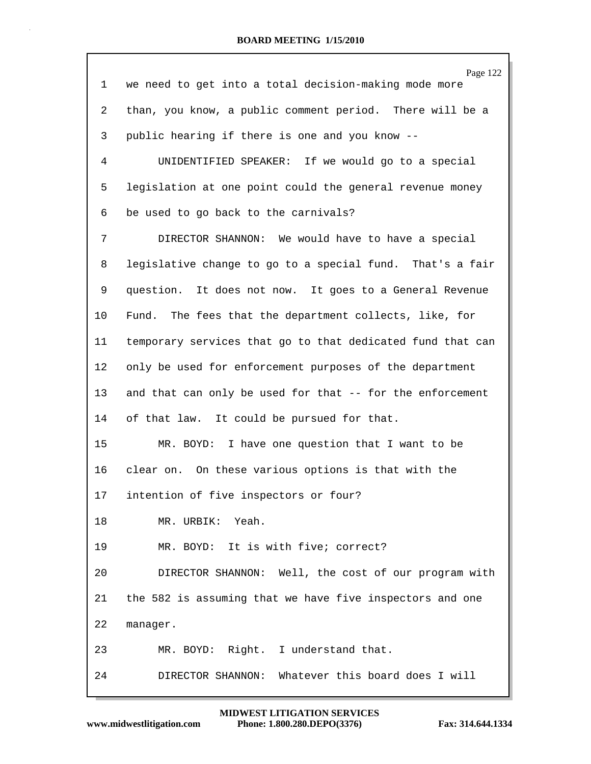1 we need to get into a total decision-making mode more
2 than, you know, a public comment period. There will be a
3 public hearing if there is one and you know --
4 UNIDENTIFIED SPEAKER: If we would go to a special
5 legislation at one point could the general revenue money
6 be used to go back to the carnivals?
7 DIRECTOR SHANNON: We would have to have a special
8 legislative change to go to a special fund. That's a fair
9 question. It does not now. It goes to a General Revenue
10 Fund. The fees that the department collects, like, for
11 temporary services that go to that dedicated fund that can
12 only be used for enforcement purposes of the department
13 and that can only be used for that -- for the enforcement
14 of that law. It could be pursued for that.
15 MR. BOYD: I have one question that I want to be
16 clear on. On these various options is that with the
17 intention of five inspectors or four?
18 MR. URBIK: Yeah.
19 MR. BOYD: It is with five; correct?
20 DIRECTOR SHANNON: Well, the cost of our program with
21 the 582 is assuming that we have five inspectors and one
22 manager.
23 MR. BOYD: Right. I understand that.
24 DIRECTOR SHANNON: Whatever this board does I will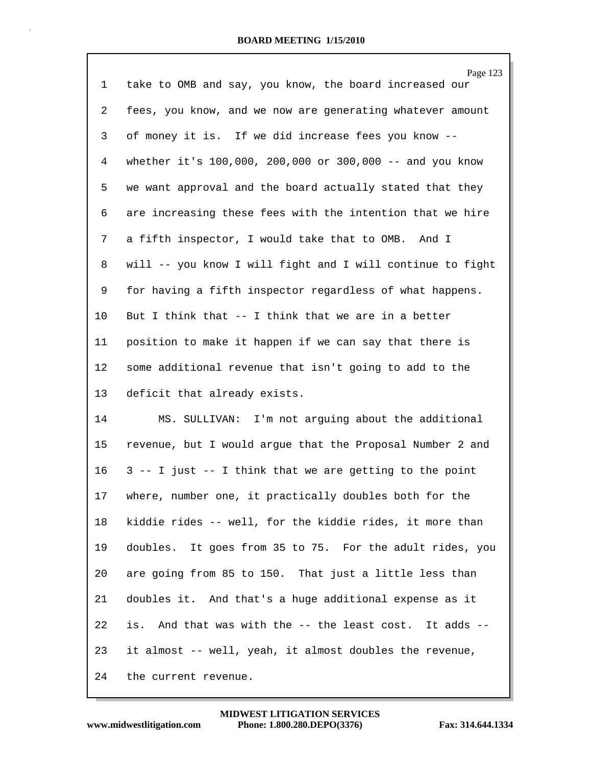take to OMB and say, you know, the board increased our fees, you know, and we now are generating whatever amount of money it is. If we did increase fees you know -- whether it's 100,000, 200,000 or 300,000 -- and you know we want approval and the board actually stated that they are increasing these fees with the intention that we hire a fifth inspector, I would take that to OMB. And I will -- you know I will fight and I will continue to fight for having a fifth inspector regardless of what happens. But I think that -- I think that we are in a better position to make it happen if we can say that there is some additional revenue that isn't going to add to the deficit that already exists.

MS. SULLIVAN: I'm not arguing about the additional revenue, but I would argue that the Proposal Number 2 and 3 -- I just -- I think that we are getting to the point where, number one, it practically doubles both for the kiddie rides -- well, for the kiddie rides, it more than doubles. It goes from 35 to 75. For the adult rides, you are going from 85 to 150. That just a little less than doubles it. And that's a huge additional expense as it is. And that was with the -- the least cost. It adds -- it almost -- well, yeah, it almost doubles the revenue, the current revenue.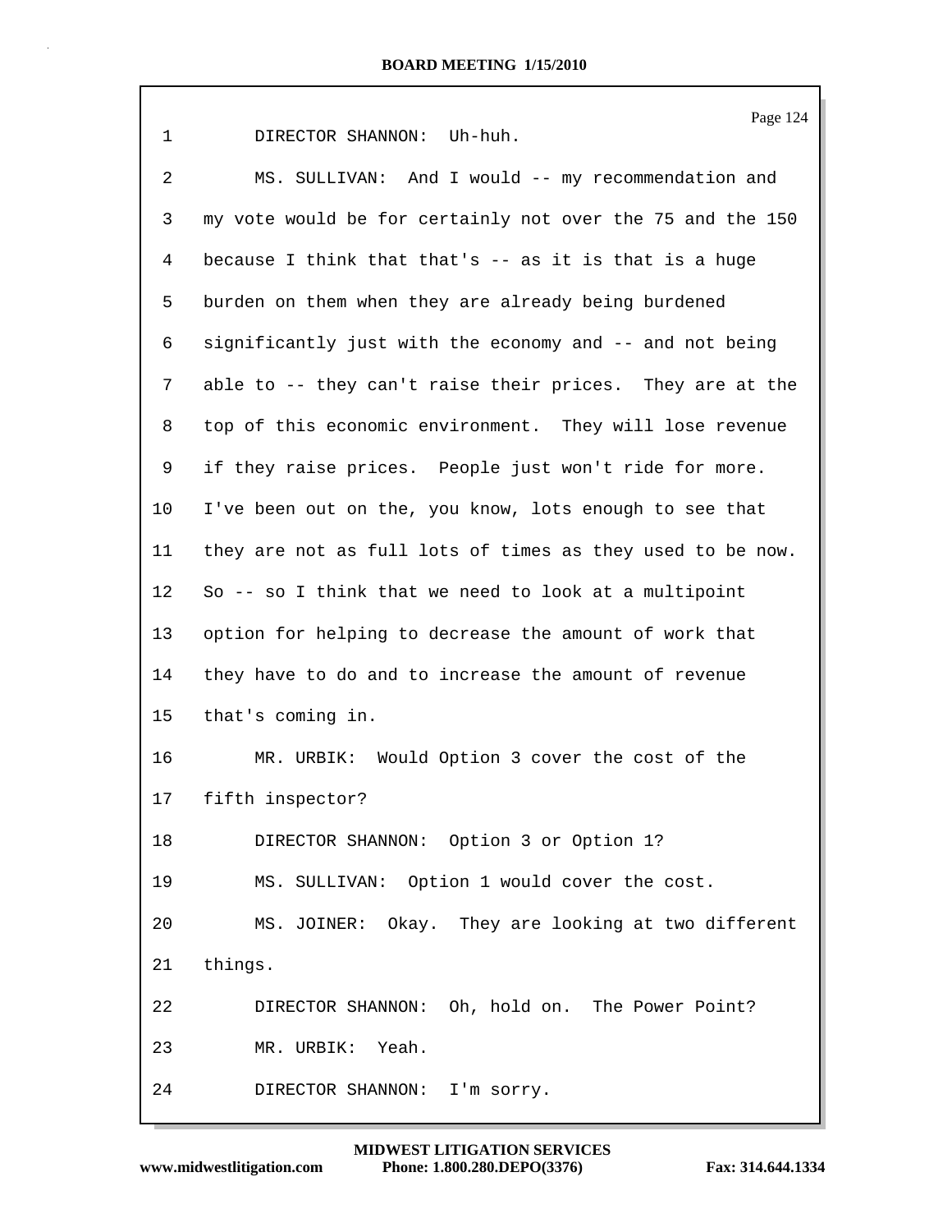1 DIRECTOR SHANNON: Uh-huh.

2 MS. SULLIVAN: And I would -- my recommendation and

3 my vote would be for certainly not over the 75 and the 150

4 because I think that that's -- as it is that is a huge

5 burden on them when they are already being burdened

6 significantly just with the economy and -- and not being

7 able to -- they can't raise their prices. They are at the

8 top of this economic environment. They will lose revenue

9 if they raise prices. People just won't ride for more.

10 I've been out on the, you know, lots enough to see that

11 they are not as full lots of times as they used to be now.

12 So -- so I think that we need to look at a multipoint

13 option for helping to decrease the amount of work that

14 they have to do and to increase the amount of revenue

15 that's coming in.

16 MR. URBIK: Would Option 3 cover the cost of the

17 fifth inspector?

18 DIRECTOR SHANNON: Option 3 or Option 1?

19 MS. SULLIVAN: Option 1 would cover the cost.

20 MS. JOINER: Okay. They are looking at two different

21 things.

22 DIRECTOR SHANNON: Oh, hold on. The Power Point?

23 MR. URBIK: Yeah.

24 DIRECTOR SHANNON: I'm sorry.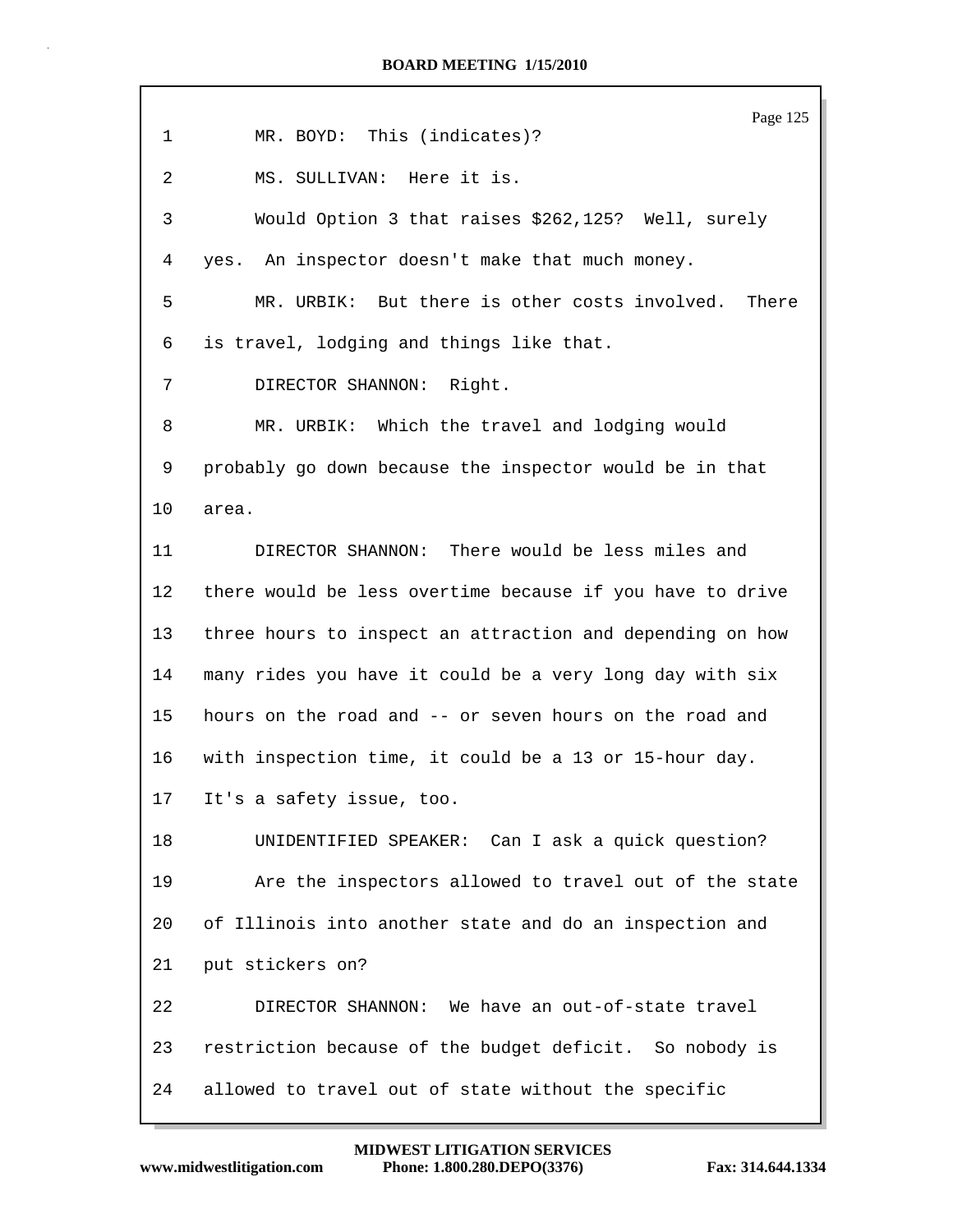MR. BOYD: This (indicates)?

MS. SULLIVAN: Here it is.

Would Option 3 that raises $262,125? Well, surely yes. An inspector doesn't make that much money.

MR. URBIK: But there is other costs involved. There is travel, lodging and things like that.

DIRECTOR SHANNON: Right.

MR. URBIK: Which the travel and lodging would probably go down because the inspector would be in that area.

DIRECTOR SHANNON: There would be less miles and there would be less overtime because if you have to drive three hours to inspect an attraction and depending on how many rides you have it could be a very long day with six hours on the road and -- or seven hours on the road and with inspection time, it could be a 13 or 15-hour day. It's a safety issue, too.

UNIDENTIFIED SPEAKER: Can I ask a quick question?

Are the inspectors allowed to travel out of the state of Illinois into another state and do an inspection and put stickers on?

DIRECTOR SHANNON: We have an out-of-state travel restriction because of the budget deficit. So nobody is allowed to travel out of state without the specific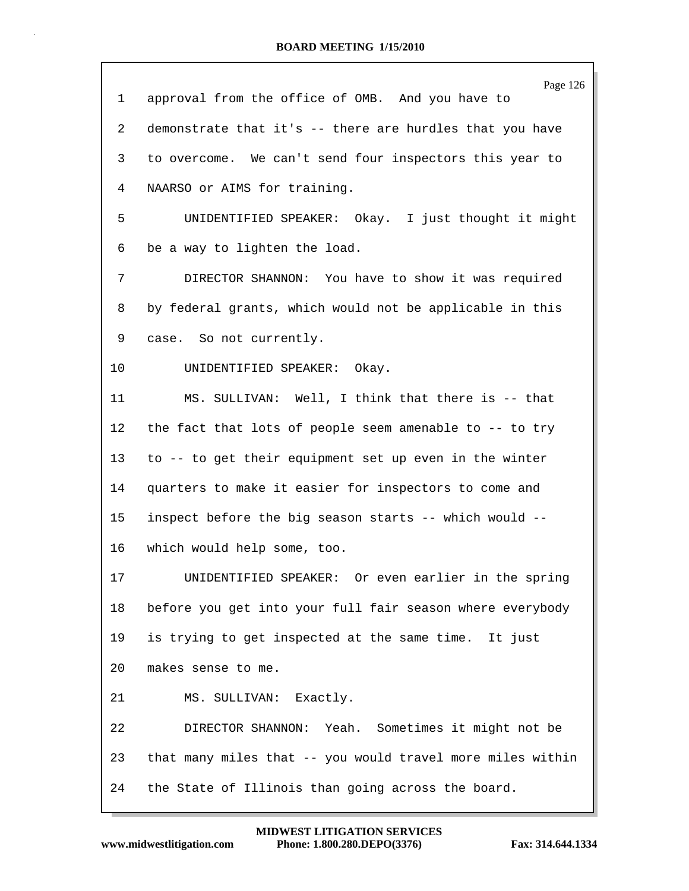1 approval from the office of OMB. And you have to

2 demonstrate that it's -- there are hurdles that you have

3 to overcome. We can't send four inspectors this year to

4 NAARSO or AIMS for training.

5 UNIDENTIFIED SPEAKER: Okay. I just thought it might

6 be a way to lighten the load.

7 DIRECTOR SHANNON: You have to show it was required

8 by federal grants, which would not be applicable in this

9 case. So not currently.

10 UNIDENTIFIED SPEAKER: Okay.

11 MS. SULLIVAN: Well, I think that there is -- that

12 the fact that lots of people seem amenable to -- to try

13 to -- to get their equipment set up even in the winter

14 quarters to make it easier for inspectors to come and

15 inspect before the big season starts -- which would --

16 which would help some, too.

17 UNIDENTIFIED SPEAKER: Or even earlier in the spring

18 before you get into your full fair season where everybody

19 is trying to get inspected at the same time. It just

20 makes sense to me.

21 MS. SULLIVAN: Exactly.

22 DIRECTOR SHANNON: Yeah. Sometimes it might not be

23 that many miles that -- you would travel more miles within

24 the State of Illinois than going across the board.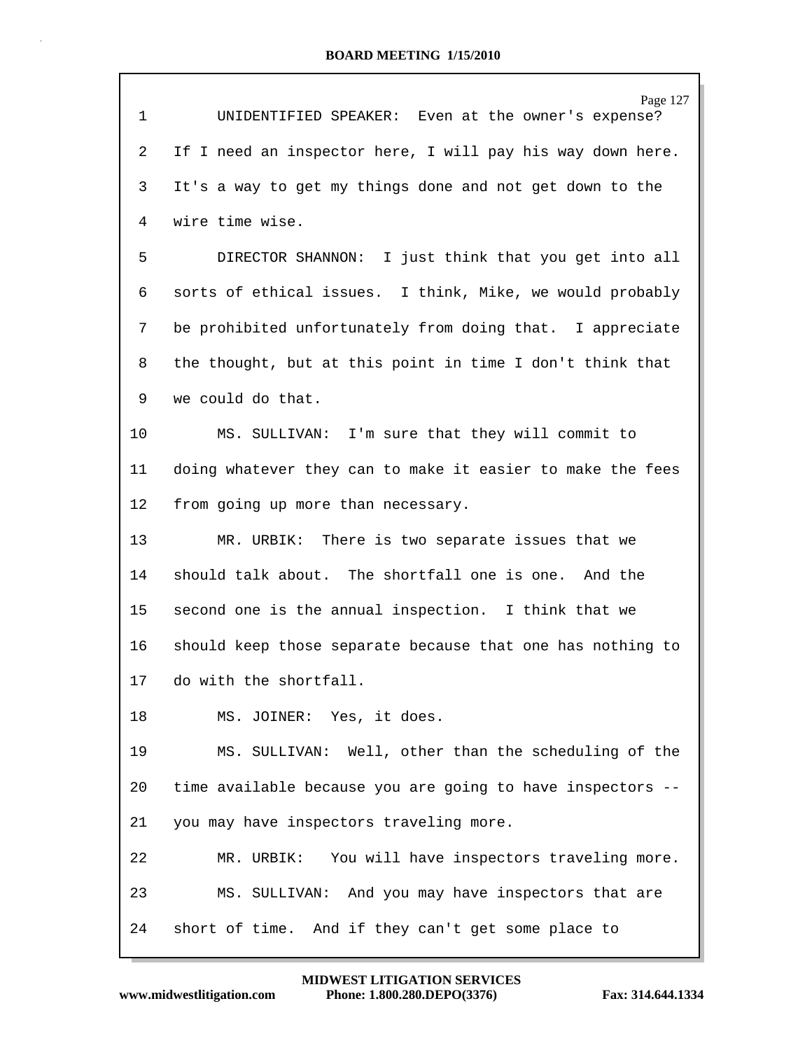1 UNIDENTIFIED SPEAKER: Even at the owner's expense?
2 If I need an inspector here, I will pay his way down here.
3 It's a way to get my things done and not get down to the
4 wire time wise.
5 DIRECTOR SHANNON: I just think that you get into all
6 sorts of ethical issues. I think, Mike, we would probably
7 be prohibited unfortunately from doing that. I appreciate
8 the thought, but at this point in time I don't think that
9 we could do that.
10 MS. SULLIVAN: I'm sure that they will commit to
11 doing whatever they can to make it easier to make the fees
12 from going up more than necessary.
13 MR. URBIK: There is two separate issues that we
14 should talk about. The shortfall one is one. And the
15 second one is the annual inspection. I think that we
16 should keep those separate because that one has nothing to
17 do with the shortfall.
18 MS. JOINER: Yes, it does.
19 MS. SULLIVAN: Well, other than the scheduling of the
20 time available because you are going to have inspectors --
21 you may have inspectors traveling more.
22 MR. URBIK: You will have inspectors traveling more.
23 MS. SULLIVAN: And you may have inspectors that are
24 short of time. And if they can't get some place to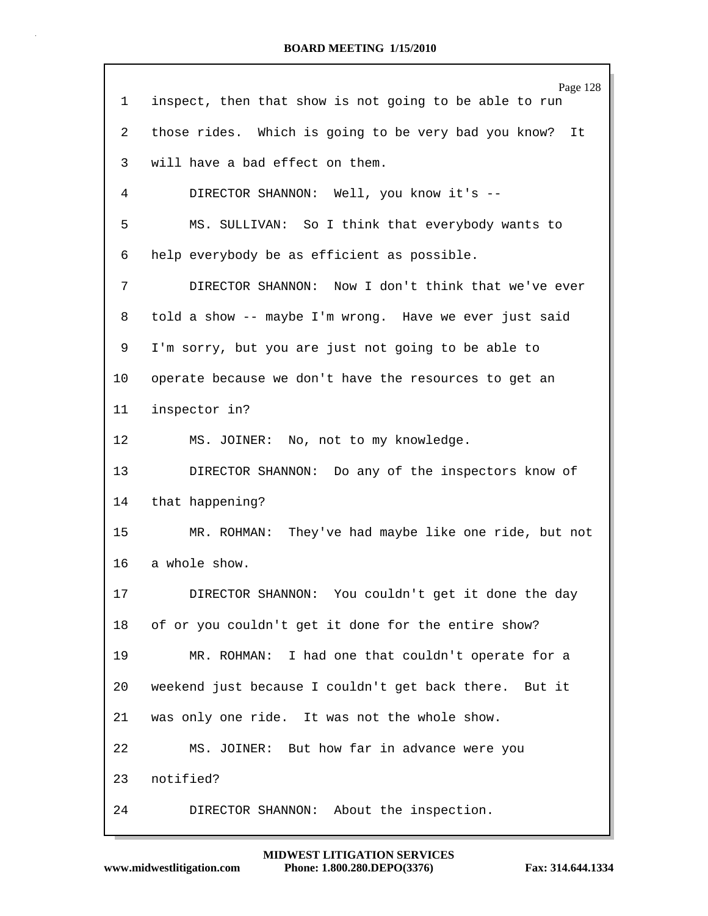1 inspect, then that show is not going to be able to run

2 those rides. Which is going to be very bad you know? It

3 will have a bad effect on them.

4 DIRECTOR SHANNON: Well, you know it's --

5 MS. SULLIVAN: So I think that everybody wants to

6 help everybody be as efficient as possible.

7 DIRECTOR SHANNON: Now I don't think that we've ever

8 told a show -- maybe I'm wrong. Have we ever just said

9 I'm sorry, but you are just not going to be able to

10 operate because we don't have the resources to get an

11 inspector in?

12 MS. JOINER: No, not to my knowledge.

13 DIRECTOR SHANNON: Do any of the inspectors know of

14 that happening?

15 MR. ROHMAN: They've had maybe like one ride, but not

16 a whole show.

17 DIRECTOR SHANNON: You couldn't get it done the day

18 of or you couldn't get it done for the entire show?

19 MR. ROHMAN: I had one that couldn't operate for a

20 weekend just because I couldn't get back there. But it

21 was only one ride. It was not the whole show.

22 MS. JOINER: But how far in advance were you

23 notified?

24 DIRECTOR SHANNON: About the inspection.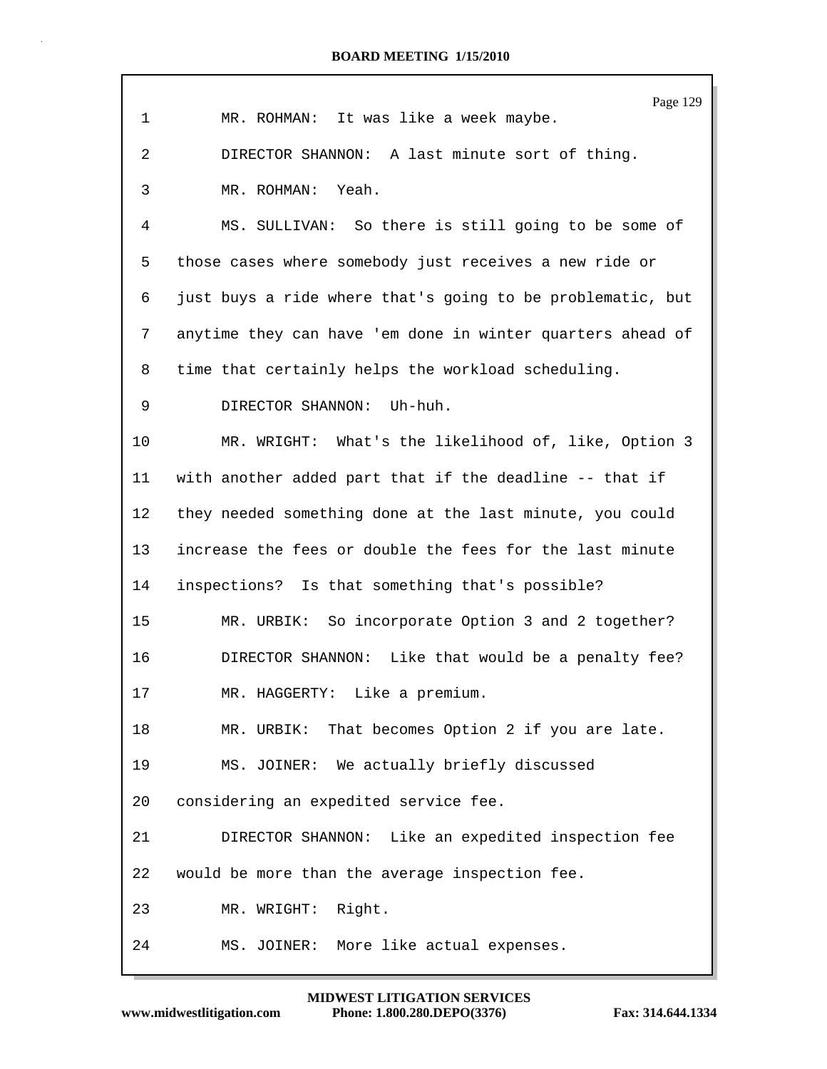1 MR. ROHMAN: It was like a week maybe.

2 DIRECTOR SHANNON: A last minute sort of thing.

3 MR. ROHMAN: Yeah.

4 MS. SULLIVAN: So there is still going to be some of

5 those cases where somebody just receives a new ride or

6 just buys a ride where that's going to be problematic, but

7 anytime they can have 'em done in winter quarters ahead of

8 time that certainly helps the workload scheduling.

9 DIRECTOR SHANNON: Uh-huh.

10 MR. WRIGHT: What's the likelihood of, like, Option 3

11 with another added part that if the deadline -- that if

12 they needed something done at the last minute, you could

13 increase the fees or double the fees for the last minute

14 inspections? Is that something that's possible?

15 MR. URBIK: So incorporate Option 3 and 2 together?

16 DIRECTOR SHANNON: Like that would be a penalty fee?

17 MR. HAGGERTY: Like a premium.

18 MR. URBIK: That becomes Option 2 if you are late.

19 MS. JOINER: We actually briefly discussed

20 considering an expedited service fee.

21 DIRECTOR SHANNON: Like an expedited inspection fee

22 would be more than the average inspection fee.

23 MR. WRIGHT: Right.

24 MS. JOINER: More like actual expenses.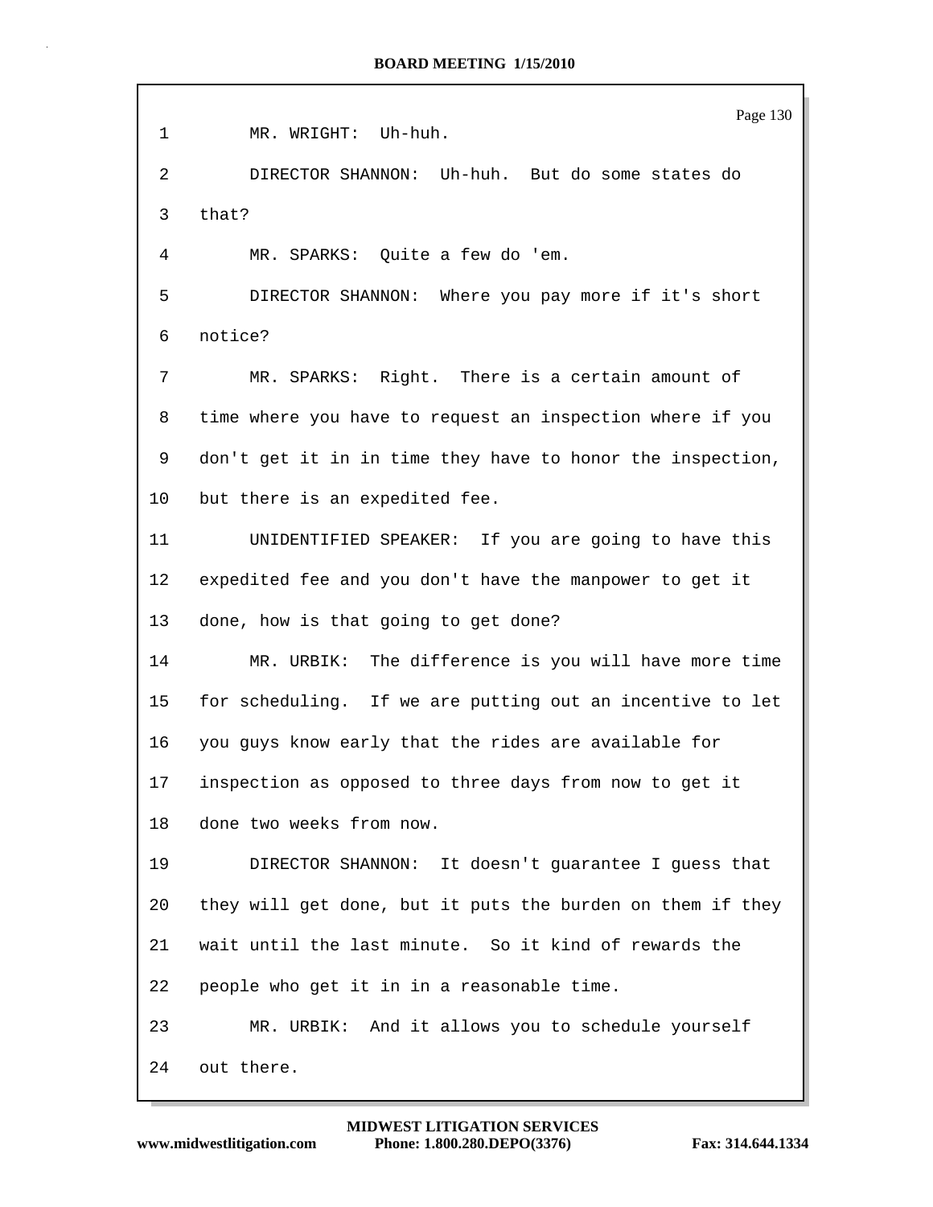1 MR. WRIGHT: Uh-huh.

2 DIRECTOR SHANNON: Uh-huh. But do some states do

3 that?

4 MR. SPARKS: Quite a few do 'em.

5 DIRECTOR SHANNON: Where you pay more if it's short

6 notice?

7 MR. SPARKS: Right. There is a certain amount of

8 time where you have to request an inspection where if you

9 don't get it in in time they have to honor the inspection,

10 but there is an expedited fee.

11 UNIDENTIFIED SPEAKER: If you are going to have this

12 expedited fee and you don't have the manpower to get it

13 done, how is that going to get done?

14 MR. URBIK: The difference is you will have more time

15 for scheduling. If we are putting out an incentive to let

16 you guys know early that the rides are available for

17 inspection as opposed to three days from now to get it

18 done two weeks from now.

19 DIRECTOR SHANNON: It doesn't guarantee I guess that

20 they will get done, but it puts the burden on them if they

21 wait until the last minute. So it kind of rewards the

22 people who get it in in a reasonable time.

23 MR. URBIK: And it allows you to schedule yourself

24 out there.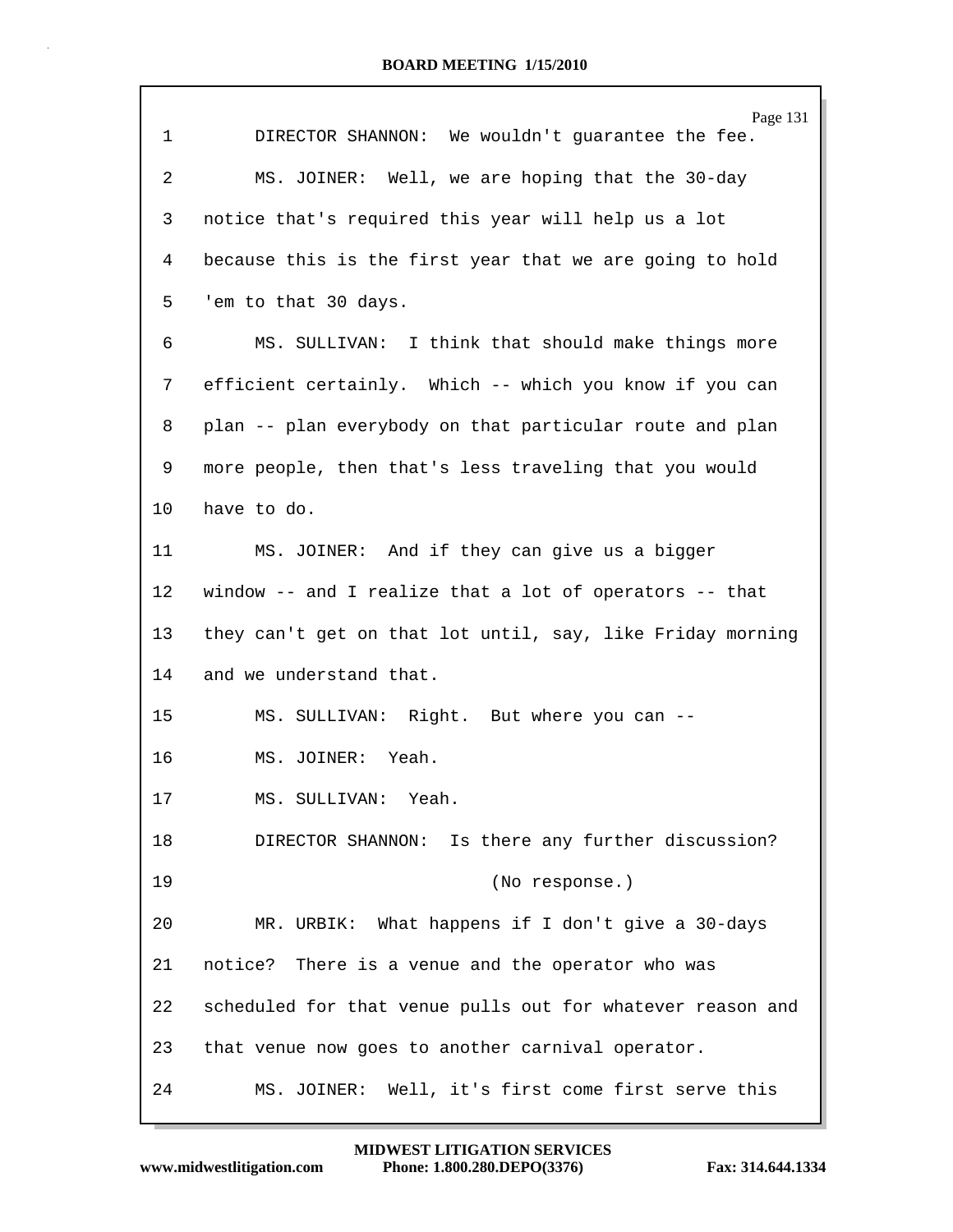1 DIRECTOR SHANNON: We wouldn't guarantee the fee.

2 MS. JOINER: Well, we are hoping that the 30-day

3 notice that's required this year will help us a lot

4 because this is the first year that we are going to hold

5 'em to that 30 days.

6 MS. SULLIVAN: I think that should make things more

7 efficient certainly. Which -- which you know if you can

8 plan -- plan everybody on that particular route and plan

9 more people, then that's less traveling that you would

10 have to do.

11 MS. JOINER: And if they can give us a bigger

12 window -- and I realize that a lot of operators -- that

13 they can't get on that lot until, say, like Friday morning

14 and we understand that.

15 MS. SULLIVAN: Right. But where you can --

16 MS. JOINER: Yeah.

17 MS. SULLIVAN: Yeah.

18 DIRECTOR SHANNON: Is there any further discussion?

19 (No response.)

20 MR. URBIK: What happens if I don't give a 30-days

21 notice? There is a venue and the operator who was

22 scheduled for that venue pulls out for whatever reason and

23 that venue now goes to another carnival operator.

24 MS. JOINER: Well, it's first come first serve this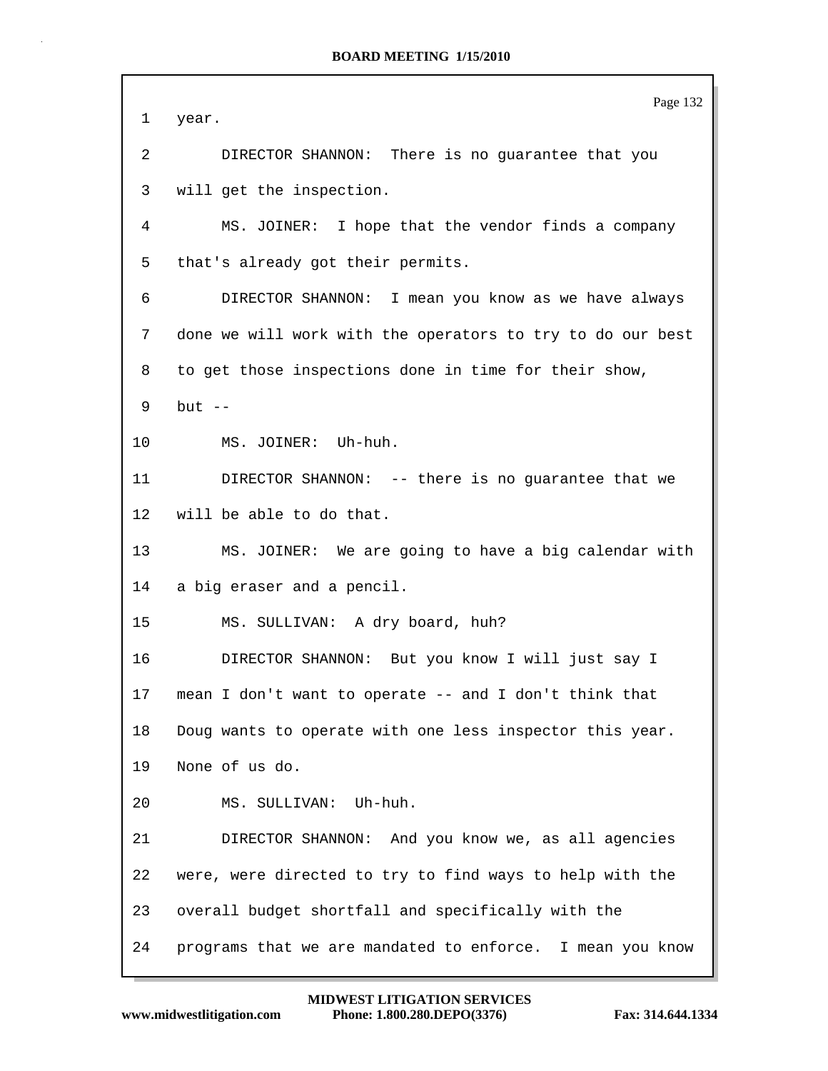1 year.

2 DIRECTOR SHANNON: There is no guarantee that you

3 will get the inspection.

4 MS. JOINER: I hope that the vendor finds a company

5 that's already got their permits.

6 DIRECTOR SHANNON: I mean you know as we have always

7 done we will work with the operators to try to do our best

8 to get those inspections done in time for their show,

9 but --

10 MS. JOINER: Uh-huh.

11 DIRECTOR SHANNON: -- there is no guarantee that we

12 will be able to do that.

13 MS. JOINER: We are going to have a big calendar with

14 a big eraser and a pencil.

15 MS. SULLIVAN: A dry board, huh?

16 DIRECTOR SHANNON: But you know I will just say I

17 mean I don't want to operate -- and I don't think that

18 Doug wants to operate with one less inspector this year.

19 None of us do.

20 MS. SULLIVAN: Uh-huh.

21 DIRECTOR SHANNON: And you know we, as all agencies

22 were, were directed to try to find ways to help with the

23 overall budget shortfall and specifically with the

24 programs that we are mandated to enforce. I mean you know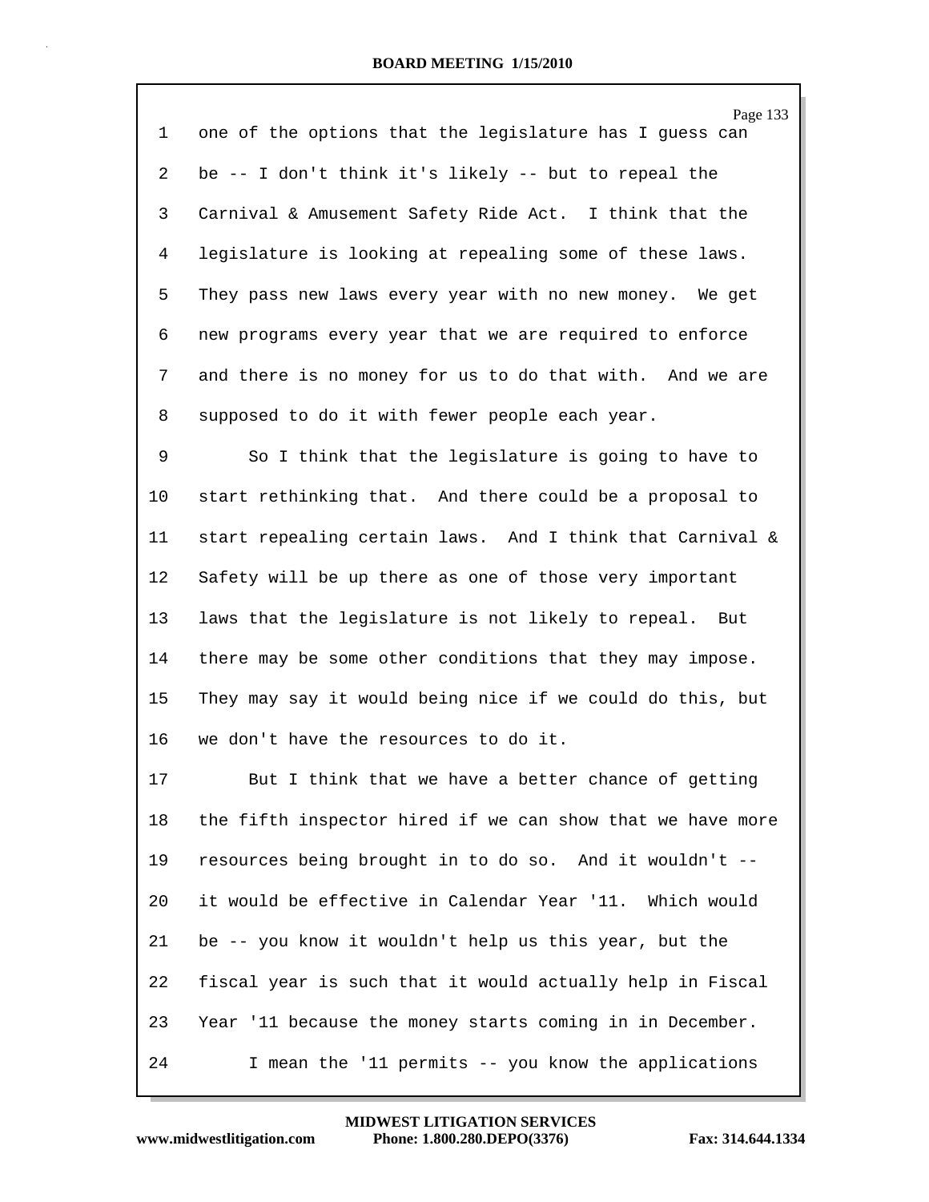one of the options that the legislature has I guess can be -- I don't think it's likely -- but to repeal the Carnival & Amusement Safety Ride Act. I think that the legislature is looking at repealing some of these laws. They pass new laws every year with no new money. We get new programs every year that we are required to enforce and there is no money for us to do that with. And we are supposed to do it with fewer people each year.

So I think that the legislature is going to have to start rethinking that. And there could be a proposal to start repealing certain laws. And I think that Carnival & Safety will be up there as one of those very important laws that the legislature is not likely to repeal. But there may be some other conditions that they may impose. They may say it would being nice if we could do this, but we don't have the resources to do it.

But I think that we have a better chance of getting the fifth inspector hired if we can show that we have more resources being brought in to do so. And it wouldn't -- it would be effective in Calendar Year '11. Which would be -- you know it wouldn't help us this year, but the fiscal year is such that it would actually help in Fiscal Year '11 because the money starts coming in in December.

I mean the '11 permits -- you know the applications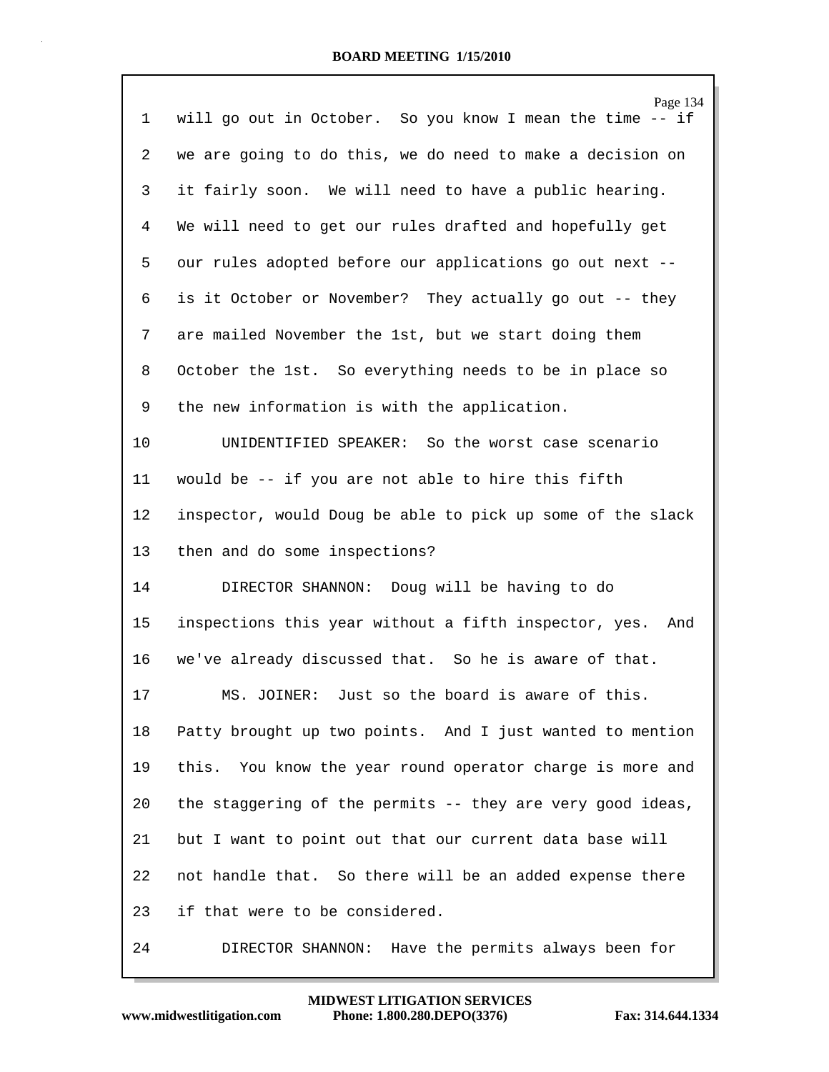will go out in October. So you know I mean the time -- if we are going to do this, we do need to make a decision on it fairly soon. We will need to have a public hearing. We will need to get our rules drafted and hopefully get our rules adopted before our applications go out next -- is it October or November? They actually go out -- they are mailed November the 1st, but we start doing them October the 1st. So everything needs to be in place so the new information is with the application.

UNIDENTIFIED SPEAKER: So the worst case scenario would be -- if you are not able to hire this fifth inspector, would Doug be able to pick up some of the slack then and do some inspections?

DIRECTOR SHANNON: Doug will be having to do inspections this year without a fifth inspector, yes. And we've already discussed that. So he is aware of that.

MS. JOINER: Just so the board is aware of this. Patty brought up two points. And I just wanted to mention this. You know the year round operator charge is more and the staggering of the permits -- they are very good ideas, but I want to point out that our current data base will not handle that. So there will be an added expense there if that were to be considered.

DIRECTOR SHANNON: Have the permits always been for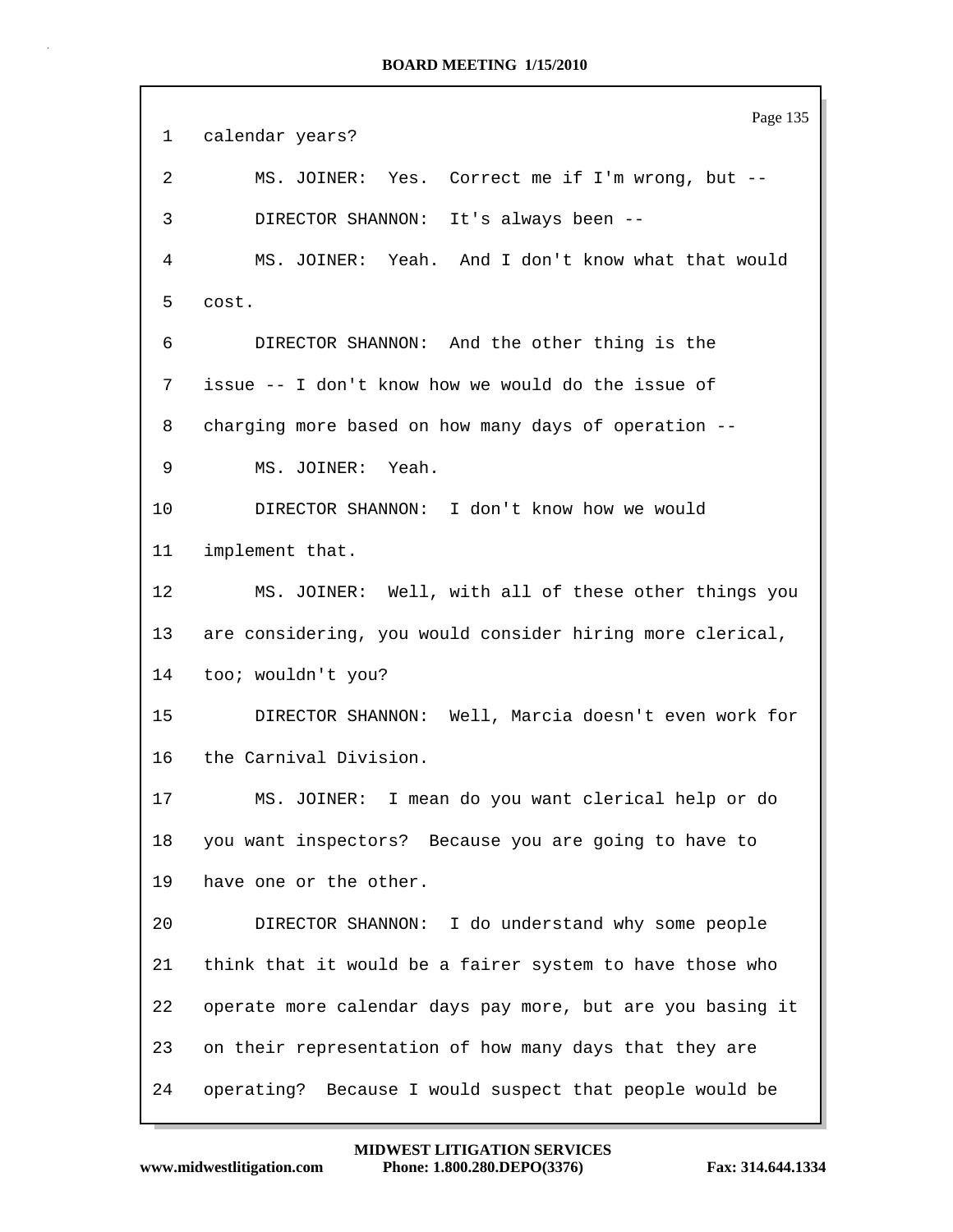1 calendar years?

2 MS. JOINER: Yes. Correct me if I'm wrong, but --

3 DIRECTOR SHANNON: It's always been --

4 MS. JOINER: Yeah. And I don't know what that would

5 cost.

6 DIRECTOR SHANNON: And the other thing is the

7 issue -- I don't know how we would do the issue of

8 charging more based on how many days of operation --

9 MS. JOINER: Yeah.

10 DIRECTOR SHANNON: I don't know how we would

11 implement that.

12 MS. JOINER: Well, with all of these other things you

13 are considering, you would consider hiring more clerical,

14 too; wouldn't you?

15 DIRECTOR SHANNON: Well, Marcia doesn't even work for

16 the Carnival Division.

17 MS. JOINER: I mean do you want clerical help or do

18 you want inspectors? Because you are going to have to

19 have one or the other.

20 DIRECTOR SHANNON: I do understand why some people

21 think that it would be a fairer system to have those who

22 operate more calendar days pay more, but are you basing it

23 on their representation of how many days that they are

24 operating? Because I would suspect that people would be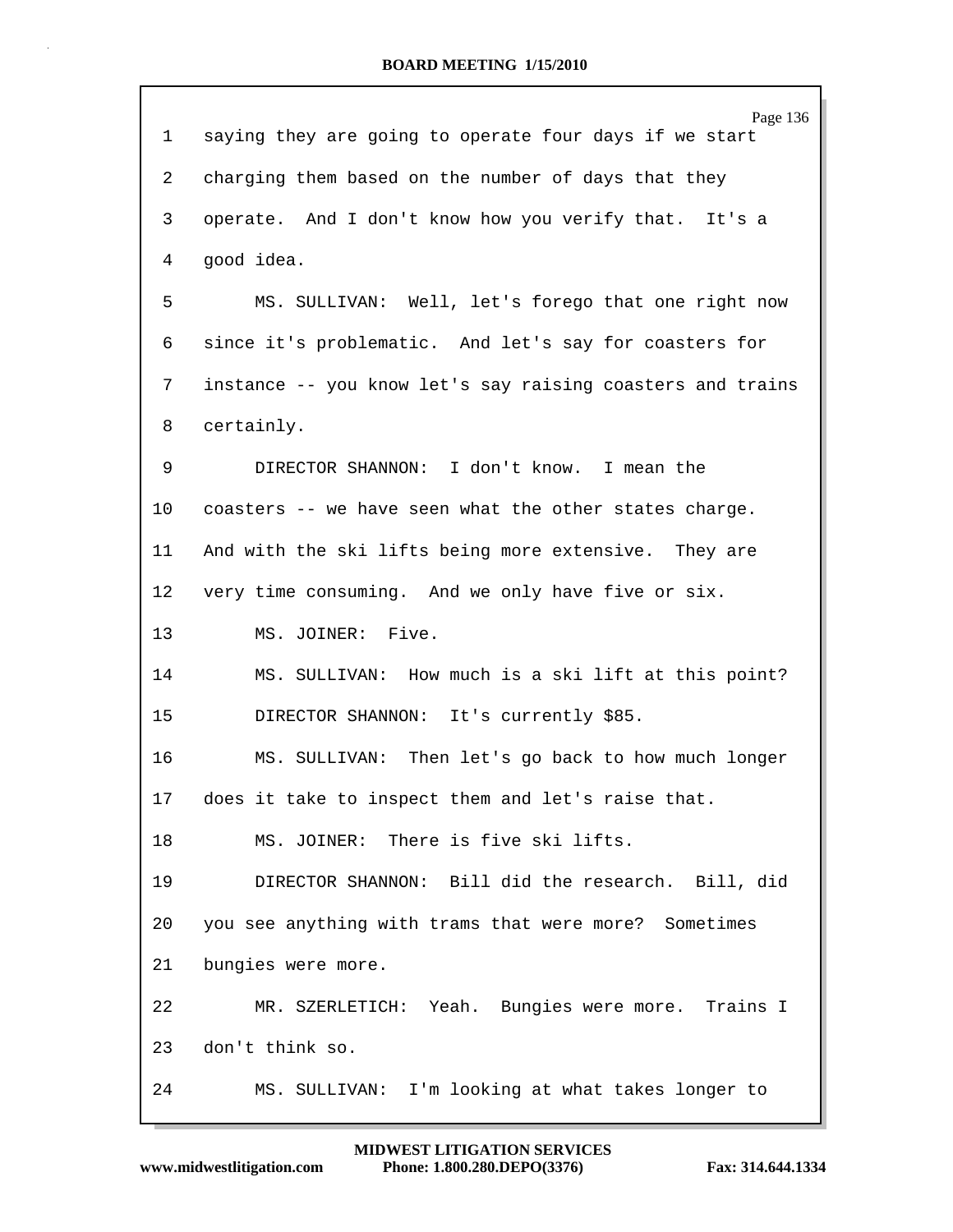1 saying they are going to operate four days if we start

2 charging them based on the number of days that they

3 operate. And I don't know how you verify that. It's a

4 good idea.

5 MS. SULLIVAN: Well, let's forego that one right now

6 since it's problematic. And let's say for coasters for

7 instance -- you know let's say raising coasters and trains

8 certainly.

9 DIRECTOR SHANNON: I don't know. I mean the

10 coasters -- we have seen what the other states charge.

11 And with the ski lifts being more extensive. They are

12 very time consuming. And we only have five or six.

13 MS. JOINER: Five.

14 MS. SULLIVAN: How much is a ski lift at this point?

15 DIRECTOR SHANNON: It's currently $85.

16 MS. SULLIVAN: Then let's go back to how much longer

17 does it take to inspect them and let's raise that.

18 MS. JOINER: There is five ski lifts.

19 DIRECTOR SHANNON: Bill did the research. Bill, did

20 you see anything with trams that were more? Sometimes

21 bungies were more.

22 MR. SZERLETICH: Yeah. Bungies were more. Trains I

23 don't think so.

24 MS. SULLIVAN: I'm looking at what takes longer to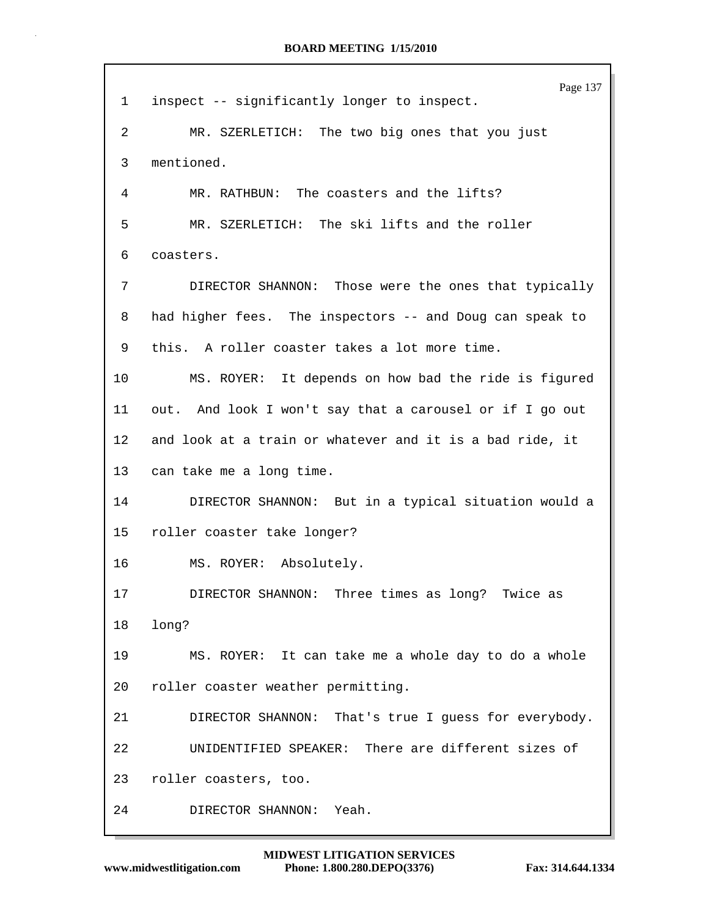1 inspect -- significantly longer to inspect.

2 MR. SZERLETICH: The two big ones that you just

3 mentioned.

4 MR. RATHBUN: The coasters and the lifts?

5 MR. SZERLETICH: The ski lifts and the roller

6 coasters.

7 DIRECTOR SHANNON: Those were the ones that typically

8 had higher fees. The inspectors -- and Doug can speak to

9 this. A roller coaster takes a lot more time.

10 MS. ROYER: It depends on how bad the ride is figured

11 out. And look I won't say that a carousel or if I go out

12 and look at a train or whatever and it is a bad ride, it

13 can take me a long time.

14 DIRECTOR SHANNON: But in a typical situation would a

15 roller coaster take longer?

16 MS. ROYER: Absolutely.

17 DIRECTOR SHANNON: Three times as long? Twice as

18 long?

19 MS. ROYER: It can take me a whole day to do a whole

20 roller coaster weather permitting.

21 DIRECTOR SHANNON: That's true I guess for everybody.

22 UNIDENTIFIED SPEAKER: There are different sizes of

23 roller coasters, too.

24 DIRECTOR SHANNON: Yeah.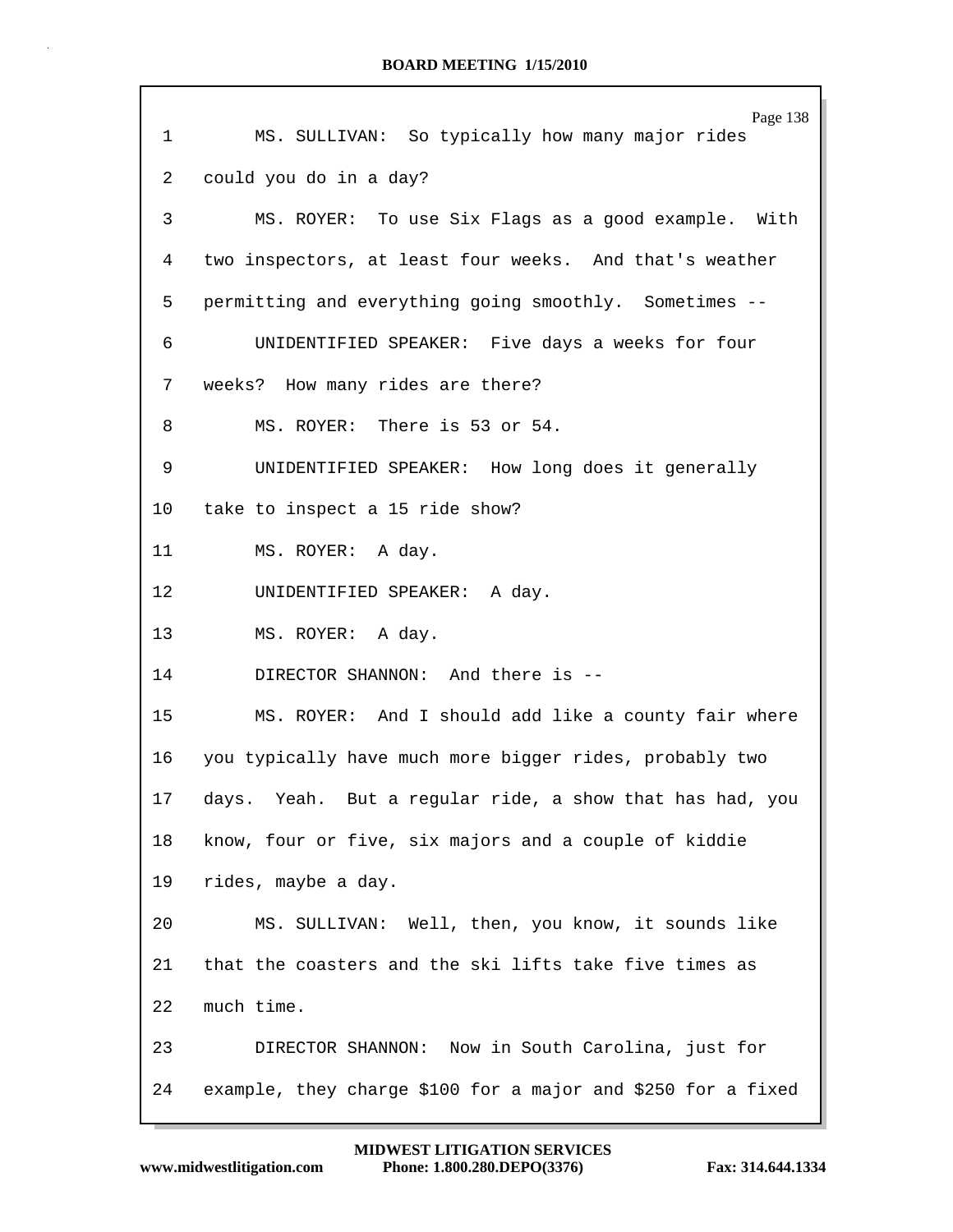1 MS. SULLIVAN: So typically how many major rides

2 could you do in a day?

3 MS. ROYER: To use Six Flags as a good example. With

4 two inspectors, at least four weeks. And that's weather

5 permitting and everything going smoothly. Sometimes --

6 UNIDENTIFIED SPEAKER: Five days a weeks for four

7 weeks? How many rides are there?

8 MS. ROYER: There is 53 or 54.

9 UNIDENTIFIED SPEAKER: How long does it generally

10 take to inspect a 15 ride show?

11 MS. ROYER: A day.

12 UNIDENTIFIED SPEAKER: A day.

13 MS. ROYER: A day.

14 DIRECTOR SHANNON: And there is --

15 MS. ROYER: And I should add like a county fair where

16 you typically have much more bigger rides, probably two

17 days. Yeah. But a regular ride, a show that has had, you

18 know, four or five, six majors and a couple of kiddie

19 rides, maybe a day.

20 MS. SULLIVAN: Well, then, you know, it sounds like

21 that the coasters and the ski lifts take five times as

22 much time.

23 DIRECTOR SHANNON: Now in South Carolina, just for

24 example, they charge $100 for a major and $250 for a fixed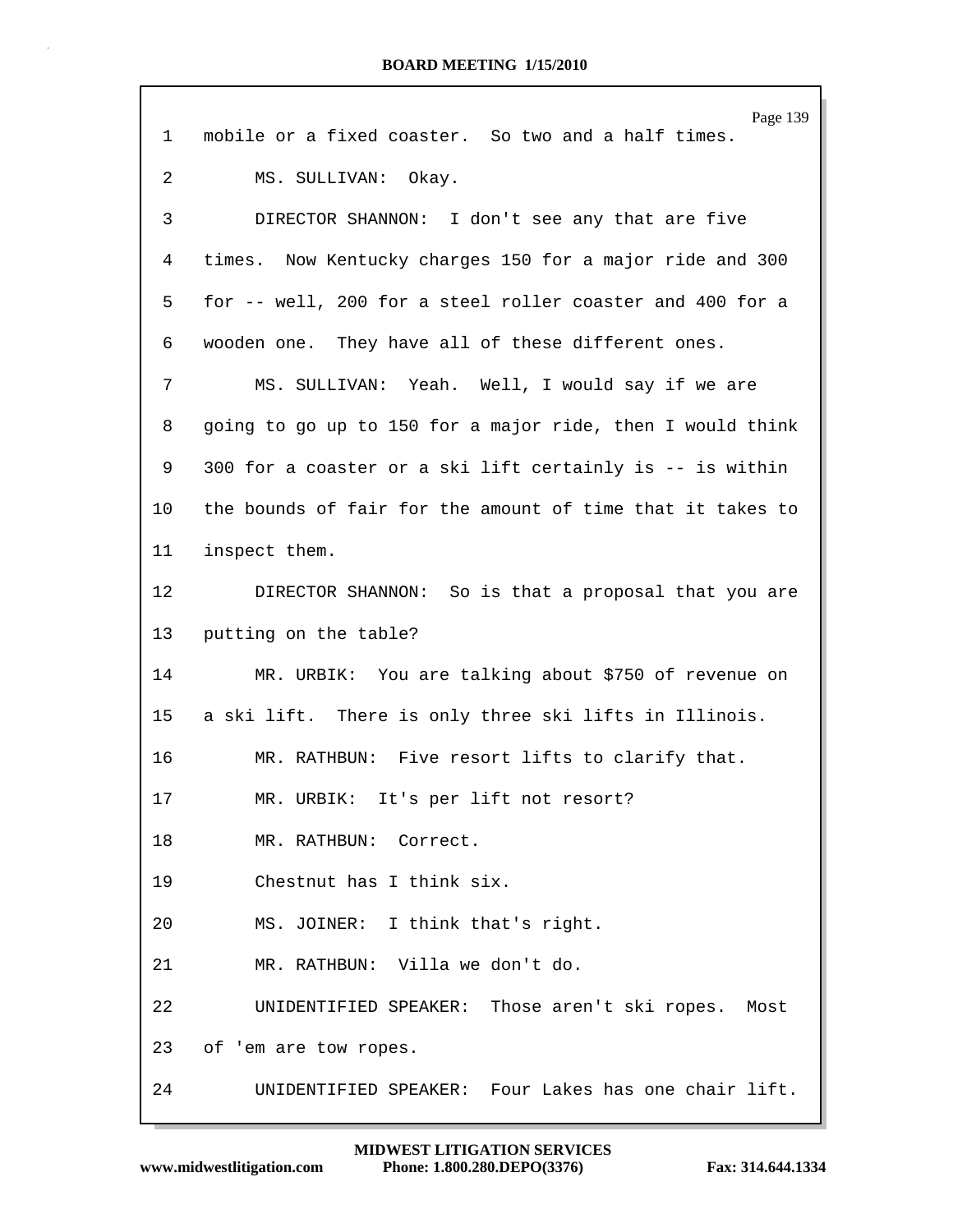1 mobile or a fixed coaster. So two and a half times.

2 MS. SULLIVAN: Okay.

3 DIRECTOR SHANNON: I don't see any that are five

4 times. Now Kentucky charges 150 for a major ride and 300

5 for -- well, 200 for a steel roller coaster and 400 for a

6 wooden one. They have all of these different ones.

7 MS. SULLIVAN: Yeah. Well, I would say if we are

8 going to go up to 150 for a major ride, then I would think

9 300 for a coaster or a ski lift certainly is -- is within

10 the bounds of fair for the amount of time that it takes to

11 inspect them.

12 DIRECTOR SHANNON: So is that a proposal that you are

13 putting on the table?

14 MR. URBIK: You are talking about $750 of revenue on

15 a ski lift. There is only three ski lifts in Illinois.

16 MR. RATHBUN: Five resort lifts to clarify that.

17 MR. URBIK: It's per lift not resort?

18 MR. RATHBUN: Correct.

19 Chestnut has I think six.

20 MS. JOINER: I think that's right.

21 MR. RATHBUN: Villa we don't do.

22 UNIDENTIFIED SPEAKER: Those aren't ski ropes. Most

23 of 'em are tow ropes.

24 UNIDENTIFIED SPEAKER: Four Lakes has one chair lift.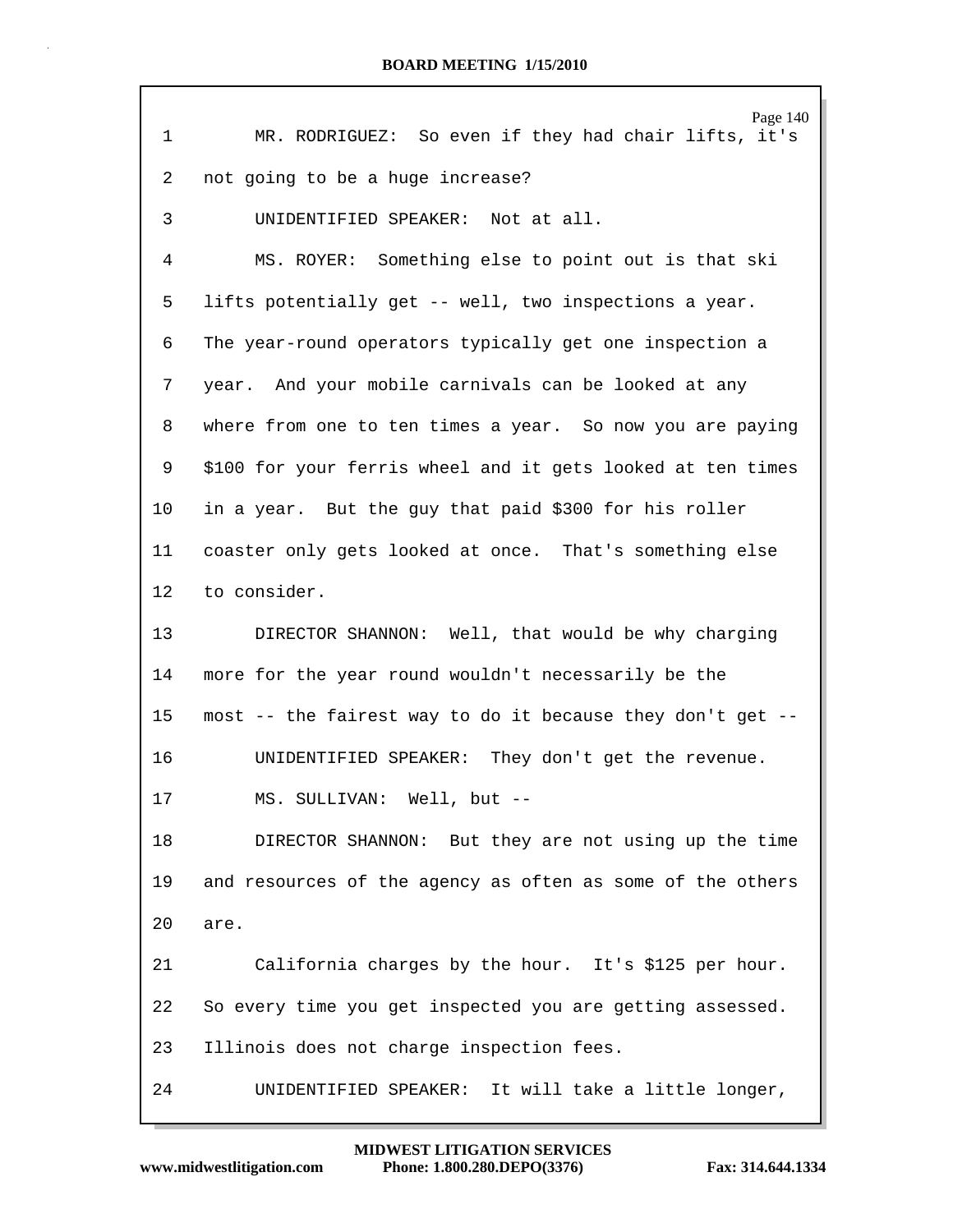1 MR. RODRIGUEZ: So even if they had chair lifts, it's

2 not going to be a huge increase?

3 UNIDENTIFIED SPEAKER: Not at all.

4 MS. ROYER: Something else to point out is that ski

5 lifts potentially get -- well, two inspections a year.

6 The year-round operators typically get one inspection a

7 year. And your mobile carnivals can be looked at any

8 where from one to ten times a year. So now you are paying

9 $100 for your ferris wheel and it gets looked at ten times

10 in a year. But the guy that paid $300 for his roller

11 coaster only gets looked at once. That's something else

12 to consider.

13 DIRECTOR SHANNON: Well, that would be why charging

14 more for the year round wouldn't necessarily be the

15 most -- the fairest way to do it because they don't get --

16 UNIDENTIFIED SPEAKER: They don't get the revenue.

17 MS. SULLIVAN: Well, but --

18 DIRECTOR SHANNON: But they are not using up the time

19 and resources of the agency as often as some of the others

20 are.

21 California charges by the hour. It's $125 per hour.

22 So every time you get inspected you are getting assessed.

23 Illinois does not charge inspection fees.

24 UNIDENTIFIED SPEAKER: It will take a little longer,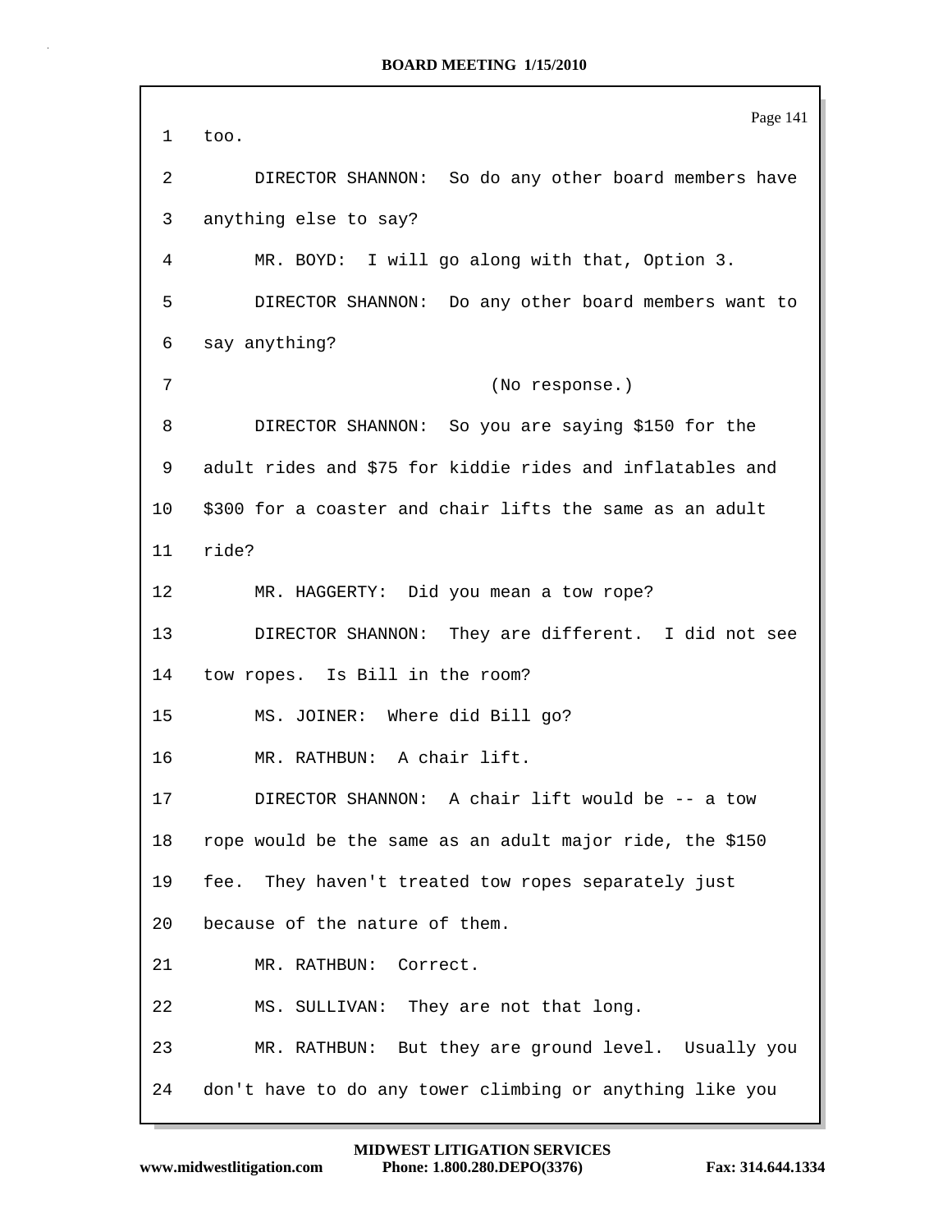too.

DIRECTOR SHANNON: So do any other board members have anything else to say?

MR. BOYD: I will go along with that, Option 3.

DIRECTOR SHANNON: Do any other board members want to say anything?

(No response.)

DIRECTOR SHANNON: So you are saying $150 for the adult rides and $75 for kiddie rides and inflatables and $300 for a coaster and chair lifts the same as an adult ride?

MR. HAGGERTY: Did you mean a tow rope?

DIRECTOR SHANNON: They are different. I did not see tow ropes. Is Bill in the room?

MS. JOINER: Where did Bill go?

MR. RATHBUN: A chair lift.

DIRECTOR SHANNON: A chair lift would be -- a tow rope would be the same as an adult major ride, the $150 fee. They haven't treated tow ropes separately just because of the nature of them.

MR. RATHBUN: Correct.

MS. SULLIVAN: They are not that long.

MR. RATHBUN: But they are ground level. Usually you don't have to do any tower climbing or anything like you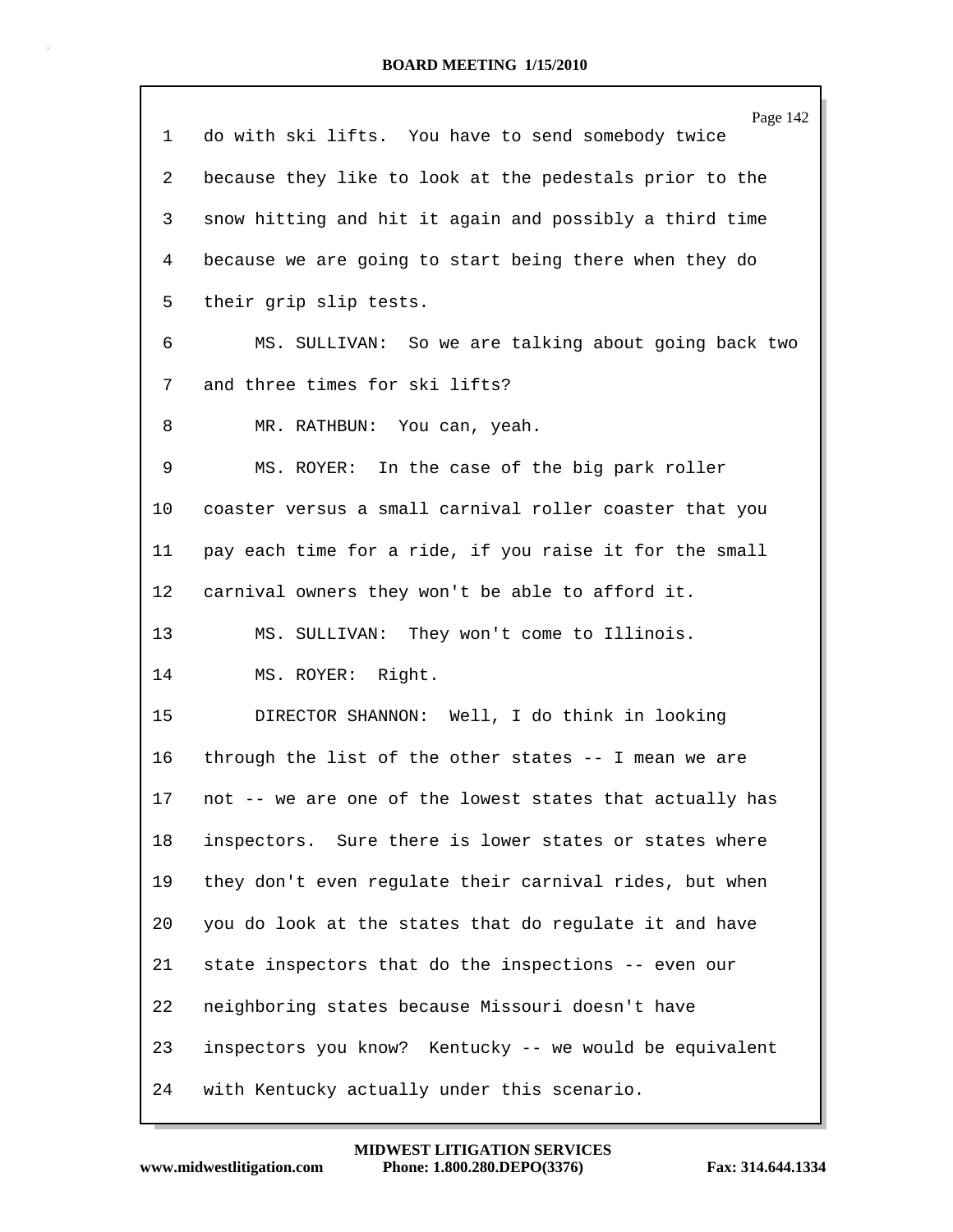1 do with ski lifts. You have to send somebody twice
2 because they like to look at the pedestals prior to the
3 snow hitting and hit it again and possibly a third time
4 because we are going to start being there when they do
5 their grip slip tests.

6 MS. SULLIVAN: So we are talking about going back two
7 and three times for ski lifts?

8 MR. RATHBUN: You can, yeah.

9 MS. ROYER: In the case of the big park roller
10 coaster versus a small carnival roller coaster that you
11 pay each time for a ride, if you raise it for the small
12 carnival owners they won't be able to afford it.

13 MS. SULLIVAN: They won't come to Illinois.

14 MS. ROYER: Right.

15 DIRECTOR SHANNON: Well, I do think in looking
16 through the list of the other states -- I mean we are
17 not -- we are one of the lowest states that actually has
18 inspectors. Sure there is lower states or states where
19 they don't even regulate their carnival rides, but when
20 you do look at the states that do regulate it and have
21 state inspectors that do the inspections -- even our
22 neighboring states because Missouri doesn't have
23 inspectors you know? Kentucky -- we would be equivalent
24 with Kentucky actually under this scenario.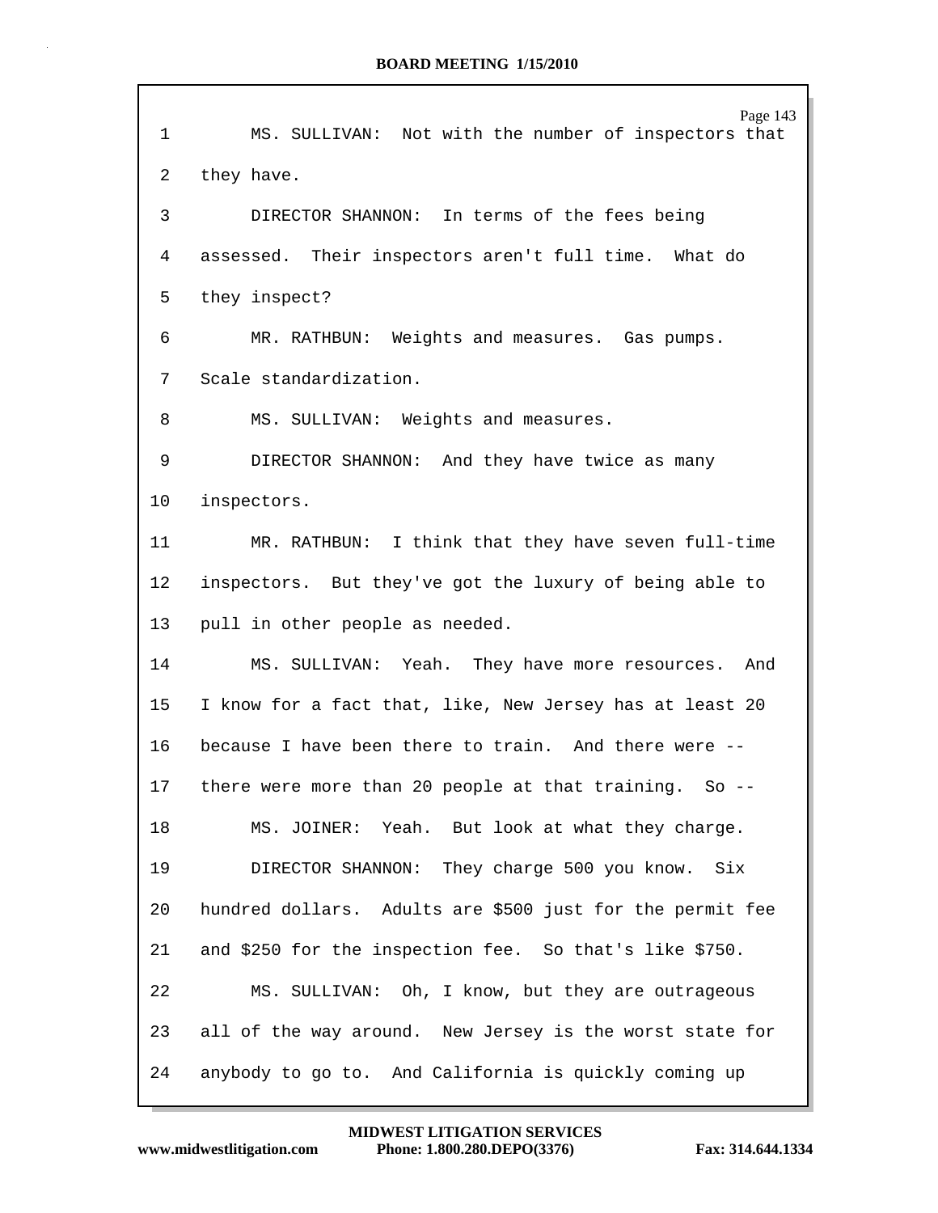MS. SULLIVAN: Not with the number of inspectors that they have.

DIRECTOR SHANNON: In terms of the fees being assessed. Their inspectors aren't full time. What do they inspect?

MR. RATHBUN: Weights and measures. Gas pumps. Scale standardization.

MS. SULLIVAN: Weights and measures.

DIRECTOR SHANNON: And they have twice as many inspectors.

MR. RATHBUN: I think that they have seven full-time inspectors. But they've got the luxury of being able to pull in other people as needed.

MS. SULLIVAN: Yeah. They have more resources. And I know for a fact that, like, New Jersey has at least 20 because I have been there to train. And there were -- there were more than 20 people at that training. So --

MS. JOINER: Yeah. But look at what they charge.

DIRECTOR SHANNON: They charge 500 you know. Six hundred dollars. Adults are $500 just for the permit fee and $250 for the inspection fee. So that's like $750.

MS. SULLIVAN: Oh, I know, but they are outrageous all of the way around. New Jersey is the worst state for anybody to go to. And California is quickly coming up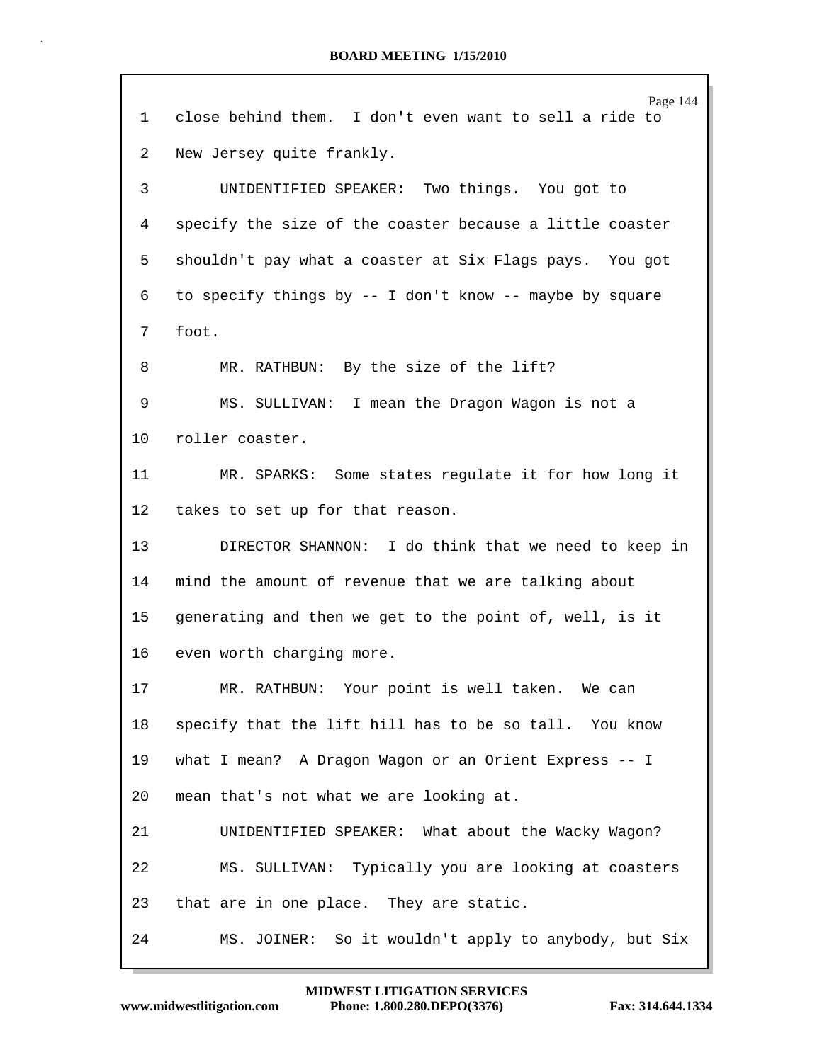1 close behind them. I don't even want to sell a ride to

2 New Jersey quite frankly.

3 UNIDENTIFIED SPEAKER: Two things. You got to

4 specify the size of the coaster because a little coaster

5 shouldn't pay what a coaster at Six Flags pays. You got

6 to specify things by -- I don't know -- maybe by square

7 foot.

8 MR. RATHBUN: By the size of the lift?

9 MS. SULLIVAN: I mean the Dragon Wagon is not a

10 roller coaster.

11 MR. SPARKS: Some states regulate it for how long it

12 takes to set up for that reason.

13 DIRECTOR SHANNON: I do think that we need to keep in

14 mind the amount of revenue that we are talking about

15 generating and then we get to the point of, well, is it

16 even worth charging more.

17 MR. RATHBUN: Your point is well taken. We can

18 specify that the lift hill has to be so tall. You know

19 what I mean? A Dragon Wagon or an Orient Express -- I

20 mean that's not what we are looking at.

21 UNIDENTIFIED SPEAKER: What about the Wacky Wagon?

22 MS. SULLIVAN: Typically you are looking at coasters

23 that are in one place. They are static.

24 MS. JOINER: So it wouldn't apply to anybody, but Six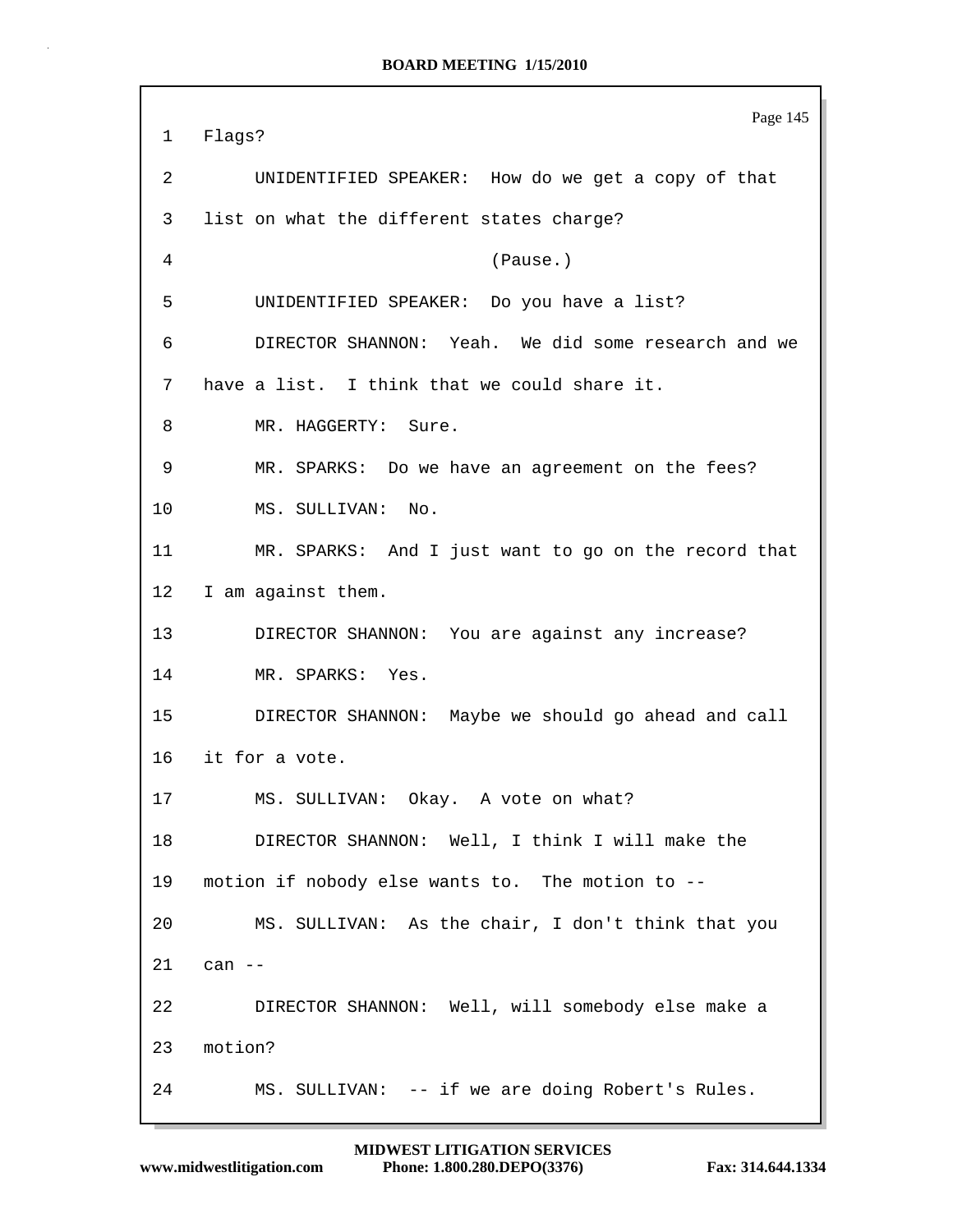Flags?

UNIDENTIFIED SPEAKER: How do we get a copy of that list on what the different states charge?

(Pause.)

UNIDENTIFIED SPEAKER: Do you have a list?

DIRECTOR SHANNON: Yeah. We did some research and we have a list. I think that we could share it.

MR. HAGGERTY: Sure.

MR. SPARKS: Do we have an agreement on the fees?

MS. SULLIVAN: No.

MR. SPARKS: And I just want to go on the record that I am against them.

DIRECTOR SHANNON: You are against any increase?

MR. SPARKS: Yes.

DIRECTOR SHANNON: Maybe we should go ahead and call it for a vote.

MS. SULLIVAN: Okay. A vote on what?

DIRECTOR SHANNON: Well, I think I will make the motion if nobody else wants to. The motion to --

MS. SULLIVAN: As the chair, I don't think that you can --

DIRECTOR SHANNON: Well, will somebody else make a motion?

MS. SULLIVAN: -- if we are doing Robert's Rules.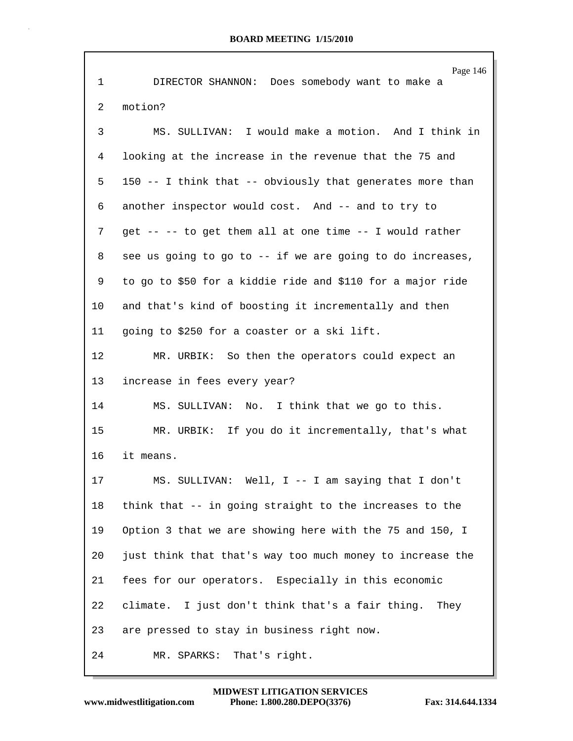DIRECTOR SHANNON: Does somebody want to make a motion?

MS. SULLIVAN: I would make a motion. And I think in looking at the increase in the revenue that the 75 and 150 -- I think that -- obviously that generates more than another inspector would cost. And -- and to try to get -- -- to get them all at one time -- I would rather see us going to go to -- if we are going to do increases, to go to $50 for a kiddie ride and $110 for a major ride and that's kind of boosting it incrementally and then going to $250 for a coaster or a ski lift.

MR. URBIK: So then the operators could expect an increase in fees every year?

MS. SULLIVAN: No. I think that we go to this.

MR. URBIK: If you do it incrementally, that's what it means.

MS. SULLIVAN: Well, I -- I am saying that I don't think that -- in going straight to the increases to the Option 3 that we are showing here with the 75 and 150, I just think that that's way too much money to increase the fees for our operators. Especially in this economic climate. I just don't think that's a fair thing. They are pressed to stay in business right now.

MR. SPARKS: That's right.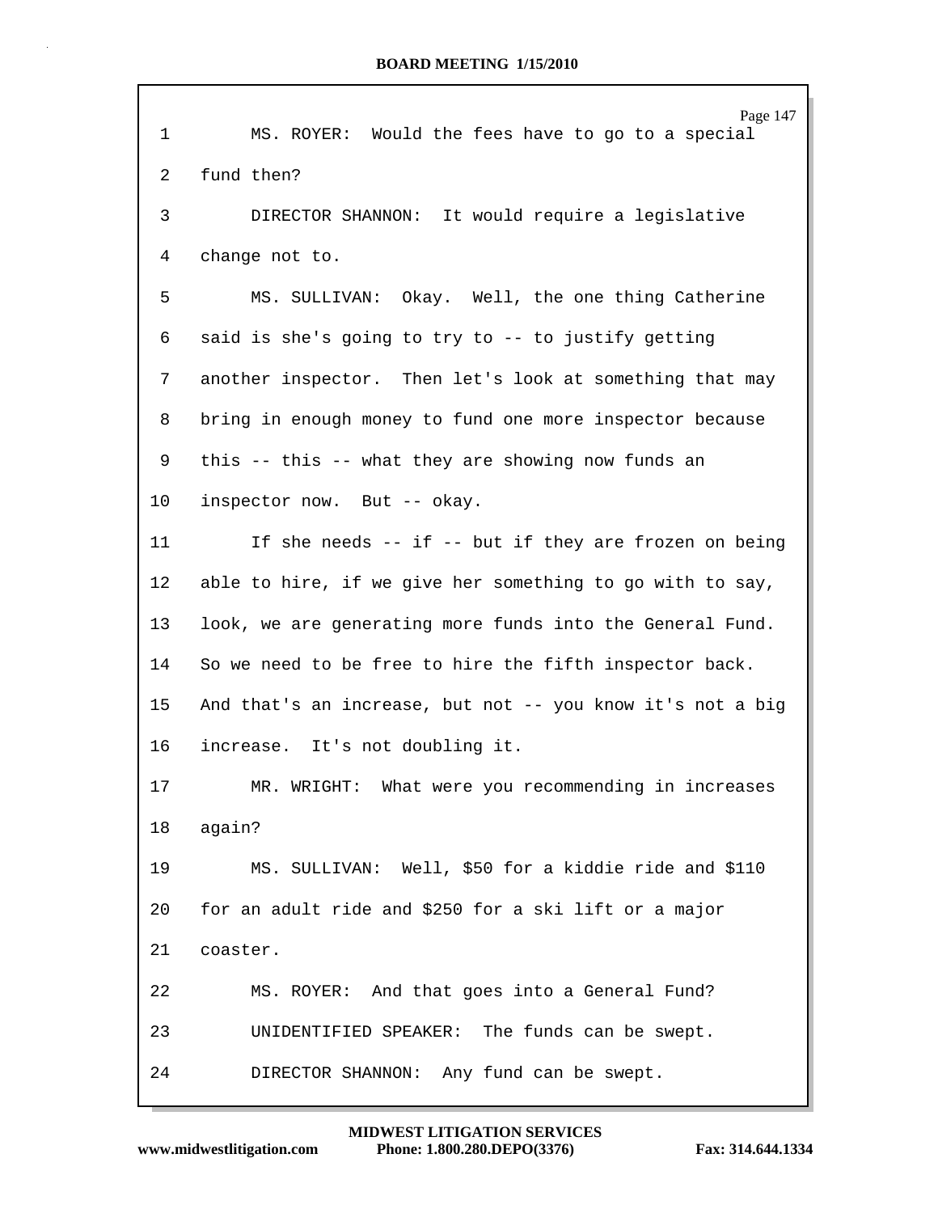1 MS. ROYER: Would the fees have to go to a special

2 fund then?

3 DIRECTOR SHANNON: It would require a legislative

4 change not to.

5 MS. SULLIVAN: Okay. Well, the one thing Catherine

6 said is she's going to try to -- to justify getting

7 another inspector. Then let's look at something that may

8 bring in enough money to fund one more inspector because

9 this -- this -- what they are showing now funds an

10 inspector now. But -- okay.

11 If she needs -- if -- but if they are frozen on being

12 able to hire, if we give her something to go with to say,

13 look, we are generating more funds into the General Fund.

14 So we need to be free to hire the fifth inspector back.

15 And that's an increase, but not -- you know it's not a big

16 increase. It's not doubling it.

17 MR. WRIGHT: What were you recommending in increases

18 again?

19 MS. SULLIVAN: Well, $50 for a kiddie ride and $110

20 for an adult ride and $250 for a ski lift or a major

21 coaster.

22 MS. ROYER: And that goes into a General Fund?

23 UNIDENTIFIED SPEAKER: The funds can be swept.

24 DIRECTOR SHANNON: Any fund can be swept.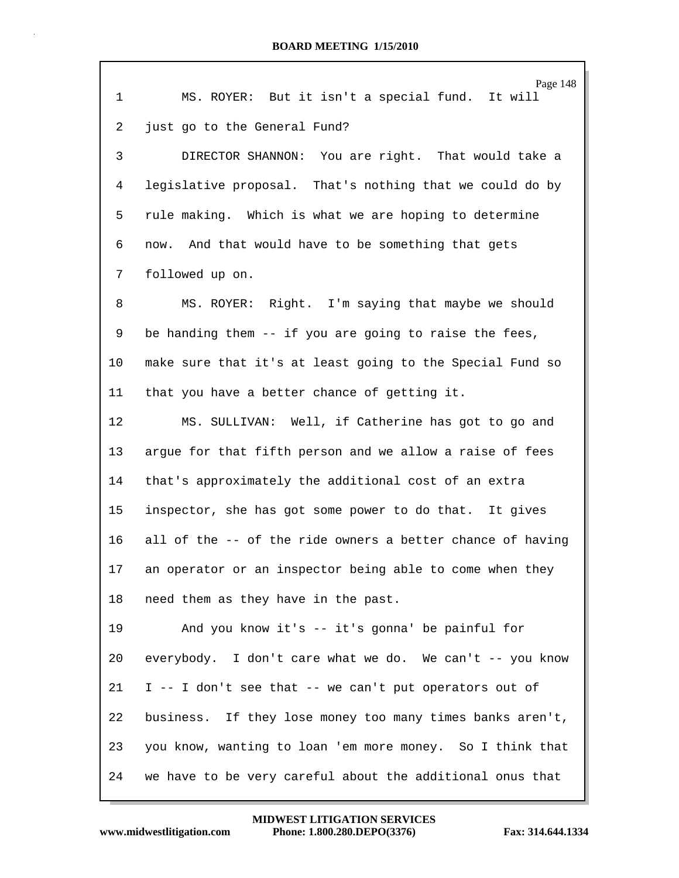MS. ROYER: But it isn't a special fund. It will just go to the General Fund?

DIRECTOR SHANNON: You are right. That would take a legislative proposal. That's nothing that we could do by rule making. Which is what we are hoping to determine now. And that would have to be something that gets followed up on.

MS. ROYER: Right. I'm saying that maybe we should be handing them -- if you are going to raise the fees, make sure that it's at least going to the Special Fund so that you have a better chance of getting it.

MS. SULLIVAN: Well, if Catherine has got to go and argue for that fifth person and we allow a raise of fees that's approximately the additional cost of an extra inspector, she has got some power to do that. It gives all of the -- of the ride owners a better chance of having an operator or an inspector being able to come when they need them as they have in the past.

And you know it's -- it's gonna' be painful for everybody. I don't care what we do. We can't -- you know I -- I don't see that -- we can't put operators out of business. If they lose money too many times banks aren't, you know, wanting to loan 'em more money. So I think that we have to be very careful about the additional onus that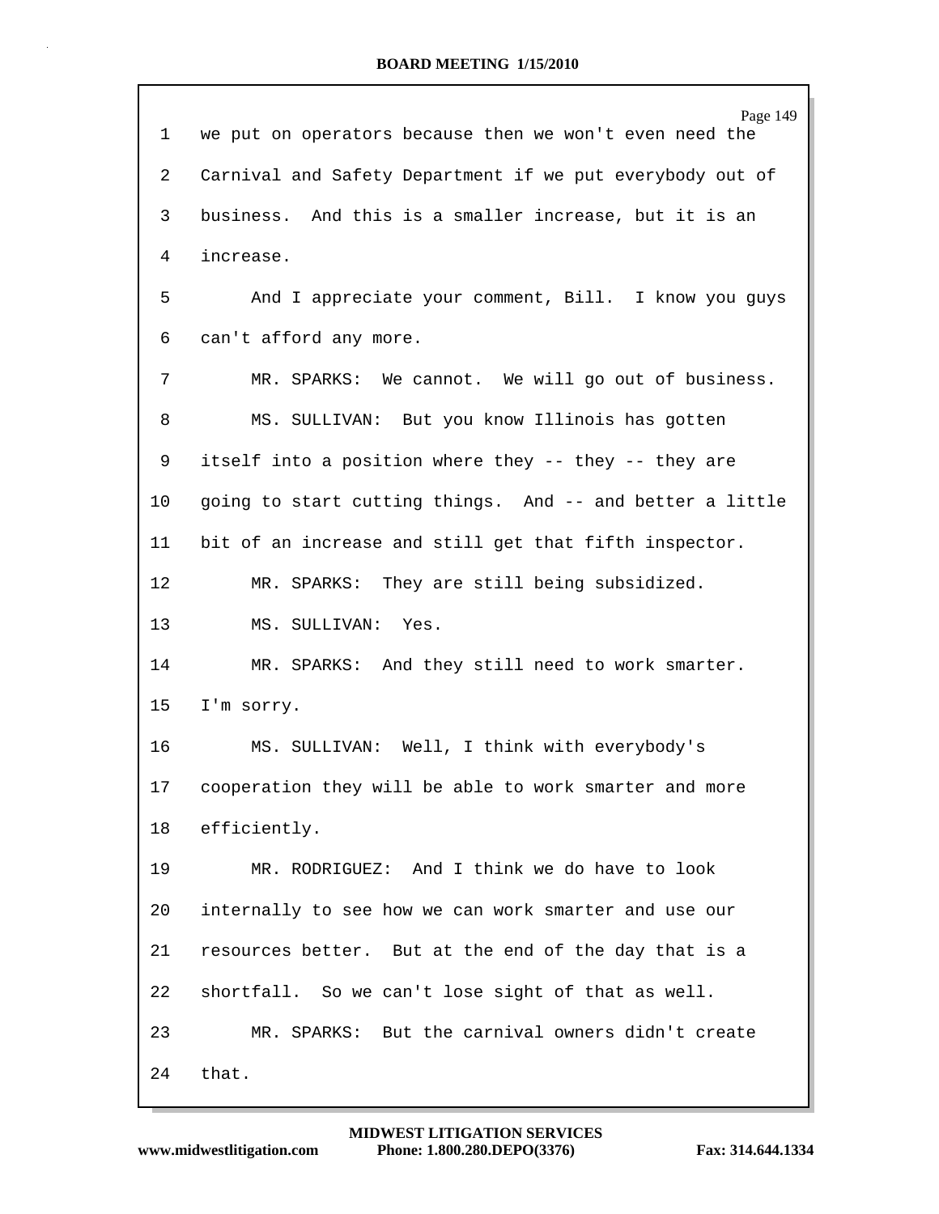we put on operators because then we won't even need the Carnival and Safety Department if we put everybody out of business. And this is a smaller increase, but it is an increase.

And I appreciate your comment, Bill. I know you guys can't afford any more.

MR. SPARKS: We cannot. We will go out of business.

MS. SULLIVAN: But you know Illinois has gotten itself into a position where they -- they -- they are going to start cutting things. And -- and better a little bit of an increase and still get that fifth inspector.

MR. SPARKS: They are still being subsidized.

MS. SULLIVAN: Yes.

MR. SPARKS: And they still need to work smarter. I'm sorry.

MS. SULLIVAN: Well, I think with everybody's cooperation they will be able to work smarter and more efficiently.

MR. RODRIGUEZ: And I think we do have to look internally to see how we can work smarter and use our resources better. But at the end of the day that is a shortfall. So we can't lose sight of that as well.

MR. SPARKS: But the carnival owners didn't create that.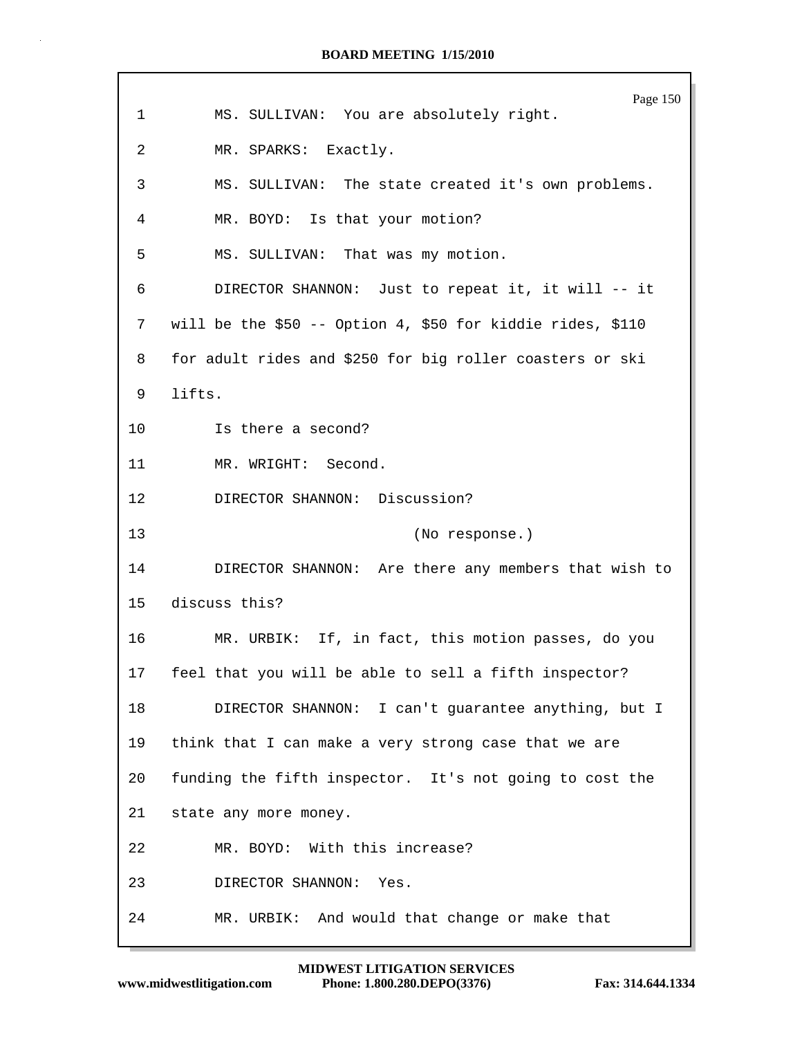MS. SULLIVAN: You are absolutely right.

MR. SPARKS: Exactly.

MS. SULLIVAN: The state created it's own problems.

MR. BOYD: Is that your motion?

MS. SULLIVAN: That was my motion.

DIRECTOR SHANNON: Just to repeat it, it will -- it will be the $50 -- Option 4, $50 for kiddie rides, $110 for adult rides and $250 for big roller coasters or ski lifts.

Is there a second?

MR. WRIGHT: Second.

DIRECTOR SHANNON: Discussion?

(No response.)

DIRECTOR SHANNON: Are there any members that wish to discuss this?

MR. URBIK: If, in fact, this motion passes, do you feel that you will be able to sell a fifth inspector?

DIRECTOR SHANNON: I can't guarantee anything, but I think that I can make a very strong case that we are funding the fifth inspector. It's not going to cost the state any more money.

MR. BOYD: With this increase?

DIRECTOR SHANNON: Yes.

MR. URBIK: And would that change or make that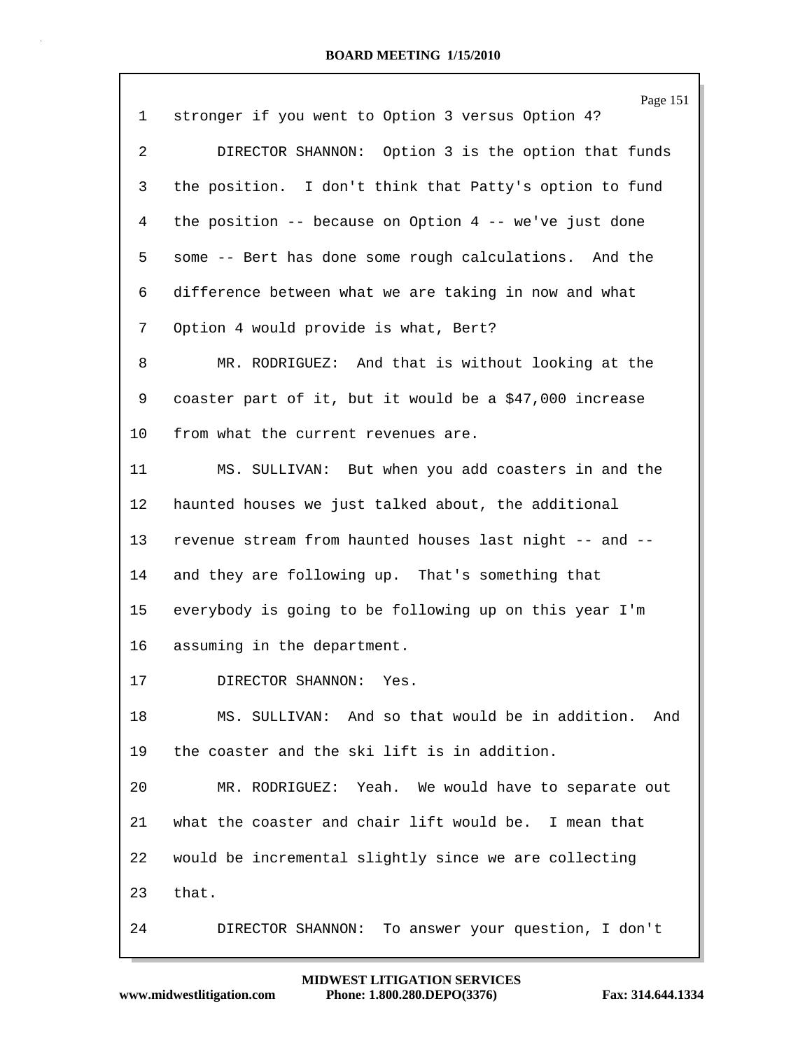1 stronger if you went to Option 3 versus Option 4?

2 DIRECTOR SHANNON: Option 3 is the option that funds

3 the position. I don't think that Patty's option to fund

4 the position -- because on Option 4 -- we've just done

5 some -- Bert has done some rough calculations. And the

6 difference between what we are taking in now and what

7 Option 4 would provide is what, Bert?

8 MR. RODRIGUEZ: And that is without looking at the

9 coaster part of it, but it would be a $47,000 increase

10 from what the current revenues are.

11 MS. SULLIVAN: But when you add coasters in and the

12 haunted houses we just talked about, the additional

13 revenue stream from haunted houses last night -- and --

14 and they are following up. That's something that

15 everybody is going to be following up on this year I'm

16 assuming in the department.

17 DIRECTOR SHANNON: Yes.

18 MS. SULLIVAN: And so that would be in addition. And

19 the coaster and the ski lift is in addition.

20 MR. RODRIGUEZ: Yeah. We would have to separate out

21 what the coaster and chair lift would be. I mean that

22 would be incremental slightly since we are collecting

23 that.

24 DIRECTOR SHANNON: To answer your question, I don't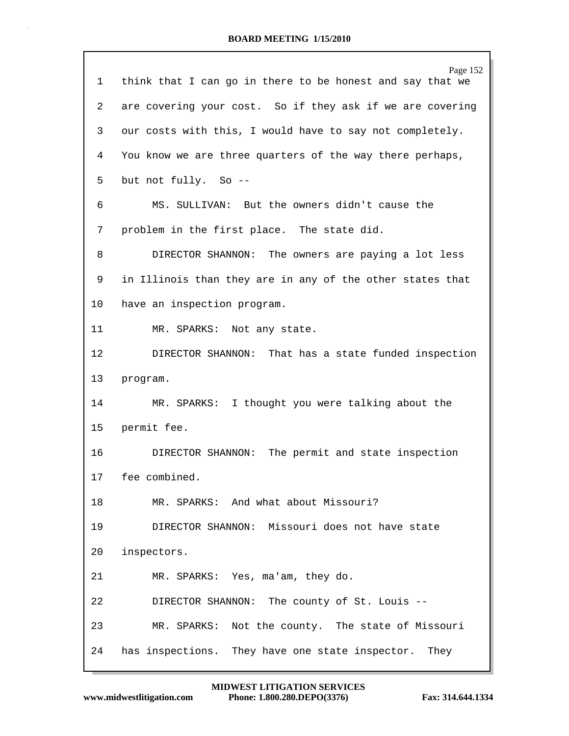1 think that I can go in there to be honest and say that we

2 are covering your cost. So if they ask if we are covering

3 our costs with this, I would have to say not completely.

4 You know we are three quarters of the way there perhaps,

5 but not fully. So --

6 MS. SULLIVAN: But the owners didn't cause the

7 problem in the first place. The state did.

8 DIRECTOR SHANNON: The owners are paying a lot less

9 in Illinois than they are in any of the other states that

10 have an inspection program.

11 MR. SPARKS: Not any state.

12 DIRECTOR SHANNON: That has a state funded inspection

13 program.

14 MR. SPARKS: I thought you were talking about the

15 permit fee.

16 DIRECTOR SHANNON: The permit and state inspection

17 fee combined.

18 MR. SPARKS: And what about Missouri?

19 DIRECTOR SHANNON: Missouri does not have state

20 inspectors.

21 MR. SPARKS: Yes, ma'am, they do.

22 DIRECTOR SHANNON: The county of St. Louis --

23 MR. SPARKS: Not the county. The state of Missouri

24 has inspections. They have one state inspector. They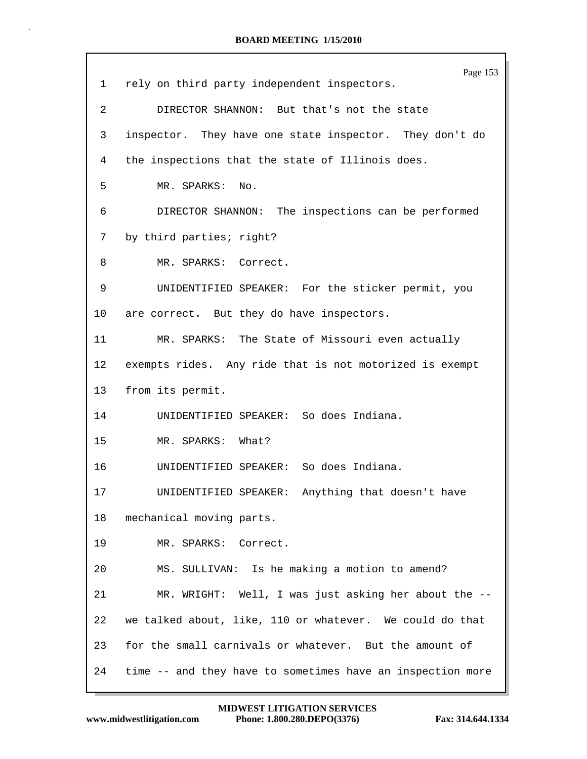1 rely on third party independent inspectors.

2 DIRECTOR SHANNON: But that's not the state

3 inspector. They have one state inspector. They don't do

4 the inspections that the state of Illinois does.

5 MR. SPARKS: No.

6 DIRECTOR SHANNON: The inspections can be performed

7 by third parties; right?

8 MR. SPARKS: Correct.

9 UNIDENTIFIED SPEAKER: For the sticker permit, you

10 are correct. But they do have inspectors.

11 MR. SPARKS: The State of Missouri even actually

12 exempts rides. Any ride that is not motorized is exempt

13 from its permit.

14 UNIDENTIFIED SPEAKER: So does Indiana.

15 MR. SPARKS: What?

16 UNIDENTIFIED SPEAKER: So does Indiana.

17 UNIDENTIFIED SPEAKER: Anything that doesn't have

18 mechanical moving parts.

19 MR. SPARKS: Correct.

20 MS. SULLIVAN: Is he making a motion to amend?

21 MR. WRIGHT: Well, I was just asking her about the --

22 we talked about, like, 110 or whatever. We could do that

23 for the small carnivals or whatever. But the amount of

24 time -- and they have to sometimes have an inspection more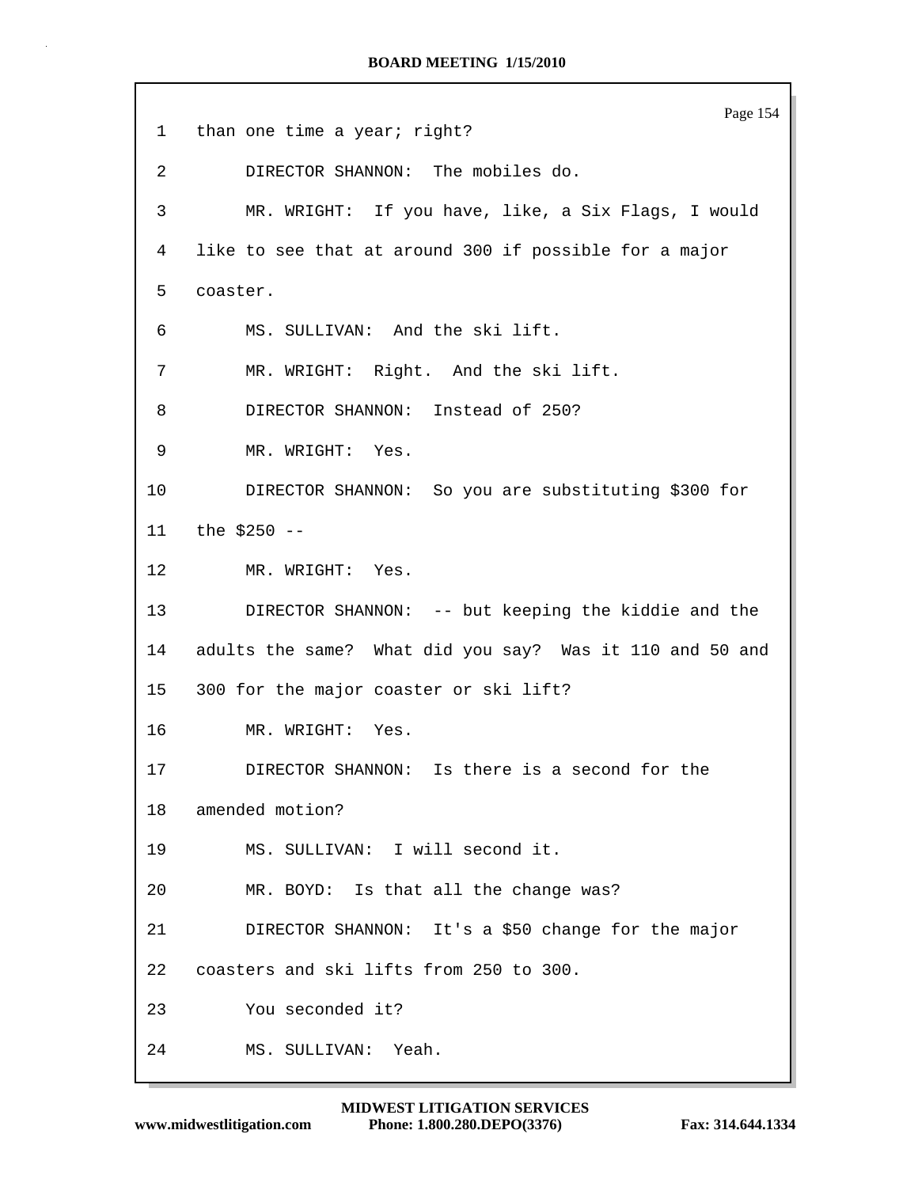1 than one time a year; right?

2 DIRECTOR SHANNON: The mobiles do.

3 MR. WRIGHT: If you have, like, a Six Flags, I would

4 like to see that at around 300 if possible for a major

5 coaster.

6 MS. SULLIVAN: And the ski lift.

7 MR. WRIGHT: Right. And the ski lift.

8 DIRECTOR SHANNON: Instead of 250?

9 MR. WRIGHT: Yes.

10 DIRECTOR SHANNON: So you are substituting $300 for

11 the $250 --

12 MR. WRIGHT: Yes.

13 DIRECTOR SHANNON: -- but keeping the kiddie and the

14 adults the same? What did you say? Was it 110 and 50 and

15 300 for the major coaster or ski lift?

16 MR. WRIGHT: Yes.

17 DIRECTOR SHANNON: Is there is a second for the

18 amended motion?

19 MS. SULLIVAN: I will second it.

20 MR. BOYD: Is that all the change was?

21 DIRECTOR SHANNON: It's a $50 change for the major

22 coasters and ski lifts from 250 to 300.

23 You seconded it?

24 MS. SULLIVAN: Yeah.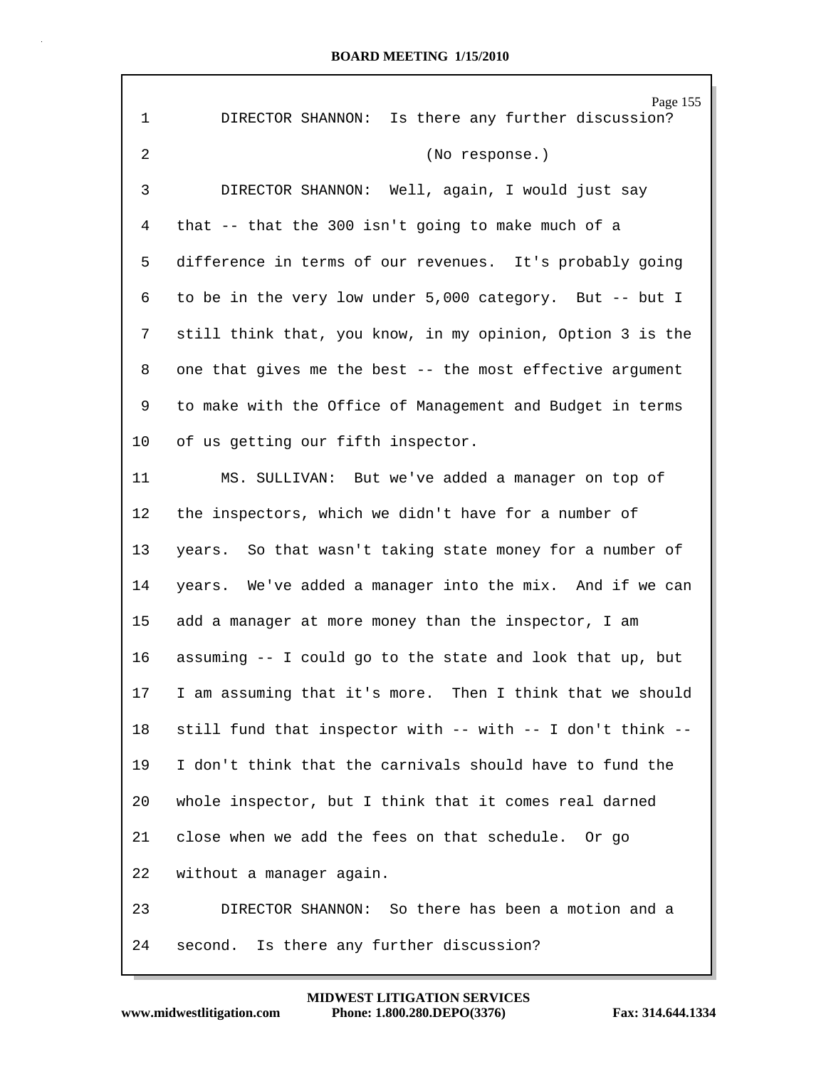1 DIRECTOR SHANNON: Is there any further discussion?

2 (No response.)

3 DIRECTOR SHANNON: Well, again, I would just say

4 that -- that the 300 isn't going to make much of a

5 difference in terms of our revenues. It's probably going

6 to be in the very low under 5,000 category. But -- but I

7 still think that, you know, in my opinion, Option 3 is the

8 one that gives me the best -- the most effective argument

9 to make with the Office of Management and Budget in terms

10 of us getting our fifth inspector.

11 MS. SULLIVAN: But we've added a manager on top of

12 the inspectors, which we didn't have for a number of

13 years. So that wasn't taking state money for a number of

14 years. We've added a manager into the mix. And if we can

15 add a manager at more money than the inspector, I am

16 assuming -- I could go to the state and look that up, but

17 I am assuming that it's more. Then I think that we should

18 still fund that inspector with -- with -- I don't think --

19 I don't think that the carnivals should have to fund the

20 whole inspector, but I think that it comes real darned

21 close when we add the fees on that schedule. Or go

22 without a manager again.

23 DIRECTOR SHANNON: So there has been a motion and a

24 second. Is there any further discussion?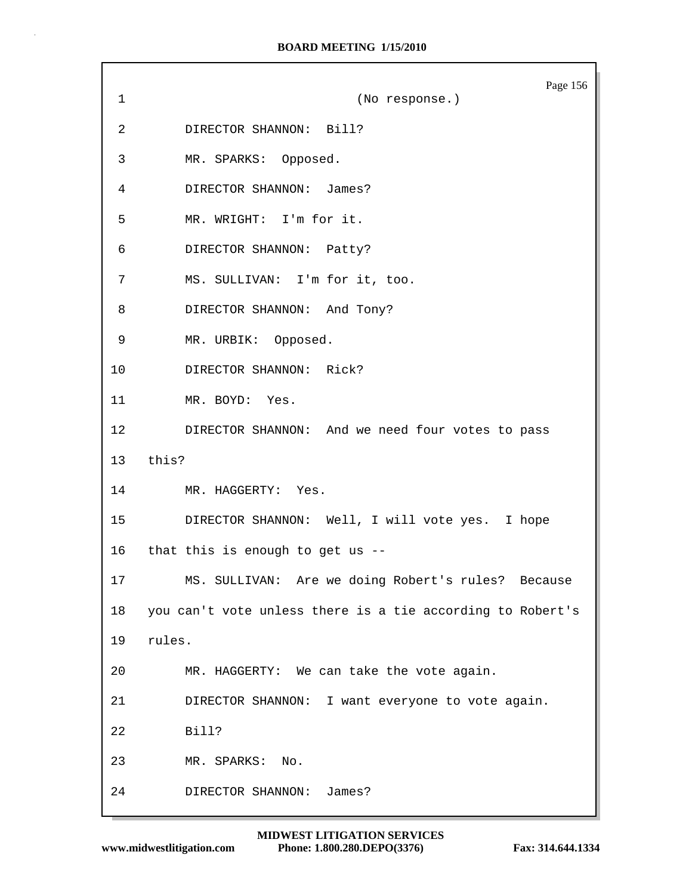1 (No response.)

2 DIRECTOR SHANNON: Bill?

3 MR. SPARKS: Opposed.

4 DIRECTOR SHANNON: James?

5 MR. WRIGHT: I'm for it.

6 DIRECTOR SHANNON: Patty?

7 MS. SULLIVAN: I'm for it, too.

8 DIRECTOR SHANNON: And Tony?

9 MR. URBIK: Opposed.

10 DIRECTOR SHANNON: Rick?

11 MR. BOYD: Yes.

12 DIRECTOR SHANNON: And we need four votes to pass

13 this?

14 MR. HAGGERTY: Yes.

15 DIRECTOR SHANNON: Well, I will vote yes. I hope

16 that this is enough to get us --

17 MS. SULLIVAN: Are we doing Robert's rules? Because

18 you can't vote unless there is a tie according to Robert's

19 rules.

20 MR. HAGGERTY: We can take the vote again.

21 DIRECTOR SHANNON: I want everyone to vote again.

22 Bill?

23 MR. SPARKS: No.

24 DIRECTOR SHANNON: James?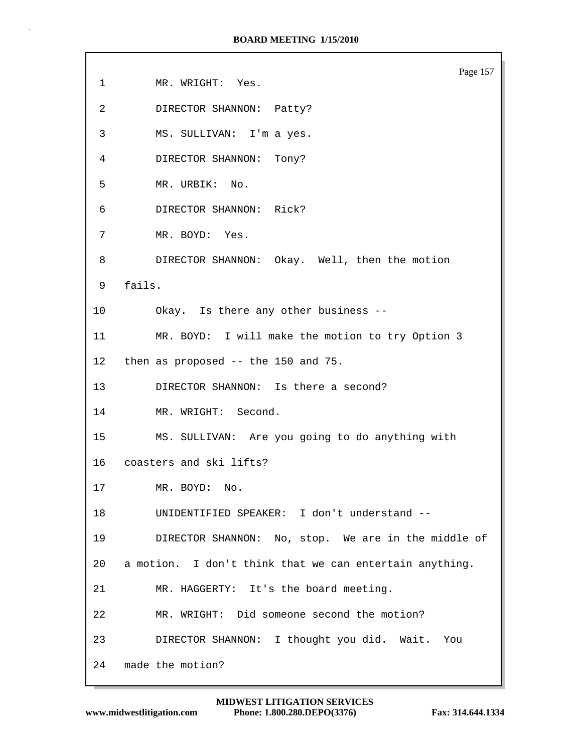1 MR. WRIGHT: Yes.

2 DIRECTOR SHANNON: Patty?

3 MS. SULLIVAN: I'm a yes.

4 DIRECTOR SHANNON: Tony?

5 MR. URBIK: No.

6 DIRECTOR SHANNON: Rick?

7 MR. BOYD: Yes.

8 DIRECTOR SHANNON: Okay. Well, then the motion

9 fails.

10 Okay. Is there any other business --

11 MR. BOYD: I will make the motion to try Option 3

12 then as proposed -- the 150 and 75.

13 DIRECTOR SHANNON: Is there a second?

14 MR. WRIGHT: Second.

15 MS. SULLIVAN: Are you going to do anything with

16 coasters and ski lifts?

17 MR. BOYD: No.

18 UNIDENTIFIED SPEAKER: I don't understand --

19 DIRECTOR SHANNON: No, stop. We are in the middle of

20 a motion. I don't think that we can entertain anything.

21 MR. HAGGERTY: It's the board meeting.

22 MR. WRIGHT: Did someone second the motion?

23 DIRECTOR SHANNON: I thought you did. Wait. You

24 made the motion?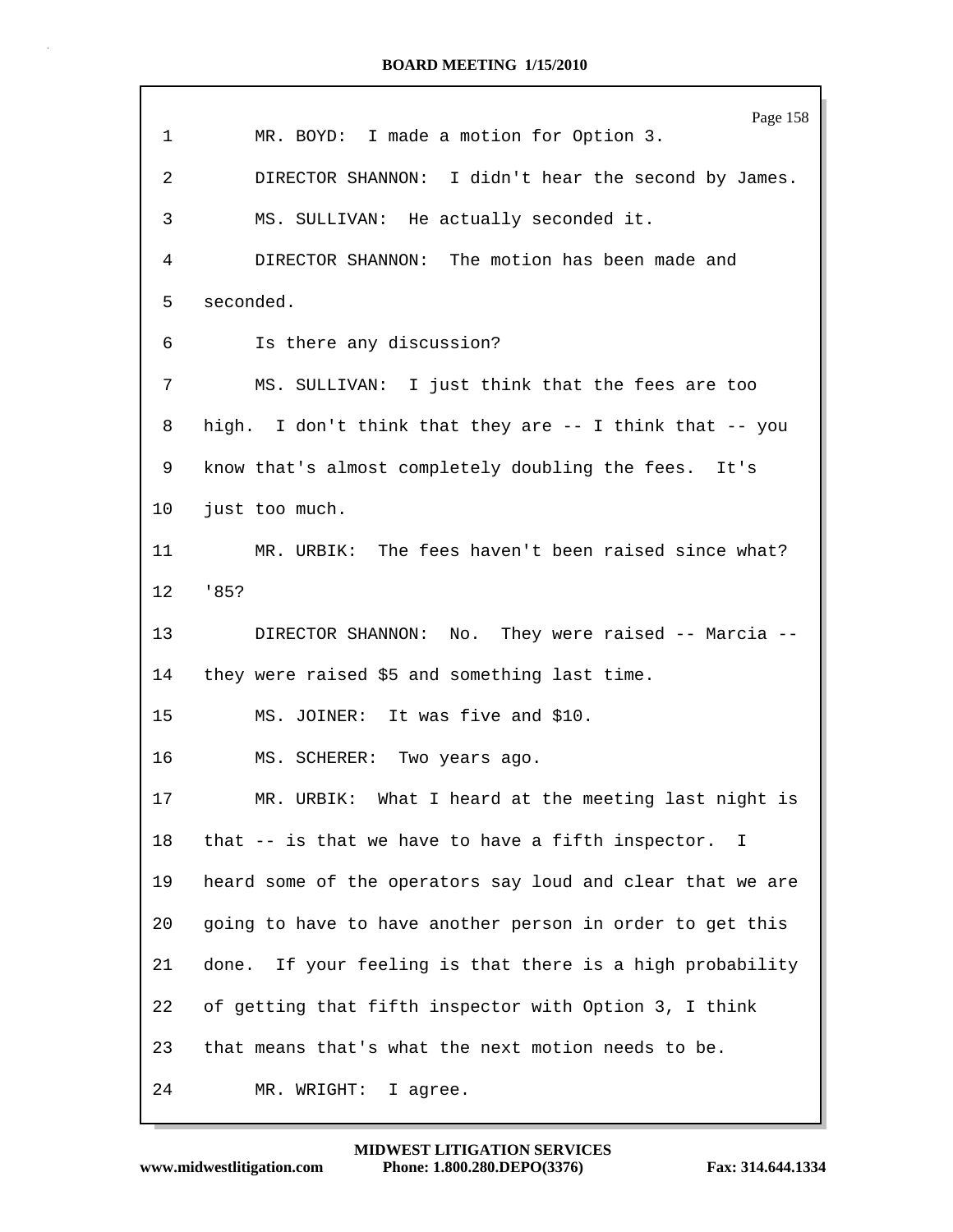1 MR. BOYD: I made a motion for Option 3.

2 DIRECTOR SHANNON: I didn't hear the second by James.

3 MS. SULLIVAN: He actually seconded it.

4 DIRECTOR SHANNON: The motion has been made and

5 seconded.

6 Is there any discussion?

7 MS. SULLIVAN: I just think that the fees are too

8 high. I don't think that they are -- I think that -- you

9 know that's almost completely doubling the fees. It's

10 just too much.

11 MR. URBIK: The fees haven't been raised since what?

12 '85?

13 DIRECTOR SHANNON: No. They were raised -- Marcia --

14 they were raised $5 and something last time.

15 MS. JOINER: It was five and $10.

16 MS. SCHERER: Two years ago.

17 MR. URBIK: What I heard at the meeting last night is

18 that -- is that we have to have a fifth inspector. I

19 heard some of the operators say loud and clear that we are

20 going to have to have another person in order to get this

21 done. If your feeling is that there is a high probability

22 of getting that fifth inspector with Option 3, I think

23 that means that's what the next motion needs to be.

24 MR. WRIGHT: I agree.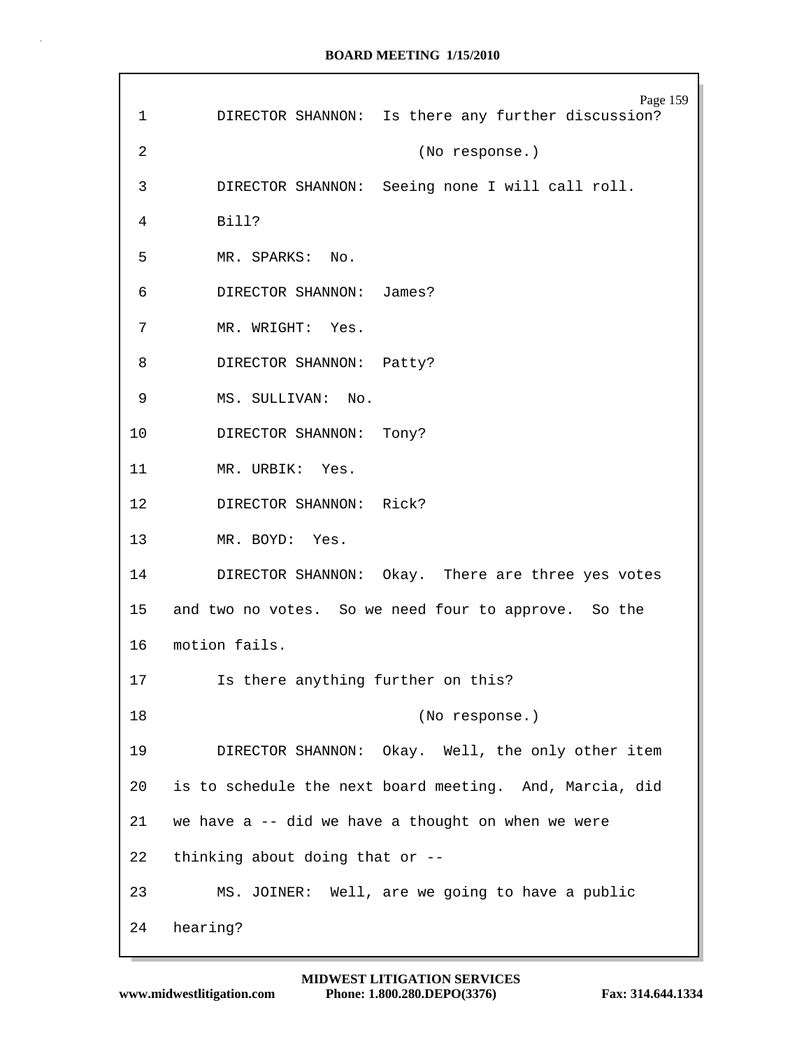DIRECTOR SHANNON: Is there any further discussion?

(No response.)

DIRECTOR SHANNON: Seeing none I will call roll. Bill?

MR. SPARKS: No.

DIRECTOR SHANNON: James?

MR. WRIGHT: Yes.

DIRECTOR SHANNON: Patty?

MS. SULLIVAN: No.

DIRECTOR SHANNON: Tony?

MR. URBIK: Yes.

DIRECTOR SHANNON: Rick?

MR. BOYD: Yes.

DIRECTOR SHANNON: Okay. There are three yes votes and two no votes. So we need four to approve. So the motion fails.

Is there anything further on this?

(No response.)

DIRECTOR SHANNON: Okay. Well, the only other item is to schedule the next board meeting. And, Marcia, did we have a -- did we have a thought on when we were thinking about doing that or --

MS. JOINER: Well, are we going to have a public hearing?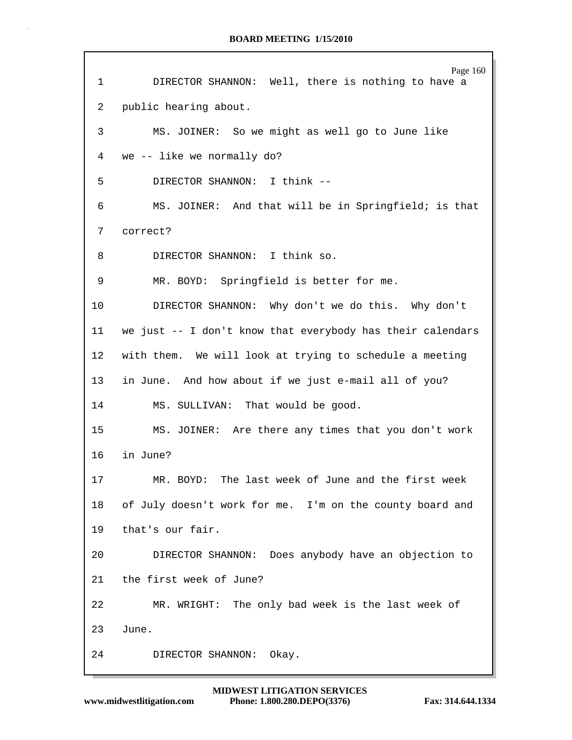1 DIRECTOR SHANNON: Well, there is nothing to have a
2 public hearing about.
3 MS. JOINER: So we might as well go to June like
4 we -- like we normally do?
5 DIRECTOR SHANNON: I think --
6 MS. JOINER: And that will be in Springfield; is that
7 correct?
8 DIRECTOR SHANNON: I think so.
9 MR. BOYD: Springfield is better for me.
10 DIRECTOR SHANNON: Why don't we do this. Why don't
11 we just -- I don't know that everybody has their calendars
12 with them. We will look at trying to schedule a meeting
13 in June. And how about if we just e-mail all of you?
14 MS. SULLIVAN: That would be good.
15 MS. JOINER: Are there any times that you don't work
16 in June?
17 MR. BOYD: The last week of June and the first week
18 of July doesn't work for me. I'm on the county board and
19 that's our fair.
20 DIRECTOR SHANNON: Does anybody have an objection to
21 the first week of June?
22 MR. WRIGHT: The only bad week is the last week of
23 June.
24 DIRECTOR SHANNON: Okay.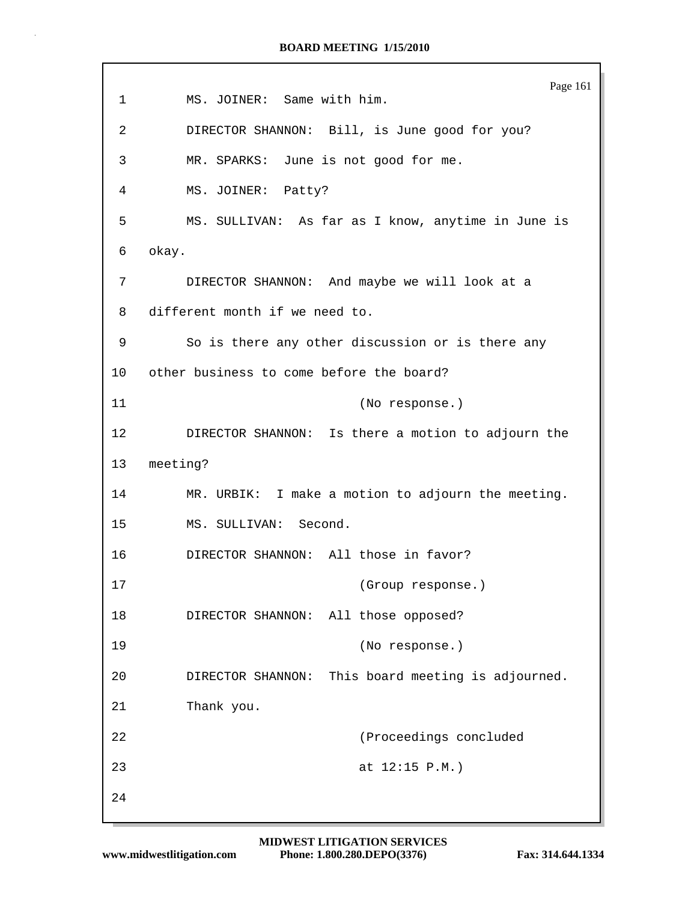MS. JOINER: Same with him.

DIRECTOR SHANNON: Bill, is June good for you?

MR. SPARKS: June is not good for me.

MS. JOINER: Patty?

MS. SULLIVAN: As far as I know, anytime in June is okay.

DIRECTOR SHANNON: And maybe we will look at a different month if we need to.

So is there any other discussion or is there any other business to come before the board?

(No response.)

DIRECTOR SHANNON: Is there a motion to adjourn the meeting?

MR. URBIK: I make a motion to adjourn the meeting.

MS. SULLIVAN: Second.

DIRECTOR SHANNON: All those in favor?

(Group response.)

DIRECTOR SHANNON: All those opposed?

(No response.)

DIRECTOR SHANNON: This board meeting is adjourned.

Thank you.

(Proceedings concluded at 12:15 P.M.)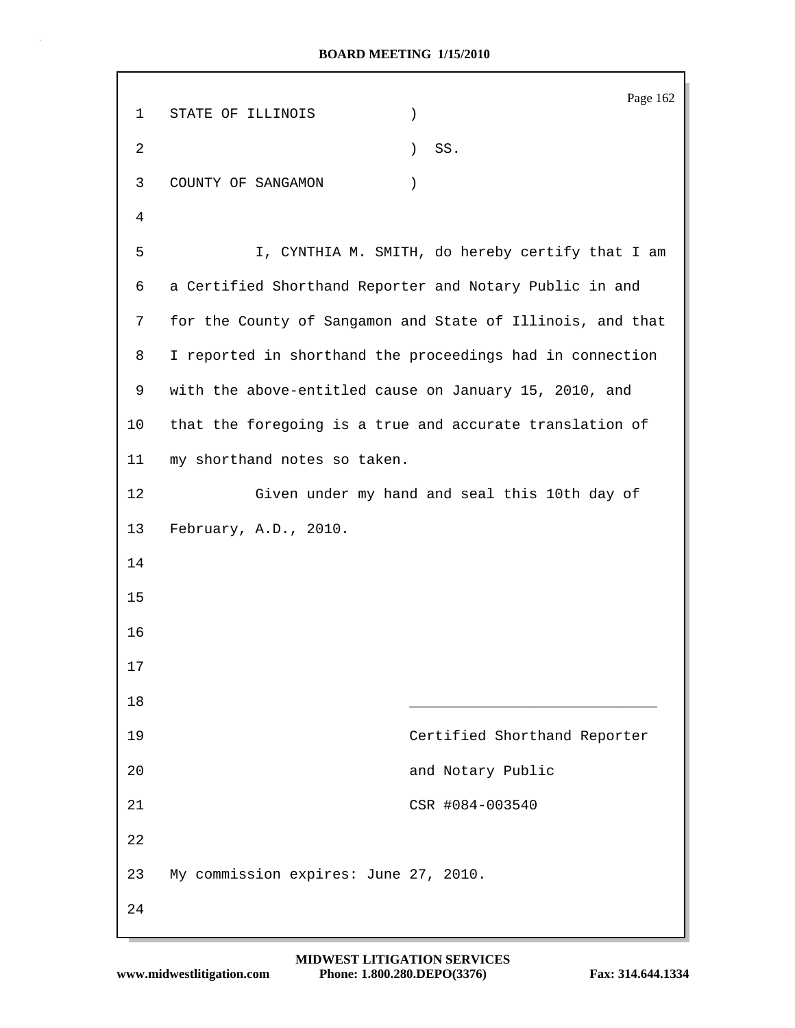STATE OF ILLINOIS )

) SS.

COUNTY OF SANGAMON )

I, CYNTHIA M. SMITH, do hereby certify that I am a Certified Shorthand Reporter and Notary Public in and for the County of Sangamon and State of Illinois, and that I reported in shorthand the proceedings had in connection with the above-entitled cause on January 15, 2010, and that the foregoing is a true and accurate translation of my shorthand notes so taken.

Given under my hand and seal this 10th day of February, A.D., 2010.

\_\_\_\_\_\_\_\_\_\_\_\_\_\_\_\_\_\_\_\_\_\_\_\_\_\_\_\_\_\_

Certified Shorthand Reporter
and Notary Public
CSR #084-003540

My commission expires: June 27, 2010.